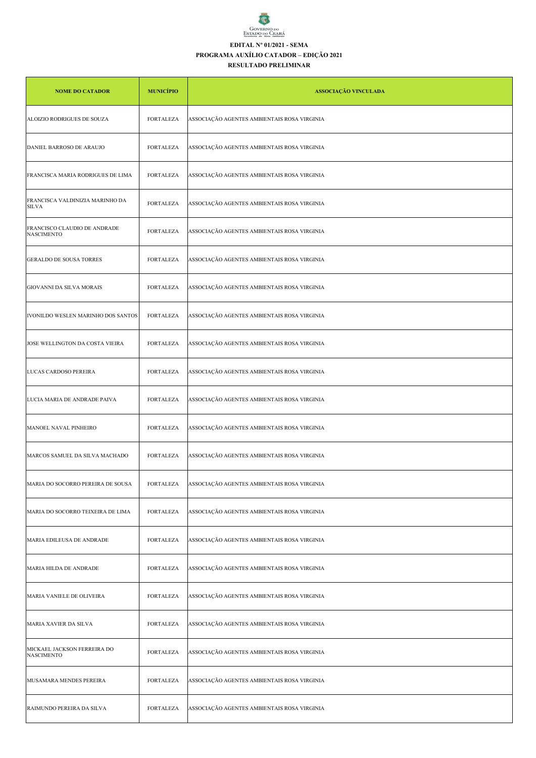**EDITAL Nº 01/2021 - SEMA**

**PROGRAMA AUXÍLIO CATADOR – EDIÇÃO 2021**

**RESULTADO PRELIMINAR**

| NOME DO CATADOR | MUNICÍPIO | ASSOCIAÇÃO VINCULADA |
|---|---|---|
| ALOIZIO RODRIGUES DE SOUZA | FORTALEZA | ASSOCIAÇÃO AGENTES AMBIENTAIS ROSA VIRGINIA |
| DANIEL BARROSO DE ARAUJO | FORTALEZA | ASSOCIAÇÃO AGENTES AMBIENTAIS ROSA VIRGINIA |
| FRANCISCA MARIA RODRIGUES DE LIMA | FORTALEZA | ASSOCIAÇÃO AGENTES AMBIENTAIS ROSA VIRGINIA |
| FRANCISCA VALDINIZIA MARINHO DA SILVA | FORTALEZA | ASSOCIAÇÃO AGENTES AMBIENTAIS ROSA VIRGINIA |
| FRANCISCO CLAUDIO DE ANDRADE NASCIMENTO | FORTALEZA | ASSOCIAÇÃO AGENTES AMBIENTAIS ROSA VIRGINIA |
| GERALDO DE SOUSA TORRES | FORTALEZA | ASSOCIAÇÃO AGENTES AMBIENTAIS ROSA VIRGINIA |
| GIOVANNI DA SILVA MORAIS | FORTALEZA | ASSOCIAÇÃO AGENTES AMBIENTAIS ROSA VIRGINIA |
| IVONILDO WESLEN MARINHO DOS SANTOS | FORTALEZA | ASSOCIAÇÃO AGENTES AMBIENTAIS ROSA VIRGINIA |
| JOSE WELLINGTON DA COSTA VIEIRA | FORTALEZA | ASSOCIAÇÃO AGENTES AMBIENTAIS ROSA VIRGINIA |
| LUCAS CARDOSO PEREIRA | FORTALEZA | ASSOCIAÇÃO AGENTES AMBIENTAIS ROSA VIRGINIA |
| LUCIA MARIA DE ANDRADE PAIVA | FORTALEZA | ASSOCIAÇÃO AGENTES AMBIENTAIS ROSA VIRGINIA |
| MANOEL NAVAL PINHEIRO | FORTALEZA | ASSOCIAÇÃO AGENTES AMBIENTAIS ROSA VIRGINIA |
| MARCOS SAMUEL DA SILVA MACHADO | FORTALEZA | ASSOCIAÇÃO AGENTES AMBIENTAIS ROSA VIRGINIA |
| MARIA DO SOCORRO PEREIRA DE SOUSA | FORTALEZA | ASSOCIAÇÃO AGENTES AMBIENTAIS ROSA VIRGINIA |
| MARIA DO SOCORRO TEIXEIRA DE LIMA | FORTALEZA | ASSOCIAÇÃO AGENTES AMBIENTAIS ROSA VIRGINIA |
| MARIA EDILEUSA DE ANDRADE | FORTALEZA | ASSOCIAÇÃO AGENTES AMBIENTAIS ROSA VIRGINIA |
| MARIA HILDA DE ANDRADE | FORTALEZA | ASSOCIAÇÃO AGENTES AMBIENTAIS ROSA VIRGINIA |
| MARIA VANIELE DE OLIVEIRA | FORTALEZA | ASSOCIAÇÃO AGENTES AMBIENTAIS ROSA VIRGINIA |
| MARIA XAVIER DA SILVA | FORTALEZA | ASSOCIAÇÃO AGENTES AMBIENTAIS ROSA VIRGINIA |
| MICKAEL JACKSON FERREIRA DO NASCIMENTO | FORTALEZA | ASSOCIAÇÃO AGENTES AMBIENTAIS ROSA VIRGINIA |
| MUSAMARA MENDES PEREIRA | FORTALEZA | ASSOCIAÇÃO AGENTES AMBIENTAIS ROSA VIRGINIA |
| RAIMUNDO PEREIRA DA SILVA | FORTALEZA | ASSOCIAÇÃO AGENTES AMBIENTAIS ROSA VIRGINIA |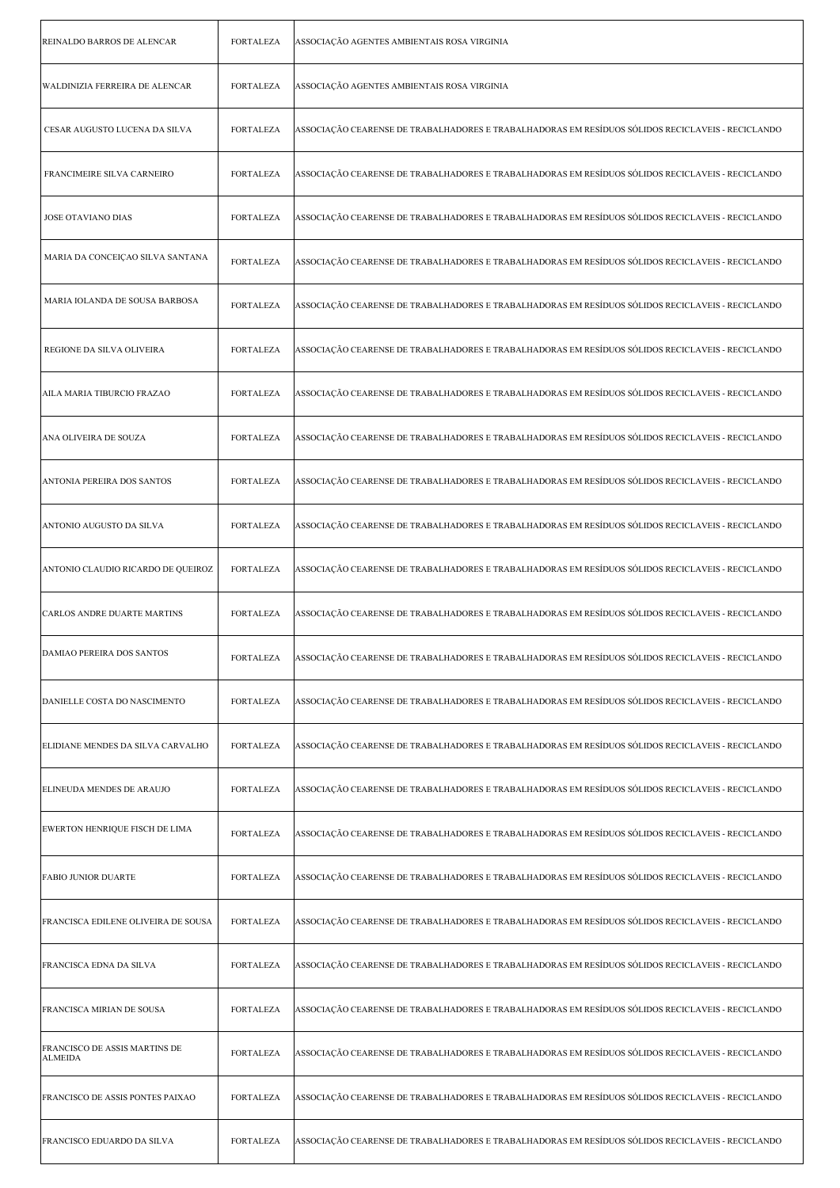| | | |
|---|---|---|
| REINALDO BARROS DE ALENCAR | FORTALEZA | ASSOCIAÇÃO AGENTES AMBIENTAIS ROSA VIRGINIA |
| WALDINIZIA FERREIRA DE ALENCAR | FORTALEZA | ASSOCIAÇÃO AGENTES AMBIENTAIS ROSA VIRGINIA |
| CESAR AUGUSTO LUCENA DA SILVA | FORTALEZA | ASSOCIAÇÃO CEARENSE DE TRABALHADORES E TRABALHADORAS EM RESÍDUOS SÓLIDOS RECICLAVEIS - RECICLANDO |
| FRANCIMEIRE SILVA CARNEIRO | FORTALEZA | ASSOCIAÇÃO CEARENSE DE TRABALHADORES E TRABALHADORAS EM RESÍDUOS SÓLIDOS RECICLAVEIS - RECICLANDO |
| JOSE OTAVIANO DIAS | FORTALEZA | ASSOCIAÇÃO CEARENSE DE TRABALHADORES E TRABALHADORAS EM RESÍDUOS SÓLIDOS RECICLAVEIS - RECICLANDO |
| MARIA DA CONCEIÇAO SILVA SANTANA | FORTALEZA | ASSOCIAÇÃO CEARENSE DE TRABALHADORES E TRABALHADORAS EM RESÍDUOS SÓLIDOS RECICLAVEIS - RECICLANDO |
| MARIA IOLANDA DE SOUSA BARBOSA | FORTALEZA | ASSOCIAÇÃO CEARENSE DE TRABALHADORES E TRABALHADORAS EM RESÍDUOS SÓLIDOS RECICLAVEIS - RECICLANDO |
| REGIONE DA SILVA OLIVEIRA | FORTALEZA | ASSOCIAÇÃO CEARENSE DE TRABALHADORES E TRABALHADORAS EM RESÍDUOS SÓLIDOS RECICLAVEIS - RECICLANDO |
| AILA MARIA TIBURCIO FRAZAO | FORTALEZA | ASSOCIAÇÃO CEARENSE DE TRABALHADORES E TRABALHADORAS EM RESÍDUOS SÓLIDOS RECICLAVEIS - RECICLANDO |
| ANA OLIVEIRA DE SOUZA | FORTALEZA | ASSOCIAÇÃO CEARENSE DE TRABALHADORES E TRABALHADORAS EM RESÍDUOS SÓLIDOS RECICLAVEIS - RECICLANDO |
| ANTONIA PEREIRA DOS SANTOS | FORTALEZA | ASSOCIAÇÃO CEARENSE DE TRABALHADORES E TRABALHADORAS EM RESÍDUOS SÓLIDOS RECICLAVEIS - RECICLANDO |
| ANTONIO AUGUSTO DA SILVA | FORTALEZA | ASSOCIAÇÃO CEARENSE DE TRABALHADORES E TRABALHADORAS EM RESÍDUOS SÓLIDOS RECICLAVEIS - RECICLANDO |
| ANTONIO CLAUDIO RICARDO DE QUEIROZ | FORTALEZA | ASSOCIAÇÃO CEARENSE DE TRABALHADORES E TRABALHADORAS EM RESÍDUOS SÓLIDOS RECICLAVEIS - RECICLANDO |
| CARLOS ANDRE DUARTE MARTINS | FORTALEZA | ASSOCIAÇÃO CEARENSE DE TRABALHADORES E TRABALHADORAS EM RESÍDUOS SÓLIDOS RECICLAVEIS - RECICLANDO |
| DAMIAO PEREIRA DOS SANTOS | FORTALEZA | ASSOCIAÇÃO CEARENSE DE TRABALHADORES E TRABALHADORAS EM RESÍDUOS SÓLIDOS RECICLAVEIS - RECICLANDO |
| DANIELLE COSTA DO NASCIMENTO | FORTALEZA | ASSOCIAÇÃO CEARENSE DE TRABALHADORES E TRABALHADORAS EM RESÍDUOS SÓLIDOS RECICLAVEIS - RECICLANDO |
| ELIDIANE MENDES DA SILVA CARVALHO | FORTALEZA | ASSOCIAÇÃO CEARENSE DE TRABALHADORES E TRABALHADORAS EM RESÍDUOS SÓLIDOS RECICLAVEIS - RECICLANDO |
| ELINEUDA MENDES DE ARAUJO | FORTALEZA | ASSOCIAÇÃO CEARENSE DE TRABALHADORES E TRABALHADORAS EM RESÍDUOS SÓLIDOS RECICLAVEIS - RECICLANDO |
| EWERTON HENRIQUE FISCH DE LIMA | FORTALEZA | ASSOCIAÇÃO CEARENSE DE TRABALHADORES E TRABALHADORAS EM RESÍDUOS SÓLIDOS RECICLAVEIS - RECICLANDO |
| FABIO JUNIOR DUARTE | FORTALEZA | ASSOCIAÇÃO CEARENSE DE TRABALHADORES E TRABALHADORAS EM RESÍDUOS SÓLIDOS RECICLAVEIS - RECICLANDO |
| FRANCISCA EDILENE OLIVEIRA DE SOUSA | FORTALEZA | ASSOCIAÇÃO CEARENSE DE TRABALHADORES E TRABALHADORAS EM RESÍDUOS SÓLIDOS RECICLAVEIS - RECICLANDO |
| FRANCISCA EDNA DA SILVA | FORTALEZA | ASSOCIAÇÃO CEARENSE DE TRABALHADORES E TRABALHADORAS EM RESÍDUOS SÓLIDOS RECICLAVEIS - RECICLANDO |
| FRANCISCA MIRIAN DE SOUSA | FORTALEZA | ASSOCIAÇÃO CEARENSE DE TRABALHADORES E TRABALHADORAS EM RESÍDUOS SÓLIDOS RECICLAVEIS - RECICLANDO |
| FRANCISCO DE ASSIS MARTINS DE ALMEIDA | FORTALEZA | ASSOCIAÇÃO CEARENSE DE TRABALHADORES E TRABALHADORAS EM RESÍDUOS SÓLIDOS RECICLAVEIS - RECICLANDO |
| FRANCISCO DE ASSIS PONTES PAIXAO | FORTALEZA | ASSOCIAÇÃO CEARENSE DE TRABALHADORES E TRABALHADORAS EM RESÍDUOS SÓLIDOS RECICLAVEIS - RECICLANDO |
| FRANCISCO EDUARDO DA SILVA | FORTALEZA | ASSOCIAÇÃO CEARENSE DE TRABALHADORES E TRABALHADORAS EM RESÍDUOS SÓLIDOS RECICLAVEIS - RECICLANDO |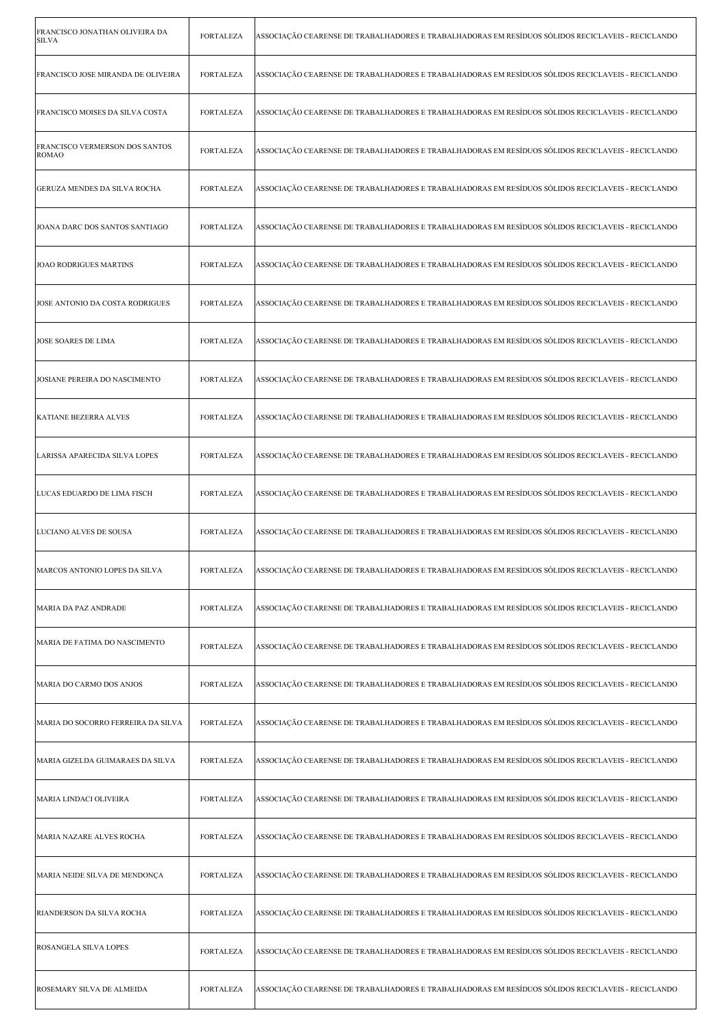| | | |
|---|---|---|
| FRANCISCO JONATHAN OLIVEIRA DA SILVA | FORTALEZA | ASSOCIAÇÃO CEARENSE DE TRABALHADORES E TRABALHADORAS EM RESÍDUOS SÓLIDOS RECICLAVEIS - RECICLANDO |
| FRANCISCO JOSE MIRANDA DE OLIVEIRA | FORTALEZA | ASSOCIAÇÃO CEARENSE DE TRABALHADORES E TRABALHADORAS EM RESÍDUOS SÓLIDOS RECICLAVEIS - RECICLANDO |
| FRANCISCO MOISES DA SILVA COSTA | FORTALEZA | ASSOCIAÇÃO CEARENSE DE TRABALHADORES E TRABALHADORAS EM RESÍDUOS SÓLIDOS RECICLAVEIS - RECICLANDO |
| FRANCISCO VERMERSON DOS SANTOS ROMAO | FORTALEZA | ASSOCIAÇÃO CEARENSE DE TRABALHADORES E TRABALHADORAS EM RESÍDUOS SÓLIDOS RECICLAVEIS - RECICLANDO |
| GERUZA MENDES DA SILVA ROCHA | FORTALEZA | ASSOCIAÇÃO CEARENSE DE TRABALHADORES E TRABALHADORAS EM RESÍDUOS SÓLIDOS RECICLAVEIS - RECICLANDO |
| JOANA DARC DOS SANTOS SANTIAGO | FORTALEZA | ASSOCIAÇÃO CEARENSE DE TRABALHADORES E TRABALHADORAS EM RESÍDUOS SÓLIDOS RECICLAVEIS - RECICLANDO |
| JOAO RODRIGUES MARTINS | FORTALEZA | ASSOCIAÇÃO CEARENSE DE TRABALHADORES E TRABALHADORAS EM RESÍDUOS SÓLIDOS RECICLAVEIS - RECICLANDO |
| JOSE ANTONIO DA COSTA RODRIGUES | FORTALEZA | ASSOCIAÇÃO CEARENSE DE TRABALHADORES E TRABALHADORAS EM RESÍDUOS SÓLIDOS RECICLAVEIS - RECICLANDO |
| JOSE SOARES DE LIMA | FORTALEZA | ASSOCIAÇÃO CEARENSE DE TRABALHADORES E TRABALHADORAS EM RESÍDUOS SÓLIDOS RECICLAVEIS - RECICLANDO |
| JOSIANE PEREIRA DO NASCIMENTO | FORTALEZA | ASSOCIAÇÃO CEARENSE DE TRABALHADORES E TRABALHADORAS EM RESÍDUOS SÓLIDOS RECICLAVEIS - RECICLANDO |
| KATIANE BEZERRA ALVES | FORTALEZA | ASSOCIAÇÃO CEARENSE DE TRABALHADORES E TRABALHADORAS EM RESÍDUOS SÓLIDOS RECICLAVEIS - RECICLANDO |
| LARISSA APARECIDA SILVA LOPES | FORTALEZA | ASSOCIAÇÃO CEARENSE DE TRABALHADORES E TRABALHADORAS EM RESÍDUOS SÓLIDOS RECICLAVEIS - RECICLANDO |
| LUCAS EDUARDO DE LIMA FISCH | FORTALEZA | ASSOCIAÇÃO CEARENSE DE TRABALHADORES E TRABALHADORAS EM RESÍDUOS SÓLIDOS RECICLAVEIS - RECICLANDO |
| LUCIANO ALVES DE SOUSA | FORTALEZA | ASSOCIAÇÃO CEARENSE DE TRABALHADORES E TRABALHADORAS EM RESÍDUOS SÓLIDOS RECICLAVEIS - RECICLANDO |
| MARCOS ANTONIO LOPES DA SILVA | FORTALEZA | ASSOCIAÇÃO CEARENSE DE TRABALHADORES E TRABALHADORAS EM RESÍDUOS SÓLIDOS RECICLAVEIS - RECICLANDO |
| MARIA DA PAZ ANDRADE | FORTALEZA | ASSOCIAÇÃO CEARENSE DE TRABALHADORES E TRABALHADORAS EM RESÍDUOS SÓLIDOS RECICLAVEIS - RECICLANDO |
| MARIA DE FATIMA DO NASCIMENTO | FORTALEZA | ASSOCIAÇÃO CEARENSE DE TRABALHADORES E TRABALHADORAS EM RESÍDUOS SÓLIDOS RECICLAVEIS - RECICLANDO |
| MARIA DO CARMO DOS ANJOS | FORTALEZA | ASSOCIAÇÃO CEARENSE DE TRABALHADORES E TRABALHADORAS EM RESÍDUOS SÓLIDOS RECICLAVEIS - RECICLANDO |
| MARIA DO SOCORRO FERREIRA DA SILVA | FORTALEZA | ASSOCIAÇÃO CEARENSE DE TRABALHADORES E TRABALHADORAS EM RESÍDUOS SÓLIDOS RECICLAVEIS - RECICLANDO |
| MARIA GIZELDA GUIMARAES DA SILVA | FORTALEZA | ASSOCIAÇÃO CEARENSE DE TRABALHADORES E TRABALHADORAS EM RESÍDUOS SÓLIDOS RECICLAVEIS - RECICLANDO |
| MARIA LINDACI OLIVEIRA | FORTALEZA | ASSOCIAÇÃO CEARENSE DE TRABALHADORES E TRABALHADORAS EM RESÍDUOS SÓLIDOS RECICLAVEIS - RECICLANDO |
| MARIA NAZARE ALVES ROCHA | FORTALEZA | ASSOCIAÇÃO CEARENSE DE TRABALHADORES E TRABALHADORAS EM RESÍDUOS SÓLIDOS RECICLAVEIS - RECICLANDO |
| MARIA NEIDE SILVA DE MENDONÇA | FORTALEZA | ASSOCIAÇÃO CEARENSE DE TRABALHADORES E TRABALHADORAS EM RESÍDUOS SÓLIDOS RECICLAVEIS - RECICLANDO |
| RIANDERSON DA SILVA ROCHA | FORTALEZA | ASSOCIAÇÃO CEARENSE DE TRABALHADORES E TRABALHADORAS EM RESÍDUOS SÓLIDOS RECICLAVEIS - RECICLANDO |
| ROSANGELA SILVA LOPES | FORTALEZA | ASSOCIAÇÃO CEARENSE DE TRABALHADORES E TRABALHADORAS EM RESÍDUOS SÓLIDOS RECICLAVEIS - RECICLANDO |
| ROSEMARY SILVA DE ALMEIDA | FORTALEZA | ASSOCIAÇÃO CEARENSE DE TRABALHADORES E TRABALHADORAS EM RESÍDUOS SÓLIDOS RECICLAVEIS - RECICLANDO |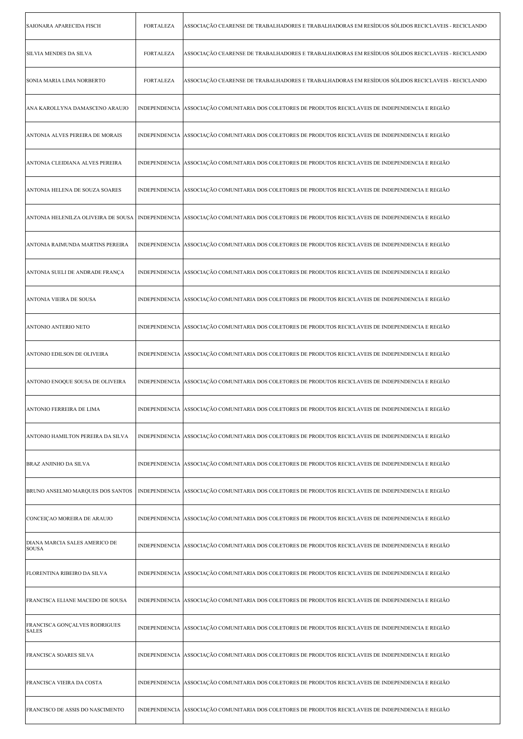| | | |
|---|---|---|
| SAIONARA APARECIDA FISCH | FORTALEZA | ASSOCIAÇÃO CEARENSE DE TRABALHADORES E TRABALHADORAS EM RESÍDUOS SÓLIDOS RECICLAVEIS - RECICLANDO |
| SILVIA MENDES DA SILVA | FORTALEZA | ASSOCIAÇÃO CEARENSE DE TRABALHADORES E TRABALHADORAS EM RESÍDUOS SÓLIDOS RECICLAVEIS - RECICLANDO |
| SONIA MARIA LIMA NORBERTO | FORTALEZA | ASSOCIAÇÃO CEARENSE DE TRABALHADORES E TRABALHADORAS EM RESÍDUOS SÓLIDOS RECICLAVEIS - RECICLANDO |
| ANA KAROLLYNA DAMASCENO ARAUJO | INDEPENDENCIA | ASSOCIAÇÃO COMUNITARIA DOS COLETORES DE PRODUTOS RECICLAVEIS DE INDEPENDENCIA E REGIÃO |
| ANTONIA ALVES PEREIRA DE MORAIS | INDEPENDENCIA | ASSOCIAÇÃO COMUNITARIA DOS COLETORES DE PRODUTOS RECICLAVEIS DE INDEPENDENCIA E REGIÃO |
| ANTONIA CLEIDIANA ALVES PEREIRA | INDEPENDENCIA | ASSOCIAÇÃO COMUNITARIA DOS COLETORES DE PRODUTOS RECICLAVEIS DE INDEPENDENCIA E REGIÃO |
| ANTONIA HELENA DE SOUZA SOARES | INDEPENDENCIA | ASSOCIAÇÃO COMUNITARIA DOS COLETORES DE PRODUTOS RECICLAVEIS DE INDEPENDENCIA E REGIÃO |
| ANTONIA HELENILZA OLIVEIRA DE SOUSA | INDEPENDENCIA | ASSOCIAÇÃO COMUNITARIA DOS COLETORES DE PRODUTOS RECICLAVEIS DE INDEPENDENCIA E REGIÃO |
| ANTONIA RAIMUNDA MARTINS PEREIRA | INDEPENDENCIA | ASSOCIAÇÃO COMUNITARIA DOS COLETORES DE PRODUTOS RECICLAVEIS DE INDEPENDENCIA E REGIÃO |
| ANTONIA SUELI DE ANDRADE FRANÇA | INDEPENDENCIA | ASSOCIAÇÃO COMUNITARIA DOS COLETORES DE PRODUTOS RECICLAVEIS DE INDEPENDENCIA E REGIÃO |
| ANTONIA VIEIRA DE SOUSA | INDEPENDENCIA | ASSOCIAÇÃO COMUNITARIA DOS COLETORES DE PRODUTOS RECICLAVEIS DE INDEPENDENCIA E REGIÃO |
| ANTONIO ANTERIO NETO | INDEPENDENCIA | ASSOCIAÇÃO COMUNITARIA DOS COLETORES DE PRODUTOS RECICLAVEIS DE INDEPENDENCIA E REGIÃO |
| ANTONIO EDILSON DE OLIVEIRA | INDEPENDENCIA | ASSOCIAÇÃO COMUNITARIA DOS COLETORES DE PRODUTOS RECICLAVEIS DE INDEPENDENCIA E REGIÃO |
| ANTONIO ENOQUE SOUSA DE OLIVEIRA | INDEPENDENCIA | ASSOCIAÇÃO COMUNITARIA DOS COLETORES DE PRODUTOS RECICLAVEIS DE INDEPENDENCIA E REGIÃO |
| ANTONIO FERREIRA DE LIMA | INDEPENDENCIA | ASSOCIAÇÃO COMUNITARIA DOS COLETORES DE PRODUTOS RECICLAVEIS DE INDEPENDENCIA E REGIÃO |
| ANTONIO HAMILTON PEREIRA DA SILVA | INDEPENDENCIA | ASSOCIAÇÃO COMUNITARIA DOS COLETORES DE PRODUTOS RECICLAVEIS DE INDEPENDENCIA E REGIÃO |
| BRAZ ANJINHO DA SILVA | INDEPENDENCIA | ASSOCIAÇÃO COMUNITARIA DOS COLETORES DE PRODUTOS RECICLAVEIS DE INDEPENDENCIA E REGIÃO |
| BRUNO ANSELMO MARQUES DOS SANTOS | INDEPENDENCIA | ASSOCIAÇÃO COMUNITARIA DOS COLETORES DE PRODUTOS RECICLAVEIS DE INDEPENDENCIA E REGIÃO |
| CONCEIÇAO MOREIRA DE ARAUJO | INDEPENDENCIA | ASSOCIAÇÃO COMUNITARIA DOS COLETORES DE PRODUTOS RECICLAVEIS DE INDEPENDENCIA E REGIÃO |
| DIANA MARCIA SALES AMERICO DE SOUSA | INDEPENDENCIA | ASSOCIAÇÃO COMUNITARIA DOS COLETORES DE PRODUTOS RECICLAVEIS DE INDEPENDENCIA E REGIÃO |
| FLORENTINA RIBEIRO DA SILVA | INDEPENDENCIA | ASSOCIAÇÃO COMUNITARIA DOS COLETORES DE PRODUTOS RECICLAVEIS DE INDEPENDENCIA E REGIÃO |
| FRANCISCA ELIANE MACEDO DE SOUSA | INDEPENDENCIA | ASSOCIAÇÃO COMUNITARIA DOS COLETORES DE PRODUTOS RECICLAVEIS DE INDEPENDENCIA E REGIÃO |
| FRANCISCA GONÇALVES RODRIGUES SALES | INDEPENDENCIA | ASSOCIAÇÃO COMUNITARIA DOS COLETORES DE PRODUTOS RECICLAVEIS DE INDEPENDENCIA E REGIÃO |
| FRANCISCA SOARES SILVA | INDEPENDENCIA | ASSOCIAÇÃO COMUNITARIA DOS COLETORES DE PRODUTOS RECICLAVEIS DE INDEPENDENCIA E REGIÃO |
| FRANCISCA VIEIRA DA COSTA | INDEPENDENCIA | ASSOCIAÇÃO COMUNITARIA DOS COLETORES DE PRODUTOS RECICLAVEIS DE INDEPENDENCIA E REGIÃO |
| FRANCISCO DE ASSIS DO NASCIMENTO | INDEPENDENCIA | ASSOCIAÇÃO COMUNITARIA DOS COLETORES DE PRODUTOS RECICLAVEIS DE INDEPENDENCIA E REGIÃO |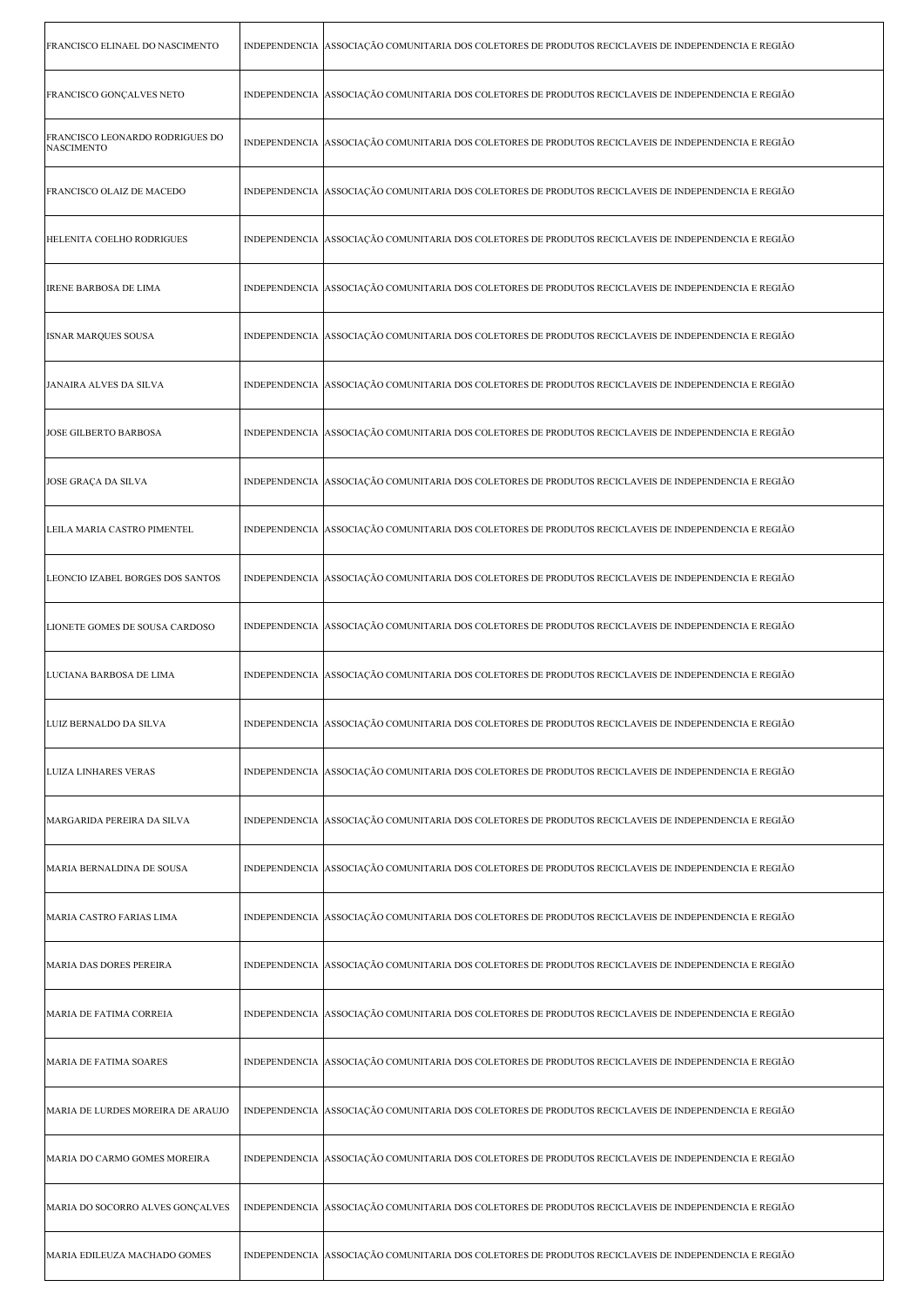| | | |
|---|---|---|
| FRANCISCO ELINAEL DO NASCIMENTO | INDEPENDENCIA | ASSOCIAÇÃO COMUNITARIA DOS COLETORES DE PRODUTOS RECICLAVEIS DE INDEPENDENCIA E REGIÃO |
| FRANCISCO GONÇALVES NETO | INDEPENDENCIA | ASSOCIAÇÃO COMUNITARIA DOS COLETORES DE PRODUTOS RECICLAVEIS DE INDEPENDENCIA E REGIÃO |
| FRANCISCO LEONARDO RODRIGUES DO NASCIMENTO | INDEPENDENCIA | ASSOCIAÇÃO COMUNITARIA DOS COLETORES DE PRODUTOS RECICLAVEIS DE INDEPENDENCIA E REGIÃO |
| FRANCISCO OLAIZ DE MACEDO | INDEPENDENCIA | ASSOCIAÇÃO COMUNITARIA DOS COLETORES DE PRODUTOS RECICLAVEIS DE INDEPENDENCIA E REGIÃO |
| HELENITA COELHO RODRIGUES | INDEPENDENCIA | ASSOCIAÇÃO COMUNITARIA DOS COLETORES DE PRODUTOS RECICLAVEIS DE INDEPENDENCIA E REGIÃO |
| IRENE BARBOSA DE LIMA | INDEPENDENCIA | ASSOCIAÇÃO COMUNITARIA DOS COLETORES DE PRODUTOS RECICLAVEIS DE INDEPENDENCIA E REGIÃO |
| ISNAR MARQUES SOUSA | INDEPENDENCIA | ASSOCIAÇÃO COMUNITARIA DOS COLETORES DE PRODUTOS RECICLAVEIS DE INDEPENDENCIA E REGIÃO |
| JANAIRA ALVES DA SILVA | INDEPENDENCIA | ASSOCIAÇÃO COMUNITARIA DOS COLETORES DE PRODUTOS RECICLAVEIS DE INDEPENDENCIA E REGIÃO |
| JOSE GILBERTO BARBOSA | INDEPENDENCIA | ASSOCIAÇÃO COMUNITARIA DOS COLETORES DE PRODUTOS RECICLAVEIS DE INDEPENDENCIA E REGIÃO |
| JOSE GRAÇA DA SILVA | INDEPENDENCIA | ASSOCIAÇÃO COMUNITARIA DOS COLETORES DE PRODUTOS RECICLAVEIS DE INDEPENDENCIA E REGIÃO |
| LEILA MARIA CASTRO PIMENTEL | INDEPENDENCIA | ASSOCIAÇÃO COMUNITARIA DOS COLETORES DE PRODUTOS RECICLAVEIS DE INDEPENDENCIA E REGIÃO |
| LEONCIO IZABEL BORGES DOS SANTOS | INDEPENDENCIA | ASSOCIAÇÃO COMUNITARIA DOS COLETORES DE PRODUTOS RECICLAVEIS DE INDEPENDENCIA E REGIÃO |
| LIONETE GOMES DE SOUSA CARDOSO | INDEPENDENCIA | ASSOCIAÇÃO COMUNITARIA DOS COLETORES DE PRODUTOS RECICLAVEIS DE INDEPENDENCIA E REGIÃO |
| LUCIANA BARBOSA DE LIMA | INDEPENDENCIA | ASSOCIAÇÃO COMUNITARIA DOS COLETORES DE PRODUTOS RECICLAVEIS DE INDEPENDENCIA E REGIÃO |
| LUIZ BERNALDO DA SILVA | INDEPENDENCIA | ASSOCIAÇÃO COMUNITARIA DOS COLETORES DE PRODUTOS RECICLAVEIS DE INDEPENDENCIA E REGIÃO |
| LUIZA LINHARES VERAS | INDEPENDENCIA | ASSOCIAÇÃO COMUNITARIA DOS COLETORES DE PRODUTOS RECICLAVEIS DE INDEPENDENCIA E REGIÃO |
| MARGARIDA PEREIRA DA SILVA | INDEPENDENCIA | ASSOCIAÇÃO COMUNITARIA DOS COLETORES DE PRODUTOS RECICLAVEIS DE INDEPENDENCIA E REGIÃO |
| MARIA BERNALDINA DE SOUSA | INDEPENDENCIA | ASSOCIAÇÃO COMUNITARIA DOS COLETORES DE PRODUTOS RECICLAVEIS DE INDEPENDENCIA E REGIÃO |
| MARIA CASTRO FARIAS LIMA | INDEPENDENCIA | ASSOCIAÇÃO COMUNITARIA DOS COLETORES DE PRODUTOS RECICLAVEIS DE INDEPENDENCIA E REGIÃO |
| MARIA DAS DORES PEREIRA | INDEPENDENCIA | ASSOCIAÇÃO COMUNITARIA DOS COLETORES DE PRODUTOS RECICLAVEIS DE INDEPENDENCIA E REGIÃO |
| MARIA DE FATIMA CORREIA | INDEPENDENCIA | ASSOCIAÇÃO COMUNITARIA DOS COLETORES DE PRODUTOS RECICLAVEIS DE INDEPENDENCIA E REGIÃO |
| MARIA DE FATIMA SOARES | INDEPENDENCIA | ASSOCIAÇÃO COMUNITARIA DOS COLETORES DE PRODUTOS RECICLAVEIS DE INDEPENDENCIA E REGIÃO |
| MARIA DE LURDES MOREIRA DE ARAUJO | INDEPENDENCIA | ASSOCIAÇÃO COMUNITARIA DOS COLETORES DE PRODUTOS RECICLAVEIS DE INDEPENDENCIA E REGIÃO |
| MARIA DO CARMO GOMES MOREIRA | INDEPENDENCIA | ASSOCIAÇÃO COMUNITARIA DOS COLETORES DE PRODUTOS RECICLAVEIS DE INDEPENDENCIA E REGIÃO |
| MARIA DO SOCORRO ALVES GONÇALVES | INDEPENDENCIA | ASSOCIAÇÃO COMUNITARIA DOS COLETORES DE PRODUTOS RECICLAVEIS DE INDEPENDENCIA E REGIÃO |
| MARIA EDILEUZA MACHADO GOMES | INDEPENDENCIA | ASSOCIAÇÃO COMUNITARIA DOS COLETORES DE PRODUTOS RECICLAVEIS DE INDEPENDENCIA E REGIÃO |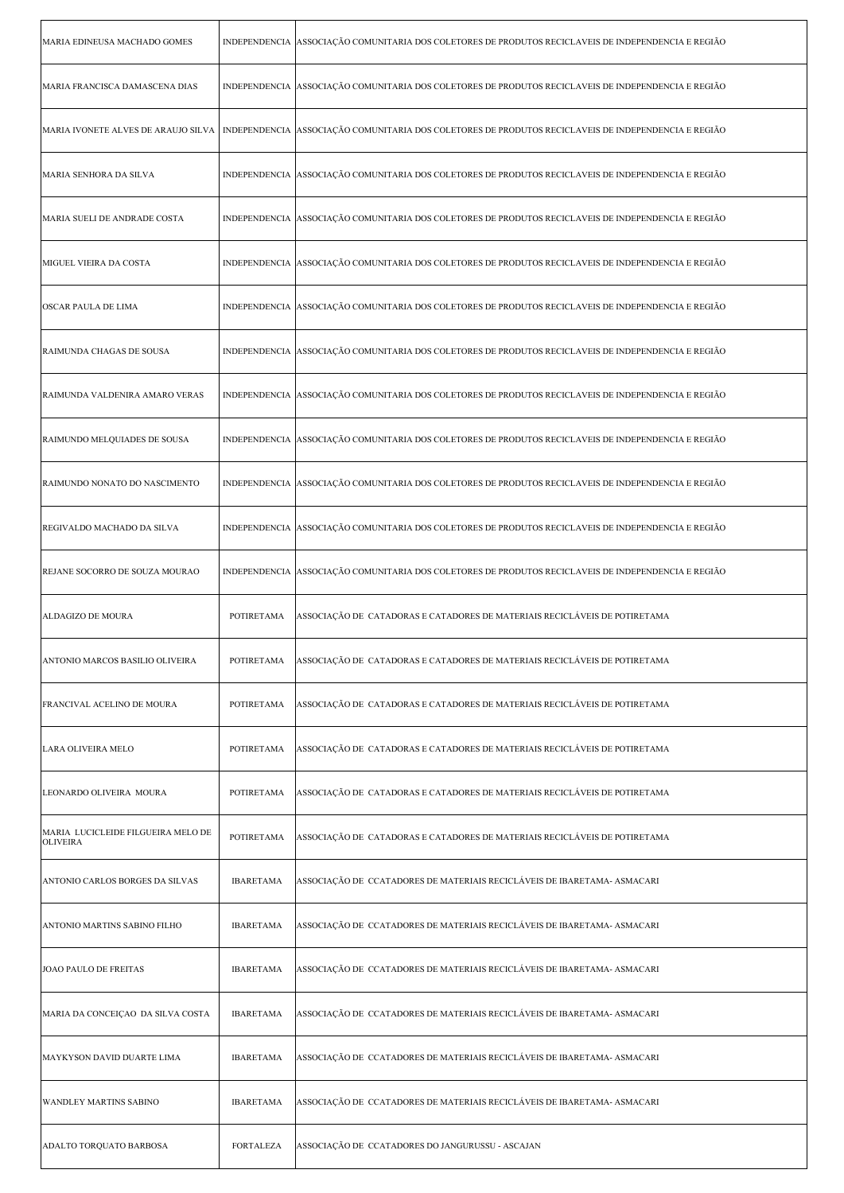| | | |
|---|---|---|
| MARIA EDINEUSA MACHADO GOMES | INDEPENDENCIA | ASSOCIAÇÃO COMUNITARIA DOS COLETORES DE PRODUTOS RECICLAVEIS DE INDEPENDENCIA E REGIÃO |
| MARIA FRANCISCA DAMASCENA DIAS | INDEPENDENCIA | ASSOCIAÇÃO COMUNITARIA DOS COLETORES DE PRODUTOS RECICLAVEIS DE INDEPENDENCIA E REGIÃO |
| MARIA IVONETE ALVES DE ARAUJO SILVA | INDEPENDENCIA | ASSOCIAÇÃO COMUNITARIA DOS COLETORES DE PRODUTOS RECICLAVEIS DE INDEPENDENCIA E REGIÃO |
| MARIA SENHORA DA SILVA | INDEPENDENCIA | ASSOCIAÇÃO COMUNITARIA DOS COLETORES DE PRODUTOS RECICLAVEIS DE INDEPENDENCIA E REGIÃO |
| MARIA SUELI DE ANDRADE COSTA | INDEPENDENCIA | ASSOCIAÇÃO COMUNITARIA DOS COLETORES DE PRODUTOS RECICLAVEIS DE INDEPENDENCIA E REGIÃO |
| MIGUEL VIEIRA DA COSTA | INDEPENDENCIA | ASSOCIAÇÃO COMUNITARIA DOS COLETORES DE PRODUTOS RECICLAVEIS DE INDEPENDENCIA E REGIÃO |
| OSCAR PAULA DE LIMA | INDEPENDENCIA | ASSOCIAÇÃO COMUNITARIA DOS COLETORES DE PRODUTOS RECICLAVEIS DE INDEPENDENCIA E REGIÃO |
| RAIMUNDA CHAGAS DE SOUSA | INDEPENDENCIA | ASSOCIAÇÃO COMUNITARIA DOS COLETORES DE PRODUTOS RECICLAVEIS DE INDEPENDENCIA E REGIÃO |
| RAIMUNDA VALDENIRA AMARO VERAS | INDEPENDENCIA | ASSOCIAÇÃO COMUNITARIA DOS COLETORES DE PRODUTOS RECICLAVEIS DE INDEPENDENCIA E REGIÃO |
| RAIMUNDO MELQUIADES DE SOUSA | INDEPENDENCIA | ASSOCIAÇÃO COMUNITARIA DOS COLETORES DE PRODUTOS RECICLAVEIS DE INDEPENDENCIA E REGIÃO |
| RAIMUNDO NONATO DO NASCIMENTO | INDEPENDENCIA | ASSOCIAÇÃO COMUNITARIA DOS COLETORES DE PRODUTOS RECICLAVEIS DE INDEPENDENCIA E REGIÃO |
| REGIVALDO MACHADO DA SILVA | INDEPENDENCIA | ASSOCIAÇÃO COMUNITARIA DOS COLETORES DE PRODUTOS RECICLAVEIS DE INDEPENDENCIA E REGIÃO |
| REJANE SOCORRO DE SOUZA MOURAO | INDEPENDENCIA | ASSOCIAÇÃO COMUNITARIA DOS COLETORES DE PRODUTOS RECICLAVEIS DE INDEPENDENCIA E REGIÃO |
| ALDAGIZO DE MOURA | POTIRETAMA | ASSOCIAÇÃO DE CATADORAS E CATADORES DE MATERIAIS RECICLÁVEIS DE POTIRETAMA |
| ANTONIO MARCOS BASILIO OLIVEIRA | POTIRETAMA | ASSOCIAÇÃO DE CATADORAS E CATADORES DE MATERIAIS RECICLÁVEIS DE POTIRETAMA |
| FRANCIVAL ACELINO DE MOURA | POTIRETAMA | ASSOCIAÇÃO DE CATADORAS E CATADORES DE MATERIAIS RECICLÁVEIS DE POTIRETAMA |
| LARA OLIVEIRA MELO | POTIRETAMA | ASSOCIAÇÃO DE CATADORAS E CATADORES DE MATERIAIS RECICLÁVEIS DE POTIRETAMA |
| LEONARDO OLIVEIRA MOURA | POTIRETAMA | ASSOCIAÇÃO DE CATADORAS E CATADORES DE MATERIAIS RECICLÁVEIS DE POTIRETAMA |
| MARIA LUCICLEIDE FILGUEIRA MELO DE OLIVEIRA | POTIRETAMA | ASSOCIAÇÃO DE CATADORAS E CATADORES DE MATERIAIS RECICLÁVEIS DE POTIRETAMA |
| ANTONIO CARLOS BORGES DA SILVAS | IBARETAMA | ASSOCIAÇÃO DE CCATADORES DE MATERIAIS RECICLÁVEIS DE IBARETAMA- ASMACARI |
| ANTONIO MARTINS SABINO FILHO | IBARETAMA | ASSOCIAÇÃO DE CCATADORES DE MATERIAIS RECICLÁVEIS DE IBARETAMA- ASMACARI |
| JOAO PAULO DE FREITAS | IBARETAMA | ASSOCIAÇÃO DE CCATADORES DE MATERIAIS RECICLÁVEIS DE IBARETAMA- ASMACARI |
| MARIA DA CONCEIÇAO DA SILVA COSTA | IBARETAMA | ASSOCIAÇÃO DE CCATADORES DE MATERIAIS RECICLÁVEIS DE IBARETAMA- ASMACARI |
| MAYKYSON DAVID DUARTE LIMA | IBARETAMA | ASSOCIAÇÃO DE CCATADORES DE MATERIAIS RECICLÁVEIS DE IBARETAMA- ASMACARI |
| WANDLEY MARTINS SABINO | IBARETAMA | ASSOCIAÇÃO DE CCATADORES DE MATERIAIS RECICLÁVEIS DE IBARETAMA- ASMACARI |
| ADALTO TORQUATO BARBOSA | FORTALEZA | ASSOCIAÇÃO DE CCATADORES DO JANGURUSSU - ASCAJAN |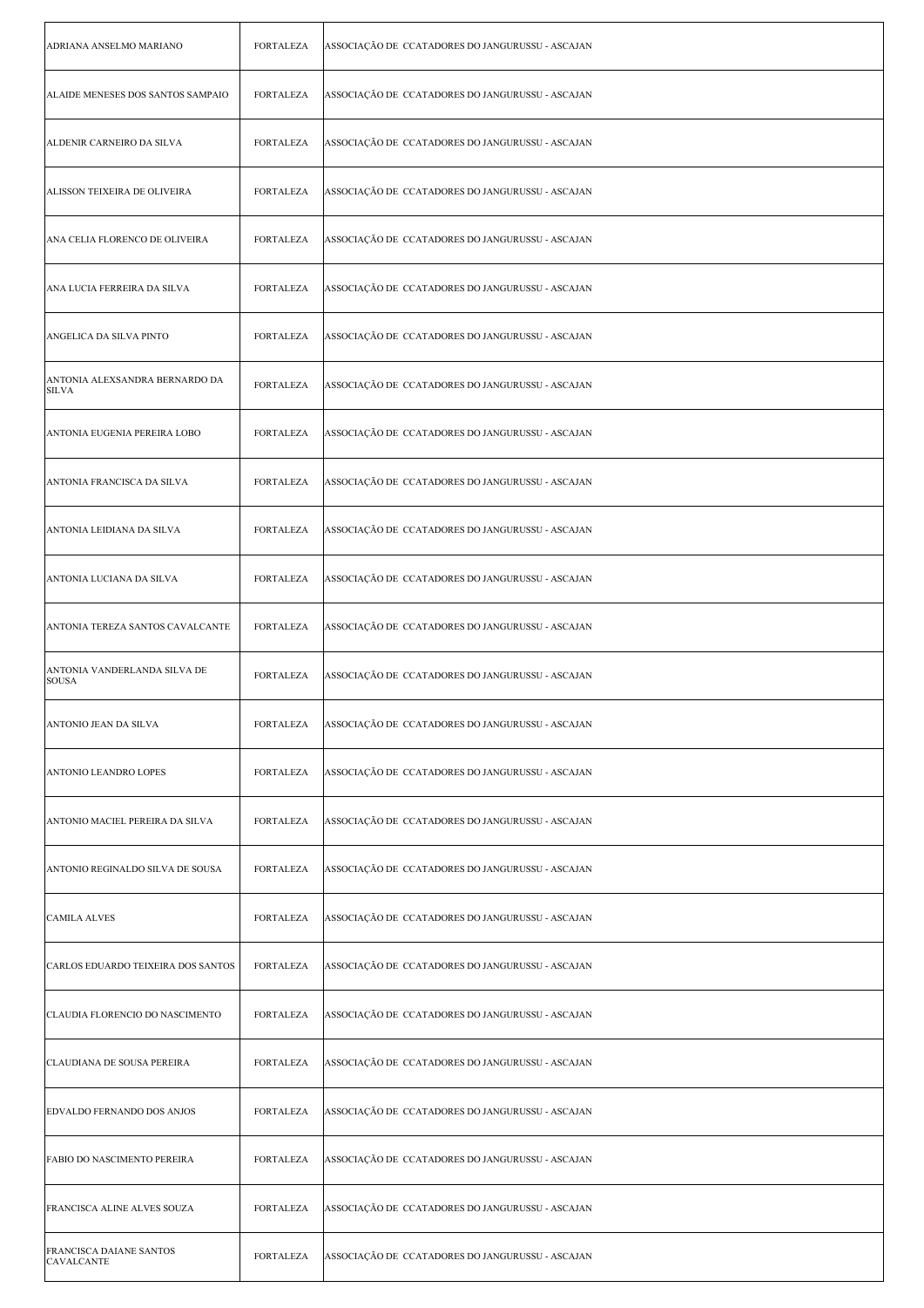| | | |
|---|---|---|
| ADRIANA ANSELMO MARIANO | FORTALEZA | ASSOCIAÇÃO DE CCATADORES DO JANGURUSSU - ASCAJAN |
| ALAIDE MENESES DOS SANTOS SAMPAIO | FORTALEZA | ASSOCIAÇÃO DE CCATADORES DO JANGURUSSU - ASCAJAN |
| ALDENIR CARNEIRO DA SILVA | FORTALEZA | ASSOCIAÇÃO DE CCATADORES DO JANGURUSSU - ASCAJAN |
| ALISSON TEIXEIRA DE OLIVEIRA | FORTALEZA | ASSOCIAÇÃO DE CCATADORES DO JANGURUSSU - ASCAJAN |
| ANA CELIA FLORENCO DE OLIVEIRA | FORTALEZA | ASSOCIAÇÃO DE CCATADORES DO JANGURUSSU - ASCAJAN |
| ANA LUCIA FERREIRA DA SILVA | FORTALEZA | ASSOCIAÇÃO DE CCATADORES DO JANGURUSSU - ASCAJAN |
| ANGELICA DA SILVA PINTO | FORTALEZA | ASSOCIAÇÃO DE CCATADORES DO JANGURUSSU - ASCAJAN |
| ANTONIA ALEXSANDRA BERNARDO DA SILVA | FORTALEZA | ASSOCIAÇÃO DE CCATADORES DO JANGURUSSU - ASCAJAN |
| ANTONIA EUGENIA PEREIRA LOBO | FORTALEZA | ASSOCIAÇÃO DE CCATADORES DO JANGURUSSU - ASCAJAN |
| ANTONIA FRANCISCA DA SILVA | FORTALEZA | ASSOCIAÇÃO DE CCATADORES DO JANGURUSSU - ASCAJAN |
| ANTONIA LEIDIANA DA SILVA | FORTALEZA | ASSOCIAÇÃO DE CCATADORES DO JANGURUSSU - ASCAJAN |
| ANTONIA LUCIANA DA SILVA | FORTALEZA | ASSOCIAÇÃO DE CCATADORES DO JANGURUSSU - ASCAJAN |
| ANTONIA TEREZA SANTOS CAVALCANTE | FORTALEZA | ASSOCIAÇÃO DE CCATADORES DO JANGURUSSU - ASCAJAN |
| ANTONIA VANDERLANDA SILVA DE SOUSA | FORTALEZA | ASSOCIAÇÃO DE CCATADORES DO JANGURUSSU - ASCAJAN |
| ANTONIO JEAN DA SILVA | FORTALEZA | ASSOCIAÇÃO DE CCATADORES DO JANGURUSSU - ASCAJAN |
| ANTONIO LEANDRO LOPES | FORTALEZA | ASSOCIAÇÃO DE CCATADORES DO JANGURUSSU - ASCAJAN |
| ANTONIO MACIEL PEREIRA DA SILVA | FORTALEZA | ASSOCIAÇÃO DE CCATADORES DO JANGURUSSU - ASCAJAN |
| ANTONIO REGINALDO SILVA DE SOUSA | FORTALEZA | ASSOCIAÇÃO DE CCATADORES DO JANGURUSSU - ASCAJAN |
| CAMILA ALVES | FORTALEZA | ASSOCIAÇÃO DE CCATADORES DO JANGURUSSU - ASCAJAN |
| CARLOS EDUARDO TEIXEIRA DOS SANTOS | FORTALEZA | ASSOCIAÇÃO DE CCATADORES DO JANGURUSSU - ASCAJAN |
| CLAUDIA FLORENCIO DO NASCIMENTO | FORTALEZA | ASSOCIAÇÃO DE CCATADORES DO JANGURUSSU - ASCAJAN |
| CLAUDIANA DE SOUSA PEREIRA | FORTALEZA | ASSOCIAÇÃO DE CCATADORES DO JANGURUSSU - ASCAJAN |
| EDVALDO FERNANDO DOS ANJOS | FORTALEZA | ASSOCIAÇÃO DE CCATADORES DO JANGURUSSU - ASCAJAN |
| FABIO DO NASCIMENTO PEREIRA | FORTALEZA | ASSOCIAÇÃO DE CCATADORES DO JANGURUSSU - ASCAJAN |
| FRANCISCA ALINE ALVES SOUZA | FORTALEZA | ASSOCIAÇÃO DE CCATADORES DO JANGURUSSU - ASCAJAN |
| FRANCISCA DAIANE SANTOS CAVALCANTE | FORTALEZA | ASSOCIAÇÃO DE CCATADORES DO JANGURUSSU - ASCAJAN |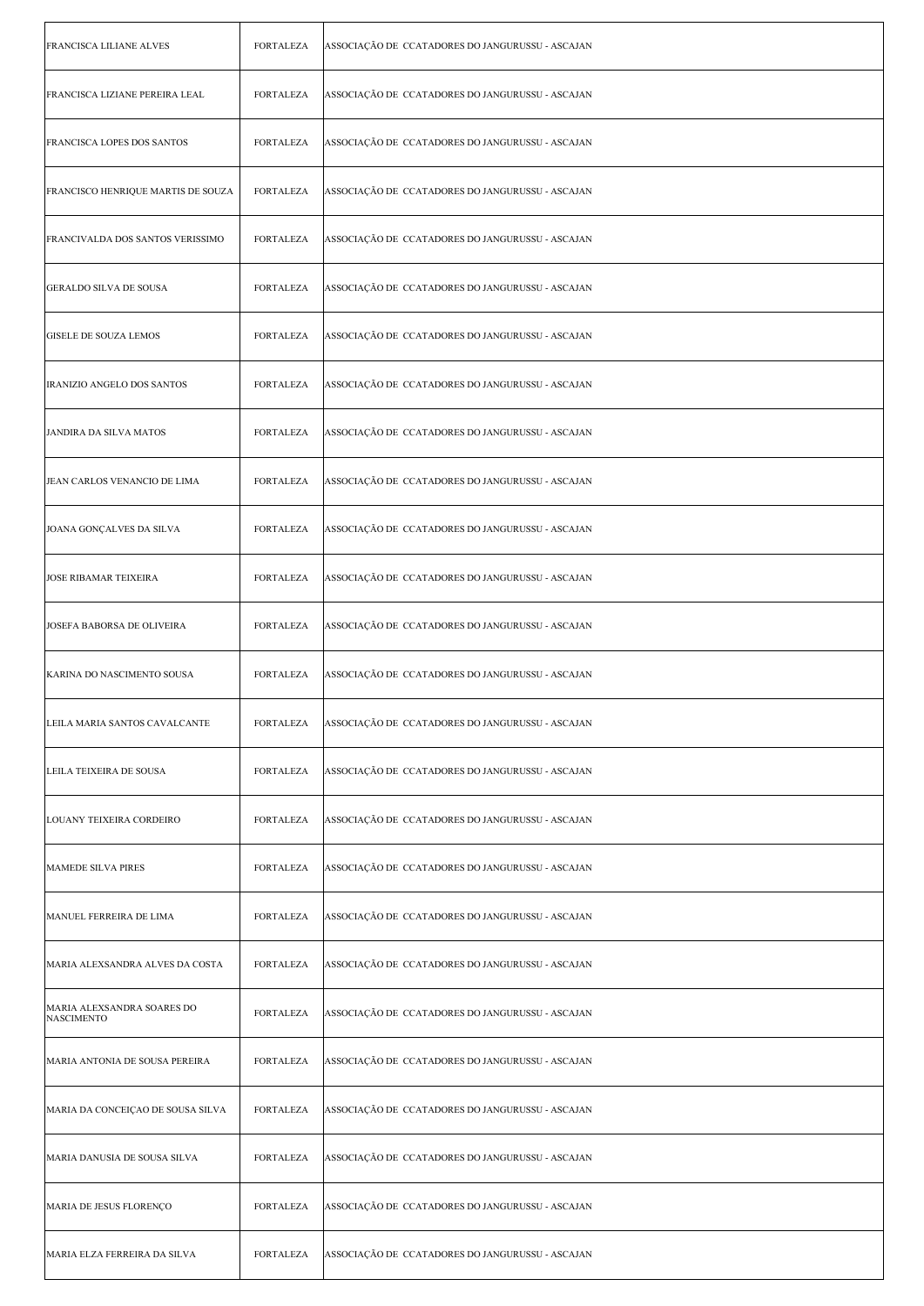| | | |
|---|---|---|
| FRANCISCA LILIANE ALVES | FORTALEZA | ASSOCIAÇÃO DE CCATADORES DO JANGURUSSU - ASCAJAN |
| FRANCISCA LIZIANE PEREIRA LEAL | FORTALEZA | ASSOCIAÇÃO DE CCATADORES DO JANGURUSSU - ASCAJAN |
| FRANCISCA LOPES DOS SANTOS | FORTALEZA | ASSOCIAÇÃO DE CCATADORES DO JANGURUSSU - ASCAJAN |
| FRANCISCO HENRIQUE MARTIS DE SOUZA | FORTALEZA | ASSOCIAÇÃO DE CCATADORES DO JANGURUSSU - ASCAJAN |
| FRANCIVALDA DOS SANTOS VERISSIMO | FORTALEZA | ASSOCIAÇÃO DE CCATADORES DO JANGURUSSU - ASCAJAN |
| GERALDO SILVA DE SOUSA | FORTALEZA | ASSOCIAÇÃO DE CCATADORES DO JANGURUSSU - ASCAJAN |
| GISELE DE SOUZA LEMOS | FORTALEZA | ASSOCIAÇÃO DE CCATADORES DO JANGURUSSU - ASCAJAN |
| IRANIZIO ANGELO DOS SANTOS | FORTALEZA | ASSOCIAÇÃO DE CCATADORES DO JANGURUSSU - ASCAJAN |
| JANDIRA DA SILVA MATOS | FORTALEZA | ASSOCIAÇÃO DE CCATADORES DO JANGURUSSU - ASCAJAN |
| JEAN CARLOS VENANCIO DE LIMA | FORTALEZA | ASSOCIAÇÃO DE CCATADORES DO JANGURUSSU - ASCAJAN |
| JOANA GONÇALVES DA SILVA | FORTALEZA | ASSOCIAÇÃO DE CCATADORES DO JANGURUSSU - ASCAJAN |
| JOSE RIBAMAR TEIXEIRA | FORTALEZA | ASSOCIAÇÃO DE CCATADORES DO JANGURUSSU - ASCAJAN |
| JOSEFA BABORSA DE OLIVEIRA | FORTALEZA | ASSOCIAÇÃO DE CCATADORES DO JANGURUSSU - ASCAJAN |
| KARINA DO NASCIMENTO SOUSA | FORTALEZA | ASSOCIAÇÃO DE CCATADORES DO JANGURUSSU - ASCAJAN |
| LEILA MARIA SANTOS CAVALCANTE | FORTALEZA | ASSOCIAÇÃO DE CCATADORES DO JANGURUSSU - ASCAJAN |
| LEILA TEIXEIRA DE SOUSA | FORTALEZA | ASSOCIAÇÃO DE CCATADORES DO JANGURUSSU - ASCAJAN |
| LOUANY TEIXEIRA CORDEIRO | FORTALEZA | ASSOCIAÇÃO DE CCATADORES DO JANGURUSSU - ASCAJAN |
| MAMEDE SILVA PIRES | FORTALEZA | ASSOCIAÇÃO DE CCATADORES DO JANGURUSSU - ASCAJAN |
| MANUEL FERREIRA DE LIMA | FORTALEZA | ASSOCIAÇÃO DE CCATADORES DO JANGURUSSU - ASCAJAN |
| MARIA ALEXSANDRA ALVES DA COSTA | FORTALEZA | ASSOCIAÇÃO DE CCATADORES DO JANGURUSSU - ASCAJAN |
| MARIA ALEXSANDRA SOARES DO NASCIMENTO | FORTALEZA | ASSOCIAÇÃO DE CCATADORES DO JANGURUSSU - ASCAJAN |
| MARIA ANTONIA DE SOUSA PEREIRA | FORTALEZA | ASSOCIAÇÃO DE CCATADORES DO JANGURUSSU - ASCAJAN |
| MARIA DA CONCEIÇAO DE SOUSA SILVA | FORTALEZA | ASSOCIAÇÃO DE CCATADORES DO JANGURUSSU - ASCAJAN |
| MARIA DANUSIA DE SOUSA SILVA | FORTALEZA | ASSOCIAÇÃO DE CCATADORES DO JANGURUSSU - ASCAJAN |
| MARIA DE JESUS FLORENÇO | FORTALEZA | ASSOCIAÇÃO DE CCATADORES DO JANGURUSSU - ASCAJAN |
| MARIA ELZA FERREIRA DA SILVA | FORTALEZA | ASSOCIAÇÃO DE CCATADORES DO JANGURUSSU - ASCAJAN |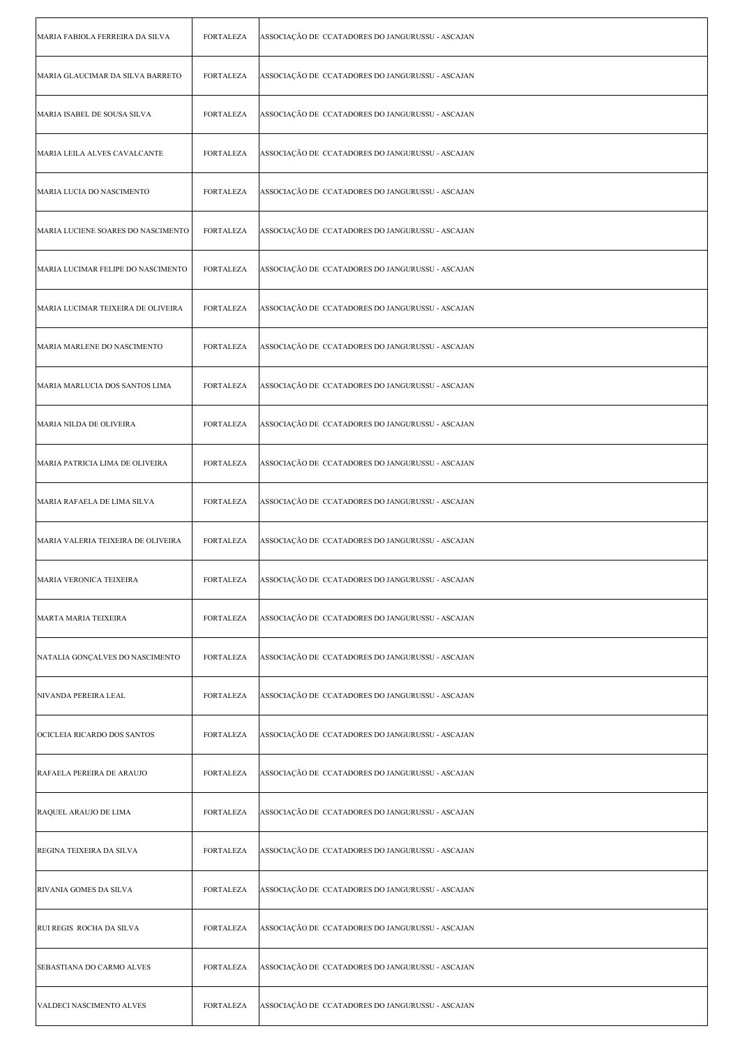| MARIA FABIOLA FERREIRA DA SILVA | FORTALEZA | ASSOCIAÇÃO DE CCATADORES DO JANGURUSSU - ASCAJAN |
|---|---|---|
| MARIA GLAUCIMAR DA SILVA BARRETO | FORTALEZA | ASSOCIAÇÃO DE CCATADORES DO JANGURUSSU - ASCAJAN |
| MARIA ISABEL DE SOUSA SILVA | FORTALEZA | ASSOCIAÇÃO DE CCATADORES DO JANGURUSSU - ASCAJAN |
| MARIA LEILA ALVES CAVALCANTE | FORTALEZA | ASSOCIAÇÃO DE CCATADORES DO JANGURUSSU - ASCAJAN |
| MARIA LUCIA DO NASCIMENTO | FORTALEZA | ASSOCIAÇÃO DE CCATADORES DO JANGURUSSU - ASCAJAN |
| MARIA LUCIENE SOARES DO NASCIMENTO | FORTALEZA | ASSOCIAÇÃO DE CCATADORES DO JANGURUSSU - ASCAJAN |
| MARIA LUCIMAR FELIPE DO NASCIMENTO | FORTALEZA | ASSOCIAÇÃO DE CCATADORES DO JANGURUSSU - ASCAJAN |
| MARIA LUCIMAR TEIXEIRA DE OLIVEIRA | FORTALEZA | ASSOCIAÇÃO DE CCATADORES DO JANGURUSSU - ASCAJAN |
| MARIA MARLENE DO NASCIMENTO | FORTALEZA | ASSOCIAÇÃO DE CCATADORES DO JANGURUSSU - ASCAJAN |
| MARIA MARLUCIA DOS SANTOS LIMA | FORTALEZA | ASSOCIAÇÃO DE CCATADORES DO JANGURUSSU - ASCAJAN |
| MARIA NILDA DE OLIVEIRA | FORTALEZA | ASSOCIAÇÃO DE CCATADORES DO JANGURUSSU - ASCAJAN |
| MARIA PATRICIA LIMA DE OLIVEIRA | FORTALEZA | ASSOCIAÇÃO DE CCATADORES DO JANGURUSSU - ASCAJAN |
| MARIA RAFAELA DE LIMA SILVA | FORTALEZA | ASSOCIAÇÃO DE CCATADORES DO JANGURUSSU - ASCAJAN |
| MARIA VALERIA TEIXEIRA DE OLIVEIRA | FORTALEZA | ASSOCIAÇÃO DE CCATADORES DO JANGURUSSU - ASCAJAN |
| MARIA VERONICA TEIXEIRA | FORTALEZA | ASSOCIAÇÃO DE CCATADORES DO JANGURUSSU - ASCAJAN |
| MARTA MARIA TEIXEIRA | FORTALEZA | ASSOCIAÇÃO DE CCATADORES DO JANGURUSSU - ASCAJAN |
| NATALIA GONÇALVES DO NASCIMENTO | FORTALEZA | ASSOCIAÇÃO DE CCATADORES DO JANGURUSSU - ASCAJAN |
| NIVANDA PEREIRA LEAL | FORTALEZA | ASSOCIAÇÃO DE CCATADORES DO JANGURUSSU - ASCAJAN |
| OCICLEIA RICARDO DOS SANTOS | FORTALEZA | ASSOCIAÇÃO DE CCATADORES DO JANGURUSSU - ASCAJAN |
| RAFAELA PEREIRA DE ARAUJO | FORTALEZA | ASSOCIAÇÃO DE CCATADORES DO JANGURUSSU - ASCAJAN |
| RAQUEL ARAUJO DE LIMA | FORTALEZA | ASSOCIAÇÃO DE CCATADORES DO JANGURUSSU - ASCAJAN |
| REGINA TEIXEIRA DA SILVA | FORTALEZA | ASSOCIAÇÃO DE CCATADORES DO JANGURUSSU - ASCAJAN |
| RIVANIA GOMES DA SILVA | FORTALEZA | ASSOCIAÇÃO DE CCATADORES DO JANGURUSSU - ASCAJAN |
| RUI REGIS ROCHA DA SILVA | FORTALEZA | ASSOCIAÇÃO DE CCATADORES DO JANGURUSSU - ASCAJAN |
| SEBASTIANA DO CARMO ALVES | FORTALEZA | ASSOCIAÇÃO DE CCATADORES DO JANGURUSSU - ASCAJAN |
| VALDECI NASCIMENTO ALVES | FORTALEZA | ASSOCIAÇÃO DE CCATADORES DO JANGURUSSU - ASCAJAN |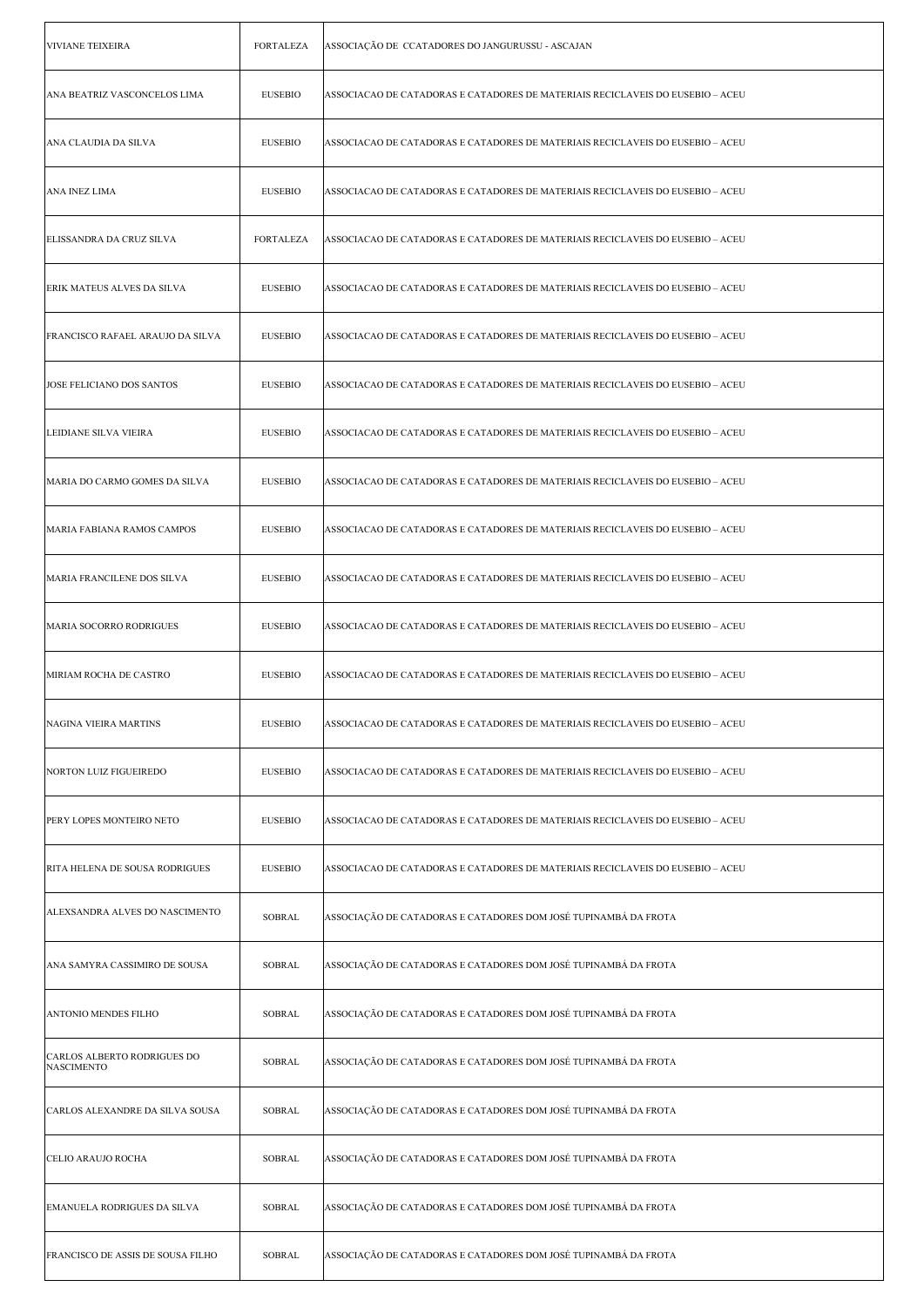| | | |
|---|---|---|
| VIVIANE TEIXEIRA | FORTALEZA | ASSOCIAÇÃO DE CCATADORES DO JANGURUSSU - ASCAJAN |
| ANA BEATRIZ VASCONCELOS LIMA | EUSEBIO | ASSOCIACAO DE CATADORAS E CATADORES DE MATERIAIS RECICLAVEIS DO EUSEBIO – ACEU |
| ANA CLAUDIA DA SILVA | EUSEBIO | ASSOCIACAO DE CATADORAS E CATADORES DE MATERIAIS RECICLAVEIS DO EUSEBIO – ACEU |
| ANA INEZ LIMA | EUSEBIO | ASSOCIACAO DE CATADORAS E CATADORES DE MATERIAIS RECICLAVEIS DO EUSEBIO – ACEU |
| ELISSANDRA DA CRUZ SILVA | FORTALEZA | ASSOCIACAO DE CATADORAS E CATADORES DE MATERIAIS RECICLAVEIS DO EUSEBIO – ACEU |
| ERIK MATEUS ALVES DA SILVA | EUSEBIO | ASSOCIACAO DE CATADORAS E CATADORES DE MATERIAIS RECICLAVEIS DO EUSEBIO – ACEU |
| FRANCISCO RAFAEL ARAUJO DA SILVA | EUSEBIO | ASSOCIACAO DE CATADORAS E CATADORES DE MATERIAIS RECICLAVEIS DO EUSEBIO – ACEU |
| JOSE FELICIANO DOS SANTOS | EUSEBIO | ASSOCIACAO DE CATADORAS E CATADORES DE MATERIAIS RECICLAVEIS DO EUSEBIO – ACEU |
| LEIDIANE SILVA VIEIRA | EUSEBIO | ASSOCIACAO DE CATADORAS E CATADORES DE MATERIAIS RECICLAVEIS DO EUSEBIO – ACEU |
| MARIA DO CARMO GOMES DA SILVA | EUSEBIO | ASSOCIACAO DE CATADORAS E CATADORES DE MATERIAIS RECICLAVEIS DO EUSEBIO – ACEU |
| MARIA FABIANA RAMOS CAMPOS | EUSEBIO | ASSOCIACAO DE CATADORAS E CATADORES DE MATERIAIS RECICLAVEIS DO EUSEBIO – ACEU |
| MARIA FRANCILENE DOS SILVA | EUSEBIO | ASSOCIACAO DE CATADORAS E CATADORES DE MATERIAIS RECICLAVEIS DO EUSEBIO – ACEU |
| MARIA SOCORRO RODRIGUES | EUSEBIO | ASSOCIACAO DE CATADORAS E CATADORES DE MATERIAIS RECICLAVEIS DO EUSEBIO – ACEU |
| MIRIAM ROCHA DE CASTRO | EUSEBIO | ASSOCIACAO DE CATADORAS E CATADORES DE MATERIAIS RECICLAVEIS DO EUSEBIO – ACEU |
| NAGINA VIEIRA MARTINS | EUSEBIO | ASSOCIACAO DE CATADORAS E CATADORES DE MATERIAIS RECICLAVEIS DO EUSEBIO – ACEU |
| NORTON LUIZ FIGUEIREDO | EUSEBIO | ASSOCIACAO DE CATADORAS E CATADORES DE MATERIAIS RECICLAVEIS DO EUSEBIO – ACEU |
| PERY LOPES MONTEIRO NETO | EUSEBIO | ASSOCIACAO DE CATADORAS E CATADORES DE MATERIAIS RECICLAVEIS DO EUSEBIO – ACEU |
| RITA HELENA DE SOUSA RODRIGUES | EUSEBIO | ASSOCIACAO DE CATADORAS E CATADORES DE MATERIAIS RECICLAVEIS DO EUSEBIO – ACEU |
| ALEXSANDRA ALVES DO NASCIMENTO | SOBRAL | ASSOCIAÇÃO DE CATADORAS E CATADORES DOM JOSÉ TUPINAMBÁ DA FROTA |
| ANA SAMYRA CASSIMIRO DE SOUSA | SOBRAL | ASSOCIAÇÃO DE CATADORAS E CATADORES DOM JOSÉ TUPINAMBÁ DA FROTA |
| ANTONIO MENDES FILHO | SOBRAL | ASSOCIAÇÃO DE CATADORAS E CATADORES DOM JOSÉ TUPINAMBÁ DA FROTA |
| CARLOS ALBERTO RODRIGUES DO NASCIMENTO | SOBRAL | ASSOCIAÇÃO DE CATADORAS E CATADORES DOM JOSÉ TUPINAMBÁ DA FROTA |
| CARLOS ALEXANDRE DA SILVA SOUSA | SOBRAL | ASSOCIAÇÃO DE CATADORAS E CATADORES DOM JOSÉ TUPINAMBÁ DA FROTA |
| CELIO ARAUJO ROCHA | SOBRAL | ASSOCIAÇÃO DE CATADORAS E CATADORES DOM JOSÉ TUPINAMBÁ DA FROTA |
| EMANUELA RODRIGUES DA SILVA | SOBRAL | ASSOCIAÇÃO DE CATADORAS E CATADORES DOM JOSÉ TUPINAMBÁ DA FROTA |
| FRANCISCO DE ASSIS DE SOUSA FILHO | SOBRAL | ASSOCIAÇÃO DE CATADORAS E CATADORES DOM JOSÉ TUPINAMBÁ DA FROTA |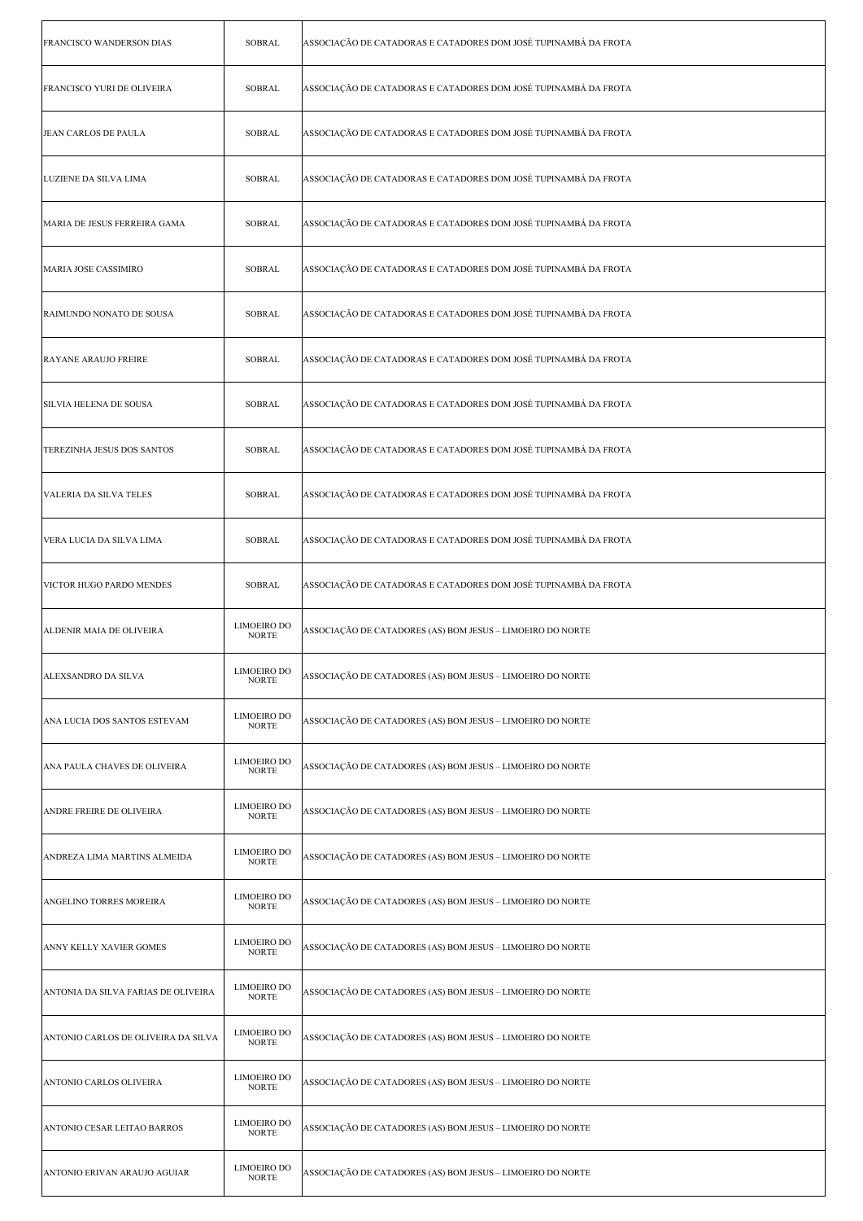| | | |
|---|---|---|
| FRANCISCO WANDERSON DIAS | SOBRAL | ASSOCIAÇÃO DE CATADORAS E CATADORES DOM JOSÉ TUPINAMBÁ DA FROTA |
| FRANCISCO YURI DE OLIVEIRA | SOBRAL | ASSOCIAÇÃO DE CATADORAS E CATADORES DOM JOSÉ TUPINAMBÁ DA FROTA |
| JEAN CARLOS DE PAULA | SOBRAL | ASSOCIAÇÃO DE CATADORAS E CATADORES DOM JOSÉ TUPINAMBÁ DA FROTA |
| LUZIENE DA SILVA LIMA | SOBRAL | ASSOCIAÇÃO DE CATADORAS E CATADORES DOM JOSÉ TUPINAMBÁ DA FROTA |
| MARIA DE JESUS FERREIRA GAMA | SOBRAL | ASSOCIAÇÃO DE CATADORAS E CATADORES DOM JOSÉ TUPINAMBÁ DA FROTA |
| MARIA JOSE CASSIMIRO | SOBRAL | ASSOCIAÇÃO DE CATADORAS E CATADORES DOM JOSÉ TUPINAMBÁ DA FROTA |
| RAIMUNDO NONATO DE SOUSA | SOBRAL | ASSOCIAÇÃO DE CATADORAS E CATADORES DOM JOSÉ TUPINAMBÁ DA FROTA |
| RAYANE ARAUJO FREIRE | SOBRAL | ASSOCIAÇÃO DE CATADORAS E CATADORES DOM JOSÉ TUPINAMBÁ DA FROTA |
| SILVIA HELENA DE SOUSA | SOBRAL | ASSOCIAÇÃO DE CATADORAS E CATADORES DOM JOSÉ TUPINAMBÁ DA FROTA |
| TEREZINHA JESUS DOS SANTOS | SOBRAL | ASSOCIAÇÃO DE CATADORAS E CATADORES DOM JOSÉ TUPINAMBÁ DA FROTA |
| VALERIA DA SILVA TELES | SOBRAL | ASSOCIAÇÃO DE CATADORAS E CATADORES DOM JOSÉ TUPINAMBÁ DA FROTA |
| VERA LUCIA DA SILVA LIMA | SOBRAL | ASSOCIAÇÃO DE CATADORAS E CATADORES DOM JOSÉ TUPINAMBÁ DA FROTA |
| VICTOR HUGO PARDO MENDES | SOBRAL | ASSOCIAÇÃO DE CATADORAS E CATADORES DOM JOSÉ TUPINAMBÁ DA FROTA |
| ALDENIR MAIA DE OLIVEIRA | LIMOEIRO DO NORTE | ASSOCIAÇÃO DE CATADORES (AS) BOM JESUS – LIMOEIRO DO NORTE |
| ALEXSANDRO DA SILVA | LIMOEIRO DO NORTE | ASSOCIAÇÃO DE CATADORES (AS) BOM JESUS – LIMOEIRO DO NORTE |
| ANA LUCIA DOS SANTOS ESTEVAM | LIMOEIRO DO NORTE | ASSOCIAÇÃO DE CATADORES (AS) BOM JESUS – LIMOEIRO DO NORTE |
| ANA PAULA CHAVES DE OLIVEIRA | LIMOEIRO DO NORTE | ASSOCIAÇÃO DE CATADORES (AS) BOM JESUS – LIMOEIRO DO NORTE |
| ANDRE FREIRE DE OLIVEIRA | LIMOEIRO DO NORTE | ASSOCIAÇÃO DE CATADORES (AS) BOM JESUS – LIMOEIRO DO NORTE |
| ANDREZA LIMA MARTINS ALMEIDA | LIMOEIRO DO NORTE | ASSOCIAÇÃO DE CATADORES (AS) BOM JESUS – LIMOEIRO DO NORTE |
| ANGELINO TORRES MOREIRA | LIMOEIRO DO NORTE | ASSOCIAÇÃO DE CATADORES (AS) BOM JESUS – LIMOEIRO DO NORTE |
| ANNY KELLY XAVIER GOMES | LIMOEIRO DO NORTE | ASSOCIAÇÃO DE CATADORES (AS) BOM JESUS – LIMOEIRO DO NORTE |
| ANTONIA DA SILVA FARIAS DE OLIVEIRA | LIMOEIRO DO NORTE | ASSOCIAÇÃO DE CATADORES (AS) BOM JESUS – LIMOEIRO DO NORTE |
| ANTONIO CARLOS DE OLIVEIRA DA SILVA | LIMOEIRO DO NORTE | ASSOCIAÇÃO DE CATADORES (AS) BOM JESUS – LIMOEIRO DO NORTE |
| ANTONIO CARLOS OLIVEIRA | LIMOEIRO DO NORTE | ASSOCIAÇÃO DE CATADORES (AS) BOM JESUS – LIMOEIRO DO NORTE |
| ANTONIO CESAR LEITAO BARROS | LIMOEIRO DO NORTE | ASSOCIAÇÃO DE CATADORES (AS) BOM JESUS – LIMOEIRO DO NORTE |
| ANTONIO ERIVAN ARAUJO AGUIAR | LIMOEIRO DO NORTE | ASSOCIAÇÃO DE CATADORES (AS) BOM JESUS – LIMOEIRO DO NORTE |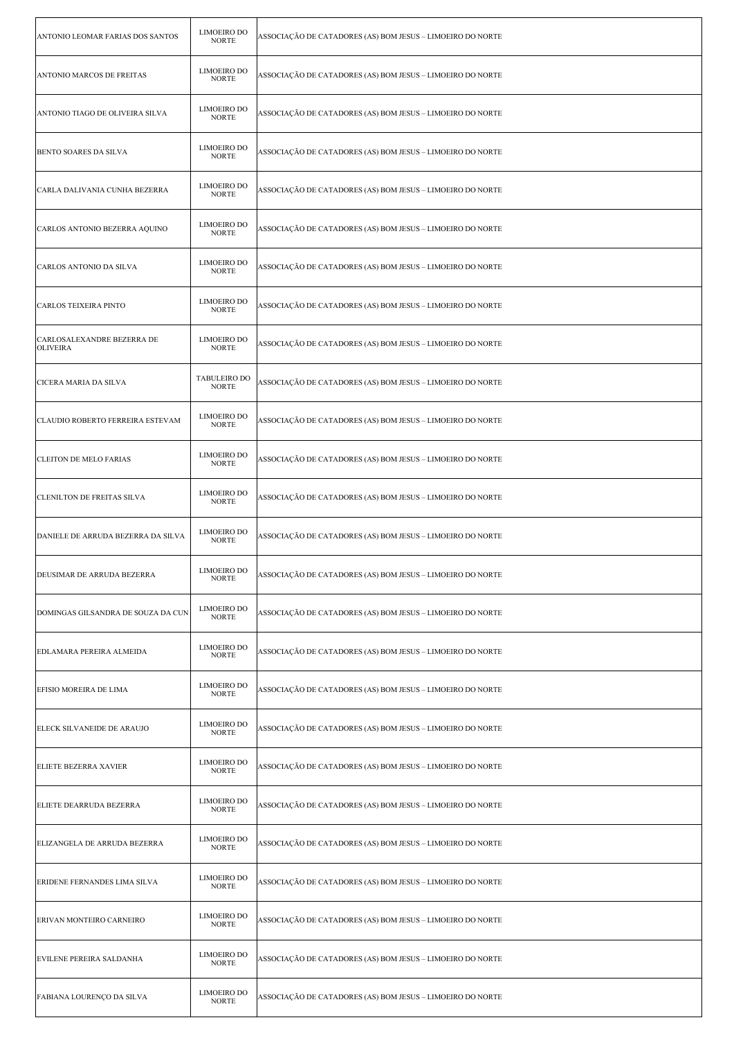| | | |
|---|---|---|
| ANTONIO LEOMAR FARIAS DOS SANTOS | LIMOEIRO DO NORTE | ASSOCIAÇÃO DE CATADORES (AS) BOM JESUS – LIMOEIRO DO NORTE |
| ANTONIO MARCOS DE FREITAS | LIMOEIRO DO NORTE | ASSOCIAÇÃO DE CATADORES (AS) BOM JESUS – LIMOEIRO DO NORTE |
| ANTONIO TIAGO DE OLIVEIRA SILVA | LIMOEIRO DO NORTE | ASSOCIAÇÃO DE CATADORES (AS) BOM JESUS – LIMOEIRO DO NORTE |
| BENTO SOARES DA SILVA | LIMOEIRO DO NORTE | ASSOCIAÇÃO DE CATADORES (AS) BOM JESUS – LIMOEIRO DO NORTE |
| CARLA DALIVANIA CUNHA BEZERRA | LIMOEIRO DO NORTE | ASSOCIAÇÃO DE CATADORES (AS) BOM JESUS – LIMOEIRO DO NORTE |
| CARLOS ANTONIO BEZERRA AQUINO | LIMOEIRO DO NORTE | ASSOCIAÇÃO DE CATADORES (AS) BOM JESUS – LIMOEIRO DO NORTE |
| CARLOS ANTONIO DA SILVA | LIMOEIRO DO NORTE | ASSOCIAÇÃO DE CATADORES (AS) BOM JESUS – LIMOEIRO DO NORTE |
| CARLOS TEIXEIRA PINTO | LIMOEIRO DO NORTE | ASSOCIAÇÃO DE CATADORES (AS) BOM JESUS – LIMOEIRO DO NORTE |
| CARLOSALEXANDRE BEZERRA DE OLIVEIRA | LIMOEIRO DO NORTE | ASSOCIAÇÃO DE CATADORES (AS) BOM JESUS – LIMOEIRO DO NORTE |
| CICERA MARIA DA SILVA | TABULEIRO DO NORTE | ASSOCIAÇÃO DE CATADORES (AS) BOM JESUS – LIMOEIRO DO NORTE |
| CLAUDIO ROBERTO FERREIRA ESTEVAM | LIMOEIRO DO NORTE | ASSOCIAÇÃO DE CATADORES (AS) BOM JESUS – LIMOEIRO DO NORTE |
| CLEITON DE MELO FARIAS | LIMOEIRO DO NORTE | ASSOCIAÇÃO DE CATADORES (AS) BOM JESUS – LIMOEIRO DO NORTE |
| CLENILTON DE FREITAS SILVA | LIMOEIRO DO NORTE | ASSOCIAÇÃO DE CATADORES (AS) BOM JESUS – LIMOEIRO DO NORTE |
| DANIELE DE ARRUDA BEZERRA DA SILVA | LIMOEIRO DO NORTE | ASSOCIAÇÃO DE CATADORES (AS) BOM JESUS – LIMOEIRO DO NORTE |
| DEUSIMAR DE ARRUDA BEZERRA | LIMOEIRO DO NORTE | ASSOCIAÇÃO DE CATADORES (AS) BOM JESUS – LIMOEIRO DO NORTE |
| DOMINGAS GILSANDRA DE SOUZA DA CUN | LIMOEIRO DO NORTE | ASSOCIAÇÃO DE CATADORES (AS) BOM JESUS – LIMOEIRO DO NORTE |
| EDLAMARA PEREIRA ALMEIDA | LIMOEIRO DO NORTE | ASSOCIAÇÃO DE CATADORES (AS) BOM JESUS – LIMOEIRO DO NORTE |
| EFISIO MOREIRA DE LIMA | LIMOEIRO DO NORTE | ASSOCIAÇÃO DE CATADORES (AS) BOM JESUS – LIMOEIRO DO NORTE |
| ELECK SILVANEIDE DE ARAUJO | LIMOEIRO DO NORTE | ASSOCIAÇÃO DE CATADORES (AS) BOM JESUS – LIMOEIRO DO NORTE |
| ELIETE BEZERRA XAVIER | LIMOEIRO DO NORTE | ASSOCIAÇÃO DE CATADORES (AS) BOM JESUS – LIMOEIRO DO NORTE |
| ELIETE DEARRUDA BEZERRA | LIMOEIRO DO NORTE | ASSOCIAÇÃO DE CATADORES (AS) BOM JESUS – LIMOEIRO DO NORTE |
| ELIZANGELA DE ARRUDA BEZERRA | LIMOEIRO DO NORTE | ASSOCIAÇÃO DE CATADORES (AS) BOM JESUS – LIMOEIRO DO NORTE |
| ERIDENE FERNANDES LIMA SILVA | LIMOEIRO DO NORTE | ASSOCIAÇÃO DE CATADORES (AS) BOM JESUS – LIMOEIRO DO NORTE |
| ERIVAN MONTEIRO CARNEIRO | LIMOEIRO DO NORTE | ASSOCIAÇÃO DE CATADORES (AS) BOM JESUS – LIMOEIRO DO NORTE |
| EVILENE PEREIRA SALDANHA | LIMOEIRO DO NORTE | ASSOCIAÇÃO DE CATADORES (AS) BOM JESUS – LIMOEIRO DO NORTE |
| FABIANA LOURENÇO DA SILVA | LIMOEIRO DO NORTE | ASSOCIAÇÃO DE CATADORES (AS) BOM JESUS – LIMOEIRO DO NORTE |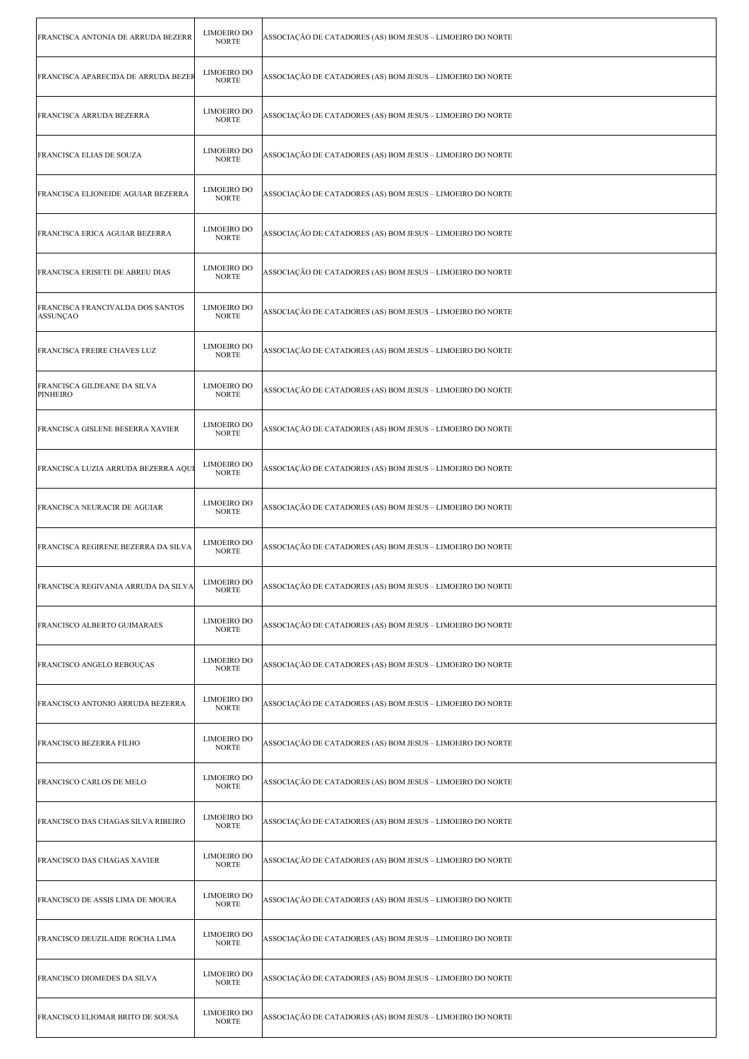| | | |
|---|---|---|
| FRANCISCA ANTONIA DE ARRUDA BEZERR | LIMOEIRO DO NORTE | ASSOCIAÇÃO DE CATADORES (AS) BOM JESUS – LIMOEIRO DO NORTE |
| FRANCISCA APARECIDA DE ARRUDA BEZER | LIMOEIRO DO NORTE | ASSOCIAÇÃO DE CATADORES (AS) BOM JESUS – LIMOEIRO DO NORTE |
| FRANCISCA ARRUDA BEZERRA | LIMOEIRO DO NORTE | ASSOCIAÇÃO DE CATADORES (AS) BOM JESUS – LIMOEIRO DO NORTE |
| FRANCISCA ELIAS DE SOUZA | LIMOEIRO DO NORTE | ASSOCIAÇÃO DE CATADORES (AS) BOM JESUS – LIMOEIRO DO NORTE |
| FRANCISCA ELIONEIDE AGUIAR BEZERRA | LIMOEIRO DO NORTE | ASSOCIAÇÃO DE CATADORES (AS) BOM JESUS – LIMOEIRO DO NORTE |
| FRANCISCA ERICA AGUIAR BEZERRA | LIMOEIRO DO NORTE | ASSOCIAÇÃO DE CATADORES (AS) BOM JESUS – LIMOEIRO DO NORTE |
| FRANCISCA ERISETE DE ABREU DIAS | LIMOEIRO DO NORTE | ASSOCIAÇÃO DE CATADORES (AS) BOM JESUS – LIMOEIRO DO NORTE |
| FRANCISCA FRANCIVALDA DOS SANTOS ASSUNÇAO | LIMOEIRO DO NORTE | ASSOCIAÇÃO DE CATADORES (AS) BOM JESUS – LIMOEIRO DO NORTE |
| FRANCISCA FREIRE CHAVES LUZ | LIMOEIRO DO NORTE | ASSOCIAÇÃO DE CATADORES (AS) BOM JESUS – LIMOEIRO DO NORTE |
| FRANCISCA GILDEANE DA SILVA PINHEIRO | LIMOEIRO DO NORTE | ASSOCIAÇÃO DE CATADORES (AS) BOM JESUS – LIMOEIRO DO NORTE |
| FRANCISCA GISLENE BESERRA XAVIER | LIMOEIRO DO NORTE | ASSOCIAÇÃO DE CATADORES (AS) BOM JESUS – LIMOEIRO DO NORTE |
| FRANCISCA LUZIA ARRUDA BEZERRA AQUI | LIMOEIRO DO NORTE | ASSOCIAÇÃO DE CATADORES (AS) BOM JESUS – LIMOEIRO DO NORTE |
| FRANCISCA NEURACIR DE AGUIAR | LIMOEIRO DO NORTE | ASSOCIAÇÃO DE CATADORES (AS) BOM JESUS – LIMOEIRO DO NORTE |
| FRANCISCA REGIRENE BEZERRA DA SILVA | LIMOEIRO DO NORTE | ASSOCIAÇÃO DE CATADORES (AS) BOM JESUS – LIMOEIRO DO NORTE |
| FRANCISCA REGIVANIA ARRUDA DA SILVA | LIMOEIRO DO NORTE | ASSOCIAÇÃO DE CATADORES (AS) BOM JESUS – LIMOEIRO DO NORTE |
| FRANCISCO ALBERTO GUIMARAES | LIMOEIRO DO NORTE | ASSOCIAÇÃO DE CATADORES (AS) BOM JESUS – LIMOEIRO DO NORTE |
| FRANCISCO ANGELO REBOUÇAS | LIMOEIRO DO NORTE | ASSOCIAÇÃO DE CATADORES (AS) BOM JESUS – LIMOEIRO DO NORTE |
| FRANCISCO ANTONIO ARRUDA BEZERRA | LIMOEIRO DO NORTE | ASSOCIAÇÃO DE CATADORES (AS) BOM JESUS – LIMOEIRO DO NORTE |
| FRANCISCO BEZERRA FILHO | LIMOEIRO DO NORTE | ASSOCIAÇÃO DE CATADORES (AS) BOM JESUS – LIMOEIRO DO NORTE |
| FRANCISCO CARLOS DE MELO | LIMOEIRO DO NORTE | ASSOCIAÇÃO DE CATADORES (AS) BOM JESUS – LIMOEIRO DO NORTE |
| FRANCISCO DAS CHAGAS SILVA RIBEIRO | LIMOEIRO DO NORTE | ASSOCIAÇÃO DE CATADORES (AS) BOM JESUS – LIMOEIRO DO NORTE |
| FRANCISCO DAS CHAGAS XAVIER | LIMOEIRO DO NORTE | ASSOCIAÇÃO DE CATADORES (AS) BOM JESUS – LIMOEIRO DO NORTE |
| FRANCISCO DE ASSIS LIMA DE MOURA | LIMOEIRO DO NORTE | ASSOCIAÇÃO DE CATADORES (AS) BOM JESUS – LIMOEIRO DO NORTE |
| FRANCISCO DEUZILAIDE ROCHA LIMA | LIMOEIRO DO NORTE | ASSOCIAÇÃO DE CATADORES (AS) BOM JESUS – LIMOEIRO DO NORTE |
| FRANCISCO DIOMEDES DA SILVA | LIMOEIRO DO NORTE | ASSOCIAÇÃO DE CATADORES (AS) BOM JESUS – LIMOEIRO DO NORTE |
| FRANCISCO ELIOMAR BRITO DE SOUSA | LIMOEIRO DO NORTE | ASSOCIAÇÃO DE CATADORES (AS) BOM JESUS – LIMOEIRO DO NORTE |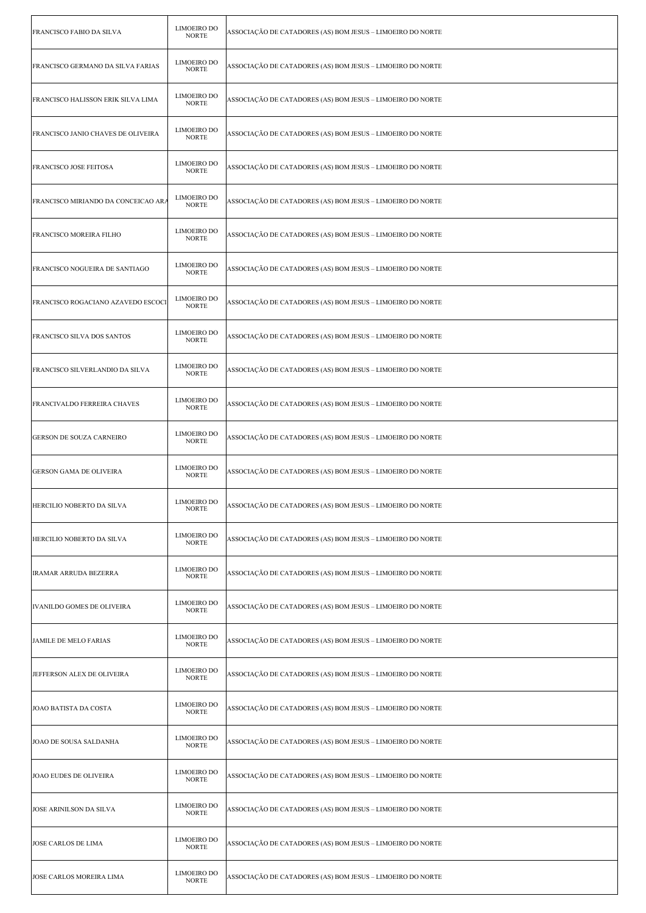| | | |
|---|---|---|
| FRANCISCO FABIO DA SILVA | LIMOEIRO DO NORTE | ASSOCIAÇÃO DE CATADORES (AS) BOM JESUS – LIMOEIRO DO NORTE |
| FRANCISCO GERMANO DA SILVA FARIAS | LIMOEIRO DO NORTE | ASSOCIAÇÃO DE CATADORES (AS) BOM JESUS – LIMOEIRO DO NORTE |
| FRANCISCO HALISSON ERIK SILVA LIMA | LIMOEIRO DO NORTE | ASSOCIAÇÃO DE CATADORES (AS) BOM JESUS – LIMOEIRO DO NORTE |
| FRANCISCO JANIO CHAVES DE OLIVEIRA | LIMOEIRO DO NORTE | ASSOCIAÇÃO DE CATADORES (AS) BOM JESUS – LIMOEIRO DO NORTE |
| FRANCISCO JOSE FEITOSA | LIMOEIRO DO NORTE | ASSOCIAÇÃO DE CATADORES (AS) BOM JESUS – LIMOEIRO DO NORTE |
| FRANCISCO MIRIANDO DA CONCEICAO ARA | LIMOEIRO DO NORTE | ASSOCIAÇÃO DE CATADORES (AS) BOM JESUS – LIMOEIRO DO NORTE |
| FRANCISCO MOREIRA FILHO | LIMOEIRO DO NORTE | ASSOCIAÇÃO DE CATADORES (AS) BOM JESUS – LIMOEIRO DO NORTE |
| FRANCISCO NOGUEIRA DE SANTIAGO | LIMOEIRO DO NORTE | ASSOCIAÇÃO DE CATADORES (AS) BOM JESUS – LIMOEIRO DO NORTE |
| FRANCISCO ROGACIANO AZAVEDO ESCOCI | LIMOEIRO DO NORTE | ASSOCIAÇÃO DE CATADORES (AS) BOM JESUS – LIMOEIRO DO NORTE |
| FRANCISCO SILVA DOS SANTOS | LIMOEIRO DO NORTE | ASSOCIAÇÃO DE CATADORES (AS) BOM JESUS – LIMOEIRO DO NORTE |
| FRANCISCO SILVERLANDIO DA SILVA | LIMOEIRO DO NORTE | ASSOCIAÇÃO DE CATADORES (AS) BOM JESUS – LIMOEIRO DO NORTE |
| FRANCIVALDO FERREIRA CHAVES | LIMOEIRO DO NORTE | ASSOCIAÇÃO DE CATADORES (AS) BOM JESUS – LIMOEIRO DO NORTE |
| GERSON DE SOUZA CARNEIRO | LIMOEIRO DO NORTE | ASSOCIAÇÃO DE CATADORES (AS) BOM JESUS – LIMOEIRO DO NORTE |
| GERSON GAMA DE OLIVEIRA | LIMOEIRO DO NORTE | ASSOCIAÇÃO DE CATADORES (AS) BOM JESUS – LIMOEIRO DO NORTE |
| HERCILIO NOBERTO DA SILVA | LIMOEIRO DO NORTE | ASSOCIAÇÃO DE CATADORES (AS) BOM JESUS – LIMOEIRO DO NORTE |
| HERCILIO NOBERTO DA SILVA | LIMOEIRO DO NORTE | ASSOCIAÇÃO DE CATADORES (AS) BOM JESUS – LIMOEIRO DO NORTE |
| IRAMAR ARRUDA BEZERRA | LIMOEIRO DO NORTE | ASSOCIAÇÃO DE CATADORES (AS) BOM JESUS – LIMOEIRO DO NORTE |
| IVANILDO GOMES DE OLIVEIRA | LIMOEIRO DO NORTE | ASSOCIAÇÃO DE CATADORES (AS) BOM JESUS – LIMOEIRO DO NORTE |
| JAMILE DE MELO FARIAS | LIMOEIRO DO NORTE | ASSOCIAÇÃO DE CATADORES (AS) BOM JESUS – LIMOEIRO DO NORTE |
| JEFFERSON ALEX DE OLIVEIRA | LIMOEIRO DO NORTE | ASSOCIAÇÃO DE CATADORES (AS) BOM JESUS – LIMOEIRO DO NORTE |
| JOAO BATISTA DA COSTA | LIMOEIRO DO NORTE | ASSOCIAÇÃO DE CATADORES (AS) BOM JESUS – LIMOEIRO DO NORTE |
| JOAO DE SOUSA SALDANHA | LIMOEIRO DO NORTE | ASSOCIAÇÃO DE CATADORES (AS) BOM JESUS – LIMOEIRO DO NORTE |
| JOAO EUDES DE OLIVEIRA | LIMOEIRO DO NORTE | ASSOCIAÇÃO DE CATADORES (AS) BOM JESUS – LIMOEIRO DO NORTE |
| JOSE ARINILSON DA SILVA | LIMOEIRO DO NORTE | ASSOCIAÇÃO DE CATADORES (AS) BOM JESUS – LIMOEIRO DO NORTE |
| JOSE CARLOS DE LIMA | LIMOEIRO DO NORTE | ASSOCIAÇÃO DE CATADORES (AS) BOM JESUS – LIMOEIRO DO NORTE |
| JOSE CARLOS MOREIRA LIMA | LIMOEIRO DO NORTE | ASSOCIAÇÃO DE CATADORES (AS) BOM JESUS – LIMOEIRO DO NORTE |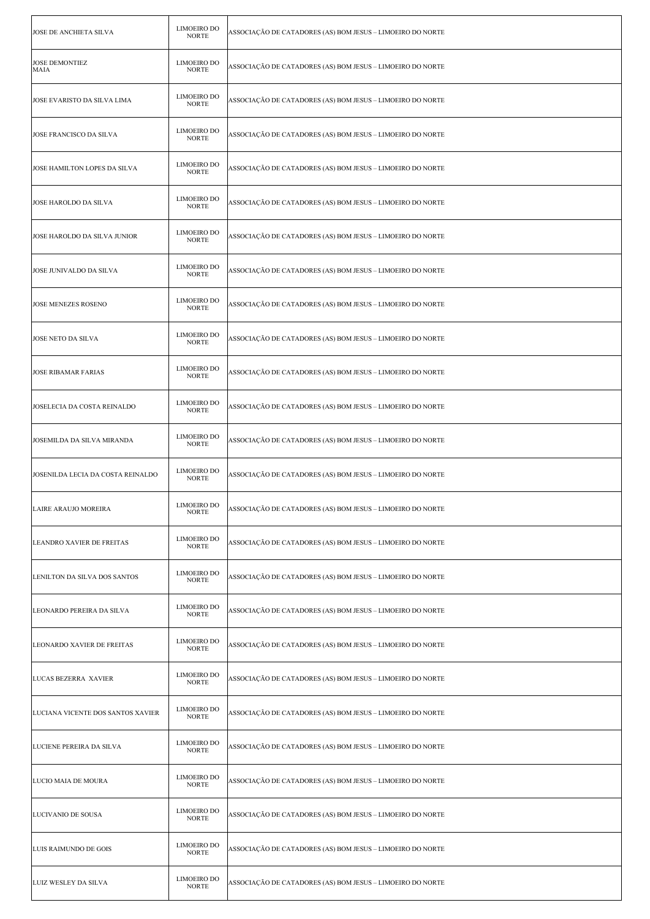| | | |
|---|---|---|
| JOSE DE ANCHIETA SILVA | LIMOEIRO DO NORTE | ASSOCIAÇÃO DE CATADORES (AS) BOM JESUS – LIMOEIRO DO NORTE |
| JOSE DEMONTIEZ MAIA | LIMOEIRO DO NORTE | ASSOCIAÇÃO DE CATADORES (AS) BOM JESUS – LIMOEIRO DO NORTE |
| JOSE EVARISTO DA SILVA LIMA | LIMOEIRO DO NORTE | ASSOCIAÇÃO DE CATADORES (AS) BOM JESUS – LIMOEIRO DO NORTE |
| JOSE FRANCISCO DA SILVA | LIMOEIRO DO NORTE | ASSOCIAÇÃO DE CATADORES (AS) BOM JESUS – LIMOEIRO DO NORTE |
| JOSE HAMILTON LOPES DA SILVA | LIMOEIRO DO NORTE | ASSOCIAÇÃO DE CATADORES (AS) BOM JESUS – LIMOEIRO DO NORTE |
| JOSE HAROLDO DA SILVA | LIMOEIRO DO NORTE | ASSOCIAÇÃO DE CATADORES (AS) BOM JESUS – LIMOEIRO DO NORTE |
| JOSE HAROLDO DA SILVA JUNIOR | LIMOEIRO DO NORTE | ASSOCIAÇÃO DE CATADORES (AS) BOM JESUS – LIMOEIRO DO NORTE |
| JOSE JUNIVALDO DA SILVA | LIMOEIRO DO NORTE | ASSOCIAÇÃO DE CATADORES (AS) BOM JESUS – LIMOEIRO DO NORTE |
| JOSE MENEZES ROSENO | LIMOEIRO DO NORTE | ASSOCIAÇÃO DE CATADORES (AS) BOM JESUS – LIMOEIRO DO NORTE |
| JOSE NETO DA SILVA | LIMOEIRO DO NORTE | ASSOCIAÇÃO DE CATADORES (AS) BOM JESUS – LIMOEIRO DO NORTE |
| JOSE RIBAMAR FARIAS | LIMOEIRO DO NORTE | ASSOCIAÇÃO DE CATADORES (AS) BOM JESUS – LIMOEIRO DO NORTE |
| JOSELECIA DA COSTA REINALDO | LIMOEIRO DO NORTE | ASSOCIAÇÃO DE CATADORES (AS) BOM JESUS – LIMOEIRO DO NORTE |
| JOSEMILDA DA SILVA MIRANDA | LIMOEIRO DO NORTE | ASSOCIAÇÃO DE CATADORES (AS) BOM JESUS – LIMOEIRO DO NORTE |
| JOSENILDA LECIA DA COSTA REINALDO | LIMOEIRO DO NORTE | ASSOCIAÇÃO DE CATADORES (AS) BOM JESUS – LIMOEIRO DO NORTE |
| LAIRE ARAUJO MOREIRA | LIMOEIRO DO NORTE | ASSOCIAÇÃO DE CATADORES (AS) BOM JESUS – LIMOEIRO DO NORTE |
| LEANDRO XAVIER DE FREITAS | LIMOEIRO DO NORTE | ASSOCIAÇÃO DE CATADORES (AS) BOM JESUS – LIMOEIRO DO NORTE |
| LENILTON DA SILVA DOS SANTOS | LIMOEIRO DO NORTE | ASSOCIAÇÃO DE CATADORES (AS) BOM JESUS – LIMOEIRO DO NORTE |
| LEONARDO PEREIRA DA SILVA | LIMOEIRO DO NORTE | ASSOCIAÇÃO DE CATADORES (AS) BOM JESUS – LIMOEIRO DO NORTE |
| LEONARDO XAVIER DE FREITAS | LIMOEIRO DO NORTE | ASSOCIAÇÃO DE CATADORES (AS) BOM JESUS – LIMOEIRO DO NORTE |
| LUCAS BEZERRA XAVIER | LIMOEIRO DO NORTE | ASSOCIAÇÃO DE CATADORES (AS) BOM JESUS – LIMOEIRO DO NORTE |
| LUCIANA VICENTE DOS SANTOS XAVIER | LIMOEIRO DO NORTE | ASSOCIAÇÃO DE CATADORES (AS) BOM JESUS – LIMOEIRO DO NORTE |
| LUCIENE PEREIRA DA SILVA | LIMOEIRO DO NORTE | ASSOCIAÇÃO DE CATADORES (AS) BOM JESUS – LIMOEIRO DO NORTE |
| LUCIO MAIA DE MOURA | LIMOEIRO DO NORTE | ASSOCIAÇÃO DE CATADORES (AS) BOM JESUS – LIMOEIRO DO NORTE |
| LUCIVANIO DE SOUSA | LIMOEIRO DO NORTE | ASSOCIAÇÃO DE CATADORES (AS) BOM JESUS – LIMOEIRO DO NORTE |
| LUIS RAIMUNDO DE GOIS | LIMOEIRO DO NORTE | ASSOCIAÇÃO DE CATADORES (AS) BOM JESUS – LIMOEIRO DO NORTE |
| LUIZ WESLEY DA SILVA | LIMOEIRO DO NORTE | ASSOCIAÇÃO DE CATADORES (AS) BOM JESUS – LIMOEIRO DO NORTE |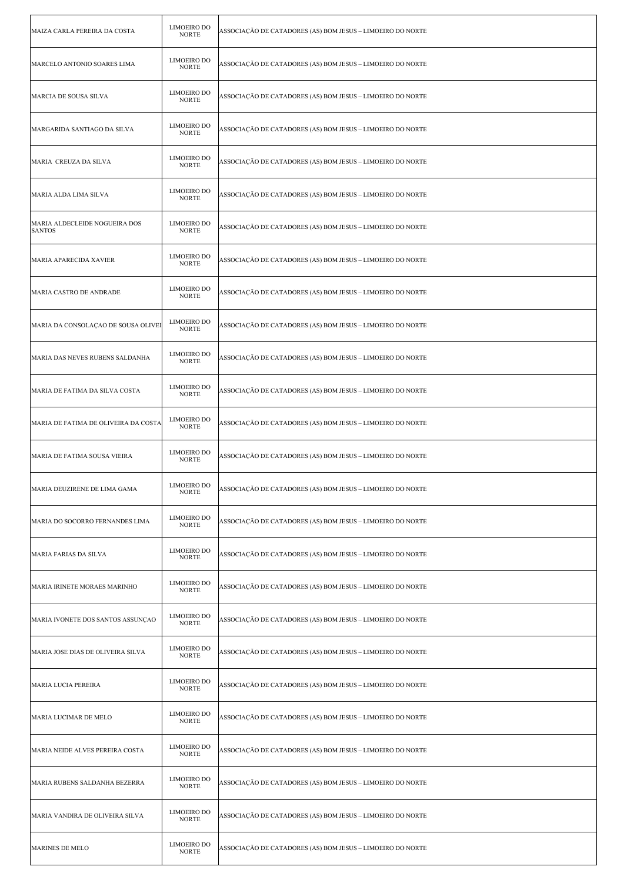| | | |
|---|---|---|
| MAIZA CARLA PEREIRA DA COSTA | LIMOEIRO DO NORTE | ASSOCIAÇÃO DE CATADORES (AS) BOM JESUS – LIMOEIRO DO NORTE |
| MARCELO ANTONIO SOARES LIMA | LIMOEIRO DO NORTE | ASSOCIAÇÃO DE CATADORES (AS) BOM JESUS – LIMOEIRO DO NORTE |
| MARCIA DE SOUSA SILVA | LIMOEIRO DO NORTE | ASSOCIAÇÃO DE CATADORES (AS) BOM JESUS – LIMOEIRO DO NORTE |
| MARGARIDA SANTIAGO DA SILVA | LIMOEIRO DO NORTE | ASSOCIAÇÃO DE CATADORES (AS) BOM JESUS – LIMOEIRO DO NORTE |
| MARIA  CREUZA DA SILVA | LIMOEIRO DO NORTE | ASSOCIAÇÃO DE CATADORES (AS) BOM JESUS – LIMOEIRO DO NORTE |
| MARIA ALDA LIMA SILVA | LIMOEIRO DO NORTE | ASSOCIAÇÃO DE CATADORES (AS) BOM JESUS – LIMOEIRO DO NORTE |
| MARIA ALDECLEIDE NOGUEIRA DOS SANTOS | LIMOEIRO DO NORTE | ASSOCIAÇÃO DE CATADORES (AS) BOM JESUS – LIMOEIRO DO NORTE |
| MARIA APARECIDA XAVIER | LIMOEIRO DO NORTE | ASSOCIAÇÃO DE CATADORES (AS) BOM JESUS – LIMOEIRO DO NORTE |
| MARIA CASTRO DE ANDRADE | LIMOEIRO DO NORTE | ASSOCIAÇÃO DE CATADORES (AS) BOM JESUS – LIMOEIRO DO NORTE |
| MARIA DA CONSOLAÇAO DE SOUSA OLIVEI | LIMOEIRO DO NORTE | ASSOCIAÇÃO DE CATADORES (AS) BOM JESUS – LIMOEIRO DO NORTE |
| MARIA DAS NEVES RUBENS SALDANHA | LIMOEIRO DO NORTE | ASSOCIAÇÃO DE CATADORES (AS) BOM JESUS – LIMOEIRO DO NORTE |
| MARIA DE FATIMA DA SILVA COSTA | LIMOEIRO DO NORTE | ASSOCIAÇÃO DE CATADORES (AS) BOM JESUS – LIMOEIRO DO NORTE |
| MARIA DE FATIMA DE OLIVEIRA DA COSTA | LIMOEIRO DO NORTE | ASSOCIAÇÃO DE CATADORES (AS) BOM JESUS – LIMOEIRO DO NORTE |
| MARIA DE FATIMA SOUSA VIEIRA | LIMOEIRO DO NORTE | ASSOCIAÇÃO DE CATADORES (AS) BOM JESUS – LIMOEIRO DO NORTE |
| MARIA DEUZIRENE DE LIMA GAMA | LIMOEIRO DO NORTE | ASSOCIAÇÃO DE CATADORES (AS) BOM JESUS – LIMOEIRO DO NORTE |
| MARIA DO SOCORRO FERNANDES LIMA | LIMOEIRO DO NORTE | ASSOCIAÇÃO DE CATADORES (AS) BOM JESUS – LIMOEIRO DO NORTE |
| MARIA FARIAS DA SILVA | LIMOEIRO DO NORTE | ASSOCIAÇÃO DE CATADORES (AS) BOM JESUS – LIMOEIRO DO NORTE |
| MARIA IRINETE MORAES MARINHO | LIMOEIRO DO NORTE | ASSOCIAÇÃO DE CATADORES (AS) BOM JESUS – LIMOEIRO DO NORTE |
| MARIA IVONETE DOS SANTOS ASSUNÇAO | LIMOEIRO DO NORTE | ASSOCIAÇÃO DE CATADORES (AS) BOM JESUS – LIMOEIRO DO NORTE |
| MARIA JOSE DIAS DE OLIVEIRA SILVA | LIMOEIRO DO NORTE | ASSOCIAÇÃO DE CATADORES (AS) BOM JESUS – LIMOEIRO DO NORTE |
| MARIA LUCIA PEREIRA | LIMOEIRO DO NORTE | ASSOCIAÇÃO DE CATADORES (AS) BOM JESUS – LIMOEIRO DO NORTE |
| MARIA LUCIMAR DE MELO | LIMOEIRO DO NORTE | ASSOCIAÇÃO DE CATADORES (AS) BOM JESUS – LIMOEIRO DO NORTE |
| MARIA NEIDE ALVES PEREIRA COSTA | LIMOEIRO DO NORTE | ASSOCIAÇÃO DE CATADORES (AS) BOM JESUS – LIMOEIRO DO NORTE |
| MARIA RUBENS SALDANHA BEZERRA | LIMOEIRO DO NORTE | ASSOCIAÇÃO DE CATADORES (AS) BOM JESUS – LIMOEIRO DO NORTE |
| MARIA VANDIRA DE OLIVEIRA SILVA | LIMOEIRO DO NORTE | ASSOCIAÇÃO DE CATADORES (AS) BOM JESUS – LIMOEIRO DO NORTE |
| MARINES DE MELO | LIMOEIRO DO NORTE | ASSOCIAÇÃO DE CATADORES (AS) BOM JESUS – LIMOEIRO DO NORTE |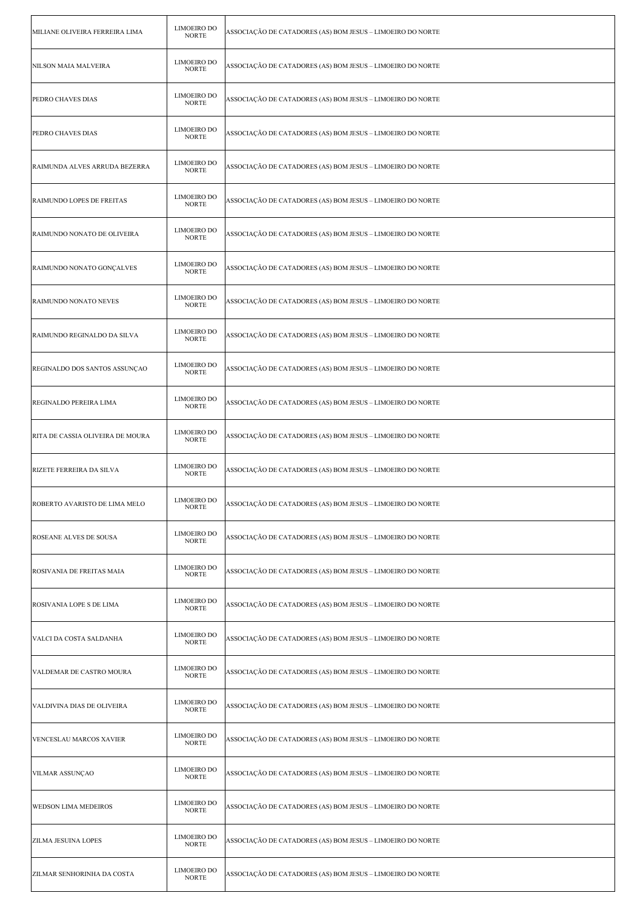| | | |
|---|---|---|
| MILIANE OLIVEIRA FERREIRA LIMA | LIMOEIRO DO NORTE | ASSOCIAÇÃO DE CATADORES (AS) BOM JESUS – LIMOEIRO DO NORTE |
| NILSON MAIA MALVEIRA | LIMOEIRO DO NORTE | ASSOCIAÇÃO DE CATADORES (AS) BOM JESUS – LIMOEIRO DO NORTE |
| PEDRO CHAVES DIAS | LIMOEIRO DO NORTE | ASSOCIAÇÃO DE CATADORES (AS) BOM JESUS – LIMOEIRO DO NORTE |
| PEDRO CHAVES DIAS | LIMOEIRO DO NORTE | ASSOCIAÇÃO DE CATADORES (AS) BOM JESUS – LIMOEIRO DO NORTE |
| RAIMUNDA ALVES ARRUDA BEZERRA | LIMOEIRO DO NORTE | ASSOCIAÇÃO DE CATADORES (AS) BOM JESUS – LIMOEIRO DO NORTE |
| RAIMUNDO LOPES DE FREITAS | LIMOEIRO DO NORTE | ASSOCIAÇÃO DE CATADORES (AS) BOM JESUS – LIMOEIRO DO NORTE |
| RAIMUNDO NONATO DE OLIVEIRA | LIMOEIRO DO NORTE | ASSOCIAÇÃO DE CATADORES (AS) BOM JESUS – LIMOEIRO DO NORTE |
| RAIMUNDO NONATO GONÇALVES | LIMOEIRO DO NORTE | ASSOCIAÇÃO DE CATADORES (AS) BOM JESUS – LIMOEIRO DO NORTE |
| RAIMUNDO NONATO NEVES | LIMOEIRO DO NORTE | ASSOCIAÇÃO DE CATADORES (AS) BOM JESUS – LIMOEIRO DO NORTE |
| RAIMUNDO REGINALDO DA SILVA | LIMOEIRO DO NORTE | ASSOCIAÇÃO DE CATADORES (AS) BOM JESUS – LIMOEIRO DO NORTE |
| REGINALDO DOS SANTOS ASSUNÇAO | LIMOEIRO DO NORTE | ASSOCIAÇÃO DE CATADORES (AS) BOM JESUS – LIMOEIRO DO NORTE |
| REGINALDO PEREIRA LIMA | LIMOEIRO DO NORTE | ASSOCIAÇÃO DE CATADORES (AS) BOM JESUS – LIMOEIRO DO NORTE |
| RITA DE CASSIA OLIVEIRA DE MOURA | LIMOEIRO DO NORTE | ASSOCIAÇÃO DE CATADORES (AS) BOM JESUS – LIMOEIRO DO NORTE |
| RIZETE FERREIRA DA SILVA | LIMOEIRO DO NORTE | ASSOCIAÇÃO DE CATADORES (AS) BOM JESUS – LIMOEIRO DO NORTE |
| ROBERTO AVARISTO DE LIMA MELO | LIMOEIRO DO NORTE | ASSOCIAÇÃO DE CATADORES (AS) BOM JESUS – LIMOEIRO DO NORTE |
| ROSEANE ALVES DE SOUSA | LIMOEIRO DO NORTE | ASSOCIAÇÃO DE CATADORES (AS) BOM JESUS – LIMOEIRO DO NORTE |
| ROSIVANIA DE FREITAS MAIA | LIMOEIRO DO NORTE | ASSOCIAÇÃO DE CATADORES (AS) BOM JESUS – LIMOEIRO DO NORTE |
| ROSIVANIA LOPE S DE LIMA | LIMOEIRO DO NORTE | ASSOCIAÇÃO DE CATADORES (AS) BOM JESUS – LIMOEIRO DO NORTE |
| VALCI DA COSTA SALDANHA | LIMOEIRO DO NORTE | ASSOCIAÇÃO DE CATADORES (AS) BOM JESUS – LIMOEIRO DO NORTE |
| VALDEMAR DE CASTRO MOURA | LIMOEIRO DO NORTE | ASSOCIAÇÃO DE CATADORES (AS) BOM JESUS – LIMOEIRO DO NORTE |
| VALDIVINA DIAS DE OLIVEIRA | LIMOEIRO DO NORTE | ASSOCIAÇÃO DE CATADORES (AS) BOM JESUS – LIMOEIRO DO NORTE |
| VENCESLAU MARCOS XAVIER | LIMOEIRO DO NORTE | ASSOCIAÇÃO DE CATADORES (AS) BOM JESUS – LIMOEIRO DO NORTE |
| VILMAR ASSUNÇAO | LIMOEIRO DO NORTE | ASSOCIAÇÃO DE CATADORES (AS) BOM JESUS – LIMOEIRO DO NORTE |
| WEDSON LIMA MEDEIROS | LIMOEIRO DO NORTE | ASSOCIAÇÃO DE CATADORES (AS) BOM JESUS – LIMOEIRO DO NORTE |
| ZILMA JESUINA LOPES | LIMOEIRO DO NORTE | ASSOCIAÇÃO DE CATADORES (AS) BOM JESUS – LIMOEIRO DO NORTE |
| ZILMAR SENHORINHA DA COSTA | LIMOEIRO DO NORTE | ASSOCIAÇÃO DE CATADORES (AS) BOM JESUS – LIMOEIRO DO NORTE |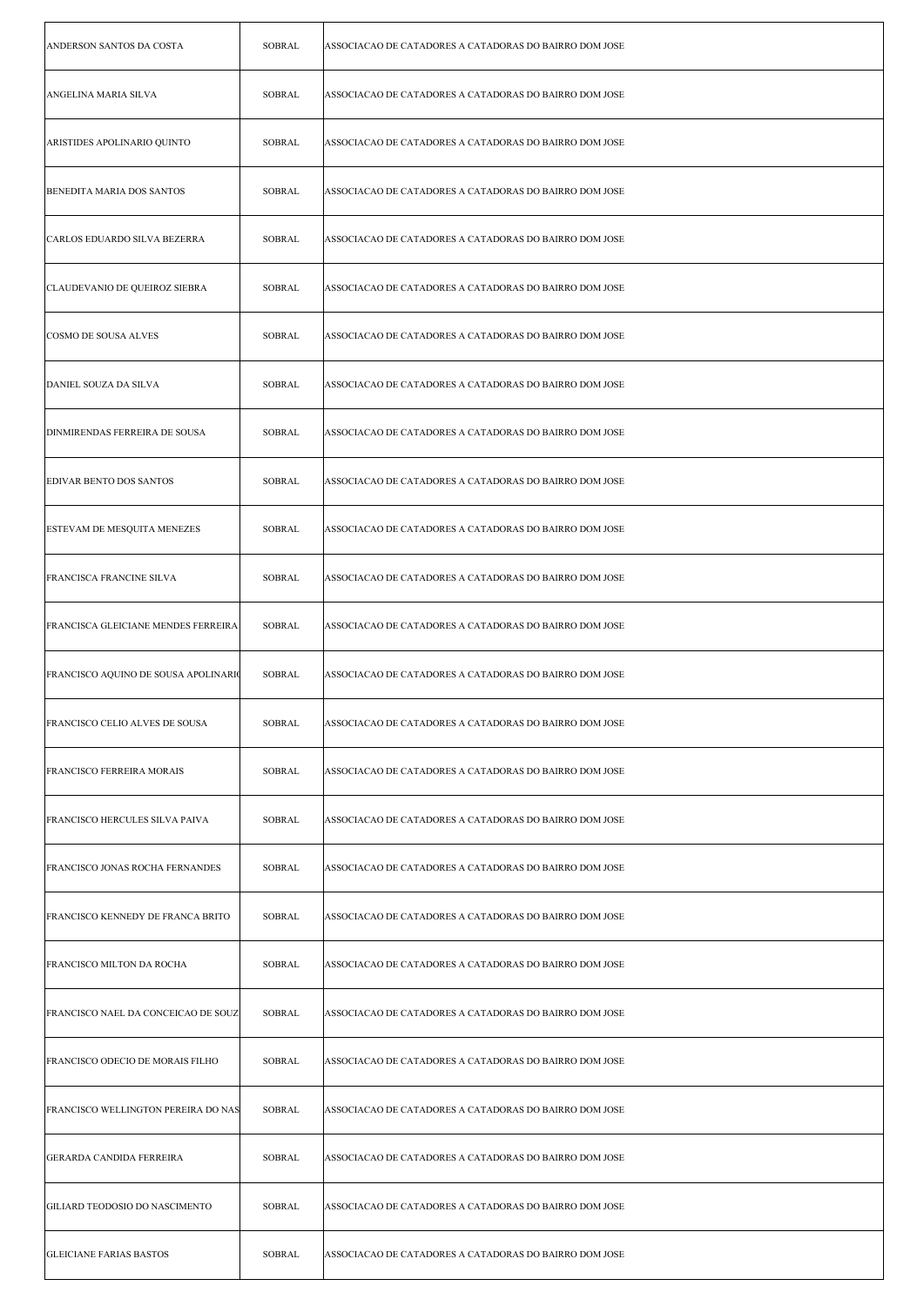| | | |
|---|---|---|
| ANDERSON SANTOS DA COSTA | SOBRAL | ASSOCIACAO DE CATADORES A CATADORAS DO BAIRRO DOM JOSE |
| ANGELINA MARIA SILVA | SOBRAL | ASSOCIACAO DE CATADORES A CATADORAS DO BAIRRO DOM JOSE |
| ARISTIDES APOLINARIO QUINTO | SOBRAL | ASSOCIACAO DE CATADORES A CATADORAS DO BAIRRO DOM JOSE |
| BENEDITA MARIA DOS SANTOS | SOBRAL | ASSOCIACAO DE CATADORES A CATADORAS DO BAIRRO DOM JOSE |
| CARLOS EDUARDO SILVA BEZERRA | SOBRAL | ASSOCIACAO DE CATADORES A CATADORAS DO BAIRRO DOM JOSE |
| CLAUDEVANIO DE QUEIROZ SIEBRA | SOBRAL | ASSOCIACAO DE CATADORES A CATADORAS DO BAIRRO DOM JOSE |
| COSMO DE SOUSA ALVES | SOBRAL | ASSOCIACAO DE CATADORES A CATADORAS DO BAIRRO DOM JOSE |
| DANIEL SOUZA DA SILVA | SOBRAL | ASSOCIACAO DE CATADORES A CATADORAS DO BAIRRO DOM JOSE |
| DINMIRENDAS FERREIRA DE SOUSA | SOBRAL | ASSOCIACAO DE CATADORES A CATADORAS DO BAIRRO DOM JOSE |
| EDIVAR BENTO DOS SANTOS | SOBRAL | ASSOCIACAO DE CATADORES A CATADORAS DO BAIRRO DOM JOSE |
| ESTEVAM DE MESQUITA MENEZES | SOBRAL | ASSOCIACAO DE CATADORES A CATADORAS DO BAIRRO DOM JOSE |
| FRANCISCA FRANCINE SILVA | SOBRAL | ASSOCIACAO DE CATADORES A CATADORAS DO BAIRRO DOM JOSE |
| FRANCISCA GLEICIANE MENDES FERREIRA | SOBRAL | ASSOCIACAO DE CATADORES A CATADORAS DO BAIRRO DOM JOSE |
| FRANCISCO AQUINO DE SOUSA APOLINARIO | SOBRAL | ASSOCIACAO DE CATADORES A CATADORAS DO BAIRRO DOM JOSE |
| FRANCISCO CELIO ALVES DE SOUSA | SOBRAL | ASSOCIACAO DE CATADORES A CATADORAS DO BAIRRO DOM JOSE |
| FRANCISCO FERREIRA MORAIS | SOBRAL | ASSOCIACAO DE CATADORES A CATADORAS DO BAIRRO DOM JOSE |
| FRANCISCO HERCULES SILVA PAIVA | SOBRAL | ASSOCIACAO DE CATADORES A CATADORAS DO BAIRRO DOM JOSE |
| FRANCISCO JONAS ROCHA FERNANDES | SOBRAL | ASSOCIACAO DE CATADORES A CATADORAS DO BAIRRO DOM JOSE |
| FRANCISCO KENNEDY DE FRANCA BRITO | SOBRAL | ASSOCIACAO DE CATADORES A CATADORAS DO BAIRRO DOM JOSE |
| FRANCISCO MILTON DA ROCHA | SOBRAL | ASSOCIACAO DE CATADORES A CATADORAS DO BAIRRO DOM JOSE |
| FRANCISCO NAEL DA CONCEICAO DE SOUZ | SOBRAL | ASSOCIACAO DE CATADORES A CATADORAS DO BAIRRO DOM JOSE |
| FRANCISCO ODECIO DE MORAIS FILHO | SOBRAL | ASSOCIACAO DE CATADORES A CATADORAS DO BAIRRO DOM JOSE |
| FRANCISCO WELLINGTON PEREIRA DO NAS | SOBRAL | ASSOCIACAO DE CATADORES A CATADORAS DO BAIRRO DOM JOSE |
| GERARDA CANDIDA FERREIRA | SOBRAL | ASSOCIACAO DE CATADORES A CATADORAS DO BAIRRO DOM JOSE |
| GILIARD TEODOSIO DO NASCIMENTO | SOBRAL | ASSOCIACAO DE CATADORES A CATADORAS DO BAIRRO DOM JOSE |
| GLEICIANE FARIAS BASTOS | SOBRAL | ASSOCIACAO DE CATADORES A CATADORAS DO BAIRRO DOM JOSE |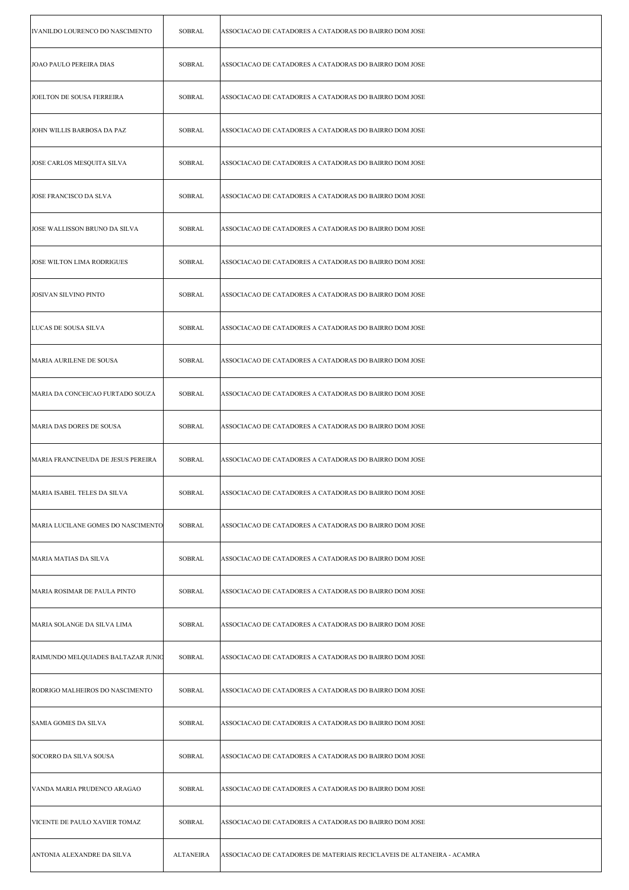| | | |
|---|---|---|
| IVANILDO LOURENCO DO NASCIMENTO | SOBRAL | ASSOCIACAO DE CATADORES A CATADORAS DO BAIRRO DOM JOSE |
| JOAO PAULO PEREIRA DIAS | SOBRAL | ASSOCIACAO DE CATADORES A CATADORAS DO BAIRRO DOM JOSE |
| JOELTON DE SOUSA FERREIRA | SOBRAL | ASSOCIACAO DE CATADORES A CATADORAS DO BAIRRO DOM JOSE |
| JOHN WILLIS BARBOSA DA PAZ | SOBRAL | ASSOCIACAO DE CATADORES A CATADORAS DO BAIRRO DOM JOSE |
| JOSE CARLOS MESQUITA SILVA | SOBRAL | ASSOCIACAO DE CATADORES A CATADORAS DO BAIRRO DOM JOSE |
| JOSE FRANCISCO DA SLVA | SOBRAL | ASSOCIACAO DE CATADORES A CATADORAS DO BAIRRO DOM JOSE |
| JOSE WALLISSON BRUNO DA SILVA | SOBRAL | ASSOCIACAO DE CATADORES A CATADORAS DO BAIRRO DOM JOSE |
| JOSE WILTON LIMA RODRIGUES | SOBRAL | ASSOCIACAO DE CATADORES A CATADORAS DO BAIRRO DOM JOSE |
| JOSIVAN SILVINO PINTO | SOBRAL | ASSOCIACAO DE CATADORES A CATADORAS DO BAIRRO DOM JOSE |
| LUCAS DE SOUSA SILVA | SOBRAL | ASSOCIACAO DE CATADORES A CATADORAS DO BAIRRO DOM JOSE |
| MARIA AURILENE DE SOUSA | SOBRAL | ASSOCIACAO DE CATADORES A CATADORAS DO BAIRRO DOM JOSE |
| MARIA DA CONCEICAO FURTADO SOUZA | SOBRAL | ASSOCIACAO DE CATADORES A CATADORAS DO BAIRRO DOM JOSE |
| MARIA DAS DORES DE SOUSA | SOBRAL | ASSOCIACAO DE CATADORES A CATADORAS DO BAIRRO DOM JOSE |
| MARIA FRANCINEUDA DE JESUS PEREIRA | SOBRAL | ASSOCIACAO DE CATADORES A CATADORAS DO BAIRRO DOM JOSE |
| MARIA ISABEL TELES DA SILVA | SOBRAL | ASSOCIACAO DE CATADORES A CATADORAS DO BAIRRO DOM JOSE |
| MARIA LUCILANE GOMES DO NASCIMENTO | SOBRAL | ASSOCIACAO DE CATADORES A CATADORAS DO BAIRRO DOM JOSE |
| MARIA MATIAS DA SILVA | SOBRAL | ASSOCIACAO DE CATADORES A CATADORAS DO BAIRRO DOM JOSE |
| MARIA ROSIMAR DE PAULA PINTO | SOBRAL | ASSOCIACAO DE CATADORES A CATADORAS DO BAIRRO DOM JOSE |
| MARIA SOLANGE DA SILVA LIMA | SOBRAL | ASSOCIACAO DE CATADORES A CATADORAS DO BAIRRO DOM JOSE |
| RAIMUNDO MELQUIADES BALTAZAR JUNIO | SOBRAL | ASSOCIACAO DE CATADORES A CATADORAS DO BAIRRO DOM JOSE |
| RODRIGO MALHEIROS DO NASCIMENTO | SOBRAL | ASSOCIACAO DE CATADORES A CATADORAS DO BAIRRO DOM JOSE |
| SAMIA GOMES DA SILVA | SOBRAL | ASSOCIACAO DE CATADORES A CATADORAS DO BAIRRO DOM JOSE |
| SOCORRO DA SILVA SOUSA | SOBRAL | ASSOCIACAO DE CATADORES A CATADORAS DO BAIRRO DOM JOSE |
| VANDA MARIA PRUDENCO ARAGAO | SOBRAL | ASSOCIACAO DE CATADORES A CATADORAS DO BAIRRO DOM JOSE |
| VICENTE DE PAULO XAVIER TOMAZ | SOBRAL | ASSOCIACAO DE CATADORES A CATADORAS DO BAIRRO DOM JOSE |
| ANTONIA ALEXANDRE DA SILVA | ALTANEIRA | ASSOCIACAO DE CATADORES DE MATERIAIS RECICLAVEIS DE ALTANEIRA - ACAMRA |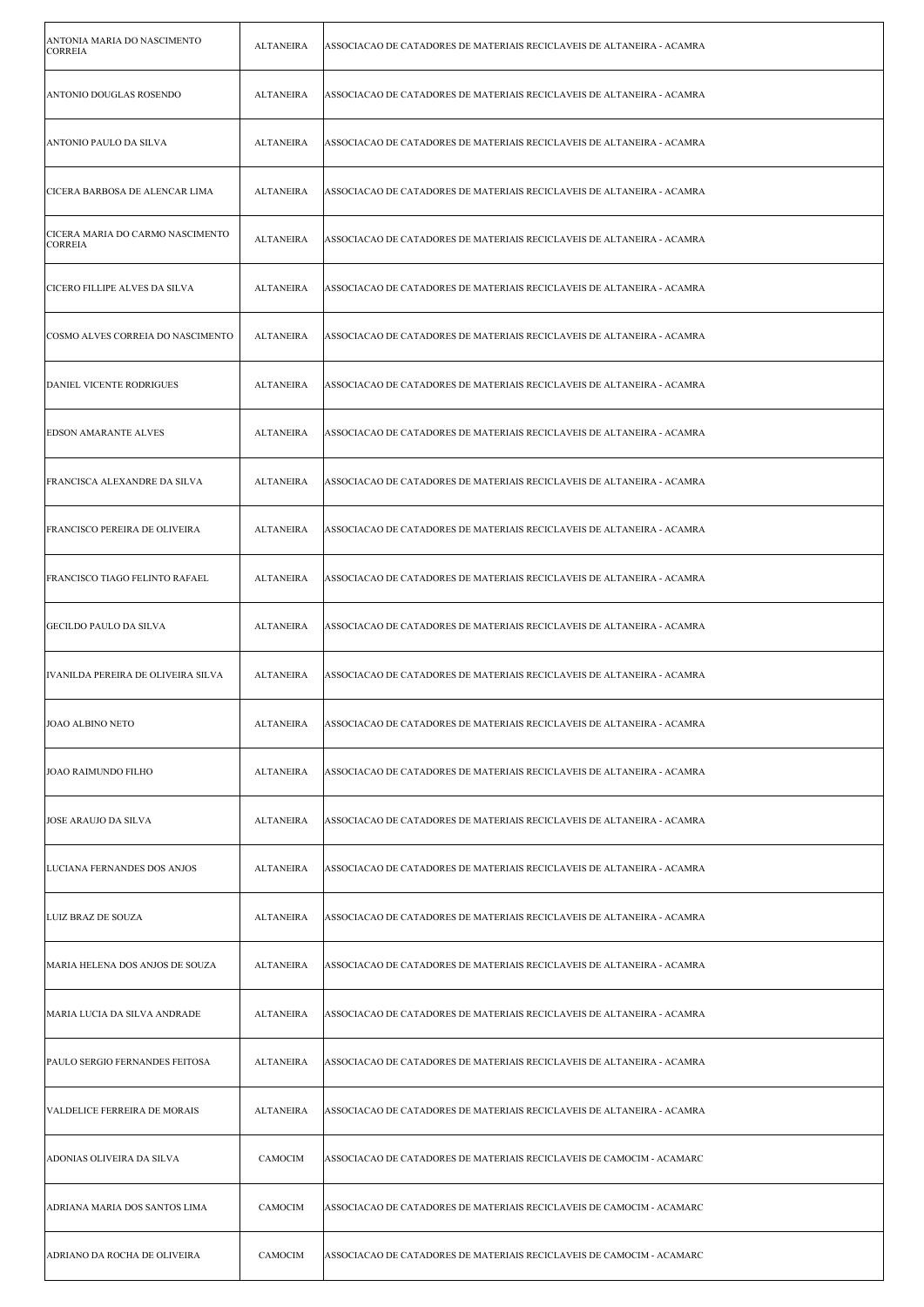| | | |
|---|---|---|
| ANTONIA MARIA DO NASCIMENTO CORREIA | ALTANEIRA | ASSOCIACAO DE CATADORES DE MATERIAIS RECICLAVEIS DE ALTANEIRA - ACAMRA |
| ANTONIO DOUGLAS ROSENDO | ALTANEIRA | ASSOCIACAO DE CATADORES DE MATERIAIS RECICLAVEIS DE ALTANEIRA - ACAMRA |
| ANTONIO PAULO DA SILVA | ALTANEIRA | ASSOCIACAO DE CATADORES DE MATERIAIS RECICLAVEIS DE ALTANEIRA - ACAMRA |
| CICERA BARBOSA DE ALENCAR LIMA | ALTANEIRA | ASSOCIACAO DE CATADORES DE MATERIAIS RECICLAVEIS DE ALTANEIRA - ACAMRA |
| CICERA MARIA DO CARMO NASCIMENTO CORREIA | ALTANEIRA | ASSOCIACAO DE CATADORES DE MATERIAIS RECICLAVEIS DE ALTANEIRA - ACAMRA |
| CICERO FILLIPE ALVES DA SILVA | ALTANEIRA | ASSOCIACAO DE CATADORES DE MATERIAIS RECICLAVEIS DE ALTANEIRA - ACAMRA |
| COSMO ALVES CORREIA DO NASCIMENTO | ALTANEIRA | ASSOCIACAO DE CATADORES DE MATERIAIS RECICLAVEIS DE ALTANEIRA - ACAMRA |
| DANIEL VICENTE RODRIGUES | ALTANEIRA | ASSOCIACAO DE CATADORES DE MATERIAIS RECICLAVEIS DE ALTANEIRA - ACAMRA |
| EDSON AMARANTE ALVES | ALTANEIRA | ASSOCIACAO DE CATADORES DE MATERIAIS RECICLAVEIS DE ALTANEIRA - ACAMRA |
| FRANCISCA ALEXANDRE DA SILVA | ALTANEIRA | ASSOCIACAO DE CATADORES DE MATERIAIS RECICLAVEIS DE ALTANEIRA - ACAMRA |
| FRANCISCO PEREIRA DE OLIVEIRA | ALTANEIRA | ASSOCIACAO DE CATADORES DE MATERIAIS RECICLAVEIS DE ALTANEIRA - ACAMRA |
| FRANCISCO TIAGO FELINTO RAFAEL | ALTANEIRA | ASSOCIACAO DE CATADORES DE MATERIAIS RECICLAVEIS DE ALTANEIRA - ACAMRA |
| GECILDO PAULO DA SILVA | ALTANEIRA | ASSOCIACAO DE CATADORES DE MATERIAIS RECICLAVEIS DE ALTANEIRA - ACAMRA |
| IVANILDA PEREIRA DE OLIVEIRA SILVA | ALTANEIRA | ASSOCIACAO DE CATADORES DE MATERIAIS RECICLAVEIS DE ALTANEIRA - ACAMRA |
| JOAO ALBINO NETO | ALTANEIRA | ASSOCIACAO DE CATADORES DE MATERIAIS RECICLAVEIS DE ALTANEIRA - ACAMRA |
| JOAO RAIMUNDO FILHO | ALTANEIRA | ASSOCIACAO DE CATADORES DE MATERIAIS RECICLAVEIS DE ALTANEIRA - ACAMRA |
| JOSE ARAUJO DA SILVA | ALTANEIRA | ASSOCIACAO DE CATADORES DE MATERIAIS RECICLAVEIS DE ALTANEIRA - ACAMRA |
| LUCIANA FERNANDES DOS ANJOS | ALTANEIRA | ASSOCIACAO DE CATADORES DE MATERIAIS RECICLAVEIS DE ALTANEIRA - ACAMRA |
| LUIZ BRAZ DE SOUZA | ALTANEIRA | ASSOCIACAO DE CATADORES DE MATERIAIS RECICLAVEIS DE ALTANEIRA - ACAMRA |
| MARIA HELENA DOS ANJOS DE SOUZA | ALTANEIRA | ASSOCIACAO DE CATADORES DE MATERIAIS RECICLAVEIS DE ALTANEIRA - ACAMRA |
| MARIA LUCIA DA SILVA ANDRADE | ALTANEIRA | ASSOCIACAO DE CATADORES DE MATERIAIS RECICLAVEIS DE ALTANEIRA - ACAMRA |
| PAULO SERGIO FERNANDES FEITOSA | ALTANEIRA | ASSOCIACAO DE CATADORES DE MATERIAIS RECICLAVEIS DE ALTANEIRA - ACAMRA |
| VALDELICE FERREIRA DE MORAIS | ALTANEIRA | ASSOCIACAO DE CATADORES DE MATERIAIS RECICLAVEIS DE ALTANEIRA - ACAMRA |
| ADONIAS OLIVEIRA DA SILVA | CAMOCIM | ASSOCIACAO DE CATADORES DE MATERIAIS RECICLAVEIS DE CAMOCIM - ACAMARC |
| ADRIANA MARIA DOS SANTOS LIMA | CAMOCIM | ASSOCIACAO DE CATADORES DE MATERIAIS RECICLAVEIS DE CAMOCIM - ACAMARC |
| ADRIANO DA ROCHA DE OLIVEIRA | CAMOCIM | ASSOCIACAO DE CATADORES DE MATERIAIS RECICLAVEIS DE CAMOCIM - ACAMARC |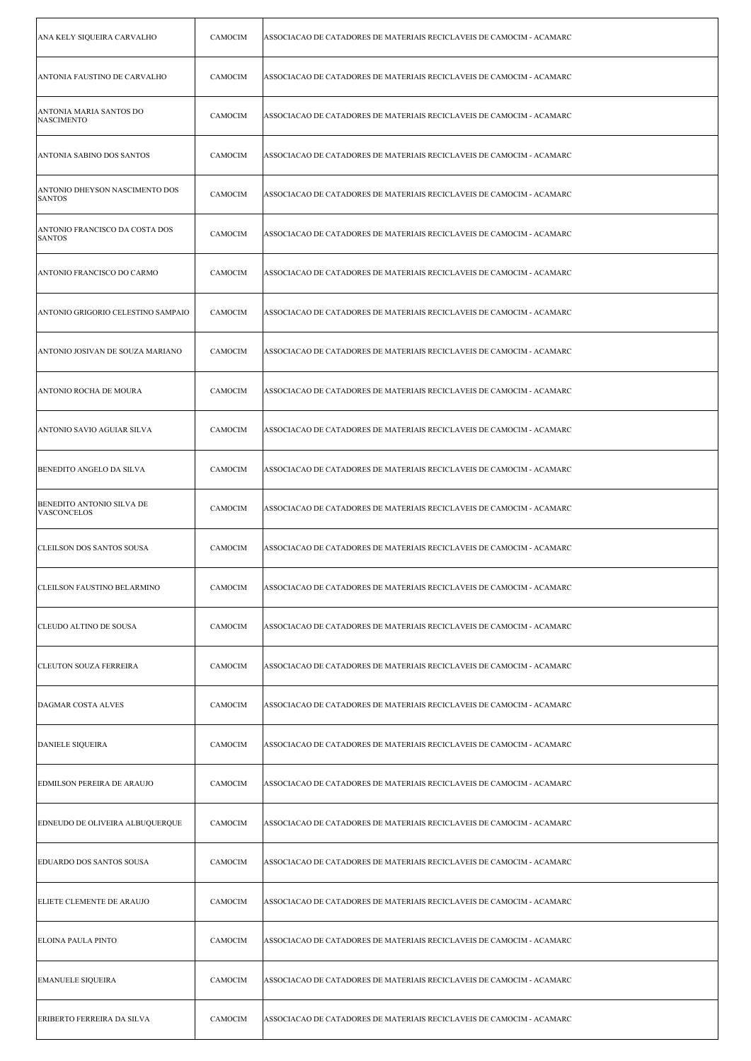| | | |
|---|---|---|
| ANA KELY SIQUEIRA CARVALHO | CAMOCIM | ASSOCIACAO DE CATADORES DE MATERIAIS RECICLAVEIS DE CAMOCIM - ACAMARC |
| ANTONIA FAUSTINO DE CARVALHO | CAMOCIM | ASSOCIACAO DE CATADORES DE MATERIAIS RECICLAVEIS DE CAMOCIM - ACAMARC |
| ANTONIA MARIA SANTOS DO NASCIMENTO | CAMOCIM | ASSOCIACAO DE CATADORES DE MATERIAIS RECICLAVEIS DE CAMOCIM - ACAMARC |
| ANTONIA SABINO DOS SANTOS | CAMOCIM | ASSOCIACAO DE CATADORES DE MATERIAIS RECICLAVEIS DE CAMOCIM - ACAMARC |
| ANTONIO DHEYSON NASCIMENTO DOS SANTOS | CAMOCIM | ASSOCIACAO DE CATADORES DE MATERIAIS RECICLAVEIS DE CAMOCIM - ACAMARC |
| ANTONIO FRANCISCO DA COSTA DOS SANTOS | CAMOCIM | ASSOCIACAO DE CATADORES DE MATERIAIS RECICLAVEIS DE CAMOCIM - ACAMARC |
| ANTONIO FRANCISCO DO CARMO | CAMOCIM | ASSOCIACAO DE CATADORES DE MATERIAIS RECICLAVEIS DE CAMOCIM - ACAMARC |
| ANTONIO GRIGORIO CELESTINO SAMPAIO | CAMOCIM | ASSOCIACAO DE CATADORES DE MATERIAIS RECICLAVEIS DE CAMOCIM - ACAMARC |
| ANTONIO JOSIVAN DE SOUZA MARIANO | CAMOCIM | ASSOCIACAO DE CATADORES DE MATERIAIS RECICLAVEIS DE CAMOCIM - ACAMARC |
| ANTONIO ROCHA DE MOURA | CAMOCIM | ASSOCIACAO DE CATADORES DE MATERIAIS RECICLAVEIS DE CAMOCIM - ACAMARC |
| ANTONIO SAVIO AGUIAR SILVA | CAMOCIM | ASSOCIACAO DE CATADORES DE MATERIAIS RECICLAVEIS DE CAMOCIM - ACAMARC |
| BENEDITO ANGELO DA SILVA | CAMOCIM | ASSOCIACAO DE CATADORES DE MATERIAIS RECICLAVEIS DE CAMOCIM - ACAMARC |
| BENEDITO ANTONIO SILVA DE VASCONCELOS | CAMOCIM | ASSOCIACAO DE CATADORES DE MATERIAIS RECICLAVEIS DE CAMOCIM - ACAMARC |
| CLEILSON DOS SANTOS SOUSA | CAMOCIM | ASSOCIACAO DE CATADORES DE MATERIAIS RECICLAVEIS DE CAMOCIM - ACAMARC |
| CLEILSON FAUSTINO BELARMINO | CAMOCIM | ASSOCIACAO DE CATADORES DE MATERIAIS RECICLAVEIS DE CAMOCIM - ACAMARC |
| CLEUDO ALTINO DE SOUSA | CAMOCIM | ASSOCIACAO DE CATADORES DE MATERIAIS RECICLAVEIS DE CAMOCIM - ACAMARC |
| CLEUTON SOUZA FERREIRA | CAMOCIM | ASSOCIACAO DE CATADORES DE MATERIAIS RECICLAVEIS DE CAMOCIM - ACAMARC |
| DAGMAR COSTA ALVES | CAMOCIM | ASSOCIACAO DE CATADORES DE MATERIAIS RECICLAVEIS DE CAMOCIM - ACAMARC |
| DANIELE SIQUEIRA | CAMOCIM | ASSOCIACAO DE CATADORES DE MATERIAIS RECICLAVEIS DE CAMOCIM - ACAMARC |
| EDMILSON PEREIRA DE ARAUJO | CAMOCIM | ASSOCIACAO DE CATADORES DE MATERIAIS RECICLAVEIS DE CAMOCIM - ACAMARC |
| EDNEUDO DE OLIVEIRA ALBUQUERQUE | CAMOCIM | ASSOCIACAO DE CATADORES DE MATERIAIS RECICLAVEIS DE CAMOCIM - ACAMARC |
| EDUARDO DOS SANTOS SOUSA | CAMOCIM | ASSOCIACAO DE CATADORES DE MATERIAIS RECICLAVEIS DE CAMOCIM - ACAMARC |
| ELIETE CLEMENTE DE ARAUJO | CAMOCIM | ASSOCIACAO DE CATADORES DE MATERIAIS RECICLAVEIS DE CAMOCIM - ACAMARC |
| ELOINA PAULA PINTO | CAMOCIM | ASSOCIACAO DE CATADORES DE MATERIAIS RECICLAVEIS DE CAMOCIM - ACAMARC |
| EMANUELE SIQUEIRA | CAMOCIM | ASSOCIACAO DE CATADORES DE MATERIAIS RECICLAVEIS DE CAMOCIM - ACAMARC |
| ERIBERTO FERREIRA DA SILVA | CAMOCIM | ASSOCIACAO DE CATADORES DE MATERIAIS RECICLAVEIS DE CAMOCIM - ACAMARC |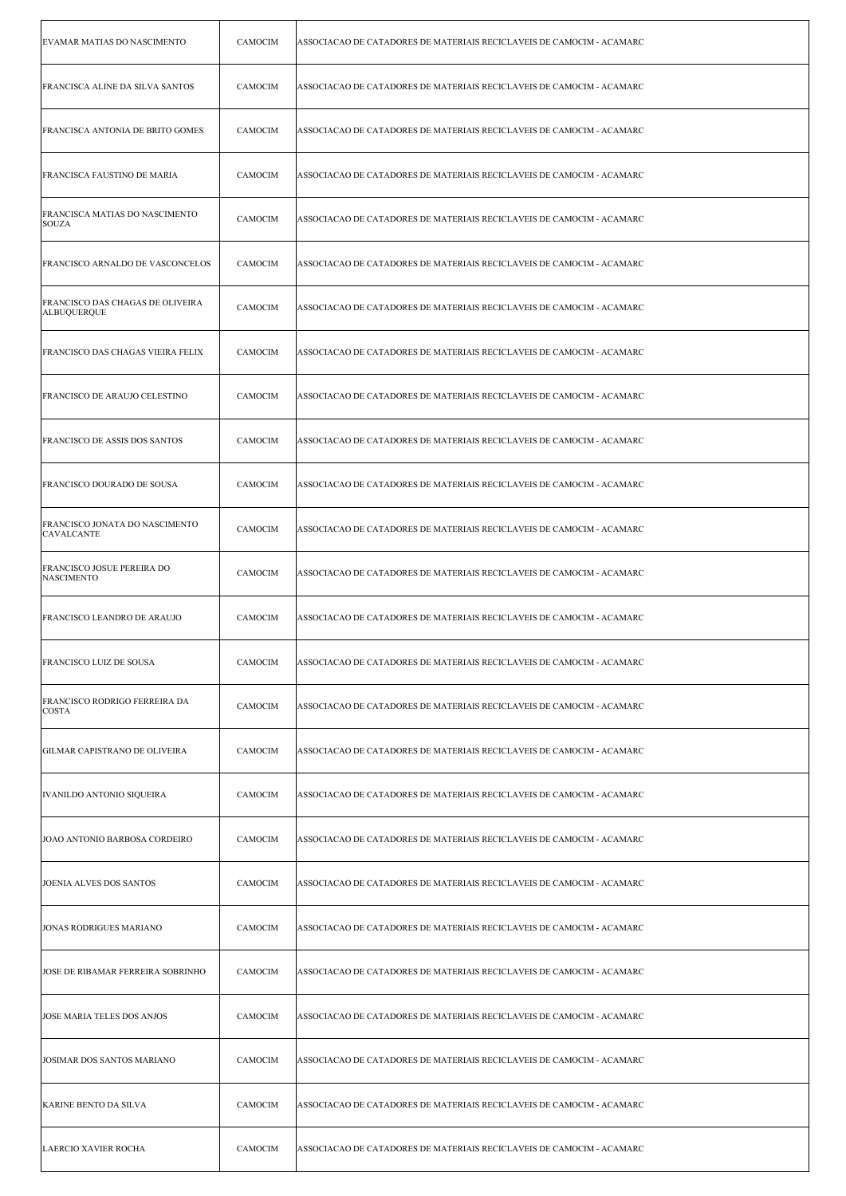| | | |
|---|---|---|
| EVAMAR MATIAS DO NASCIMENTO | CAMOCIM | ASSOCIACAO DE CATADORES DE MATERIAIS RECICLAVEIS DE CAMOCIM - ACAMARC |
| FRANCISCA ALINE DA SILVA SANTOS | CAMOCIM | ASSOCIACAO DE CATADORES DE MATERIAIS RECICLAVEIS DE CAMOCIM - ACAMARC |
| FRANCISCA ANTONIA DE BRITO GOMES | CAMOCIM | ASSOCIACAO DE CATADORES DE MATERIAIS RECICLAVEIS DE CAMOCIM - ACAMARC |
| FRANCISCA FAUSTINO DE MARIA | CAMOCIM | ASSOCIACAO DE CATADORES DE MATERIAIS RECICLAVEIS DE CAMOCIM - ACAMARC |
| FRANCISCA MATIAS DO NASCIMENTO SOUZA | CAMOCIM | ASSOCIACAO DE CATADORES DE MATERIAIS RECICLAVEIS DE CAMOCIM - ACAMARC |
| FRANCISCO ARNALDO DE VASCONCELOS | CAMOCIM | ASSOCIACAO DE CATADORES DE MATERIAIS RECICLAVEIS DE CAMOCIM - ACAMARC |
| FRANCISCO DAS CHAGAS DE OLIVEIRA ALBUQUERQUE | CAMOCIM | ASSOCIACAO DE CATADORES DE MATERIAIS RECICLAVEIS DE CAMOCIM - ACAMARC |
| FRANCISCO DAS CHAGAS VIEIRA FELIX | CAMOCIM | ASSOCIACAO DE CATADORES DE MATERIAIS RECICLAVEIS DE CAMOCIM - ACAMARC |
| FRANCISCO DE ARAUJO CELESTINO | CAMOCIM | ASSOCIACAO DE CATADORES DE MATERIAIS RECICLAVEIS DE CAMOCIM - ACAMARC |
| FRANCISCO DE ASSIS DOS SANTOS | CAMOCIM | ASSOCIACAO DE CATADORES DE MATERIAIS RECICLAVEIS DE CAMOCIM - ACAMARC |
| FRANCISCO DOURADO DE SOUSA | CAMOCIM | ASSOCIACAO DE CATADORES DE MATERIAIS RECICLAVEIS DE CAMOCIM - ACAMARC |
| FRANCISCO JONATA DO NASCIMENTO CAVALCANTE | CAMOCIM | ASSOCIACAO DE CATADORES DE MATERIAIS RECICLAVEIS DE CAMOCIM - ACAMARC |
| FRANCISCO JOSUE PEREIRA DO NASCIMENTO | CAMOCIM | ASSOCIACAO DE CATADORES DE MATERIAIS RECICLAVEIS DE CAMOCIM - ACAMARC |
| FRANCISCO LEANDRO DE ARAUJO | CAMOCIM | ASSOCIACAO DE CATADORES DE MATERIAIS RECICLAVEIS DE CAMOCIM - ACAMARC |
| FRANCISCO LUIZ DE SOUSA | CAMOCIM | ASSOCIACAO DE CATADORES DE MATERIAIS RECICLAVEIS DE CAMOCIM - ACAMARC |
| FRANCISCO RODRIGO FERREIRA DA COSTA | CAMOCIM | ASSOCIACAO DE CATADORES DE MATERIAIS RECICLAVEIS DE CAMOCIM - ACAMARC |
| GILMAR CAPISTRANO DE OLIVEIRA | CAMOCIM | ASSOCIACAO DE CATADORES DE MATERIAIS RECICLAVEIS DE CAMOCIM - ACAMARC |
| IVANILDO ANTONIO SIQUEIRA | CAMOCIM | ASSOCIACAO DE CATADORES DE MATERIAIS RECICLAVEIS DE CAMOCIM - ACAMARC |
| JOAO ANTONIO BARBOSA CORDEIRO | CAMOCIM | ASSOCIACAO DE CATADORES DE MATERIAIS RECICLAVEIS DE CAMOCIM - ACAMARC |
| JOENIA ALVES DOS SANTOS | CAMOCIM | ASSOCIACAO DE CATADORES DE MATERIAIS RECICLAVEIS DE CAMOCIM - ACAMARC |
| JONAS RODRIGUES MARIANO | CAMOCIM | ASSOCIACAO DE CATADORES DE MATERIAIS RECICLAVEIS DE CAMOCIM - ACAMARC |
| JOSE DE RIBAMAR FERREIRA SOBRINHO | CAMOCIM | ASSOCIACAO DE CATADORES DE MATERIAIS RECICLAVEIS DE CAMOCIM - ACAMARC |
| JOSE MARIA TELES DOS ANJOS | CAMOCIM | ASSOCIACAO DE CATADORES DE MATERIAIS RECICLAVEIS DE CAMOCIM - ACAMARC |
| JOSIMAR DOS SANTOS MARIANO | CAMOCIM | ASSOCIACAO DE CATADORES DE MATERIAIS RECICLAVEIS DE CAMOCIM - ACAMARC |
| KARINE BENTO DA SILVA | CAMOCIM | ASSOCIACAO DE CATADORES DE MATERIAIS RECICLAVEIS DE CAMOCIM - ACAMARC |
| LAERCIO XAVIER ROCHA | CAMOCIM | ASSOCIACAO DE CATADORES DE MATERIAIS RECICLAVEIS DE CAMOCIM - ACAMARC |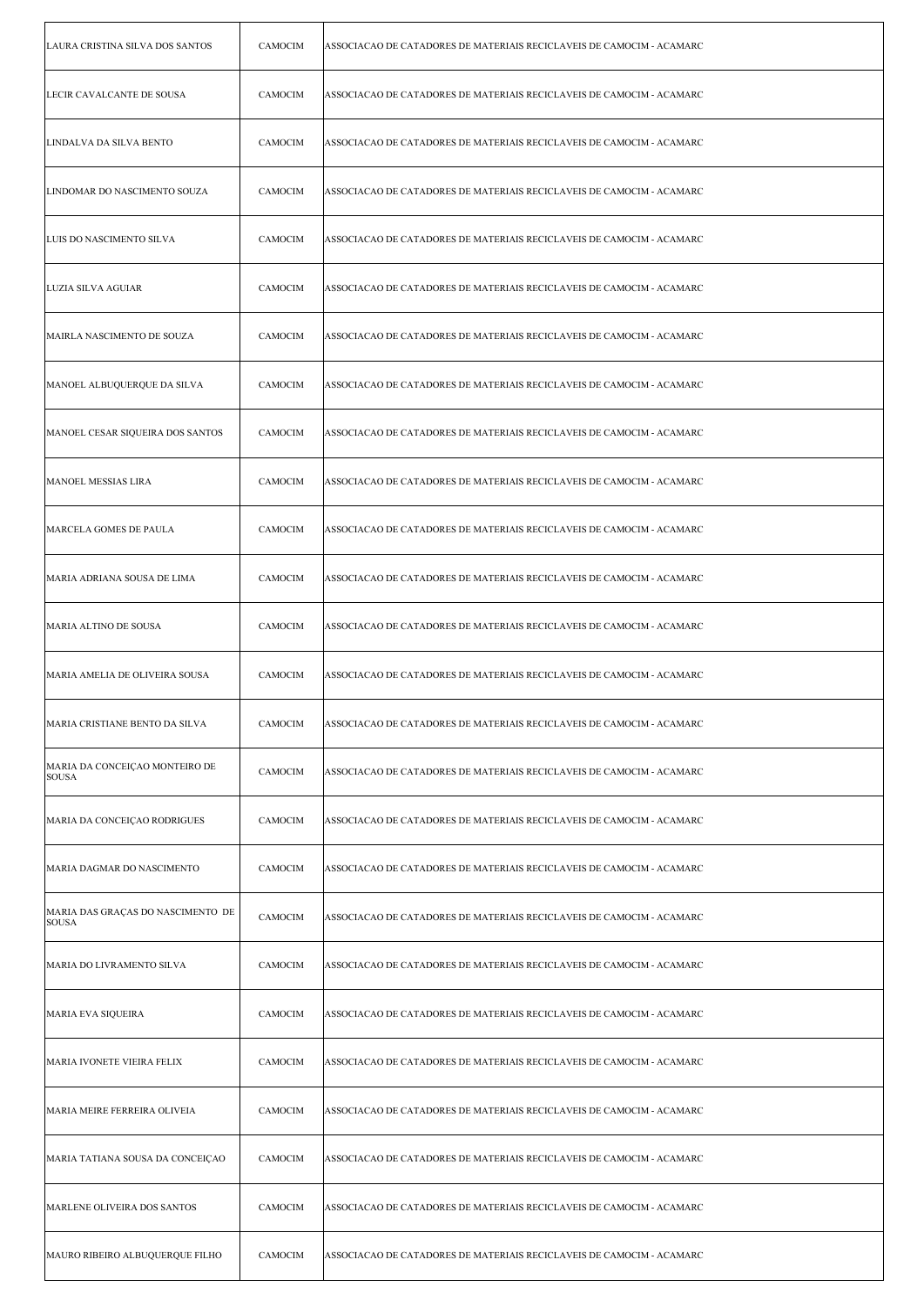| | | |
|---|---|---|
| LAURA CRISTINA SILVA DOS SANTOS | CAMOCIM | ASSOCIACAO DE CATADORES DE MATERIAIS RECICLAVEIS DE CAMOCIM - ACAMARC |
| LECIR CAVALCANTE DE SOUSA | CAMOCIM | ASSOCIACAO DE CATADORES DE MATERIAIS RECICLAVEIS DE CAMOCIM - ACAMARC |
| LINDALVA DA SILVA BENTO | CAMOCIM | ASSOCIACAO DE CATADORES DE MATERIAIS RECICLAVEIS DE CAMOCIM - ACAMARC |
| LINDOMAR DO NASCIMENTO SOUZA | CAMOCIM | ASSOCIACAO DE CATADORES DE MATERIAIS RECICLAVEIS DE CAMOCIM - ACAMARC |
| LUIS DO NASCIMENTO SILVA | CAMOCIM | ASSOCIACAO DE CATADORES DE MATERIAIS RECICLAVEIS DE CAMOCIM - ACAMARC |
| LUZIA SILVA AGUIAR | CAMOCIM | ASSOCIACAO DE CATADORES DE MATERIAIS RECICLAVEIS DE CAMOCIM - ACAMARC |
| MAIRLA NASCIMENTO DE SOUZA | CAMOCIM | ASSOCIACAO DE CATADORES DE MATERIAIS RECICLAVEIS DE CAMOCIM - ACAMARC |
| MANOEL ALBUQUERQUE DA SILVA | CAMOCIM | ASSOCIACAO DE CATADORES DE MATERIAIS RECICLAVEIS DE CAMOCIM - ACAMARC |
| MANOEL CESAR SIQUEIRA DOS SANTOS | CAMOCIM | ASSOCIACAO DE CATADORES DE MATERIAIS RECICLAVEIS DE CAMOCIM - ACAMARC |
| MANOEL MESSIAS LIRA | CAMOCIM | ASSOCIACAO DE CATADORES DE MATERIAIS RECICLAVEIS DE CAMOCIM - ACAMARC |
| MARCELA GOMES DE PAULA | CAMOCIM | ASSOCIACAO DE CATADORES DE MATERIAIS RECICLAVEIS DE CAMOCIM - ACAMARC |
| MARIA ADRIANA SOUSA DE LIMA | CAMOCIM | ASSOCIACAO DE CATADORES DE MATERIAIS RECICLAVEIS DE CAMOCIM - ACAMARC |
| MARIA ALTINO DE SOUSA | CAMOCIM | ASSOCIACAO DE CATADORES DE MATERIAIS RECICLAVEIS DE CAMOCIM - ACAMARC |
| MARIA AMELIA DE OLIVEIRA SOUSA | CAMOCIM | ASSOCIACAO DE CATADORES DE MATERIAIS RECICLAVEIS DE CAMOCIM - ACAMARC |
| MARIA CRISTIANE BENTO DA SILVA | CAMOCIM | ASSOCIACAO DE CATADORES DE MATERIAIS RECICLAVEIS DE CAMOCIM - ACAMARC |
| MARIA DA CONCEIÇAO MONTEIRO DE SOUSA | CAMOCIM | ASSOCIACAO DE CATADORES DE MATERIAIS RECICLAVEIS DE CAMOCIM - ACAMARC |
| MARIA DA CONCEIÇAO RODRIGUES | CAMOCIM | ASSOCIACAO DE CATADORES DE MATERIAIS RECICLAVEIS DE CAMOCIM - ACAMARC |
| MARIA DAGMAR DO NASCIMENTO | CAMOCIM | ASSOCIACAO DE CATADORES DE MATERIAIS RECICLAVEIS DE CAMOCIM - ACAMARC |
| MARIA DAS GRAÇAS DO NASCIMENTO DE SOUSA | CAMOCIM | ASSOCIACAO DE CATADORES DE MATERIAIS RECICLAVEIS DE CAMOCIM - ACAMARC |
| MARIA DO LIVRAMENTO SILVA | CAMOCIM | ASSOCIACAO DE CATADORES DE MATERIAIS RECICLAVEIS DE CAMOCIM - ACAMARC |
| MARIA EVA SIQUEIRA | CAMOCIM | ASSOCIACAO DE CATADORES DE MATERIAIS RECICLAVEIS DE CAMOCIM - ACAMARC |
| MARIA IVONETE VIEIRA FELIX | CAMOCIM | ASSOCIACAO DE CATADORES DE MATERIAIS RECICLAVEIS DE CAMOCIM - ACAMARC |
| MARIA MEIRE FERREIRA OLIVEIA | CAMOCIM | ASSOCIACAO DE CATADORES DE MATERIAIS RECICLAVEIS DE CAMOCIM - ACAMARC |
| MARIA TATIANA SOUSA DA CONCEIÇAO | CAMOCIM | ASSOCIACAO DE CATADORES DE MATERIAIS RECICLAVEIS DE CAMOCIM - ACAMARC |
| MARLENE OLIVEIRA DOS SANTOS | CAMOCIM | ASSOCIACAO DE CATADORES DE MATERIAIS RECICLAVEIS DE CAMOCIM - ACAMARC |
| MAURO RIBEIRO ALBUQUERQUE FILHO | CAMOCIM | ASSOCIACAO DE CATADORES DE MATERIAIS RECICLAVEIS DE CAMOCIM - ACAMARC |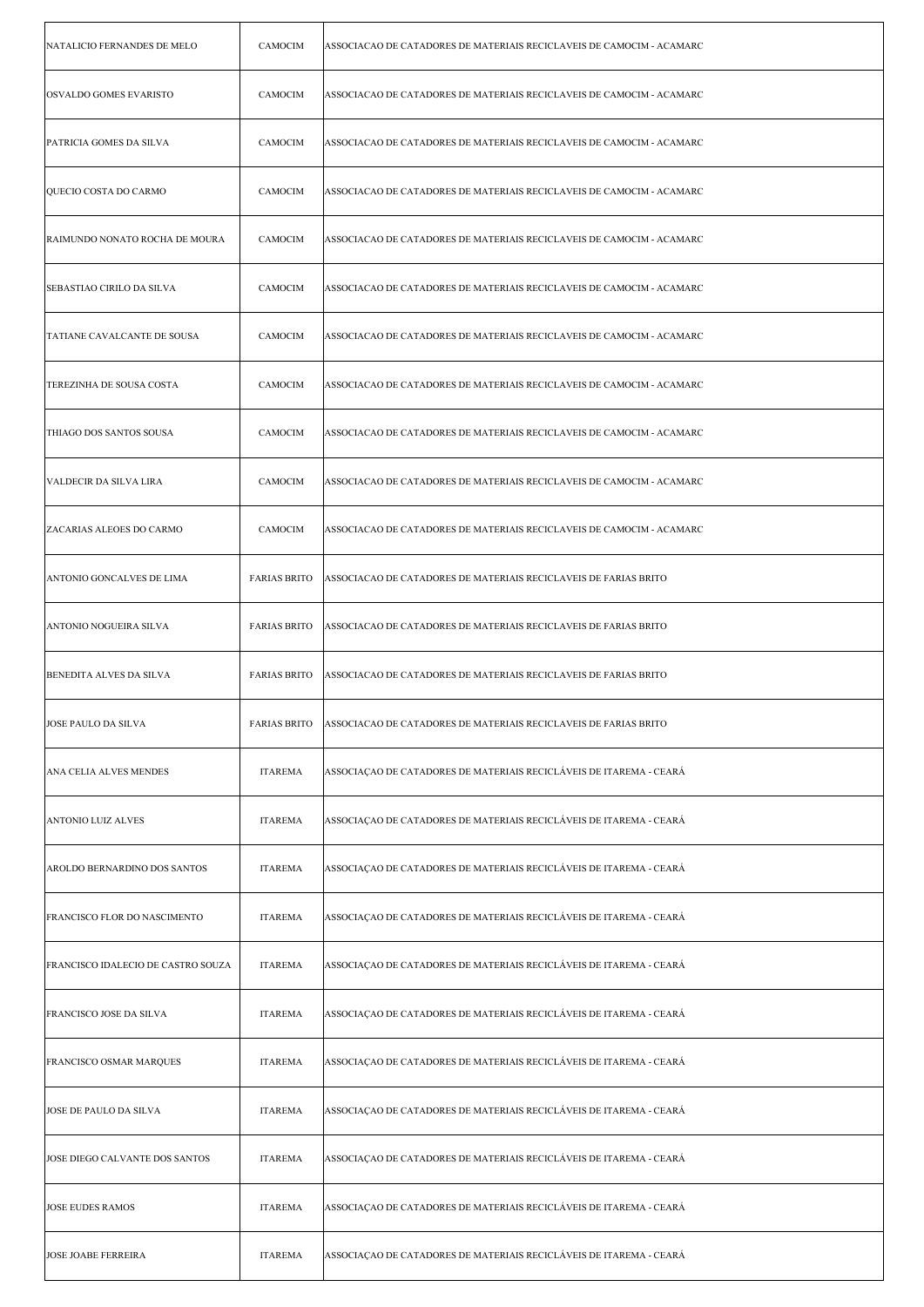| | | |
|---|---|---|
| NATALICIO FERNANDES DE MELO | CAMOCIM | ASSOCIACAO DE CATADORES DE MATERIAIS RECICLAVEIS DE CAMOCIM - ACAMARC |
| OSVALDO GOMES EVARISTO | CAMOCIM | ASSOCIACAO DE CATADORES DE MATERIAIS RECICLAVEIS DE CAMOCIM - ACAMARC |
| PATRICIA GOMES DA SILVA | CAMOCIM | ASSOCIACAO DE CATADORES DE MATERIAIS RECICLAVEIS DE CAMOCIM - ACAMARC |
| QUECIO COSTA DO CARMO | CAMOCIM | ASSOCIACAO DE CATADORES DE MATERIAIS RECICLAVEIS DE CAMOCIM - ACAMARC |
| RAIMUNDO NONATO ROCHA DE MOURA | CAMOCIM | ASSOCIACAO DE CATADORES DE MATERIAIS RECICLAVEIS DE CAMOCIM - ACAMARC |
| SEBASTIAO CIRILO DA SILVA | CAMOCIM | ASSOCIACAO DE CATADORES DE MATERIAIS RECICLAVEIS DE CAMOCIM - ACAMARC |
| TATIANE CAVALCANTE DE SOUSA | CAMOCIM | ASSOCIACAO DE CATADORES DE MATERIAIS RECICLAVEIS DE CAMOCIM - ACAMARC |
| TEREZINHA DE SOUSA COSTA | CAMOCIM | ASSOCIACAO DE CATADORES DE MATERIAIS RECICLAVEIS DE CAMOCIM - ACAMARC |
| THIAGO DOS SANTOS SOUSA | CAMOCIM | ASSOCIACAO DE CATADORES DE MATERIAIS RECICLAVEIS DE CAMOCIM - ACAMARC |
| VALDECIR DA SILVA LIRA | CAMOCIM | ASSOCIACAO DE CATADORES DE MATERIAIS RECICLAVEIS DE CAMOCIM - ACAMARC |
| ZACARIAS ALEOES DO CARMO | CAMOCIM | ASSOCIACAO DE CATADORES DE MATERIAIS RECICLAVEIS DE CAMOCIM - ACAMARC |
| ANTONIO GONCALVES DE LIMA | FARIAS BRITO | ASSOCIACAO DE CATADORES DE MATERIAIS RECICLAVEIS DE FARIAS BRITO |
| ANTONIO NOGUEIRA SILVA | FARIAS BRITO | ASSOCIACAO DE CATADORES DE MATERIAIS RECICLAVEIS DE FARIAS BRITO |
| BENEDITA ALVES DA SILVA | FARIAS BRITO | ASSOCIACAO DE CATADORES DE MATERIAIS RECICLAVEIS DE FARIAS BRITO |
| JOSE PAULO DA SILVA | FARIAS BRITO | ASSOCIACAO DE CATADORES DE MATERIAIS RECICLAVEIS DE FARIAS BRITO |
| ANA CELIA ALVES MENDES | ITAREMA | ASSOCIAÇAO DE CATADORES DE MATERIAIS RECICLÁVEIS DE ITAREMA - CEARÁ |
| ANTONIO LUIZ ALVES | ITAREMA | ASSOCIAÇAO DE CATADORES DE MATERIAIS RECICLÁVEIS DE ITAREMA - CEARÁ |
| AROLDO BERNARDINO DOS SANTOS | ITAREMA | ASSOCIAÇAO DE CATADORES DE MATERIAIS RECICLÁVEIS DE ITAREMA - CEARÁ |
| FRANCISCO FLOR DO NASCIMENTO | ITAREMA | ASSOCIAÇAO DE CATADORES DE MATERIAIS RECICLÁVEIS DE ITAREMA - CEARÁ |
| FRANCISCO IDALECIO DE CASTRO SOUZA | ITAREMA | ASSOCIAÇAO DE CATADORES DE MATERIAIS RECICLÁVEIS DE ITAREMA - CEARÁ |
| FRANCISCO JOSE DA SILVA | ITAREMA | ASSOCIAÇAO DE CATADORES DE MATERIAIS RECICLÁVEIS DE ITAREMA - CEARÁ |
| FRANCISCO OSMAR MARQUES | ITAREMA | ASSOCIAÇAO DE CATADORES DE MATERIAIS RECICLÁVEIS DE ITAREMA - CEARÁ |
| JOSE DE PAULO DA SILVA | ITAREMA | ASSOCIAÇAO DE CATADORES DE MATERIAIS RECICLÁVEIS DE ITAREMA - CEARÁ |
| JOSE DIEGO CALVANTE DOS SANTOS | ITAREMA | ASSOCIAÇAO DE CATADORES DE MATERIAIS RECICLÁVEIS DE ITAREMA - CEARÁ |
| JOSE EUDES RAMOS | ITAREMA | ASSOCIAÇAO DE CATADORES DE MATERIAIS RECICLÁVEIS DE ITAREMA - CEARÁ |
| JOSE JOABE FERREIRA | ITAREMA | ASSOCIAÇAO DE CATADORES DE MATERIAIS RECICLÁVEIS DE ITAREMA - CEARÁ |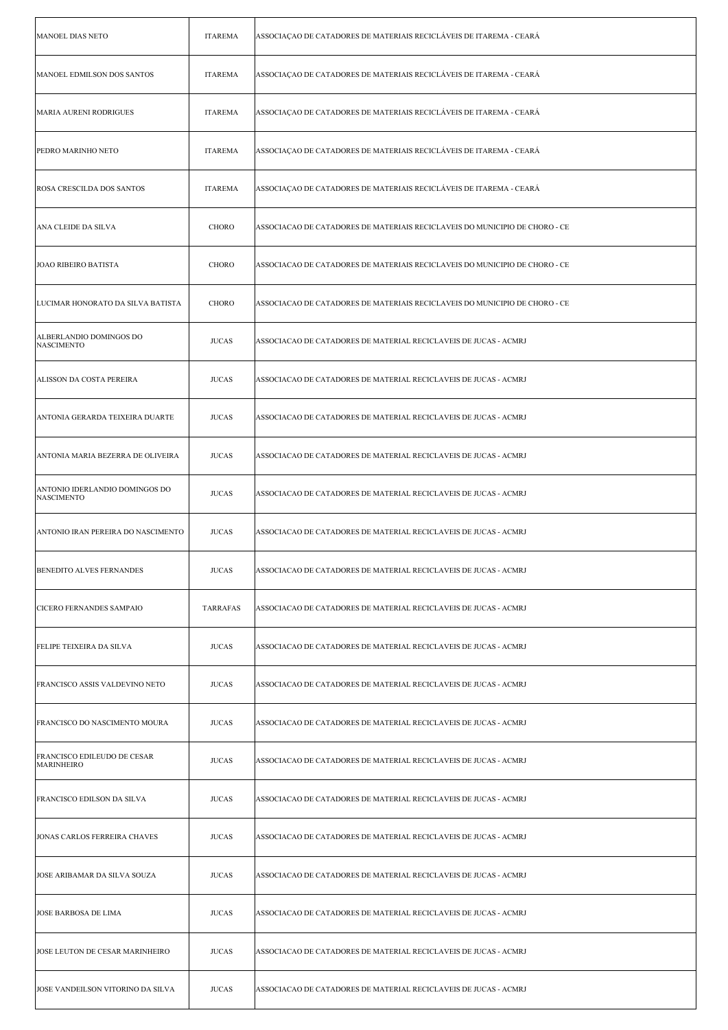| | | |
|---|---|---|
| MANOEL DIAS NETO | ITAREMA | ASSOCIAÇAO DE CATADORES DE MATERIAIS RECICLÁVEIS DE ITAREMA - CEARÁ |
| MANOEL EDMILSON DOS SANTOS | ITAREMA | ASSOCIAÇAO DE CATADORES DE MATERIAIS RECICLÁVEIS DE ITAREMA - CEARÁ |
| MARIA AURENI RODRIGUES | ITAREMA | ASSOCIAÇAO DE CATADORES DE MATERIAIS RECICLÁVEIS DE ITAREMA - CEARÁ |
| PEDRO MARINHO NETO | ITAREMA | ASSOCIAÇAO DE CATADORES DE MATERIAIS RECICLÁVEIS DE ITAREMA - CEARÁ |
| ROSA CRESCILDA DOS SANTOS | ITAREMA | ASSOCIAÇAO DE CATADORES DE MATERIAIS RECICLÁVEIS DE ITAREMA - CEARÁ |
| ANA CLEIDE DA SILVA | CHORO | ASSOCIACAO DE CATADORES DE MATERIAIS RECICLAVEIS DO MUNICIPIO DE CHORO - CE |
| JOAO RIBEIRO BATISTA | CHORO | ASSOCIACAO DE CATADORES DE MATERIAIS RECICLAVEIS DO MUNICIPIO DE CHORO - CE |
| LUCIMAR HONORATO DA SILVA BATISTA | CHORO | ASSOCIACAO DE CATADORES DE MATERIAIS RECICLAVEIS DO MUNICIPIO DE CHORO - CE |
| ALBERLANDIO DOMINGOS DO NASCIMENTO | JUCAS | ASSOCIACAO DE CATADORES DE MATERIAL RECICLAVEIS DE JUCAS - ACMRJ |
| ALISSON DA COSTA PEREIRA | JUCAS | ASSOCIACAO DE CATADORES DE MATERIAL RECICLAVEIS DE JUCAS - ACMRJ |
| ANTONIA GERARDA TEIXEIRA DUARTE | JUCAS | ASSOCIACAO DE CATADORES DE MATERIAL RECICLAVEIS DE JUCAS - ACMRJ |
| ANTONIA MARIA BEZERRA DE OLIVEIRA | JUCAS | ASSOCIACAO DE CATADORES DE MATERIAL RECICLAVEIS DE JUCAS - ACMRJ |
| ANTONIO IDERLANDIO DOMINGOS DO NASCIMENTO | JUCAS | ASSOCIACAO DE CATADORES DE MATERIAL RECICLAVEIS DE JUCAS - ACMRJ |
| ANTONIO IRAN PEREIRA DO NASCIMENTO | JUCAS | ASSOCIACAO DE CATADORES DE MATERIAL RECICLAVEIS DE JUCAS - ACMRJ |
| BENEDITO ALVES FERNANDES | JUCAS | ASSOCIACAO DE CATADORES DE MATERIAL RECICLAVEIS DE JUCAS - ACMRJ |
| CICERO FERNANDES SAMPAIO | TARRAFAS | ASSOCIACAO DE CATADORES DE MATERIAL RECICLAVEIS DE JUCAS - ACMRJ |
| FELIPE TEIXEIRA DA SILVA | JUCAS | ASSOCIACAO DE CATADORES DE MATERIAL RECICLAVEIS DE JUCAS - ACMRJ |
| FRANCISCO ASSIS VALDEVINO NETO | JUCAS | ASSOCIACAO DE CATADORES DE MATERIAL RECICLAVEIS DE JUCAS - ACMRJ |
| FRANCISCO DO NASCIMENTO MOURA | JUCAS | ASSOCIACAO DE CATADORES DE MATERIAL RECICLAVEIS DE JUCAS - ACMRJ |
| FRANCISCO EDILEUDO DE CESAR MARINHEIRO | JUCAS | ASSOCIACAO DE CATADORES DE MATERIAL RECICLAVEIS DE JUCAS - ACMRJ |
| FRANCISCO EDILSON DA SILVA | JUCAS | ASSOCIACAO DE CATADORES DE MATERIAL RECICLAVEIS DE JUCAS - ACMRJ |
| JONAS CARLOS FERREIRA CHAVES | JUCAS | ASSOCIACAO DE CATADORES DE MATERIAL RECICLAVEIS DE JUCAS - ACMRJ |
| JOSE ARIBAMAR DA SILVA SOUZA | JUCAS | ASSOCIACAO DE CATADORES DE MATERIAL RECICLAVEIS DE JUCAS - ACMRJ |
| JOSE BARBOSA DE LIMA | JUCAS | ASSOCIACAO DE CATADORES DE MATERIAL RECICLAVEIS DE JUCAS - ACMRJ |
| JOSE LEUTON DE CESAR MARINHEIRO | JUCAS | ASSOCIACAO DE CATADORES DE MATERIAL RECICLAVEIS DE JUCAS - ACMRJ |
| JOSE VANDEILSON VITORINO DA SILVA | JUCAS | ASSOCIACAO DE CATADORES DE MATERIAL RECICLAVEIS DE JUCAS - ACMRJ |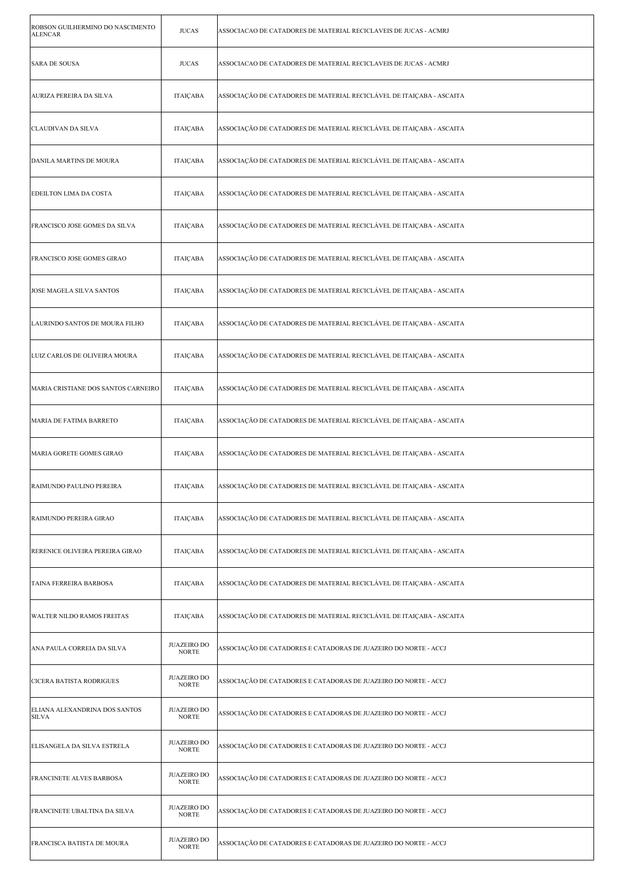| | | |
|---|---|---|
| ROBSON GUILHERMINO DO NASCIMENTO ALENCAR | JUCAS | ASSOCIACAO DE CATADORES DE MATERIAL RECICLAVEIS DE JUCAS - ACMRJ |
| SARA DE SOUSA | JUCAS | ASSOCIACAO DE CATADORES DE MATERIAL RECICLAVEIS DE JUCAS - ACMRJ |
| AURIZA PEREIRA DA SILVA | ITAIÇABA | ASSOCIAÇÃO DE CATADORES DE MATERIAL RECICLÁVEL DE ITAIÇABA - ASCAITA |
| CLAUDIVAN DA SILVA | ITAIÇABA | ASSOCIAÇÃO DE CATADORES DE MATERIAL RECICLÁVEL DE ITAIÇABA - ASCAITA |
| DANILA MARTINS DE MOURA | ITAIÇABA | ASSOCIAÇÃO DE CATADORES DE MATERIAL RECICLÁVEL DE ITAIÇABA - ASCAITA |
| EDEILTON LIMA DA COSTA | ITAIÇABA | ASSOCIAÇÃO DE CATADORES DE MATERIAL RECICLÁVEL DE ITAIÇABA - ASCAITA |
| FRANCISCO JOSE GOMES DA SILVA | ITAIÇABA | ASSOCIAÇÃO DE CATADORES DE MATERIAL RECICLÁVEL DE ITAIÇABA - ASCAITA |
| FRANCISCO JOSE GOMES GIRAO | ITAIÇABA | ASSOCIAÇÃO DE CATADORES DE MATERIAL RECICLÁVEL DE ITAIÇABA - ASCAITA |
| JOSE MAGELA SILVA SANTOS | ITAIÇABA | ASSOCIAÇÃO DE CATADORES DE MATERIAL RECICLÁVEL DE ITAIÇABA - ASCAITA |
| LAURINDO SANTOS DE MOURA FILHO | ITAIÇABA | ASSOCIAÇÃO DE CATADORES DE MATERIAL RECICLÁVEL DE ITAIÇABA - ASCAITA |
| LUIZ CARLOS DE OLIVEIRA MOURA | ITAIÇABA | ASSOCIAÇÃO DE CATADORES DE MATERIAL RECICLÁVEL DE ITAIÇABA - ASCAITA |
| MARIA CRISTIANE DOS SANTOS CARNEIRO | ITAIÇABA | ASSOCIAÇÃO DE CATADORES DE MATERIAL RECICLÁVEL DE ITAIÇABA - ASCAITA |
| MARIA DE FATIMA BARRETO | ITAIÇABA | ASSOCIAÇÃO DE CATADORES DE MATERIAL RECICLÁVEL DE ITAIÇABA - ASCAITA |
| MARIA GORETE GOMES GIRAO | ITAIÇABA | ASSOCIAÇÃO DE CATADORES DE MATERIAL RECICLÁVEL DE ITAIÇABA - ASCAITA |
| RAIMUNDO PAULINO PEREIRA | ITAIÇABA | ASSOCIAÇÃO DE CATADORES DE MATERIAL RECICLÁVEL DE ITAIÇABA - ASCAITA |
| RAIMUNDO PEREIRA GIRAO | ITAIÇABA | ASSOCIAÇÃO DE CATADORES DE MATERIAL RECICLÁVEL DE ITAIÇABA - ASCAITA |
| RERENICE OLIVEIRA PEREIRA GIRAO | ITAIÇABA | ASSOCIAÇÃO DE CATADORES DE MATERIAL RECICLÁVEL DE ITAIÇABA - ASCAITA |
| TAINA FERREIRA BARBOSA | ITAIÇABA | ASSOCIAÇÃO DE CATADORES DE MATERIAL RECICLÁVEL DE ITAIÇABA - ASCAITA |
| WALTER NILDO RAMOS FREITAS | ITAIÇABA | ASSOCIAÇÃO DE CATADORES DE MATERIAL RECICLÁVEL DE ITAIÇABA - ASCAITA |
| ANA PAULA CORREIA DA SILVA | JUAZEIRO DO NORTE | ASSOCIAÇÃO DE CATADORES E CATADORAS DE JUAZEIRO DO NORTE - ACCJ |
| CICERA BATISTA RODRIGUES | JUAZEIRO DO NORTE | ASSOCIAÇÃO DE CATADORES E CATADORAS DE JUAZEIRO DO NORTE - ACCJ |
| ELIANA ALEXANDRINA DOS SANTOS SILVA | JUAZEIRO DO NORTE | ASSOCIAÇÃO DE CATADORES E CATADORAS DE JUAZEIRO DO NORTE - ACCJ |
| ELISANGELA DA SILVA ESTRELA | JUAZEIRO DO NORTE | ASSOCIAÇÃO DE CATADORES E CATADORAS DE JUAZEIRO DO NORTE - ACCJ |
| FRANCINETE ALVES BARBOSA | JUAZEIRO DO NORTE | ASSOCIAÇÃO DE CATADORES E CATADORAS DE JUAZEIRO DO NORTE - ACCJ |
| FRANCINETE UBALTINA DA SILVA | JUAZEIRO DO NORTE | ASSOCIAÇÃO DE CATADORES E CATADORAS DE JUAZEIRO DO NORTE - ACCJ |
| FRANCISCA BATISTA DE MOURA | JUAZEIRO DO NORTE | ASSOCIAÇÃO DE CATADORES E CATADORAS DE JUAZEIRO DO NORTE - ACCJ |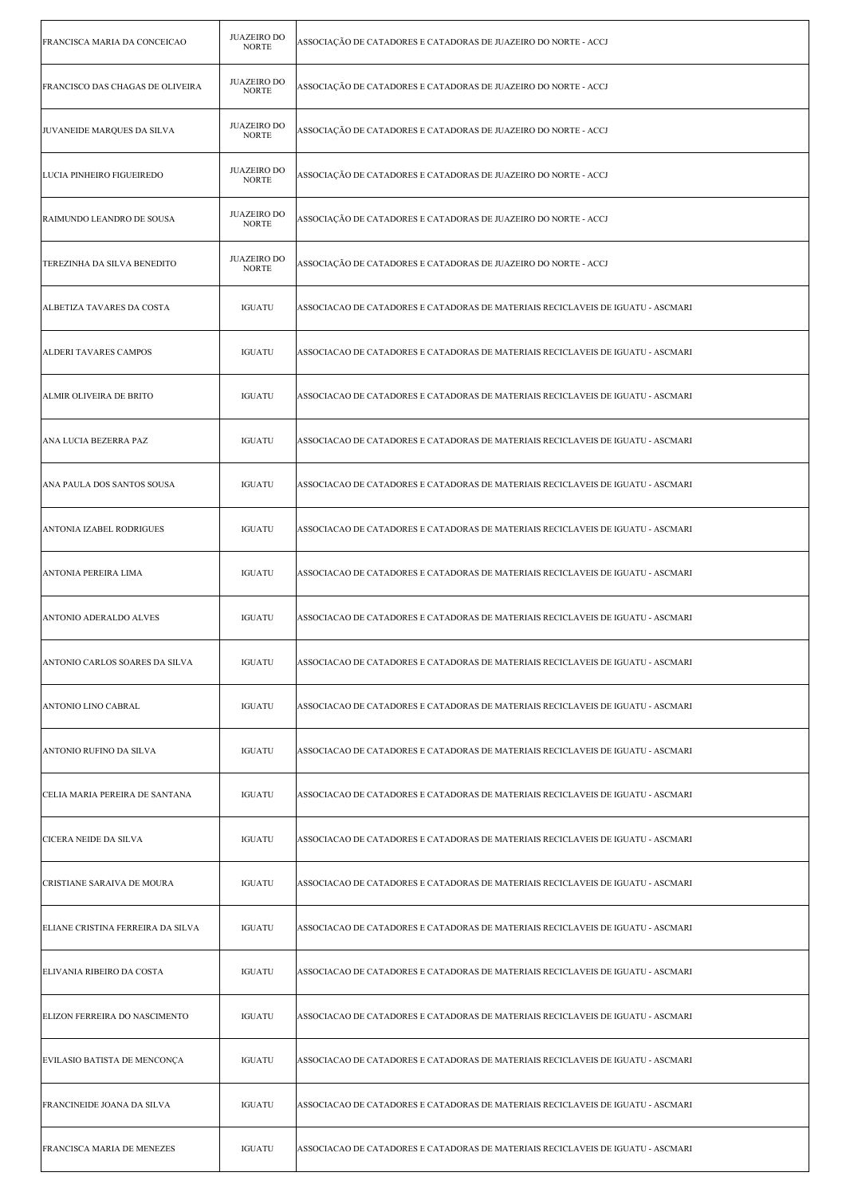| | | |
|---|---|---|
| FRANCISCA MARIA DA CONCEICAO | JUAZEIRO DO NORTE | ASSOCIAÇÃO DE CATADORES E CATADORAS DE JUAZEIRO DO NORTE - ACCJ |
| FRANCISCO DAS CHAGAS DE OLIVEIRA | JUAZEIRO DO NORTE | ASSOCIAÇÃO DE CATADORES E CATADORAS DE JUAZEIRO DO NORTE - ACCJ |
| JUVANEIDE MARQUES DA SILVA | JUAZEIRO DO NORTE | ASSOCIAÇÃO DE CATADORES E CATADORAS DE JUAZEIRO DO NORTE - ACCJ |
| LUCIA PINHEIRO FIGUEIREDO | JUAZEIRO DO NORTE | ASSOCIAÇÃO DE CATADORES E CATADORAS DE JUAZEIRO DO NORTE - ACCJ |
| RAIMUNDO LEANDRO DE SOUSA | JUAZEIRO DO NORTE | ASSOCIAÇÃO DE CATADORES E CATADORAS DE JUAZEIRO DO NORTE - ACCJ |
| TEREZINHA DA SILVA BENEDITO | JUAZEIRO DO NORTE | ASSOCIAÇÃO DE CATADORES E CATADORAS DE JUAZEIRO DO NORTE - ACCJ |
| ALBETIZA TAVARES DA COSTA | IGUATU | ASSOCIACAO DE CATADORES E CATADORAS DE MATERIAIS RECICLAVEIS DE IGUATU - ASCMARI |
| ALDERI TAVARES CAMPOS | IGUATU | ASSOCIACAO DE CATADORES E CATADORAS DE MATERIAIS RECICLAVEIS DE IGUATU - ASCMARI |
| ALMIR OLIVEIRA DE BRITO | IGUATU | ASSOCIACAO DE CATADORES E CATADORAS DE MATERIAIS RECICLAVEIS DE IGUATU - ASCMARI |
| ANA LUCIA BEZERRA PAZ | IGUATU | ASSOCIACAO DE CATADORES E CATADORAS DE MATERIAIS RECICLAVEIS DE IGUATU - ASCMARI |
| ANA PAULA DOS SANTOS SOUSA | IGUATU | ASSOCIACAO DE CATADORES E CATADORAS DE MATERIAIS RECICLAVEIS DE IGUATU - ASCMARI |
| ANTONIA IZABEL RODRIGUES | IGUATU | ASSOCIACAO DE CATADORES E CATADORAS DE MATERIAIS RECICLAVEIS DE IGUATU - ASCMARI |
| ANTONIA PEREIRA LIMA | IGUATU | ASSOCIACAO DE CATADORES E CATADORAS DE MATERIAIS RECICLAVEIS DE IGUATU - ASCMARI |
| ANTONIO ADERALDO ALVES | IGUATU | ASSOCIACAO DE CATADORES E CATADORAS DE MATERIAIS RECICLAVEIS DE IGUATU - ASCMARI |
| ANTONIO CARLOS SOARES DA SILVA | IGUATU | ASSOCIACAO DE CATADORES E CATADORAS DE MATERIAIS RECICLAVEIS DE IGUATU - ASCMARI |
| ANTONIO LINO CABRAL | IGUATU | ASSOCIACAO DE CATADORES E CATADORAS DE MATERIAIS RECICLAVEIS DE IGUATU - ASCMARI |
| ANTONIO RUFINO DA SILVA | IGUATU | ASSOCIACAO DE CATADORES E CATADORAS DE MATERIAIS RECICLAVEIS DE IGUATU - ASCMARI |
| CELIA MARIA PEREIRA DE SANTANA | IGUATU | ASSOCIACAO DE CATADORES E CATADORAS DE MATERIAIS RECICLAVEIS DE IGUATU - ASCMARI |
| CICERA NEIDE DA SILVA | IGUATU | ASSOCIACAO DE CATADORES E CATADORAS DE MATERIAIS RECICLAVEIS DE IGUATU - ASCMARI |
| CRISTIANE SARAIVA DE MOURA | IGUATU | ASSOCIACAO DE CATADORES E CATADORAS DE MATERIAIS RECICLAVEIS DE IGUATU - ASCMARI |
| ELIANE CRISTINA FERREIRA DA SILVA | IGUATU | ASSOCIACAO DE CATADORES E CATADORAS DE MATERIAIS RECICLAVEIS DE IGUATU - ASCMARI |
| ELIVANIA RIBEIRO DA COSTA | IGUATU | ASSOCIACAO DE CATADORES E CATADORAS DE MATERIAIS RECICLAVEIS DE IGUATU - ASCMARI |
| ELIZON FERREIRA DO NASCIMENTO | IGUATU | ASSOCIACAO DE CATADORES E CATADORAS DE MATERIAIS RECICLAVEIS DE IGUATU - ASCMARI |
| EVILASIO BATISTA DE MENCONÇA | IGUATU | ASSOCIACAO DE CATADORES E CATADORAS DE MATERIAIS RECICLAVEIS DE IGUATU - ASCMARI |
| FRANCINEIDE JOANA DA SILVA | IGUATU | ASSOCIACAO DE CATADORES E CATADORAS DE MATERIAIS RECICLAVEIS DE IGUATU - ASCMARI |
| FRANCISCA MARIA DE MENEZES | IGUATU | ASSOCIACAO DE CATADORES E CATADORAS DE MATERIAIS RECICLAVEIS DE IGUATU - ASCMARI |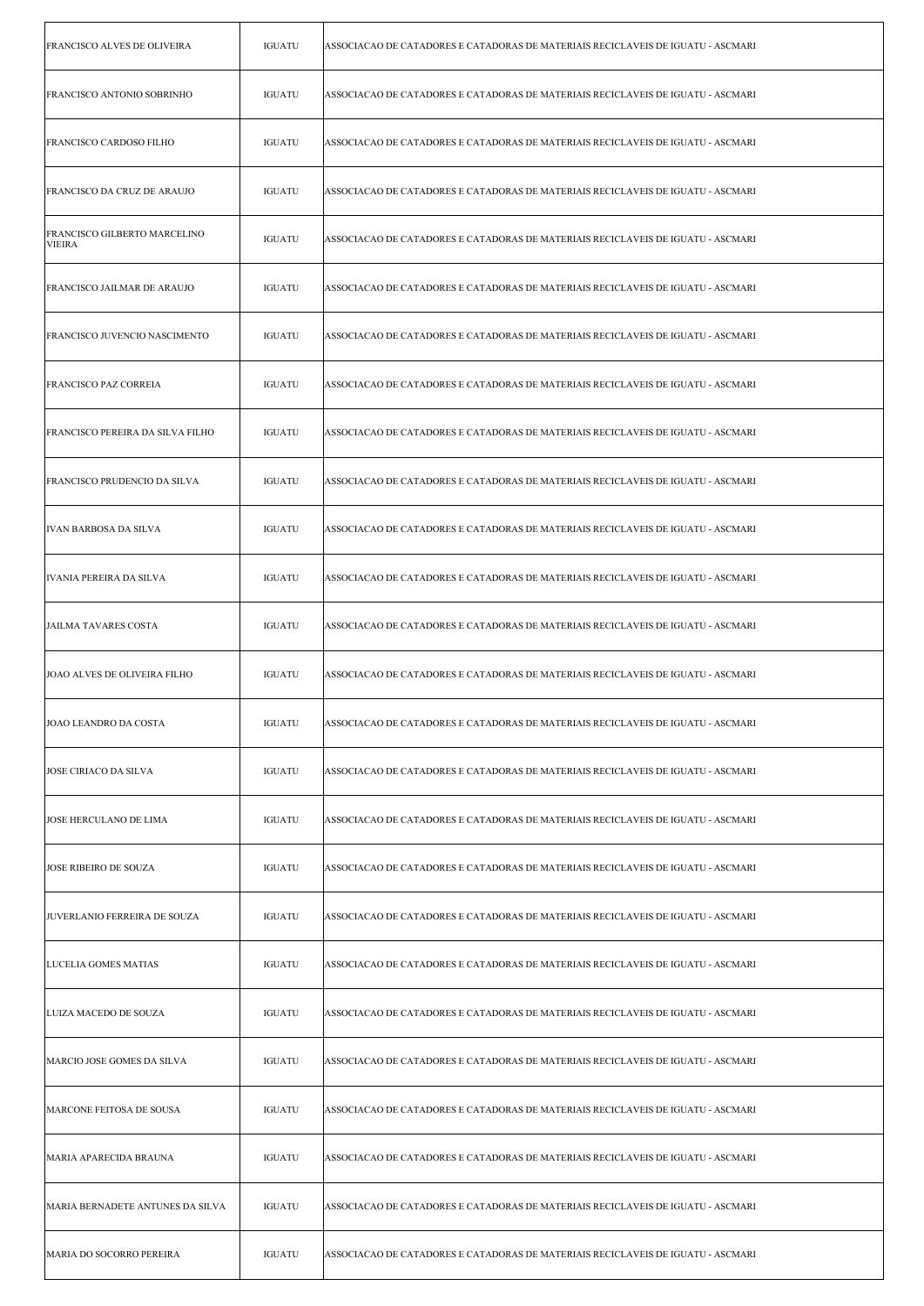| | | |
|---|---|---|
| FRANCISCO ALVES DE OLIVEIRA | IGUATU | ASSOCIACAO DE CATADORES E CATADORAS DE MATERIAIS RECICLAVEIS DE IGUATU - ASCMARI |
| FRANCISCO ANTONIO SOBRINHO | IGUATU | ASSOCIACAO DE CATADORES E CATADORAS DE MATERIAIS RECICLAVEIS DE IGUATU - ASCMARI |
| FRANCISCO CARDOSO FILHO | IGUATU | ASSOCIACAO DE CATADORES E CATADORAS DE MATERIAIS RECICLAVEIS DE IGUATU - ASCMARI |
| FRANCISCO DA CRUZ DE ARAUJO | IGUATU | ASSOCIACAO DE CATADORES E CATADORAS DE MATERIAIS RECICLAVEIS DE IGUATU - ASCMARI |
| FRANCISCO GILBERTO MARCELINO VIEIRA | IGUATU | ASSOCIACAO DE CATADORES E CATADORAS DE MATERIAIS RECICLAVEIS DE IGUATU - ASCMARI |
| FRANCISCO JAILMAR DE ARAUJO | IGUATU | ASSOCIACAO DE CATADORES E CATADORAS DE MATERIAIS RECICLAVEIS DE IGUATU - ASCMARI |
| FRANCISCO JUVENCIO NASCIMENTO | IGUATU | ASSOCIACAO DE CATADORES E CATADORAS DE MATERIAIS RECICLAVEIS DE IGUATU - ASCMARI |
| FRANCISCO PAZ CORREIA | IGUATU | ASSOCIACAO DE CATADORES E CATADORAS DE MATERIAIS RECICLAVEIS DE IGUATU - ASCMARI |
| FRANCISCO PEREIRA DA SILVA FILHO | IGUATU | ASSOCIACAO DE CATADORES E CATADORAS DE MATERIAIS RECICLAVEIS DE IGUATU - ASCMARI |
| FRANCISCO PRUDENCIO DA SILVA | IGUATU | ASSOCIACAO DE CATADORES E CATADORAS DE MATERIAIS RECICLAVEIS DE IGUATU - ASCMARI |
| IVAN BARBOSA DA SILVA | IGUATU | ASSOCIACAO DE CATADORES E CATADORAS DE MATERIAIS RECICLAVEIS DE IGUATU - ASCMARI |
| IVANIA PEREIRA DA SILVA | IGUATU | ASSOCIACAO DE CATADORES E CATADORAS DE MATERIAIS RECICLAVEIS DE IGUATU - ASCMARI |
| JAILMA TAVARES COSTA | IGUATU | ASSOCIACAO DE CATADORES E CATADORAS DE MATERIAIS RECICLAVEIS DE IGUATU - ASCMARI |
| JOAO ALVES DE OLIVEIRA FILHO | IGUATU | ASSOCIACAO DE CATADORES E CATADORAS DE MATERIAIS RECICLAVEIS DE IGUATU - ASCMARI |
| JOAO LEANDRO DA COSTA | IGUATU | ASSOCIACAO DE CATADORES E CATADORAS DE MATERIAIS RECICLAVEIS DE IGUATU - ASCMARI |
| JOSE CIRIACO DA SILVA | IGUATU | ASSOCIACAO DE CATADORES E CATADORAS DE MATERIAIS RECICLAVEIS DE IGUATU - ASCMARI |
| JOSE HERCULANO DE LIMA | IGUATU | ASSOCIACAO DE CATADORES E CATADORAS DE MATERIAIS RECICLAVEIS DE IGUATU - ASCMARI |
| JOSE RIBEIRO DE SOUZA | IGUATU | ASSOCIACAO DE CATADORES E CATADORAS DE MATERIAIS RECICLAVEIS DE IGUATU - ASCMARI |
| JUVERLANIO FERREIRA DE SOUZA | IGUATU | ASSOCIACAO DE CATADORES E CATADORAS DE MATERIAIS RECICLAVEIS DE IGUATU - ASCMARI |
| LUCELIA GOMES MATIAS | IGUATU | ASSOCIACAO DE CATADORES E CATADORAS DE MATERIAIS RECICLAVEIS DE IGUATU - ASCMARI |
| LUIZA MACEDO DE SOUZA | IGUATU | ASSOCIACAO DE CATADORES E CATADORAS DE MATERIAIS RECICLAVEIS DE IGUATU - ASCMARI |
| MARCIO JOSE GOMES DA SILVA | IGUATU | ASSOCIACAO DE CATADORES E CATADORAS DE MATERIAIS RECICLAVEIS DE IGUATU - ASCMARI |
| MARCONE FEITOSA DE SOUSA | IGUATU | ASSOCIACAO DE CATADORES E CATADORAS DE MATERIAIS RECICLAVEIS DE IGUATU - ASCMARI |
| MARIA APARECIDA BRAUNA | IGUATU | ASSOCIACAO DE CATADORES E CATADORAS DE MATERIAIS RECICLAVEIS DE IGUATU - ASCMARI |
| MARIA BERNADETE ANTUNES DA SILVA | IGUATU | ASSOCIACAO DE CATADORES E CATADORAS DE MATERIAIS RECICLAVEIS DE IGUATU - ASCMARI |
| MARIA DO SOCORRO PEREIRA | IGUATU | ASSOCIACAO DE CATADORES E CATADORAS DE MATERIAIS RECICLAVEIS DE IGUATU - ASCMARI |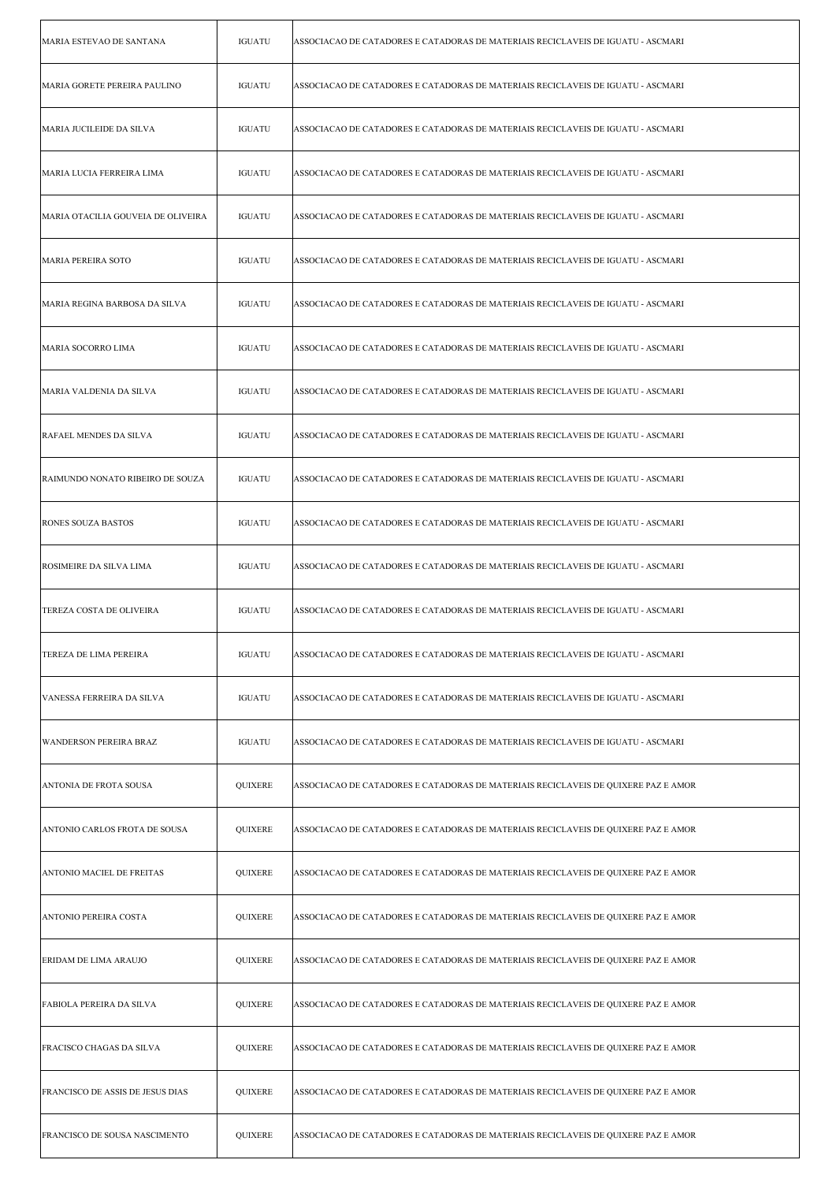| | | |
|---|---|---|
| MARIA ESTEVAO DE SANTANA | IGUATU | ASSOCIACAO DE CATADORES E CATADORAS DE MATERIAIS RECICLAVEIS DE IGUATU - ASCMARI |
| MARIA GORETE PEREIRA PAULINO | IGUATU | ASSOCIACAO DE CATADORES E CATADORAS DE MATERIAIS RECICLAVEIS DE IGUATU - ASCMARI |
| MARIA JUCILEIDE DA SILVA | IGUATU | ASSOCIACAO DE CATADORES E CATADORAS DE MATERIAIS RECICLAVEIS DE IGUATU - ASCMARI |
| MARIA LUCIA FERREIRA LIMA | IGUATU | ASSOCIACAO DE CATADORES E CATADORAS DE MATERIAIS RECICLAVEIS DE IGUATU - ASCMARI |
| MARIA OTACILIA GOUVEIA DE OLIVEIRA | IGUATU | ASSOCIACAO DE CATADORES E CATADORAS DE MATERIAIS RECICLAVEIS DE IGUATU - ASCMARI |
| MARIA PEREIRA SOTO | IGUATU | ASSOCIACAO DE CATADORES E CATADORAS DE MATERIAIS RECICLAVEIS DE IGUATU - ASCMARI |
| MARIA REGINA BARBOSA DA SILVA | IGUATU | ASSOCIACAO DE CATADORES E CATADORAS DE MATERIAIS RECICLAVEIS DE IGUATU - ASCMARI |
| MARIA SOCORRO LIMA | IGUATU | ASSOCIACAO DE CATADORES E CATADORAS DE MATERIAIS RECICLAVEIS DE IGUATU - ASCMARI |
| MARIA VALDENIA DA SILVA | IGUATU | ASSOCIACAO DE CATADORES E CATADORAS DE MATERIAIS RECICLAVEIS DE IGUATU - ASCMARI |
| RAFAEL MENDES DA SILVA | IGUATU | ASSOCIACAO DE CATADORES E CATADORAS DE MATERIAIS RECICLAVEIS DE IGUATU - ASCMARI |
| RAIMUNDO NONATO RIBEIRO DE SOUZA | IGUATU | ASSOCIACAO DE CATADORES E CATADORAS DE MATERIAIS RECICLAVEIS DE IGUATU - ASCMARI |
| RONES SOUZA BASTOS | IGUATU | ASSOCIACAO DE CATADORES E CATADORAS DE MATERIAIS RECICLAVEIS DE IGUATU - ASCMARI |
| ROSIMEIRE DA SILVA LIMA | IGUATU | ASSOCIACAO DE CATADORES E CATADORAS DE MATERIAIS RECICLAVEIS DE IGUATU - ASCMARI |
| TEREZA COSTA DE OLIVEIRA | IGUATU | ASSOCIACAO DE CATADORES E CATADORAS DE MATERIAIS RECICLAVEIS DE IGUATU - ASCMARI |
| TEREZA DE LIMA PEREIRA | IGUATU | ASSOCIACAO DE CATADORES E CATADORAS DE MATERIAIS RECICLAVEIS DE IGUATU - ASCMARI |
| VANESSA FERREIRA DA SILVA | IGUATU | ASSOCIACAO DE CATADORES E CATADORAS DE MATERIAIS RECICLAVEIS DE IGUATU - ASCMARI |
| WANDERSON PEREIRA BRAZ | IGUATU | ASSOCIACAO DE CATADORES E CATADORAS DE MATERIAIS RECICLAVEIS DE IGUATU - ASCMARI |
| ANTONIA DE FROTA SOUSA | QUIXERE | ASSOCIACAO DE CATADORES E CATADORAS DE MATERIAIS RECICLAVEIS DE QUIXERE PAZ E AMOR |
| ANTONIO CARLOS FROTA DE SOUSA | QUIXERE | ASSOCIACAO DE CATADORES E CATADORAS DE MATERIAIS RECICLAVEIS DE QUIXERE PAZ E AMOR |
| ANTONIO MACIEL DE FREITAS | QUIXERE | ASSOCIACAO DE CATADORES E CATADORAS DE MATERIAIS RECICLAVEIS DE QUIXERE PAZ E AMOR |
| ANTONIO PEREIRA COSTA | QUIXERE | ASSOCIACAO DE CATADORES E CATADORAS DE MATERIAIS RECICLAVEIS DE QUIXERE PAZ E AMOR |
| ERIDAM DE LIMA ARAUJO | QUIXERE | ASSOCIACAO DE CATADORES E CATADORAS DE MATERIAIS RECICLAVEIS DE QUIXERE PAZ E AMOR |
| FABIOLA PEREIRA DA SILVA | QUIXERE | ASSOCIACAO DE CATADORES E CATADORAS DE MATERIAIS RECICLAVEIS DE QUIXERE PAZ E AMOR |
| FRACISCO CHAGAS DA SILVA | QUIXERE | ASSOCIACAO DE CATADORES E CATADORAS DE MATERIAIS RECICLAVEIS DE QUIXERE PAZ E AMOR |
| FRANCISCO DE ASSIS DE JESUS DIAS | QUIXERE | ASSOCIACAO DE CATADORES E CATADORAS DE MATERIAIS RECICLAVEIS DE QUIXERE PAZ E AMOR |
| FRANCISCO DE SOUSA NASCIMENTO | QUIXERE | ASSOCIACAO DE CATADORES E CATADORAS DE MATERIAIS RECICLAVEIS DE QUIXERE PAZ E AMOR |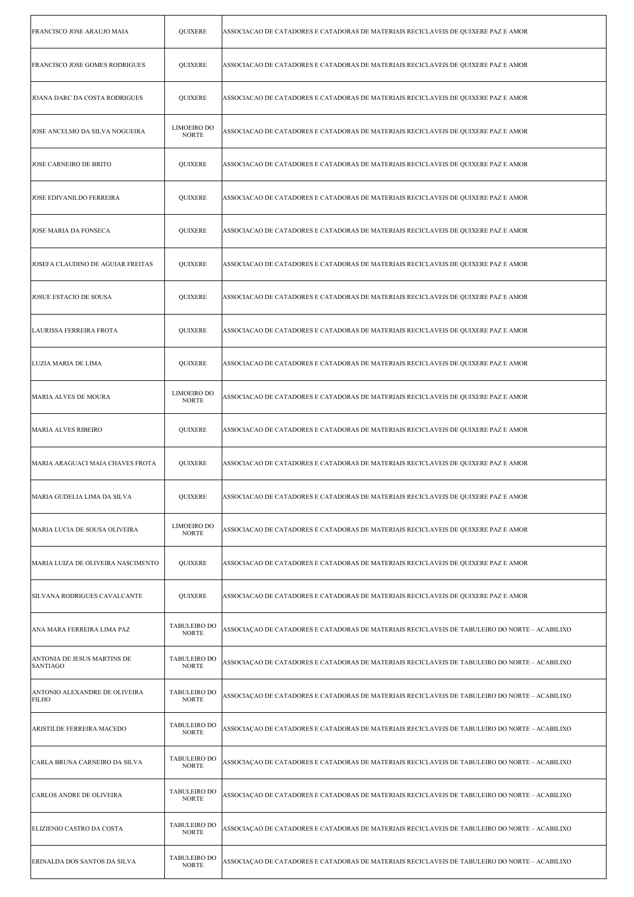| | | |
|---|---|---|
| FRANCISCO JOSE ARAUJO MAIA | QUIXERE | ASSOCIACAO DE CATADORES E CATADORAS DE MATERIAIS RECICLAVEIS DE QUIXERE PAZ E AMOR |
| FRANCISCO JOSE GOMES RODRIGUES | QUIXERE | ASSOCIACAO DE CATADORES E CATADORAS DE MATERIAIS RECICLAVEIS DE QUIXERE PAZ E AMOR |
| JOANA DARC DA COSTA RODRIGUES | QUIXERE | ASSOCIACAO DE CATADORES E CATADORAS DE MATERIAIS RECICLAVEIS DE QUIXERE PAZ E AMOR |
| JOSE ANCELMO DA SILVA NOGUEIRA | LIMOEIRO DO NORTE | ASSOCIACAO DE CATADORES E CATADORAS DE MATERIAIS RECICLAVEIS DE QUIXERE PAZ E AMOR |
| JOSE CARNEIRO DE BRITO | QUIXERE | ASSOCIACAO DE CATADORES E CATADORAS DE MATERIAIS RECICLAVEIS DE QUIXERE PAZ E AMOR |
| JOSE EDIVANILDO FERREIRA | QUIXERE | ASSOCIACAO DE CATADORES E CATADORAS DE MATERIAIS RECICLAVEIS DE QUIXERE PAZ E AMOR |
| JOSE MARIA DA FONSECA | QUIXERE | ASSOCIACAO DE CATADORES E CATADORAS DE MATERIAIS RECICLAVEIS DE QUIXERE PAZ E AMOR |
| JOSEFA CLAUDINO DE AGUIAR FREITAS | QUIXERE | ASSOCIACAO DE CATADORES E CATADORAS DE MATERIAIS RECICLAVEIS DE QUIXERE PAZ E AMOR |
| JOSUE ESTACIO DE SOUSA | QUIXERE | ASSOCIACAO DE CATADORES E CATADORAS DE MATERIAIS RECICLAVEIS DE QUIXERE PAZ E AMOR |
| LAURISSA FERREIRA FROTA | QUIXERE | ASSOCIACAO DE CATADORES E CATADORAS DE MATERIAIS RECICLAVEIS DE QUIXERE PAZ E AMOR |
| LUZIA MARIA DE LIMA | QUIXERE | ASSOCIACAO DE CATADORES E CATADORAS DE MATERIAIS RECICLAVEIS DE QUIXERE PAZ E AMOR |
| MARIA ALVES DE MOURA | LIMOEIRO DO NORTE | ASSOCIACAO DE CATADORES E CATADORAS DE MATERIAIS RECICLAVEIS DE QUIXERE PAZ E AMOR |
| MARIA ALVES RIBEIRO | QUIXERE | ASSOCIACAO DE CATADORES E CATADORAS DE MATERIAIS RECICLAVEIS DE QUIXERE PAZ E AMOR |
| MARIA ARAGUACI MAIA CHAVES FROTA | QUIXERE | ASSOCIACAO DE CATADORES E CATADORAS DE MATERIAIS RECICLAVEIS DE QUIXERE PAZ E AMOR |
| MARIA GUDELIA LIMA DA SILVA | QUIXERE | ASSOCIACAO DE CATADORES E CATADORAS DE MATERIAIS RECICLAVEIS DE QUIXERE PAZ E AMOR |
| MARIA LUCIA DE SOUSA OLIVEIRA | LIMOEIRO DO NORTE | ASSOCIACAO DE CATADORES E CATADORAS DE MATERIAIS RECICLAVEIS DE QUIXERE PAZ E AMOR |
| MARIA LUIZA DE OLIVEIRA NASCIMENTO | QUIXERE | ASSOCIACAO DE CATADORES E CATADORAS DE MATERIAIS RECICLAVEIS DE QUIXERE PAZ E AMOR |
| SILVANA RODRIGUES CAVALCANTE | QUIXERE | ASSOCIACAO DE CATADORES E CATADORAS DE MATERIAIS RECICLAVEIS DE QUIXERE PAZ E AMOR |
| ANA MARA FERREIRA LIMA PAZ | TABULEIRO DO NORTE | ASSOCIAÇAO DE CATADORES E CATADORAS DE MATERIAIS RECICLAVEIS DE TABULEIRO DO NORTE – ACABILIXO |
| ANTONIA DE JESUS MARTINS DE SANTIAGO | TABULEIRO DO NORTE | ASSOCIAÇAO DE CATADORES E CATADORAS DE MATERIAIS RECICLAVEIS DE TABULEIRO DO NORTE – ACABILIXO |
| ANTONIO ALEXANDRE DE OLIVEIRA FILHO | TABULEIRO DO NORTE | ASSOCIAÇAO DE CATADORES E CATADORAS DE MATERIAIS RECICLAVEIS DE TABULEIRO DO NORTE – ACABILIXO |
| ARISTILDE FERREIRA MACEDO | TABULEIRO DO NORTE | ASSOCIAÇAO DE CATADORES E CATADORAS DE MATERIAIS RECICLAVEIS DE TABULEIRO DO NORTE – ACABILIXO |
| CARLA BRUNA CARNEIRO DA SILVA | TABULEIRO DO NORTE | ASSOCIAÇAO DE CATADORES E CATADORAS DE MATERIAIS RECICLAVEIS DE TABULEIRO DO NORTE – ACABILIXO |
| CARLOS ANDRE DE OLIVEIRA | TABULEIRO DO NORTE | ASSOCIAÇAO DE CATADORES E CATADORAS DE MATERIAIS RECICLAVEIS DE TABULEIRO DO NORTE – ACABILIXO |
| ELIZIENIO CASTRO DA COSTA | TABULEIRO DO NORTE | ASSOCIAÇAO DE CATADORES E CATADORAS DE MATERIAIS RECICLAVEIS DE TABULEIRO DO NORTE – ACABILIXO |
| ERINALDA DOS SANTOS DA SILVA | TABULEIRO DO NORTE | ASSOCIAÇAO DE CATADORES E CATADORAS DE MATERIAIS RECICLAVEIS DE TABULEIRO DO NORTE – ACABILIXO |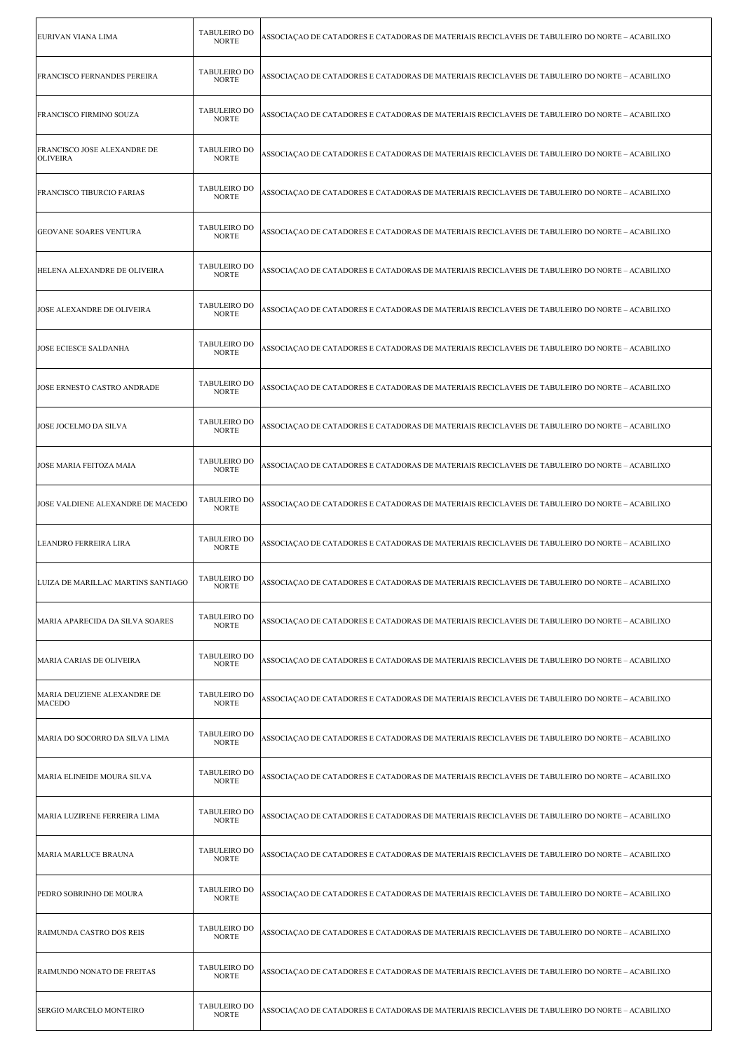| | | |
|---|---|---|
| EURIVAN VIANA LIMA | TABULEIRO DO NORTE | ASSOCIAÇAO DE CATADORES E CATADORAS DE MATERIAIS RECICLAVEIS DE TABULEIRO DO NORTE – ACABILIXO |
| FRANCISCO FERNANDES PEREIRA | TABULEIRO DO NORTE | ASSOCIAÇAO DE CATADORES E CATADORAS DE MATERIAIS RECICLAVEIS DE TABULEIRO DO NORTE – ACABILIXO |
| FRANCISCO FIRMINO SOUZA | TABULEIRO DO NORTE | ASSOCIAÇAO DE CATADORES E CATADORAS DE MATERIAIS RECICLAVEIS DE TABULEIRO DO NORTE – ACABILIXO |
| FRANCISCO JOSE ALEXANDRE DE OLIVEIRA | TABULEIRO DO NORTE | ASSOCIAÇAO DE CATADORES E CATADORAS DE MATERIAIS RECICLAVEIS DE TABULEIRO DO NORTE – ACABILIXO |
| FRANCISCO TIBURCIO FARIAS | TABULEIRO DO NORTE | ASSOCIAÇAO DE CATADORES E CATADORAS DE MATERIAIS RECICLAVEIS DE TABULEIRO DO NORTE – ACABILIXO |
| GEOVANE SOARES VENTURA | TABULEIRO DO NORTE | ASSOCIAÇAO DE CATADORES E CATADORAS DE MATERIAIS RECICLAVEIS DE TABULEIRO DO NORTE – ACABILIXO |
| HELENA ALEXANDRE DE OLIVEIRA | TABULEIRO DO NORTE | ASSOCIAÇAO DE CATADORES E CATADORAS DE MATERIAIS RECICLAVEIS DE TABULEIRO DO NORTE – ACABILIXO |
| JOSE ALEXANDRE DE OLIVEIRA | TABULEIRO DO NORTE | ASSOCIAÇAO DE CATADORES E CATADORAS DE MATERIAIS RECICLAVEIS DE TABULEIRO DO NORTE – ACABILIXO |
| JOSE ECIESCE SALDANHA | TABULEIRO DO NORTE | ASSOCIAÇAO DE CATADORES E CATADORAS DE MATERIAIS RECICLAVEIS DE TABULEIRO DO NORTE – ACABILIXO |
| JOSE ERNESTO CASTRO ANDRADE | TABULEIRO DO NORTE | ASSOCIAÇAO DE CATADORES E CATADORAS DE MATERIAIS RECICLAVEIS DE TABULEIRO DO NORTE – ACABILIXO |
| JOSE JOCELMO DA SILVA | TABULEIRO DO NORTE | ASSOCIAÇAO DE CATADORES E CATADORAS DE MATERIAIS RECICLAVEIS DE TABULEIRO DO NORTE – ACABILIXO |
| JOSE MARIA FEITOZA MAIA | TABULEIRO DO NORTE | ASSOCIAÇAO DE CATADORES E CATADORAS DE MATERIAIS RECICLAVEIS DE TABULEIRO DO NORTE – ACABILIXO |
| JOSE VALDIENE ALEXANDRE DE MACEDO | TABULEIRO DO NORTE | ASSOCIAÇAO DE CATADORES E CATADORAS DE MATERIAIS RECICLAVEIS DE TABULEIRO DO NORTE – ACABILIXO |
| LEANDRO FERREIRA LIRA | TABULEIRO DO NORTE | ASSOCIAÇAO DE CATADORES E CATADORAS DE MATERIAIS RECICLAVEIS DE TABULEIRO DO NORTE – ACABILIXO |
| LUIZA DE MARILLAC MARTINS SANTIAGO | TABULEIRO DO NORTE | ASSOCIAÇAO DE CATADORES E CATADORAS DE MATERIAIS RECICLAVEIS DE TABULEIRO DO NORTE – ACABILIXO |
| MARIA APARECIDA DA SILVA SOARES | TABULEIRO DO NORTE | ASSOCIAÇAO DE CATADORES E CATADORAS DE MATERIAIS RECICLAVEIS DE TABULEIRO DO NORTE – ACABILIXO |
| MARIA CARIAS DE OLIVEIRA | TABULEIRO DO NORTE | ASSOCIAÇAO DE CATADORES E CATADORAS DE MATERIAIS RECICLAVEIS DE TABULEIRO DO NORTE – ACABILIXO |
| MARIA DEUZIENE ALEXANDRE DE MACEDO | TABULEIRO DO NORTE | ASSOCIAÇAO DE CATADORES E CATADORAS DE MATERIAIS RECICLAVEIS DE TABULEIRO DO NORTE – ACABILIXO |
| MARIA DO SOCORRO DA SILVA LIMA | TABULEIRO DO NORTE | ASSOCIAÇAO DE CATADORES E CATADORAS DE MATERIAIS RECICLAVEIS DE TABULEIRO DO NORTE – ACABILIXO |
| MARIA ELINEIDE MOURA SILVA | TABULEIRO DO NORTE | ASSOCIAÇAO DE CATADORES E CATADORAS DE MATERIAIS RECICLAVEIS DE TABULEIRO DO NORTE – ACABILIXO |
| MARIA LUZIRENE FERREIRA LIMA | TABULEIRO DO NORTE | ASSOCIAÇAO DE CATADORES E CATADORAS DE MATERIAIS RECICLAVEIS DE TABULEIRO DO NORTE – ACABILIXO |
| MARIA MARLUCE BRAUNA | TABULEIRO DO NORTE | ASSOCIAÇAO DE CATADORES E CATADORAS DE MATERIAIS RECICLAVEIS DE TABULEIRO DO NORTE – ACABILIXO |
| PEDRO SOBRINHO DE MOURA | TABULEIRO DO NORTE | ASSOCIAÇAO DE CATADORES E CATADORAS DE MATERIAIS RECICLAVEIS DE TABULEIRO DO NORTE – ACABILIXO |
| RAIMUNDA CASTRO DOS REIS | TABULEIRO DO NORTE | ASSOCIAÇAO DE CATADORES E CATADORAS DE MATERIAIS RECICLAVEIS DE TABULEIRO DO NORTE – ACABILIXO |
| RAIMUNDO NONATO DE FREITAS | TABULEIRO DO NORTE | ASSOCIAÇAO DE CATADORES E CATADORAS DE MATERIAIS RECICLAVEIS DE TABULEIRO DO NORTE – ACABILIXO |
| SERGIO MARCELO MONTEIRO | TABULEIRO DO NORTE | ASSOCIAÇAO DE CATADORES E CATADORAS DE MATERIAIS RECICLAVEIS DE TABULEIRO DO NORTE – ACABILIXO |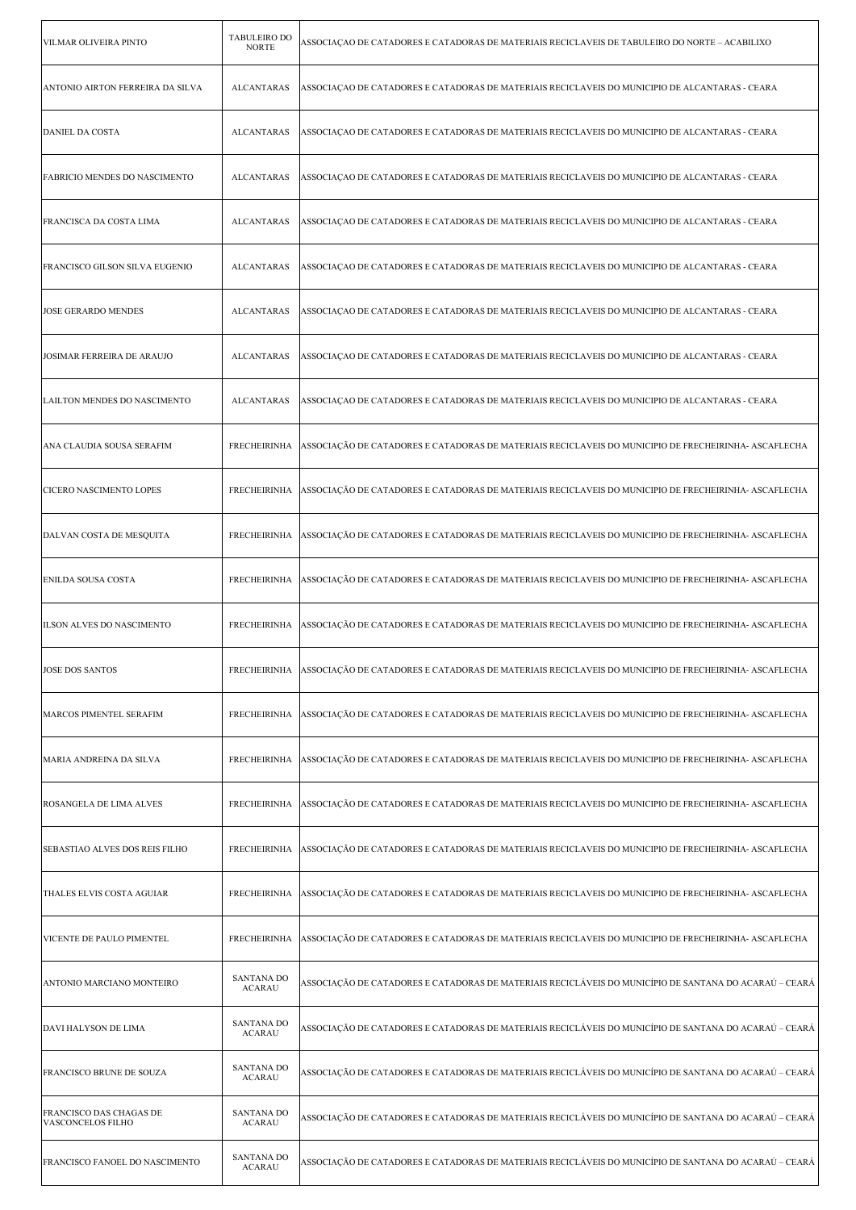| | | |
|---|---|---|
| VILMAR OLIVEIRA PINTO | TABULEIRO DO NORTE | ASSOCIAÇAO DE CATADORES E CATADORAS DE MATERIAIS RECICLAVEIS DE TABULEIRO DO NORTE – ACABILIXO |
| ANTONIO AIRTON FERREIRA DA SILVA | ALCANTARAS | ASSOCIAÇAO DE CATADORES E CATADORAS DE MATERIAIS RECICLAVEIS DO MUNICIPIO DE ALCANTARAS - CEARA |
| DANIEL DA COSTA | ALCANTARAS | ASSOCIAÇAO DE CATADORES E CATADORAS DE MATERIAIS RECICLAVEIS DO MUNICIPIO DE ALCANTARAS - CEARA |
| FABRICIO MENDES DO NASCIMENTO | ALCANTARAS | ASSOCIAÇAO DE CATADORES E CATADORAS DE MATERIAIS RECICLAVEIS DO MUNICIPIO DE ALCANTARAS - CEARA |
| FRANCISCA DA COSTA LIMA | ALCANTARAS | ASSOCIAÇAO DE CATADORES E CATADORAS DE MATERIAIS RECICLAVEIS DO MUNICIPIO DE ALCANTARAS - CEARA |
| FRANCISCO GILSON SILVA EUGENIO | ALCANTARAS | ASSOCIAÇAO DE CATADORES E CATADORAS DE MATERIAIS RECICLAVEIS DO MUNICIPIO DE ALCANTARAS - CEARA |
| JOSE GERARDO MENDES | ALCANTARAS | ASSOCIAÇAO DE CATADORES E CATADORAS DE MATERIAIS RECICLAVEIS DO MUNICIPIO DE ALCANTARAS - CEARA |
| JOSIMAR FERREIRA DE ARAUJO | ALCANTARAS | ASSOCIAÇAO DE CATADORES E CATADORAS DE MATERIAIS RECICLAVEIS DO MUNICIPIO DE ALCANTARAS - CEARA |
| LAILTON MENDES DO NASCIMENTO | ALCANTARAS | ASSOCIAÇAO DE CATADORES E CATADORAS DE MATERIAIS RECICLAVEIS DO MUNICIPIO DE ALCANTARAS - CEARA |
| ANA CLAUDIA SOUSA SERAFIM | FRECHEIRINHA | ASSOCIAÇÃO DE CATADORES E CATADORAS DE MATERIAIS RECICLAVEIS DO MUNICIPIO DE FRECHEIRINHA- ASCAFLECHA |
| CICERO NASCIMENTO LOPES | FRECHEIRINHA | ASSOCIAÇÃO DE CATADORES E CATADORAS DE MATERIAIS RECICLAVEIS DO MUNICIPIO DE FRECHEIRINHA- ASCAFLECHA |
| DALVAN COSTA DE MESQUITA | FRECHEIRINHA | ASSOCIAÇÃO DE CATADORES E CATADORAS DE MATERIAIS RECICLAVEIS DO MUNICIPIO DE FRECHEIRINHA- ASCAFLECHA |
| ENILDA SOUSA COSTA | FRECHEIRINHA | ASSOCIAÇÃO DE CATADORES E CATADORAS DE MATERIAIS RECICLAVEIS DO MUNICIPIO DE FRECHEIRINHA- ASCAFLECHA |
| ILSON ALVES DO NASCIMENTO | FRECHEIRINHA | ASSOCIAÇÃO DE CATADORES E CATADORAS DE MATERIAIS RECICLAVEIS DO MUNICIPIO DE FRECHEIRINHA- ASCAFLECHA |
| JOSE DOS SANTOS | FRECHEIRINHA | ASSOCIAÇÃO DE CATADORES E CATADORAS DE MATERIAIS RECICLAVEIS DO MUNICIPIO DE FRECHEIRINHA- ASCAFLECHA |
| MARCOS PIMENTEL SERAFIM | FRECHEIRINHA | ASSOCIAÇÃO DE CATADORES E CATADORAS DE MATERIAIS RECICLAVEIS DO MUNICIPIO DE FRECHEIRINHA- ASCAFLECHA |
| MARIA ANDREINA DA SILVA | FRECHEIRINHA | ASSOCIAÇÃO DE CATADORES E CATADORAS DE MATERIAIS RECICLAVEIS DO MUNICIPIO DE FRECHEIRINHA- ASCAFLECHA |
| ROSANGELA DE LIMA ALVES | FRECHEIRINHA | ASSOCIAÇÃO DE CATADORES E CATADORAS DE MATERIAIS RECICLAVEIS DO MUNICIPIO DE FRECHEIRINHA- ASCAFLECHA |
| SEBASTIAO ALVES DOS REIS FILHO | FRECHEIRINHA | ASSOCIAÇÃO DE CATADORES E CATADORAS DE MATERIAIS RECICLAVEIS DO MUNICIPIO DE FRECHEIRINHA- ASCAFLECHA |
| THALES ELVIS COSTA AGUIAR | FRECHEIRINHA | ASSOCIAÇÃO DE CATADORES E CATADORAS DE MATERIAIS RECICLAVEIS DO MUNICIPIO DE FRECHEIRINHA- ASCAFLECHA |
| VICENTE DE PAULO PIMENTEL | FRECHEIRINHA | ASSOCIAÇÃO DE CATADORES E CATADORAS DE MATERIAIS RECICLAVEIS DO MUNICIPIO DE FRECHEIRINHA- ASCAFLECHA |
| ANTONIO MARCIANO MONTEIRO | SANTANA DO ACARAU | ASSOCIAÇÃO DE CATADORES E CATADORAS DE MATERIAIS RECICLÁVEIS DO MUNICÍPIO DE SANTANA DO ACARAÚ – CEARÁ |
| DAVI HALYSON DE LIMA | SANTANA DO ACARAU | ASSOCIAÇÃO DE CATADORES E CATADORAS DE MATERIAIS RECICLÁVEIS DO MUNICÍPIO DE SANTANA DO ACARAÚ – CEARÁ |
| FRANCISCO BRUNE DE SOUZA | SANTANA DO ACARAU | ASSOCIAÇÃO DE CATADORES E CATADORAS DE MATERIAIS RECICLÁVEIS DO MUNICÍPIO DE SANTANA DO ACARAÚ – CEARÁ |
| FRANCISCO DAS CHAGAS DE VASCONCELOS FILHO | SANTANA DO ACARAU | ASSOCIAÇÃO DE CATADORES E CATADORAS DE MATERIAIS RECICLÁVEIS DO MUNICÍPIO DE SANTANA DO ACARAÚ – CEARÁ |
| FRANCISCO FANOEL DO NASCIMENTO | SANTANA DO ACARAU | ASSOCIAÇÃO DE CATADORES E CATADORAS DE MATERIAIS RECICLÁVEIS DO MUNICÍPIO DE SANTANA DO ACARAÚ – CEARÁ |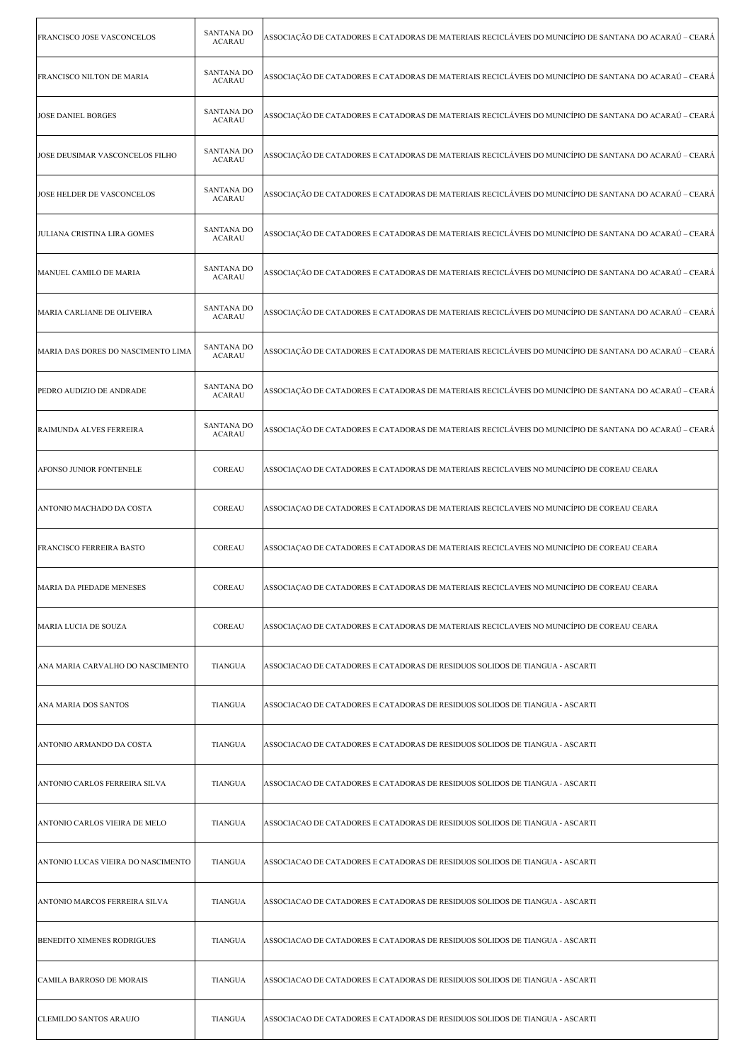| | | |
|---|---|---|
| FRANCISCO JOSE VASCONCELOS | SANTANA DO ACARAU | ASSOCIAÇÃO DE CATADORES E CATADORAS DE MATERIAIS RECICLÁVEIS DO MUNICÍPIO DE SANTANA DO ACARAÚ – CEARÁ |
| FRANCISCO NILTON DE MARIA | SANTANA DO ACARAU | ASSOCIAÇÃO DE CATADORES E CATADORAS DE MATERIAIS RECICLÁVEIS DO MUNICÍPIO DE SANTANA DO ACARAÚ – CEARÁ |
| JOSE DANIEL BORGES | SANTANA DO ACARAU | ASSOCIAÇÃO DE CATADORES E CATADORAS DE MATERIAIS RECICLÁVEIS DO MUNICÍPIO DE SANTANA DO ACARAÚ – CEARÁ |
| JOSE DEUSIMAR VASCONCELOS FILHO | SANTANA DO ACARAU | ASSOCIAÇÃO DE CATADORES E CATADORAS DE MATERIAIS RECICLÁVEIS DO MUNICÍPIO DE SANTANA DO ACARAÚ – CEARÁ |
| JOSE HELDER DE VASCONCELOS | SANTANA DO ACARAU | ASSOCIAÇÃO DE CATADORES E CATADORAS DE MATERIAIS RECICLÁVEIS DO MUNICÍPIO DE SANTANA DO ACARAÚ – CEARÁ |
| JULIANA CRISTINA LIRA GOMES | SANTANA DO ACARAU | ASSOCIAÇÃO DE CATADORES E CATADORAS DE MATERIAIS RECICLÁVEIS DO MUNICÍPIO DE SANTANA DO ACARAÚ – CEARÁ |
| MANUEL CAMILO DE MARIA | SANTANA DO ACARAU | ASSOCIAÇÃO DE CATADORES E CATADORAS DE MATERIAIS RECICLÁVEIS DO MUNICÍPIO DE SANTANA DO ACARAÚ – CEARÁ |
| MARIA CARLIANE DE OLIVEIRA | SANTANA DO ACARAU | ASSOCIAÇÃO DE CATADORES E CATADORAS DE MATERIAIS RECICLÁVEIS DO MUNICÍPIO DE SANTANA DO ACARAÚ – CEARÁ |
| MARIA DAS DORES DO NASCIMENTO LIMA | SANTANA DO ACARAU | ASSOCIAÇÃO DE CATADORES E CATADORAS DE MATERIAIS RECICLÁVEIS DO MUNICÍPIO DE SANTANA DO ACARAÚ – CEARÁ |
| PEDRO AUDIZIO DE ANDRADE | SANTANA DO ACARAU | ASSOCIAÇÃO DE CATADORES E CATADORAS DE MATERIAIS RECICLÁVEIS DO MUNICÍPIO DE SANTANA DO ACARAÚ – CEARÁ |
| RAIMUNDA ALVES FERREIRA | SANTANA DO ACARAU | ASSOCIAÇÃO DE CATADORES E CATADORAS DE MATERIAIS RECICLÁVEIS DO MUNICÍPIO DE SANTANA DO ACARAÚ – CEARÁ |
| AFONSO JUNIOR FONTENELE | COREAU | ASSOCIAÇAO DE CATADORES E CATADORAS DE MATERIAIS RECICLAVEIS NO MUNICÍPIO DE COREAU CEARA |
| ANTONIO MACHADO DA COSTA | COREAU | ASSOCIAÇAO DE CATADORES E CATADORAS DE MATERIAIS RECICLAVEIS NO MUNICÍPIO DE COREAU CEARA |
| FRANCISCO FERREIRA BASTO | COREAU | ASSOCIAÇAO DE CATADORES E CATADORAS DE MATERIAIS RECICLAVEIS NO MUNICÍPIO DE COREAU CEARA |
| MARIA DA PIEDADE MENESES | COREAU | ASSOCIAÇAO DE CATADORES E CATADORAS DE MATERIAIS RECICLAVEIS NO MUNICÍPIO DE COREAU CEARA |
| MARIA LUCIA DE SOUZA | COREAU | ASSOCIAÇAO DE CATADORES E CATADORAS DE MATERIAIS RECICLAVEIS NO MUNICÍPIO DE COREAU CEARA |
| ANA MARIA CARVALHO DO NASCIMENTO | TIANGUA | ASSOCIACAO DE CATADORES E CATADORAS DE RESIDUOS SOLIDOS DE TIANGUA - ASCARTI |
| ANA MARIA DOS SANTOS | TIANGUA | ASSOCIACAO DE CATADORES E CATADORAS DE RESIDUOS SOLIDOS DE TIANGUA - ASCARTI |
| ANTONIO ARMANDO DA COSTA | TIANGUA | ASSOCIACAO DE CATADORES E CATADORAS DE RESIDUOS SOLIDOS DE TIANGUA - ASCARTI |
| ANTONIO CARLOS FERREIRA SILVA | TIANGUA | ASSOCIACAO DE CATADORES E CATADORAS DE RESIDUOS SOLIDOS DE TIANGUA - ASCARTI |
| ANTONIO CARLOS VIEIRA DE MELO | TIANGUA | ASSOCIACAO DE CATADORES E CATADORAS DE RESIDUOS SOLIDOS DE TIANGUA - ASCARTI |
| ANTONIO LUCAS VIEIRA DO NASCIMENTO | TIANGUA | ASSOCIACAO DE CATADORES E CATADORAS DE RESIDUOS SOLIDOS DE TIANGUA - ASCARTI |
| ANTONIO MARCOS FERREIRA SILVA | TIANGUA | ASSOCIACAO DE CATADORES E CATADORAS DE RESIDUOS SOLIDOS DE TIANGUA - ASCARTI |
| BENEDITO XIMENES RODRIGUES | TIANGUA | ASSOCIACAO DE CATADORES E CATADORAS DE RESIDUOS SOLIDOS DE TIANGUA - ASCARTI |
| CAMILA BARROSO DE MORAIS | TIANGUA | ASSOCIACAO DE CATADORES E CATADORAS DE RESIDUOS SOLIDOS DE TIANGUA - ASCARTI |
| CLEMILDO SANTOS ARAUJO | TIANGUA | ASSOCIACAO DE CATADORES E CATADORAS DE RESIDUOS SOLIDOS DE TIANGUA - ASCARTI |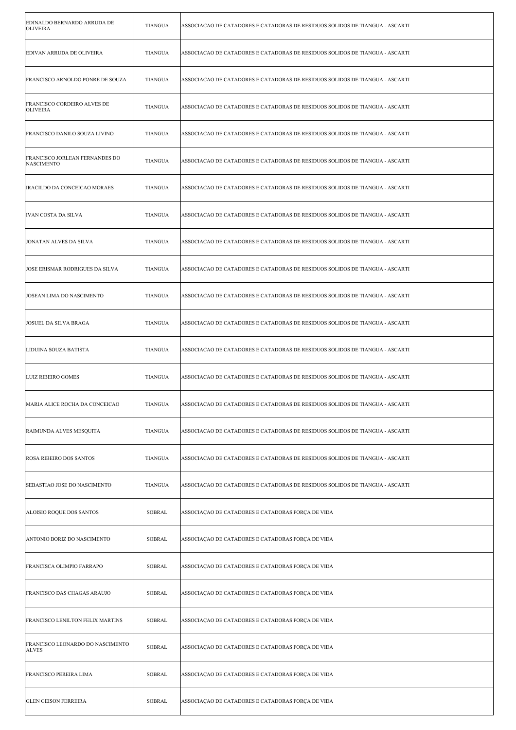| | | |
|---|---|---|
| EDINALDO BERNARDO ARRUDA DE OLIVEIRA | TIANGUA | ASSOCIACAO DE CATADORES E CATADORAS DE RESIDUOS SOLIDOS DE TIANGUA - ASCARTI |
| EDIVAN ARRUDA DE OLIVEIRA | TIANGUA | ASSOCIACAO DE CATADORES E CATADORAS DE RESIDUOS SOLIDOS DE TIANGUA - ASCARTI |
| FRANCISCO ARNOLDO PONRE DE SOUZA | TIANGUA | ASSOCIACAO DE CATADORES E CATADORAS DE RESIDUOS SOLIDOS DE TIANGUA - ASCARTI |
| FRANCISCO CORDEIRO ALVES DE OLIVEIRA | TIANGUA | ASSOCIACAO DE CATADORES E CATADORAS DE RESIDUOS SOLIDOS DE TIANGUA - ASCARTI |
| FRANCISCO DANILO SOUZA LIVINO | TIANGUA | ASSOCIACAO DE CATADORES E CATADORAS DE RESIDUOS SOLIDOS DE TIANGUA - ASCARTI |
| FRANCISCO JORLEAN FERNANDES DO NASCIMENTO | TIANGUA | ASSOCIACAO DE CATADORES E CATADORAS DE RESIDUOS SOLIDOS DE TIANGUA - ASCARTI |
| IRACILDO DA CONCEICAO MORAES | TIANGUA | ASSOCIACAO DE CATADORES E CATADORAS DE RESIDUOS SOLIDOS DE TIANGUA - ASCARTI |
| IVAN COSTA DA SILVA | TIANGUA | ASSOCIACAO DE CATADORES E CATADORAS DE RESIDUOS SOLIDOS DE TIANGUA - ASCARTI |
| JONATAN ALVES DA SILVA | TIANGUA | ASSOCIACAO DE CATADORES E CATADORAS DE RESIDUOS SOLIDOS DE TIANGUA - ASCARTI |
| JOSE ERISMAR RODRIGUES DA SILVA | TIANGUA | ASSOCIACAO DE CATADORES E CATADORAS DE RESIDUOS SOLIDOS DE TIANGUA - ASCARTI |
| JOSEAN LIMA DO NASCIMENTO | TIANGUA | ASSOCIACAO DE CATADORES E CATADORAS DE RESIDUOS SOLIDOS DE TIANGUA - ASCARTI |
| JOSUEL DA SILVA BRAGA | TIANGUA | ASSOCIACAO DE CATADORES E CATADORAS DE RESIDUOS SOLIDOS DE TIANGUA - ASCARTI |
| LIDUINA SOUZA BATISTA | TIANGUA | ASSOCIACAO DE CATADORES E CATADORAS DE RESIDUOS SOLIDOS DE TIANGUA - ASCARTI |
| LUIZ RIBEIRO GOMES | TIANGUA | ASSOCIACAO DE CATADORES E CATADORAS DE RESIDUOS SOLIDOS DE TIANGUA - ASCARTI |
| MARIA ALICE ROCHA DA CONCEICAO | TIANGUA | ASSOCIACAO DE CATADORES E CATADORAS DE RESIDUOS SOLIDOS DE TIANGUA - ASCARTI |
| RAIMUNDA ALVES MESQUITA | TIANGUA | ASSOCIACAO DE CATADORES E CATADORAS DE RESIDUOS SOLIDOS DE TIANGUA - ASCARTI |
| ROSA RIBEIRO DOS SANTOS | TIANGUA | ASSOCIACAO DE CATADORES E CATADORAS DE RESIDUOS SOLIDOS DE TIANGUA - ASCARTI |
| SEBASTIAO JOSE DO NASCIMENTO | TIANGUA | ASSOCIACAO DE CATADORES E CATADORAS DE RESIDUOS SOLIDOS DE TIANGUA - ASCARTI |
| ALOISIO ROQUE DOS SANTOS | SOBRAL | ASSOCIAÇAO DE CATADORES E CATADORAS FORÇA DE VIDA |
| ANTONIO BORIZ DO NASCIMENTO | SOBRAL | ASSOCIAÇAO DE CATADORES E CATADORAS FORÇA DE VIDA |
| FRANCISCA OLIMPIO FARRAPO | SOBRAL | ASSOCIAÇAO DE CATADORES E CATADORAS FORÇA DE VIDA |
| FRANCISCO DAS CHAGAS ARAUJO | SOBRAL | ASSOCIAÇAO DE CATADORES E CATADORAS FORÇA DE VIDA |
| FRANCISCO LENILTON FELIX MARTINS | SOBRAL | ASSOCIAÇAO DE CATADORES E CATADORAS FORÇA DE VIDA |
| FRANCISCO LEONARDO DO NASCIMENTO ALVES | SOBRAL | ASSOCIAÇAO DE CATADORES E CATADORAS FORÇA DE VIDA |
| FRANCISCO PEREIRA LIMA | SOBRAL | ASSOCIAÇAO DE CATADORES E CATADORAS FORÇA DE VIDA |
| GLEN GEISON FERREIRA | SOBRAL | ASSOCIAÇAO DE CATADORES E CATADORAS FORÇA DE VIDA |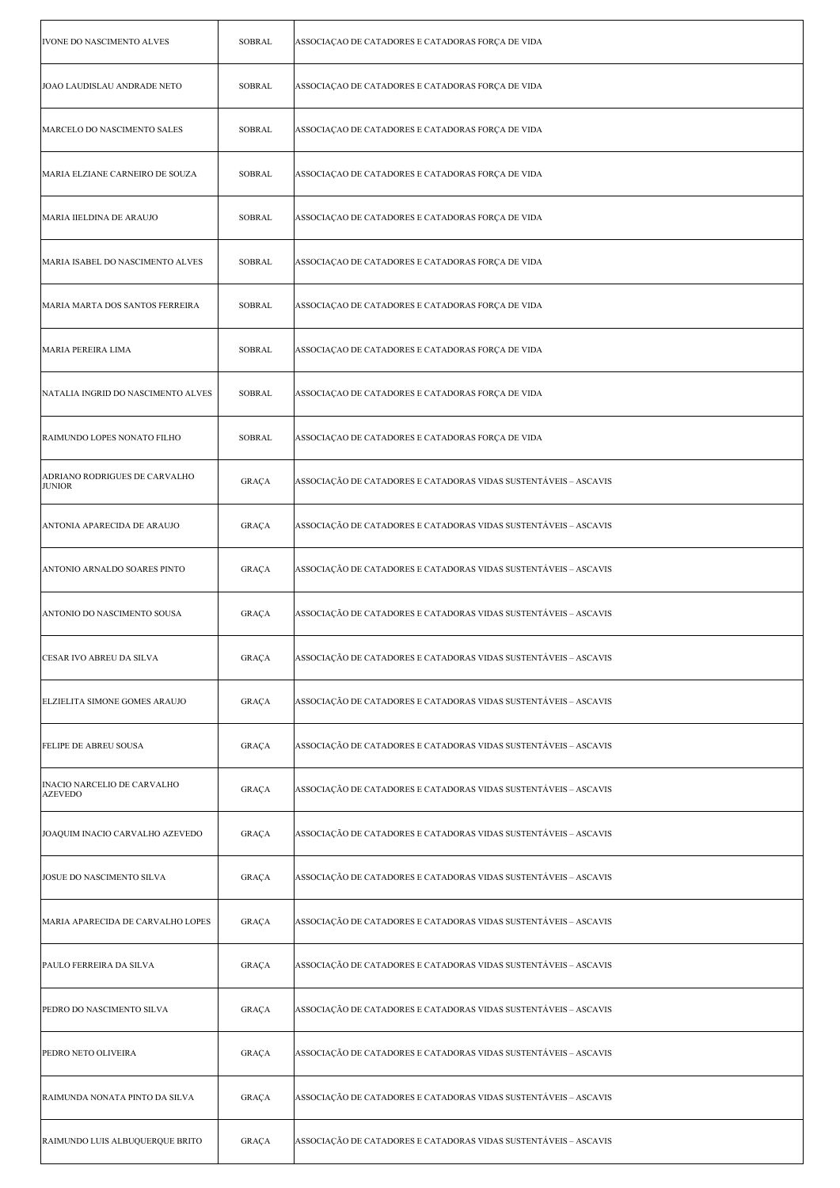| | | |
|---|---|---|
| IVONE DO NASCIMENTO ALVES | SOBRAL | ASSOCIAÇAO DE CATADORES E CATADORAS FORÇA DE VIDA |
| JOAO LAUDISLAU ANDRADE NETO | SOBRAL | ASSOCIAÇAO DE CATADORES E CATADORAS FORÇA DE VIDA |
| MARCELO DO NASCIMENTO SALES | SOBRAL | ASSOCIAÇAO DE CATADORES E CATADORAS FORÇA DE VIDA |
| MARIA ELZIANE CARNEIRO DE SOUZA | SOBRAL | ASSOCIAÇAO DE CATADORES E CATADORAS FORÇA DE VIDA |
| MARIA IIELDINA DE ARAUJO | SOBRAL | ASSOCIAÇAO DE CATADORES E CATADORAS FORÇA DE VIDA |
| MARIA ISABEL DO NASCIMENTO ALVES | SOBRAL | ASSOCIAÇAO DE CATADORES E CATADORAS FORÇA DE VIDA |
| MARIA MARTA DOS SANTOS FERREIRA | SOBRAL | ASSOCIAÇAO DE CATADORES E CATADORAS FORÇA DE VIDA |
| MARIA PEREIRA LIMA | SOBRAL | ASSOCIAÇAO DE CATADORES E CATADORAS FORÇA DE VIDA |
| NATALIA INGRID DO NASCIMENTO ALVES | SOBRAL | ASSOCIAÇAO DE CATADORES E CATADORAS FORÇA DE VIDA |
| RAIMUNDO LOPES NONATO FILHO | SOBRAL | ASSOCIAÇAO DE CATADORES E CATADORAS FORÇA DE VIDA |
| ADRIANO RODRIGUES DE CARVALHO JUNIOR | GRAÇA | ASSOCIAÇÃO DE CATADORES E CATADORAS VIDAS SUSTENTÁVEIS – ASCAVIS |
| ANTONIA APARECIDA DE ARAUJO | GRAÇA | ASSOCIAÇÃO DE CATADORES E CATADORAS VIDAS SUSTENTÁVEIS – ASCAVIS |
| ANTONIO ARNALDO SOARES PINTO | GRAÇA | ASSOCIAÇÃO DE CATADORES E CATADORAS VIDAS SUSTENTÁVEIS – ASCAVIS |
| ANTONIO DO NASCIMENTO SOUSA | GRAÇA | ASSOCIAÇÃO DE CATADORES E CATADORAS VIDAS SUSTENTÁVEIS – ASCAVIS |
| CESAR IVO ABREU DA SILVA | GRAÇA | ASSOCIAÇÃO DE CATADORES E CATADORAS VIDAS SUSTENTÁVEIS – ASCAVIS |
| ELZIELITA SIMONE GOMES ARAUJO | GRAÇA | ASSOCIAÇÃO DE CATADORES E CATADORAS VIDAS SUSTENTÁVEIS – ASCAVIS |
| FELIPE DE ABREU SOUSA | GRAÇA | ASSOCIAÇÃO DE CATADORES E CATADORAS VIDAS SUSTENTÁVEIS – ASCAVIS |
| INACIO NARCELIO DE CARVALHO AZEVEDO | GRAÇA | ASSOCIAÇÃO DE CATADORES E CATADORAS VIDAS SUSTENTÁVEIS – ASCAVIS |
| JOAQUIM INACIO CARVALHO AZEVEDO | GRAÇA | ASSOCIAÇÃO DE CATADORES E CATADORAS VIDAS SUSTENTÁVEIS – ASCAVIS |
| JOSUE DO NASCIMENTO SILVA | GRAÇA | ASSOCIAÇÃO DE CATADORES E CATADORAS VIDAS SUSTENTÁVEIS – ASCAVIS |
| MARIA APARECIDA DE CARVALHO LOPES | GRAÇA | ASSOCIAÇÃO DE CATADORES E CATADORAS VIDAS SUSTENTÁVEIS – ASCAVIS |
| PAULO FERREIRA DA SILVA | GRAÇA | ASSOCIAÇÃO DE CATADORES E CATADORAS VIDAS SUSTENTÁVEIS – ASCAVIS |
| PEDRO DO NASCIMENTO SILVA | GRAÇA | ASSOCIAÇÃO DE CATADORES E CATADORAS VIDAS SUSTENTÁVEIS – ASCAVIS |
| PEDRO NETO OLIVEIRA | GRAÇA | ASSOCIAÇÃO DE CATADORES E CATADORAS VIDAS SUSTENTÁVEIS – ASCAVIS |
| RAIMUNDA NONATA PINTO DA SILVA | GRAÇA | ASSOCIAÇÃO DE CATADORES E CATADORAS VIDAS SUSTENTÁVEIS – ASCAVIS |
| RAIMUNDO LUIS ALBUQUERQUE BRITO | GRAÇA | ASSOCIAÇÃO DE CATADORES E CATADORAS VIDAS SUSTENTÁVEIS – ASCAVIS |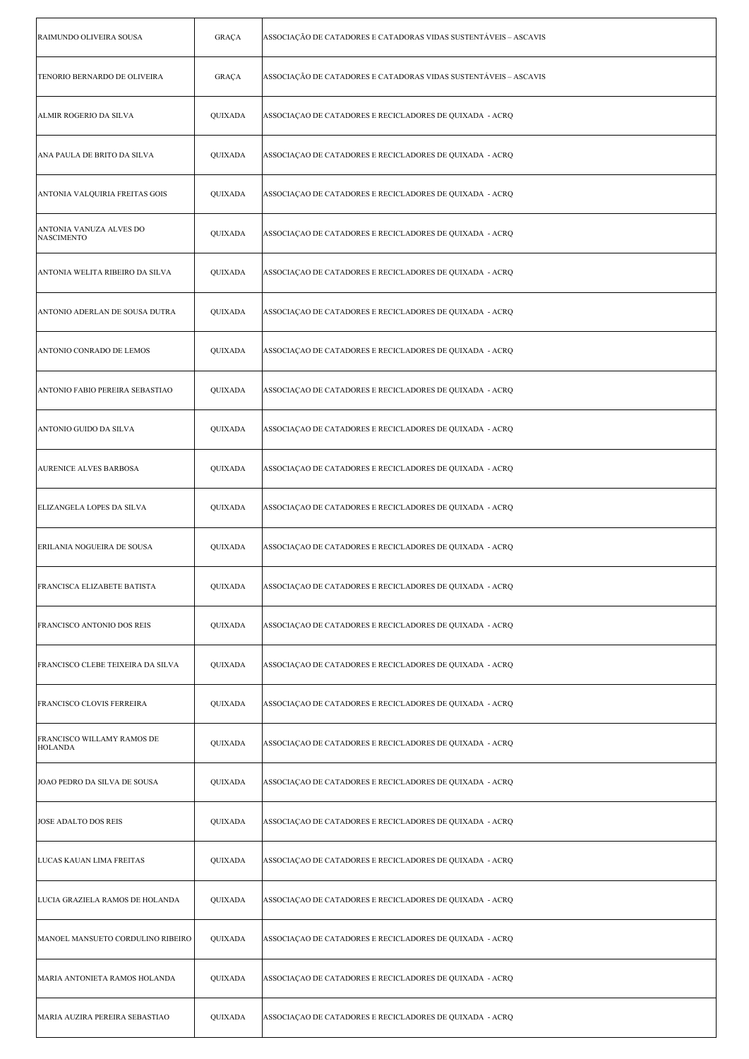| | | |
|---|---|---|
| RAIMUNDO OLIVEIRA SOUSA | GRAÇA | ASSOCIAÇÃO DE CATADORES E CATADORAS VIDAS SUSTENTÁVEIS – ASCAVIS |
| TENORIO BERNARDO DE OLIVEIRA | GRAÇA | ASSOCIAÇÃO DE CATADORES E CATADORAS VIDAS SUSTENTÁVEIS – ASCAVIS |
| ALMIR ROGERIO DA SILVA | QUIXADA | ASSOCIAÇAO DE CATADORES E RECICLADORES DE QUIXADA - ACRQ |
| ANA PAULA DE BRITO DA SILVA | QUIXADA | ASSOCIAÇAO DE CATADORES E RECICLADORES DE QUIXADA - ACRQ |
| ANTONIA VALQUIRIA FREITAS GOIS | QUIXADA | ASSOCIAÇAO DE CATADORES E RECICLADORES DE QUIXADA - ACRQ |
| ANTONIA VANUZA ALVES DO NASCIMENTO | QUIXADA | ASSOCIAÇAO DE CATADORES E RECICLADORES DE QUIXADA - ACRQ |
| ANTONIA WELITA RIBEIRO DA SILVA | QUIXADA | ASSOCIAÇAO DE CATADORES E RECICLADORES DE QUIXADA - ACRQ |
| ANTONIO ADERLAN DE SOUSA DUTRA | QUIXADA | ASSOCIAÇAO DE CATADORES E RECICLADORES DE QUIXADA - ACRQ |
| ANTONIO CONRADO DE LEMOS | QUIXADA | ASSOCIAÇAO DE CATADORES E RECICLADORES DE QUIXADA - ACRQ |
| ANTONIO FABIO PEREIRA SEBASTIAO | QUIXADA | ASSOCIAÇAO DE CATADORES E RECICLADORES DE QUIXADA - ACRQ |
| ANTONIO GUIDO DA SILVA | QUIXADA | ASSOCIAÇAO DE CATADORES E RECICLADORES DE QUIXADA - ACRQ |
| AURENICE ALVES BARBOSA | QUIXADA | ASSOCIAÇAO DE CATADORES E RECICLADORES DE QUIXADA - ACRQ |
| ELIZANGELA LOPES DA SILVA | QUIXADA | ASSOCIAÇAO DE CATADORES E RECICLADORES DE QUIXADA - ACRQ |
| ERILANIA NOGUEIRA DE SOUSA | QUIXADA | ASSOCIAÇAO DE CATADORES E RECICLADORES DE QUIXADA - ACRQ |
| FRANCISCA ELIZABETE BATISTA | QUIXADA | ASSOCIAÇAO DE CATADORES E RECICLADORES DE QUIXADA - ACRQ |
| FRANCISCO ANTONIO DOS REIS | QUIXADA | ASSOCIAÇAO DE CATADORES E RECICLADORES DE QUIXADA - ACRQ |
| FRANCISCO CLEBE TEIXEIRA DA SILVA | QUIXADA | ASSOCIAÇAO DE CATADORES E RECICLADORES DE QUIXADA - ACRQ |
| FRANCISCO CLOVIS FERREIRA | QUIXADA | ASSOCIAÇAO DE CATADORES E RECICLADORES DE QUIXADA - ACRQ |
| FRANCISCO WILLAMY RAMOS DE HOLANDA | QUIXADA | ASSOCIAÇAO DE CATADORES E RECICLADORES DE QUIXADA - ACRQ |
| JOAO PEDRO DA SILVA DE SOUSA | QUIXADA | ASSOCIAÇAO DE CATADORES E RECICLADORES DE QUIXADA - ACRQ |
| JOSE ADALTO DOS REIS | QUIXADA | ASSOCIAÇAO DE CATADORES E RECICLADORES DE QUIXADA - ACRQ |
| LUCAS KAUAN LIMA FREITAS | QUIXADA | ASSOCIAÇAO DE CATADORES E RECICLADORES DE QUIXADA - ACRQ |
| LUCIA GRAZIELA RAMOS DE HOLANDA | QUIXADA | ASSOCIAÇAO DE CATADORES E RECICLADORES DE QUIXADA - ACRQ |
| MANOEL MANSUETO CORDULINO RIBEIRO | QUIXADA | ASSOCIAÇAO DE CATADORES E RECICLADORES DE QUIXADA - ACRQ |
| MARIA ANTONIETA RAMOS HOLANDA | QUIXADA | ASSOCIAÇAO DE CATADORES E RECICLADORES DE QUIXADA - ACRQ |
| MARIA AUZIRA PEREIRA SEBASTIAO | QUIXADA | ASSOCIAÇAO DE CATADORES E RECICLADORES DE QUIXADA - ACRQ |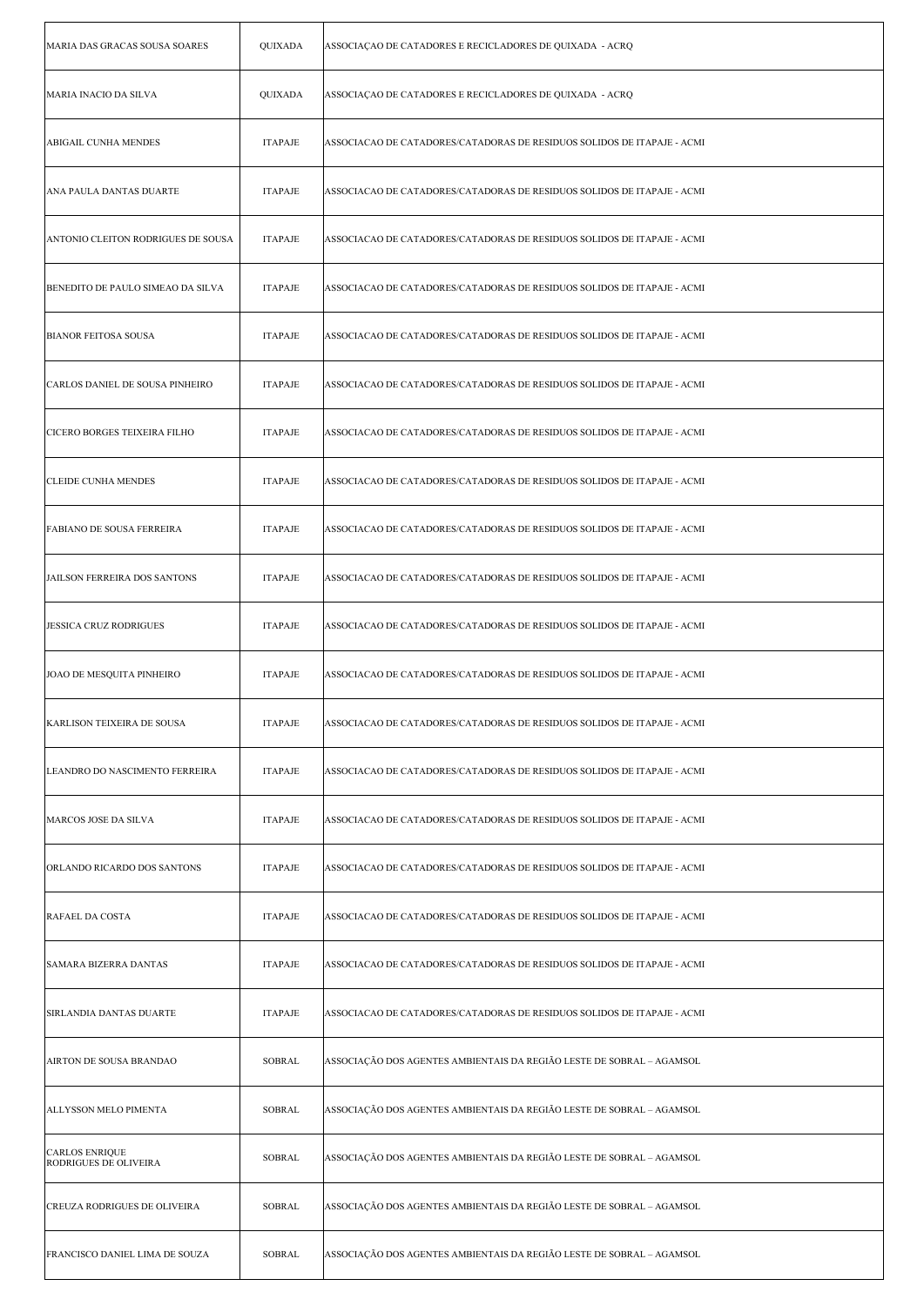| | | |
|---|---|---|
| MARIA DAS GRACAS SOUSA SOARES | QUIXADA | ASSOCIAÇAO DE CATADORES E RECICLADORES DE QUIXADA - ACRQ |
| MARIA INACIO DA SILVA | QUIXADA | ASSOCIAÇAO DE CATADORES E RECICLADORES DE QUIXADA - ACRQ |
| ABIGAIL CUNHA MENDES | ITAPAJE | ASSOCIACAO DE CATADORES/CATADORAS DE RESIDUOS SOLIDOS DE ITAPAJE - ACMI |
| ANA PAULA DANTAS DUARTE | ITAPAJE | ASSOCIACAO DE CATADORES/CATADORAS DE RESIDUOS SOLIDOS DE ITAPAJE - ACMI |
| ANTONIO CLEITON RODRIGUES DE SOUSA | ITAPAJE | ASSOCIACAO DE CATADORES/CATADORAS DE RESIDUOS SOLIDOS DE ITAPAJE - ACMI |
| BENEDITO DE PAULO SIMEAO DA SILVA | ITAPAJE | ASSOCIACAO DE CATADORES/CATADORAS DE RESIDUOS SOLIDOS DE ITAPAJE - ACMI |
| BIANOR FEITOSA SOUSA | ITAPAJE | ASSOCIACAO DE CATADORES/CATADORAS DE RESIDUOS SOLIDOS DE ITAPAJE - ACMI |
| CARLOS DANIEL DE SOUSA PINHEIRO | ITAPAJE | ASSOCIACAO DE CATADORES/CATADORAS DE RESIDUOS SOLIDOS DE ITAPAJE - ACMI |
| CICERO BORGES TEIXEIRA FILHO | ITAPAJE | ASSOCIACAO DE CATADORES/CATADORAS DE RESIDUOS SOLIDOS DE ITAPAJE - ACMI |
| CLEIDE CUNHA MENDES | ITAPAJE | ASSOCIACAO DE CATADORES/CATADORAS DE RESIDUOS SOLIDOS DE ITAPAJE - ACMI |
| FABIANO DE SOUSA FERREIRA | ITAPAJE | ASSOCIACAO DE CATADORES/CATADORAS DE RESIDUOS SOLIDOS DE ITAPAJE - ACMI |
| JAILSON FERREIRA DOS SANTONS | ITAPAJE | ASSOCIACAO DE CATADORES/CATADORAS DE RESIDUOS SOLIDOS DE ITAPAJE - ACMI |
| JESSICA CRUZ RODRIGUES | ITAPAJE | ASSOCIACAO DE CATADORES/CATADORAS DE RESIDUOS SOLIDOS DE ITAPAJE - ACMI |
| JOAO DE MESQUITA PINHEIRO | ITAPAJE | ASSOCIACAO DE CATADORES/CATADORAS DE RESIDUOS SOLIDOS DE ITAPAJE - ACMI |
| KARLISON TEIXEIRA DE SOUSA | ITAPAJE | ASSOCIACAO DE CATADORES/CATADORAS DE RESIDUOS SOLIDOS DE ITAPAJE - ACMI |
| LEANDRO DO NASCIMENTO FERREIRA | ITAPAJE | ASSOCIACAO DE CATADORES/CATADORAS DE RESIDUOS SOLIDOS DE ITAPAJE - ACMI |
| MARCOS JOSE DA SILVA | ITAPAJE | ASSOCIACAO DE CATADORES/CATADORAS DE RESIDUOS SOLIDOS DE ITAPAJE - ACMI |
| ORLANDO RICARDO DOS SANTONS | ITAPAJE | ASSOCIACAO DE CATADORES/CATADORAS DE RESIDUOS SOLIDOS DE ITAPAJE - ACMI |
| RAFAEL DA COSTA | ITAPAJE | ASSOCIACAO DE CATADORES/CATADORAS DE RESIDUOS SOLIDOS DE ITAPAJE - ACMI |
| SAMARA BIZERRA DANTAS | ITAPAJE | ASSOCIACAO DE CATADORES/CATADORAS DE RESIDUOS SOLIDOS DE ITAPAJE - ACMI |
| SIRLANDIA DANTAS DUARTE | ITAPAJE | ASSOCIACAO DE CATADORES/CATADORAS DE RESIDUOS SOLIDOS DE ITAPAJE - ACMI |
| AIRTON DE SOUSA BRANDAO | SOBRAL | ASSOCIAÇÃO DOS AGENTES AMBIENTAIS DA REGIÃO LESTE DE SOBRAL – AGAMSOL |
| ALLYSSON MELO PIMENTA | SOBRAL | ASSOCIAÇÃO DOS AGENTES AMBIENTAIS DA REGIÃO LESTE DE SOBRAL – AGAMSOL |
| CARLOS ENRIQUE RODRIGUES DE OLIVEIRA | SOBRAL | ASSOCIAÇÃO DOS AGENTES AMBIENTAIS DA REGIÃO LESTE DE SOBRAL – AGAMSOL |
| CREUZA RODRIGUES DE OLIVEIRA | SOBRAL | ASSOCIAÇÃO DOS AGENTES AMBIENTAIS DA REGIÃO LESTE DE SOBRAL – AGAMSOL |
| FRANCISCO DANIEL LIMA DE SOUZA | SOBRAL | ASSOCIAÇÃO DOS AGENTES AMBIENTAIS DA REGIÃO LESTE DE SOBRAL – AGAMSOL |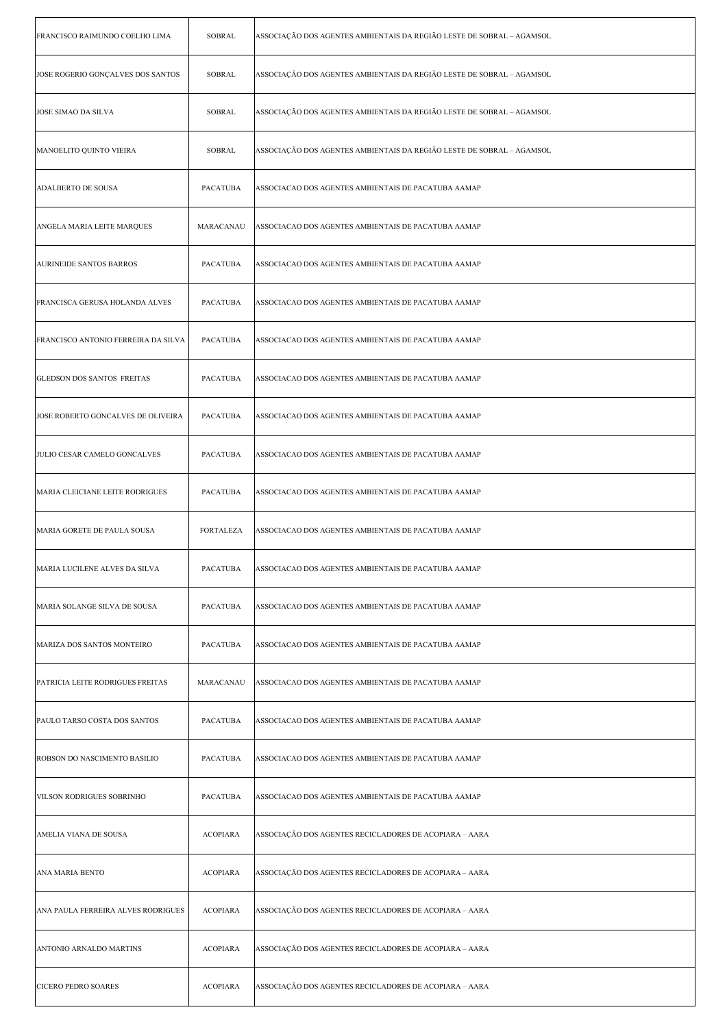| | | |
|---|---|---|
| FRANCISCO RAIMUNDO COELHO LIMA | SOBRAL | ASSOCIAÇÃO DOS AGENTES AMBIENTAIS DA REGIÃO LESTE DE SOBRAL – AGAMSOL |
| JOSE ROGERIO GONÇALVES DOS SANTOS | SOBRAL | ASSOCIAÇÃO DOS AGENTES AMBIENTAIS DA REGIÃO LESTE DE SOBRAL – AGAMSOL |
| JOSE SIMAO DA SILVA | SOBRAL | ASSOCIAÇÃO DOS AGENTES AMBIENTAIS DA REGIÃO LESTE DE SOBRAL – AGAMSOL |
| MANOELITO QUINTO VIEIRA | SOBRAL | ASSOCIAÇÃO DOS AGENTES AMBIENTAIS DA REGIÃO LESTE DE SOBRAL – AGAMSOL |
| ADALBERTO DE SOUSA | PACATUBA | ASSOCIACAO DOS AGENTES AMBIENTAIS DE PACATUBA AAMAP |
| ANGELA MARIA LEITE MARQUES | MARACANAU | ASSOCIACAO DOS AGENTES AMBIENTAIS DE PACATUBA AAMAP |
| AURINEIDE SANTOS BARROS | PACATUBA | ASSOCIACAO DOS AGENTES AMBIENTAIS DE PACATUBA AAMAP |
| FRANCISCA GERUSA HOLANDA ALVES | PACATUBA | ASSOCIACAO DOS AGENTES AMBIENTAIS DE PACATUBA AAMAP |
| FRANCISCO ANTONIO FERREIRA DA SILVA | PACATUBA | ASSOCIACAO DOS AGENTES AMBIENTAIS DE PACATUBA AAMAP |
| GLEDSON DOS SANTOS FREITAS | PACATUBA | ASSOCIACAO DOS AGENTES AMBIENTAIS DE PACATUBA AAMAP |
| JOSE ROBERTO GONCALVES DE OLIVEIRA | PACATUBA | ASSOCIACAO DOS AGENTES AMBIENTAIS DE PACATUBA AAMAP |
| JULIO CESAR CAMELO GONCALVES | PACATUBA | ASSOCIACAO DOS AGENTES AMBIENTAIS DE PACATUBA AAMAP |
| MARIA CLEICIANE LEITE RODRIGUES | PACATUBA | ASSOCIACAO DOS AGENTES AMBIENTAIS DE PACATUBA AAMAP |
| MARIA GORETE DE PAULA SOUSA | FORTALEZA | ASSOCIACAO DOS AGENTES AMBIENTAIS DE PACATUBA AAMAP |
| MARIA LUCILENE ALVES DA SILVA | PACATUBA | ASSOCIACAO DOS AGENTES AMBIENTAIS DE PACATUBA AAMAP |
| MARIA SOLANGE SILVA DE SOUSA | PACATUBA | ASSOCIACAO DOS AGENTES AMBIENTAIS DE PACATUBA AAMAP |
| MARIZA DOS SANTOS MONTEIRO | PACATUBA | ASSOCIACAO DOS AGENTES AMBIENTAIS DE PACATUBA AAMAP |
| PATRICIA LEITE RODRIGUES FREITAS | MARACANAU | ASSOCIACAO DOS AGENTES AMBIENTAIS DE PACATUBA AAMAP |
| PAULO TARSO COSTA DOS SANTOS | PACATUBA | ASSOCIACAO DOS AGENTES AMBIENTAIS DE PACATUBA AAMAP |
| ROBSON DO NASCIMENTO BASILIO | PACATUBA | ASSOCIACAO DOS AGENTES AMBIENTAIS DE PACATUBA AAMAP |
| VILSON RODRIGUES SOBRINHO | PACATUBA | ASSOCIACAO DOS AGENTES AMBIENTAIS DE PACATUBA AAMAP |
| AMELIA VIANA DE SOUSA | ACOPIARA | ASSOCIAÇÃO DOS AGENTES RECICLADORES DE ACOPIARA – AARA |
| ANA MARIA BENTO | ACOPIARA | ASSOCIAÇÃO DOS AGENTES RECICLADORES DE ACOPIARA – AARA |
| ANA PAULA FERREIRA ALVES RODRIGUES | ACOPIARA | ASSOCIAÇÃO DOS AGENTES RECICLADORES DE ACOPIARA – AARA |
| ANTONIO ARNALDO MARTINS | ACOPIARA | ASSOCIAÇÃO DOS AGENTES RECICLADORES DE ACOPIARA – AARA |
| CICERO PEDRO SOARES | ACOPIARA | ASSOCIAÇÃO DOS AGENTES RECICLADORES DE ACOPIARA – AARA |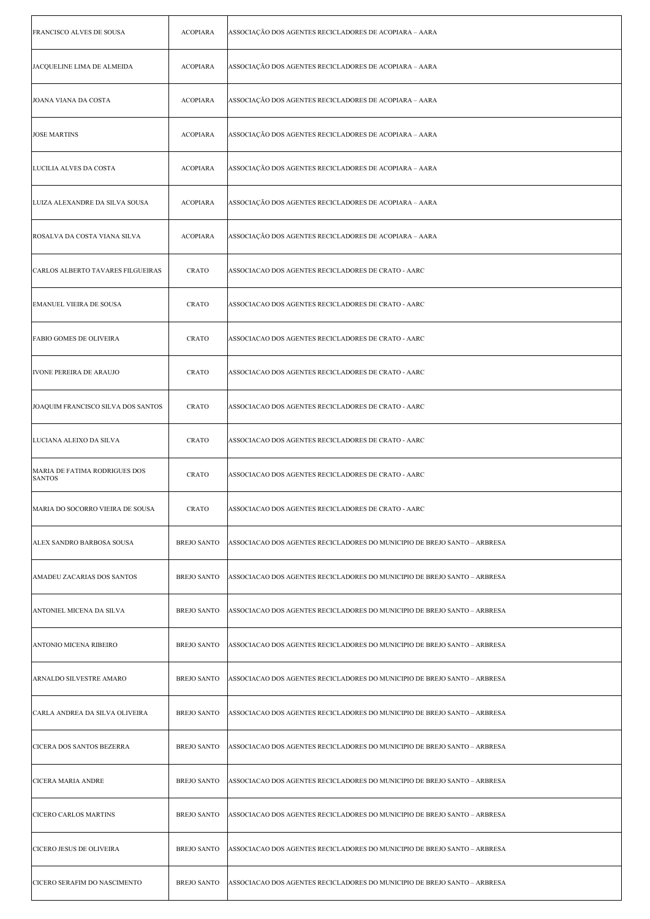| | | |
|---|---|---|
| FRANCISCO ALVES DE SOUSA | ACOPIARA | ASSOCIAÇÃO DOS AGENTES RECICLADORES DE ACOPIARA – AARA |
| JACQUELINE LIMA DE ALMEIDA | ACOPIARA | ASSOCIAÇÃO DOS AGENTES RECICLADORES DE ACOPIARA – AARA |
| JOANA VIANA DA COSTA | ACOPIARA | ASSOCIAÇÃO DOS AGENTES RECICLADORES DE ACOPIARA – AARA |
| JOSE MARTINS | ACOPIARA | ASSOCIAÇÃO DOS AGENTES RECICLADORES DE ACOPIARA – AARA |
| LUCILIA ALVES DA COSTA | ACOPIARA | ASSOCIAÇÃO DOS AGENTES RECICLADORES DE ACOPIARA – AARA |
| LUIZA ALEXANDRE DA SILVA SOUSA | ACOPIARA | ASSOCIAÇÃO DOS AGENTES RECICLADORES DE ACOPIARA – AARA |
| ROSALVA DA COSTA VIANA SILVA | ACOPIARA | ASSOCIAÇÃO DOS AGENTES RECICLADORES DE ACOPIARA – AARA |
| CARLOS ALBERTO TAVARES FILGUEIRAS | CRATO | ASSOCIACAO DOS AGENTES RECICLADORES DE CRATO - AARC |
| EMANUEL VIEIRA DE SOUSA | CRATO | ASSOCIACAO DOS AGENTES RECICLADORES DE CRATO - AARC |
| FABIO GOMES DE OLIVEIRA | CRATO | ASSOCIACAO DOS AGENTES RECICLADORES DE CRATO - AARC |
| IVONE PEREIRA DE ARAUJO | CRATO | ASSOCIACAO DOS AGENTES RECICLADORES DE CRATO - AARC |
| JOAQUIM FRANCISCO SILVA DOS SANTOS | CRATO | ASSOCIACAO DOS AGENTES RECICLADORES DE CRATO - AARC |
| LUCIANA ALEIXO DA SILVA | CRATO | ASSOCIACAO DOS AGENTES RECICLADORES DE CRATO - AARC |
| MARIA DE FATIMA RODRIGUES DOS SANTOS | CRATO | ASSOCIACAO DOS AGENTES RECICLADORES DE CRATO - AARC |
| MARIA DO SOCORRO VIEIRA DE SOUSA | CRATO | ASSOCIACAO DOS AGENTES RECICLADORES DE CRATO - AARC |
| ALEX SANDRO BARBOSA SOUSA | BREJO SANTO | ASSOCIACAO DOS AGENTES RECICLADORES DO MUNICIPIO DE BREJO SANTO – ARBRESA |
| AMADEU ZACARIAS DOS SANTOS | BREJO SANTO | ASSOCIACAO DOS AGENTES RECICLADORES DO MUNICIPIO DE BREJO SANTO – ARBRESA |
| ANTONIEL MICENA DA SILVA | BREJO SANTO | ASSOCIACAO DOS AGENTES RECICLADORES DO MUNICIPIO DE BREJO SANTO – ARBRESA |
| ANTONIO MICENA RIBEIRO | BREJO SANTO | ASSOCIACAO DOS AGENTES RECICLADORES DO MUNICIPIO DE BREJO SANTO – ARBRESA |
| ARNALDO SILVESTRE AMARO | BREJO SANTO | ASSOCIACAO DOS AGENTES RECICLADORES DO MUNICIPIO DE BREJO SANTO – ARBRESA |
| CARLA ANDREA DA SILVA OLIVEIRA | BREJO SANTO | ASSOCIACAO DOS AGENTES RECICLADORES DO MUNICIPIO DE BREJO SANTO – ARBRESA |
| CICERA DOS SANTOS BEZERRA | BREJO SANTO | ASSOCIACAO DOS AGENTES RECICLADORES DO MUNICIPIO DE BREJO SANTO – ARBRESA |
| CICERA MARIA ANDRE | BREJO SANTO | ASSOCIACAO DOS AGENTES RECICLADORES DO MUNICIPIO DE BREJO SANTO – ARBRESA |
| CICERO CARLOS MARTINS | BREJO SANTO | ASSOCIACAO DOS AGENTES RECICLADORES DO MUNICIPIO DE BREJO SANTO – ARBRESA |
| CICERO JESUS DE OLIVEIRA | BREJO SANTO | ASSOCIACAO DOS AGENTES RECICLADORES DO MUNICIPIO DE BREJO SANTO – ARBRESA |
| CICERO SERAFIM DO NASCIMENTO | BREJO SANTO | ASSOCIACAO DOS AGENTES RECICLADORES DO MUNICIPIO DE BREJO SANTO – ARBRESA |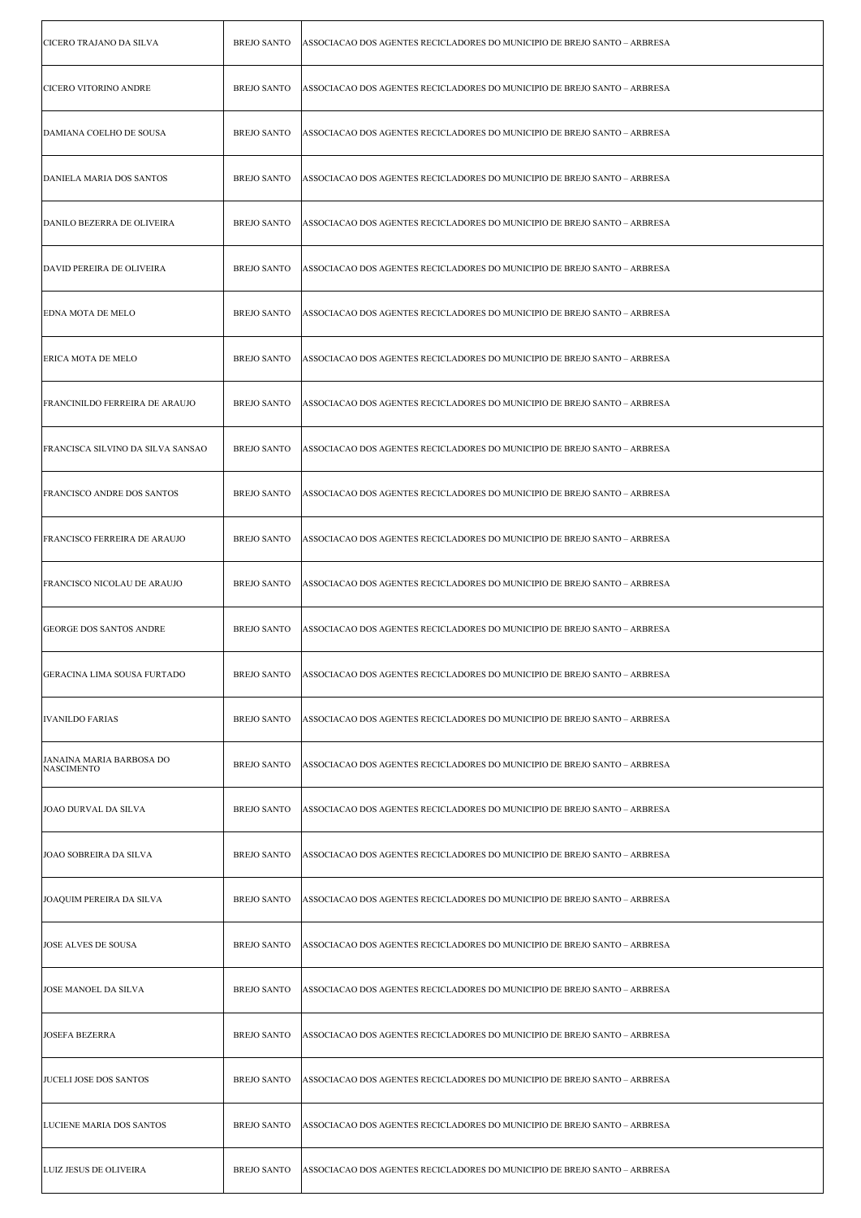| | | |
|---|---|---|
| CICERO TRAJANO DA SILVA | BREJO SANTO | ASSOCIACAO DOS AGENTES RECICLADORES DO MUNICIPIO DE BREJO SANTO – ARBRESA |
| CICERO VITORINO ANDRE | BREJO SANTO | ASSOCIACAO DOS AGENTES RECICLADORES DO MUNICIPIO DE BREJO SANTO – ARBRESA |
| DAMIANA COELHO DE SOUSA | BREJO SANTO | ASSOCIACAO DOS AGENTES RECICLADORES DO MUNICIPIO DE BREJO SANTO – ARBRESA |
| DANIELA MARIA DOS SANTOS | BREJO SANTO | ASSOCIACAO DOS AGENTES RECICLADORES DO MUNICIPIO DE BREJO SANTO – ARBRESA |
| DANILO BEZERRA DE OLIVEIRA | BREJO SANTO | ASSOCIACAO DOS AGENTES RECICLADORES DO MUNICIPIO DE BREJO SANTO – ARBRESA |
| DAVID PEREIRA DE OLIVEIRA | BREJO SANTO | ASSOCIACAO DOS AGENTES RECICLADORES DO MUNICIPIO DE BREJO SANTO – ARBRESA |
| EDNA MOTA DE MELO | BREJO SANTO | ASSOCIACAO DOS AGENTES RECICLADORES DO MUNICIPIO DE BREJO SANTO – ARBRESA |
| ERICA MOTA DE MELO | BREJO SANTO | ASSOCIACAO DOS AGENTES RECICLADORES DO MUNICIPIO DE BREJO SANTO – ARBRESA |
| FRANCINILDO FERREIRA DE ARAUJO | BREJO SANTO | ASSOCIACAO DOS AGENTES RECICLADORES DO MUNICIPIO DE BREJO SANTO – ARBRESA |
| FRANCISCA SILVINO DA SILVA SANSAO | BREJO SANTO | ASSOCIACAO DOS AGENTES RECICLADORES DO MUNICIPIO DE BREJO SANTO – ARBRESA |
| FRANCISCO ANDRE DOS SANTOS | BREJO SANTO | ASSOCIACAO DOS AGENTES RECICLADORES DO MUNICIPIO DE BREJO SANTO – ARBRESA |
| FRANCISCO FERREIRA DE ARAUJO | BREJO SANTO | ASSOCIACAO DOS AGENTES RECICLADORES DO MUNICIPIO DE BREJO SANTO – ARBRESA |
| FRANCISCO NICOLAU DE ARAUJO | BREJO SANTO | ASSOCIACAO DOS AGENTES RECICLADORES DO MUNICIPIO DE BREJO SANTO – ARBRESA |
| GEORGE DOS SANTOS ANDRE | BREJO SANTO | ASSOCIACAO DOS AGENTES RECICLADORES DO MUNICIPIO DE BREJO SANTO – ARBRESA |
| GERACINA LIMA SOUSA FURTADO | BREJO SANTO | ASSOCIACAO DOS AGENTES RECICLADORES DO MUNICIPIO DE BREJO SANTO – ARBRESA |
| IVANILDO FARIAS | BREJO SANTO | ASSOCIACAO DOS AGENTES RECICLADORES DO MUNICIPIO DE BREJO SANTO – ARBRESA |
| JANAINA MARIA BARBOSA DO NASCIMENTO | BREJO SANTO | ASSOCIACAO DOS AGENTES RECICLADORES DO MUNICIPIO DE BREJO SANTO – ARBRESA |
| JOAO DURVAL DA SILVA | BREJO SANTO | ASSOCIACAO DOS AGENTES RECICLADORES DO MUNICIPIO DE BREJO SANTO – ARBRESA |
| JOAO SOBREIRA DA SILVA | BREJO SANTO | ASSOCIACAO DOS AGENTES RECICLADORES DO MUNICIPIO DE BREJO SANTO – ARBRESA |
| JOAQUIM PEREIRA DA SILVA | BREJO SANTO | ASSOCIACAO DOS AGENTES RECICLADORES DO MUNICIPIO DE BREJO SANTO – ARBRESA |
| JOSE ALVES DE SOUSA | BREJO SANTO | ASSOCIACAO DOS AGENTES RECICLADORES DO MUNICIPIO DE BREJO SANTO – ARBRESA |
| JOSE MANOEL DA SILVA | BREJO SANTO | ASSOCIACAO DOS AGENTES RECICLADORES DO MUNICIPIO DE BREJO SANTO – ARBRESA |
| JOSEFA BEZERRA | BREJO SANTO | ASSOCIACAO DOS AGENTES RECICLADORES DO MUNICIPIO DE BREJO SANTO – ARBRESA |
| JUCELI JOSE DOS SANTOS | BREJO SANTO | ASSOCIACAO DOS AGENTES RECICLADORES DO MUNICIPIO DE BREJO SANTO – ARBRESA |
| LUCIENE MARIA DOS SANTOS | BREJO SANTO | ASSOCIACAO DOS AGENTES RECICLADORES DO MUNICIPIO DE BREJO SANTO – ARBRESA |
| LUIZ JESUS DE OLIVEIRA | BREJO SANTO | ASSOCIACAO DOS AGENTES RECICLADORES DO MUNICIPIO DE BREJO SANTO – ARBRESA |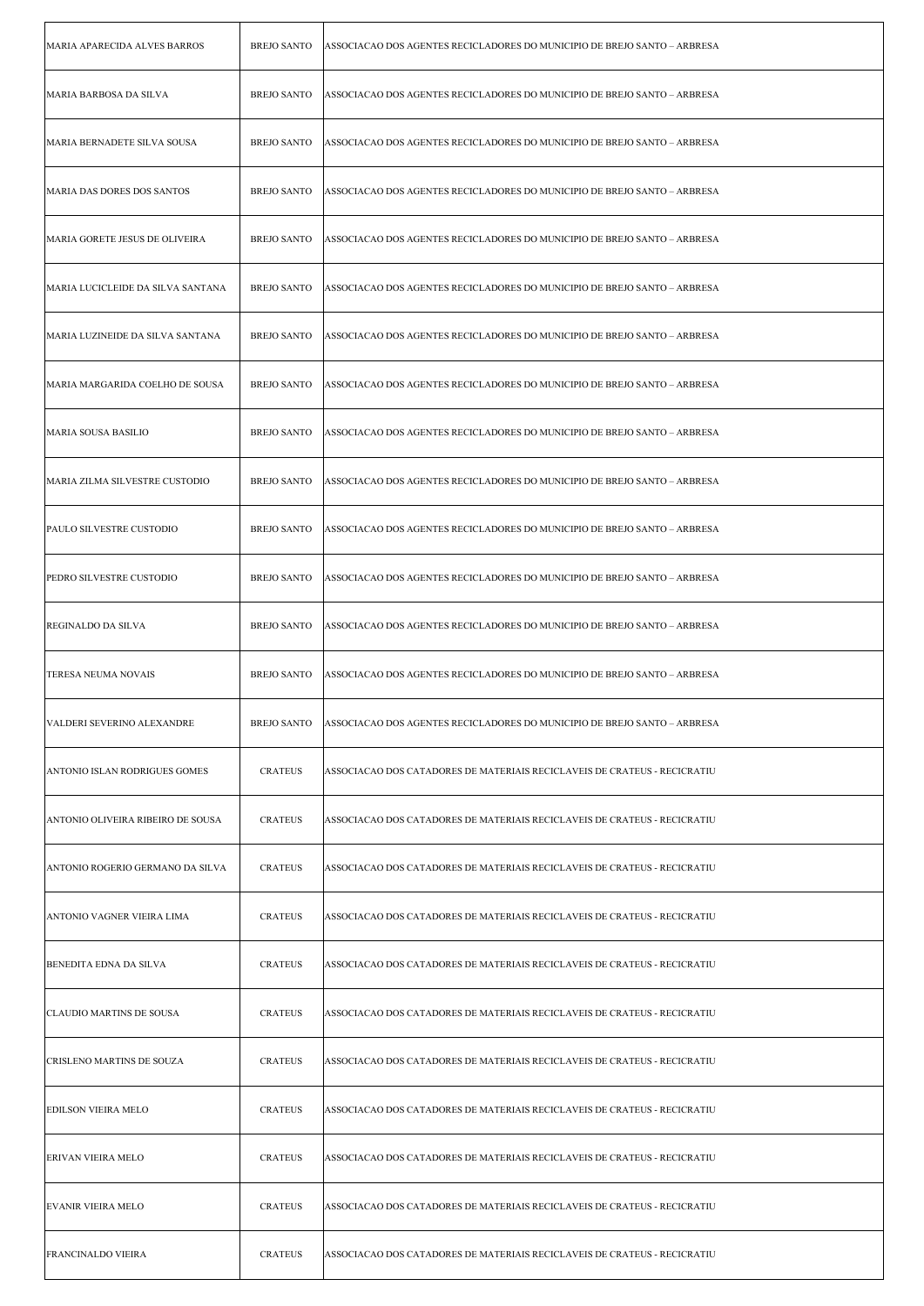| | | |
|---|---|---|
| MARIA APARECIDA ALVES BARROS | BREJO SANTO | ASSOCIACAO DOS AGENTES RECICLADORES DO MUNICIPIO DE BREJO SANTO – ARBRESA |
| MARIA BARBOSA DA SILVA | BREJO SANTO | ASSOCIACAO DOS AGENTES RECICLADORES DO MUNICIPIO DE BREJO SANTO – ARBRESA |
| MARIA BERNADETE SILVA SOUSA | BREJO SANTO | ASSOCIACAO DOS AGENTES RECICLADORES DO MUNICIPIO DE BREJO SANTO – ARBRESA |
| MARIA DAS DORES DOS SANTOS | BREJO SANTO | ASSOCIACAO DOS AGENTES RECICLADORES DO MUNICIPIO DE BREJO SANTO – ARBRESA |
| MARIA GORETE JESUS DE OLIVEIRA | BREJO SANTO | ASSOCIACAO DOS AGENTES RECICLADORES DO MUNICIPIO DE BREJO SANTO – ARBRESA |
| MARIA LUCICLEIDE DA SILVA SANTANA | BREJO SANTO | ASSOCIACAO DOS AGENTES RECICLADORES DO MUNICIPIO DE BREJO SANTO – ARBRESA |
| MARIA LUZINEIDE DA SILVA SANTANA | BREJO SANTO | ASSOCIACAO DOS AGENTES RECICLADORES DO MUNICIPIO DE BREJO SANTO – ARBRESA |
| MARIA MARGARIDA COELHO DE SOUSA | BREJO SANTO | ASSOCIACAO DOS AGENTES RECICLADORES DO MUNICIPIO DE BREJO SANTO – ARBRESA |
| MARIA SOUSA BASILIO | BREJO SANTO | ASSOCIACAO DOS AGENTES RECICLADORES DO MUNICIPIO DE BREJO SANTO – ARBRESA |
| MARIA ZILMA SILVESTRE CUSTODIO | BREJO SANTO | ASSOCIACAO DOS AGENTES RECICLADORES DO MUNICIPIO DE BREJO SANTO – ARBRESA |
| PAULO SILVESTRE CUSTODIO | BREJO SANTO | ASSOCIACAO DOS AGENTES RECICLADORES DO MUNICIPIO DE BREJO SANTO – ARBRESA |
| PEDRO SILVESTRE CUSTODIO | BREJO SANTO | ASSOCIACAO DOS AGENTES RECICLADORES DO MUNICIPIO DE BREJO SANTO – ARBRESA |
| REGINALDO DA SILVA | BREJO SANTO | ASSOCIACAO DOS AGENTES RECICLADORES DO MUNICIPIO DE BREJO SANTO – ARBRESA |
| TERESA NEUMA NOVAIS | BREJO SANTO | ASSOCIACAO DOS AGENTES RECICLADORES DO MUNICIPIO DE BREJO SANTO – ARBRESA |
| VALDERI SEVERINO ALEXANDRE | BREJO SANTO | ASSOCIACAO DOS AGENTES RECICLADORES DO MUNICIPIO DE BREJO SANTO – ARBRESA |
| ANTONIO ISLAN RODRIGUES GOMES | CRATEUS | ASSOCIACAO DOS CATADORES DE MATERIAIS RECICLAVEIS DE CRATEUS - RECICRATIU |
| ANTONIO OLIVEIRA RIBEIRO DE SOUSA | CRATEUS | ASSOCIACAO DOS CATADORES DE MATERIAIS RECICLAVEIS DE CRATEUS - RECICRATIU |
| ANTONIO ROGERIO GERMANO DA SILVA | CRATEUS | ASSOCIACAO DOS CATADORES DE MATERIAIS RECICLAVEIS DE CRATEUS - RECICRATIU |
| ANTONIO VAGNER VIEIRA LIMA | CRATEUS | ASSOCIACAO DOS CATADORES DE MATERIAIS RECICLAVEIS DE CRATEUS - RECICRATIU |
| BENEDITA EDNA DA SILVA | CRATEUS | ASSOCIACAO DOS CATADORES DE MATERIAIS RECICLAVEIS DE CRATEUS - RECICRATIU |
| CLAUDIO MARTINS DE SOUSA | CRATEUS | ASSOCIACAO DOS CATADORES DE MATERIAIS RECICLAVEIS DE CRATEUS - RECICRATIU |
| CRISLENO MARTINS DE SOUZA | CRATEUS | ASSOCIACAO DOS CATADORES DE MATERIAIS RECICLAVEIS DE CRATEUS - RECICRATIU |
| EDILSON VIEIRA MELO | CRATEUS | ASSOCIACAO DOS CATADORES DE MATERIAIS RECICLAVEIS DE CRATEUS - RECICRATIU |
| ERIVAN VIEIRA MELO | CRATEUS | ASSOCIACAO DOS CATADORES DE MATERIAIS RECICLAVEIS DE CRATEUS - RECICRATIU |
| EVANIR VIEIRA MELO | CRATEUS | ASSOCIACAO DOS CATADORES DE MATERIAIS RECICLAVEIS DE CRATEUS - RECICRATIU |
| FRANCINALDO VIEIRA | CRATEUS | ASSOCIACAO DOS CATADORES DE MATERIAIS RECICLAVEIS DE CRATEUS - RECICRATIU |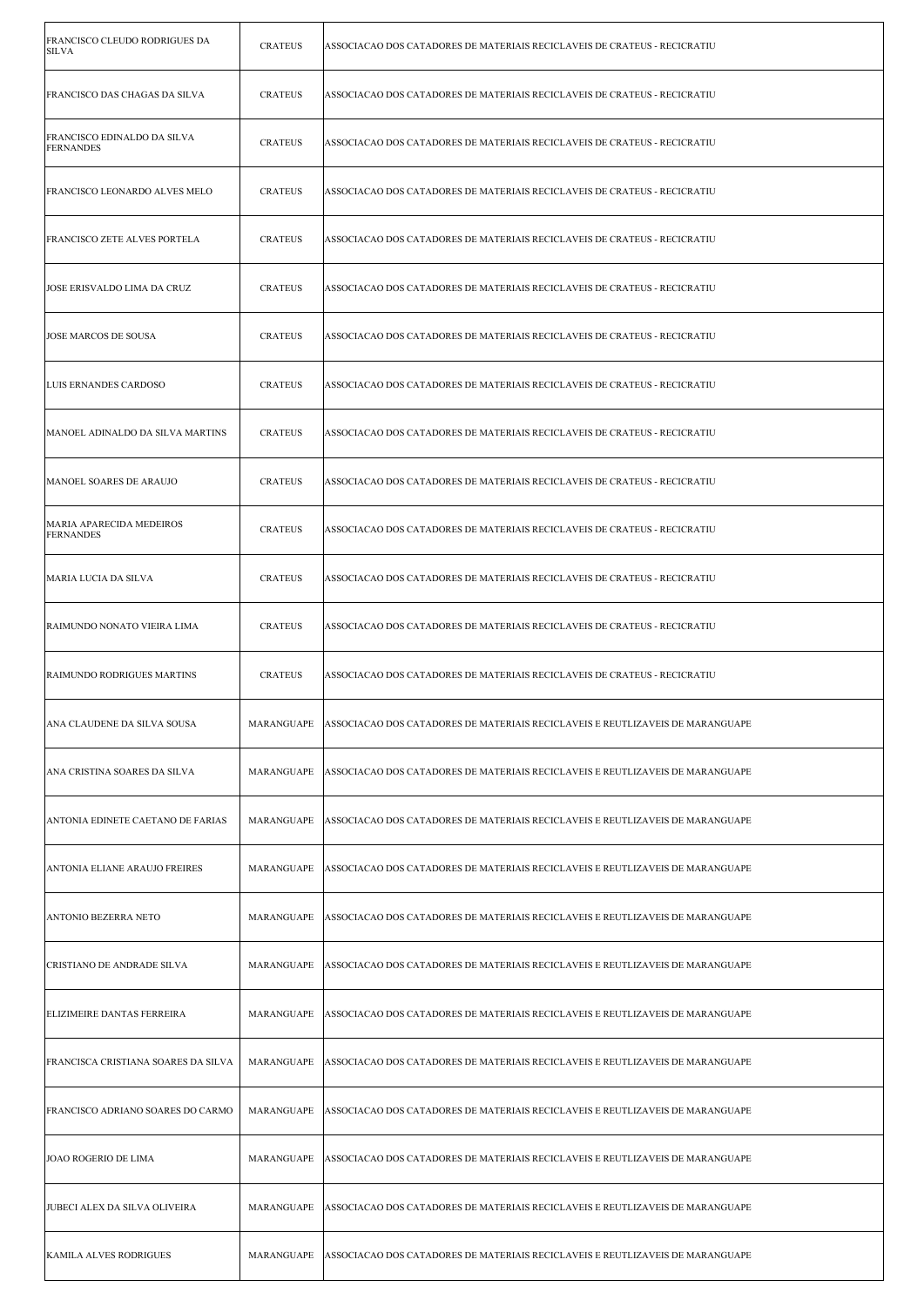| | | |
|---|---|---|
| FRANCISCO CLEUDO RODRIGUES DA SILVA | CRATEUS | ASSOCIACAO DOS CATADORES DE MATERIAIS RECICLAVEIS DE CRATEUS - RECICRATIU |
| FRANCISCO DAS CHAGAS DA SILVA | CRATEUS | ASSOCIACAO DOS CATADORES DE MATERIAIS RECICLAVEIS DE CRATEUS - RECICRATIU |
| FRANCISCO EDINALDO DA SILVA FERNANDES | CRATEUS | ASSOCIACAO DOS CATADORES DE MATERIAIS RECICLAVEIS DE CRATEUS - RECICRATIU |
| FRANCISCO LEONARDO ALVES MELO | CRATEUS | ASSOCIACAO DOS CATADORES DE MATERIAIS RECICLAVEIS DE CRATEUS - RECICRATIU |
| FRANCISCO ZETE ALVES PORTELA | CRATEUS | ASSOCIACAO DOS CATADORES DE MATERIAIS RECICLAVEIS DE CRATEUS - RECICRATIU |
| JOSE ERISVALDO LIMA DA CRUZ | CRATEUS | ASSOCIACAO DOS CATADORES DE MATERIAIS RECICLAVEIS DE CRATEUS - RECICRATIU |
| JOSE MARCOS DE SOUSA | CRATEUS | ASSOCIACAO DOS CATADORES DE MATERIAIS RECICLAVEIS DE CRATEUS - RECICRATIU |
| LUIS ERNANDES CARDOSO | CRATEUS | ASSOCIACAO DOS CATADORES DE MATERIAIS RECICLAVEIS DE CRATEUS - RECICRATIU |
| MANOEL ADINALDO DA SILVA MARTINS | CRATEUS | ASSOCIACAO DOS CATADORES DE MATERIAIS RECICLAVEIS DE CRATEUS - RECICRATIU |
| MANOEL SOARES DE ARAUJO | CRATEUS | ASSOCIACAO DOS CATADORES DE MATERIAIS RECICLAVEIS DE CRATEUS - RECICRATIU |
| MARIA APARECIDA MEDEIROS FERNANDES | CRATEUS | ASSOCIACAO DOS CATADORES DE MATERIAIS RECICLAVEIS DE CRATEUS - RECICRATIU |
| MARIA LUCIA DA SILVA | CRATEUS | ASSOCIACAO DOS CATADORES DE MATERIAIS RECICLAVEIS DE CRATEUS - RECICRATIU |
| RAIMUNDO NONATO VIEIRA LIMA | CRATEUS | ASSOCIACAO DOS CATADORES DE MATERIAIS RECICLAVEIS DE CRATEUS - RECICRATIU |
| RAIMUNDO RODRIGUES MARTINS | CRATEUS | ASSOCIACAO DOS CATADORES DE MATERIAIS RECICLAVEIS DE CRATEUS - RECICRATIU |
| ANA CLAUDENE DA SILVA SOUSA | MARANGUAPE | ASSOCIACAO DOS CATADORES DE MATERIAIS RECICLAVEIS E REUTLIZAVEIS DE MARANGUAPE |
| ANA CRISTINA SOARES DA SILVA | MARANGUAPE | ASSOCIACAO DOS CATADORES DE MATERIAIS RECICLAVEIS E REUTLIZAVEIS DE MARANGUAPE |
| ANTONIA EDINETE CAETANO DE FARIAS | MARANGUAPE | ASSOCIACAO DOS CATADORES DE MATERIAIS RECICLAVEIS E REUTLIZAVEIS DE MARANGUAPE |
| ANTONIA ELIANE ARAUJO FREIRES | MARANGUAPE | ASSOCIACAO DOS CATADORES DE MATERIAIS RECICLAVEIS E REUTLIZAVEIS DE MARANGUAPE |
| ANTONIO BEZERRA NETO | MARANGUAPE | ASSOCIACAO DOS CATADORES DE MATERIAIS RECICLAVEIS E REUTLIZAVEIS DE MARANGUAPE |
| CRISTIANO DE ANDRADE SILVA | MARANGUAPE | ASSOCIACAO DOS CATADORES DE MATERIAIS RECICLAVEIS E REUTLIZAVEIS DE MARANGUAPE |
| ELIZIMEIRE DANTAS FERREIRA | MARANGUAPE | ASSOCIACAO DOS CATADORES DE MATERIAIS RECICLAVEIS E REUTLIZAVEIS DE MARANGUAPE |
| FRANCISCA CRISTIANA SOARES DA SILVA | MARANGUAPE | ASSOCIACAO DOS CATADORES DE MATERIAIS RECICLAVEIS E REUTLIZAVEIS DE MARANGUAPE |
| FRANCISCO ADRIANO SOARES DO CARMO | MARANGUAPE | ASSOCIACAO DOS CATADORES DE MATERIAIS RECICLAVEIS E REUTLIZAVEIS DE MARANGUAPE |
| JOAO ROGERIO DE LIMA | MARANGUAPE | ASSOCIACAO DOS CATADORES DE MATERIAIS RECICLAVEIS E REUTLIZAVEIS DE MARANGUAPE |
| JUBECI ALEX DA SILVA OLIVEIRA | MARANGUAPE | ASSOCIACAO DOS CATADORES DE MATERIAIS RECICLAVEIS E REUTLIZAVEIS DE MARANGUAPE |
| KAMILA ALVES RODRIGUES | MARANGUAPE | ASSOCIACAO DOS CATADORES DE MATERIAIS RECICLAVEIS E REUTLIZAVEIS DE MARANGUAPE |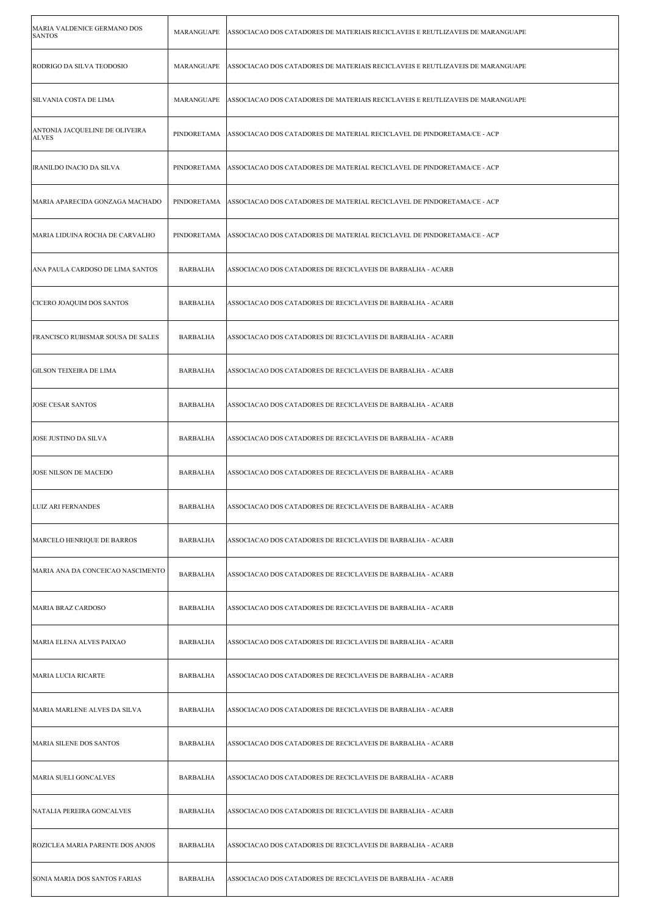| | | |
|---|---|---|
| MARIA VALDENICE GERMANO DOS SANTOS | MARANGUAPE | ASSOCIACAO DOS CATADORES DE MATERIAIS RECICLAVEIS E REUTLIZAVEIS DE MARANGUAPE |
| RODRIGO DA SILVA TEODOSIO | MARANGUAPE | ASSOCIACAO DOS CATADORES DE MATERIAIS RECICLAVEIS E REUTLIZAVEIS DE MARANGUAPE |
| SILVANIA COSTA DE LIMA | MARANGUAPE | ASSOCIACAO DOS CATADORES DE MATERIAIS RECICLAVEIS E REUTLIZAVEIS DE MARANGUAPE |
| ANTONIA JACQUELINE DE OLIVEIRA ALVES | PINDORETAMA | ASSOCIACAO DOS CATADORES DE MATERIAL RECICLAVEL DE PINDORETAMA/CE - ACP |
| IRANILDO INACIO DA SILVA | PINDORETAMA | ASSOCIACAO DOS CATADORES DE MATERIAL RECICLAVEL DE PINDORETAMA/CE - ACP |
| MARIA APARECIDA GONZAGA MACHADO | PINDORETAMA | ASSOCIACAO DOS CATADORES DE MATERIAL RECICLAVEL DE PINDORETAMA/CE - ACP |
| MARIA LIDUINA ROCHA DE CARVALHO | PINDORETAMA | ASSOCIACAO DOS CATADORES DE MATERIAL RECICLAVEL DE PINDORETAMA/CE - ACP |
| ANA PAULA CARDOSO DE LIMA SANTOS | BARBALHA | ASSOCIACAO DOS CATADORES DE RECICLAVEIS DE BARBALHA - ACARB |
| CICERO JOAQUIM DOS SANTOS | BARBALHA | ASSOCIACAO DOS CATADORES DE RECICLAVEIS DE BARBALHA - ACARB |
| FRANCISCO RUBISMAR SOUSA DE SALES | BARBALHA | ASSOCIACAO DOS CATADORES DE RECICLAVEIS DE BARBALHA - ACARB |
| GILSON TEIXEIRA DE LIMA | BARBALHA | ASSOCIACAO DOS CATADORES DE RECICLAVEIS DE BARBALHA - ACARB |
| JOSE CESAR SANTOS | BARBALHA | ASSOCIACAO DOS CATADORES DE RECICLAVEIS DE BARBALHA - ACARB |
| JOSE JUSTINO DA SILVA | BARBALHA | ASSOCIACAO DOS CATADORES DE RECICLAVEIS DE BARBALHA - ACARB |
| JOSE NILSON DE MACEDO | BARBALHA | ASSOCIACAO DOS CATADORES DE RECICLAVEIS DE BARBALHA - ACARB |
| LUIZ ARI FERNANDES | BARBALHA | ASSOCIACAO DOS CATADORES DE RECICLAVEIS DE BARBALHA - ACARB |
| MARCELO HENRIQUE DE BARROS | BARBALHA | ASSOCIACAO DOS CATADORES DE RECICLAVEIS DE BARBALHA - ACARB |
| MARIA ANA DA CONCEICAO NASCIMENTO | BARBALHA | ASSOCIACAO DOS CATADORES DE RECICLAVEIS DE BARBALHA - ACARB |
| MARIA BRAZ CARDOSO | BARBALHA | ASSOCIACAO DOS CATADORES DE RECICLAVEIS DE BARBALHA - ACARB |
| MARIA ELENA ALVES PAIXAO | BARBALHA | ASSOCIACAO DOS CATADORES DE RECICLAVEIS DE BARBALHA - ACARB |
| MARIA LUCIA RICARTE | BARBALHA | ASSOCIACAO DOS CATADORES DE RECICLAVEIS DE BARBALHA - ACARB |
| MARIA MARLENE ALVES DA SILVA | BARBALHA | ASSOCIACAO DOS CATADORES DE RECICLAVEIS DE BARBALHA - ACARB |
| MARIA SILENE DOS SANTOS | BARBALHA | ASSOCIACAO DOS CATADORES DE RECICLAVEIS DE BARBALHA - ACARB |
| MARIA SUELI GONCALVES | BARBALHA | ASSOCIACAO DOS CATADORES DE RECICLAVEIS DE BARBALHA - ACARB |
| NATALIA PEREIRA GONCALVES | BARBALHA | ASSOCIACAO DOS CATADORES DE RECICLAVEIS DE BARBALHA - ACARB |
| ROZICLEA MARIA PARENTE DOS ANJOS | BARBALHA | ASSOCIACAO DOS CATADORES DE RECICLAVEIS DE BARBALHA - ACARB |
| SONIA MARIA DOS SANTOS FARIAS | BARBALHA | ASSOCIACAO DOS CATADORES DE RECICLAVEIS DE BARBALHA - ACARB |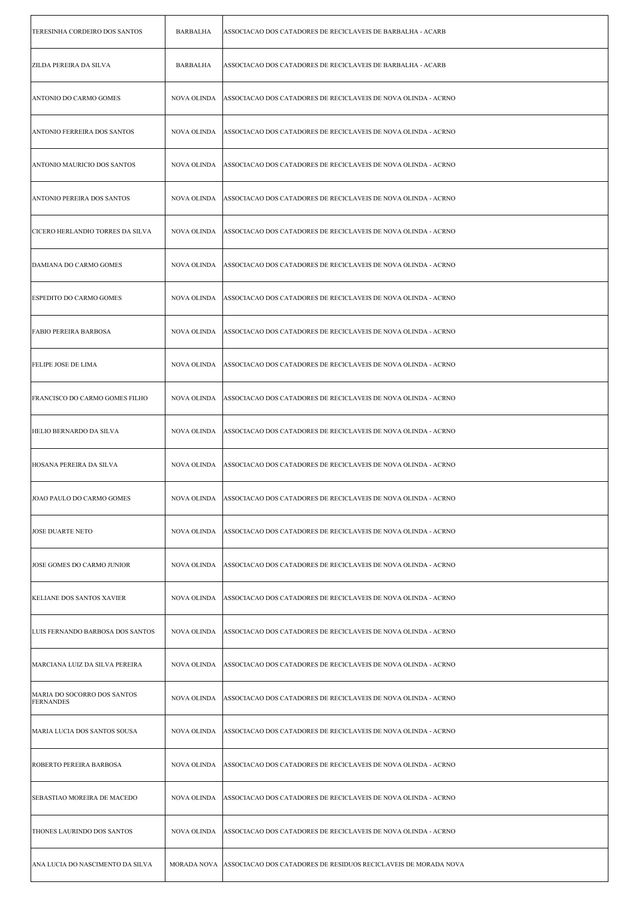| | | |
|---|---|---|
| TERESINHA CORDEIRO DOS SANTOS | BARBALHA | ASSOCIACAO DOS CATADORES DE RECICLAVEIS DE BARBALHA - ACARB |
| ZILDA PEREIRA DA SILVA | BARBALHA | ASSOCIACAO DOS CATADORES DE RECICLAVEIS DE BARBALHA - ACARB |
| ANTONIO DO CARMO GOMES | NOVA OLINDA | ASSOCIACAO DOS CATADORES DE RECICLAVEIS DE NOVA OLINDA - ACRNO |
| ANTONIO FERREIRA DOS SANTOS | NOVA OLINDA | ASSOCIACAO DOS CATADORES DE RECICLAVEIS DE NOVA OLINDA - ACRNO |
| ANTONIO MAURICIO DOS SANTOS | NOVA OLINDA | ASSOCIACAO DOS CATADORES DE RECICLAVEIS DE NOVA OLINDA - ACRNO |
| ANTONIO PEREIRA DOS SANTOS | NOVA OLINDA | ASSOCIACAO DOS CATADORES DE RECICLAVEIS DE NOVA OLINDA - ACRNO |
| CICERO HERLANDIO TORRES DA SILVA | NOVA OLINDA | ASSOCIACAO DOS CATADORES DE RECICLAVEIS DE NOVA OLINDA - ACRNO |
| DAMIANA DO CARMO GOMES | NOVA OLINDA | ASSOCIACAO DOS CATADORES DE RECICLAVEIS DE NOVA OLINDA - ACRNO |
| ESPEDITO DO CARMO GOMES | NOVA OLINDA | ASSOCIACAO DOS CATADORES DE RECICLAVEIS DE NOVA OLINDA - ACRNO |
| FABIO PEREIRA BARBOSA | NOVA OLINDA | ASSOCIACAO DOS CATADORES DE RECICLAVEIS DE NOVA OLINDA - ACRNO |
| FELIPE JOSE DE LIMA | NOVA OLINDA | ASSOCIACAO DOS CATADORES DE RECICLAVEIS DE NOVA OLINDA - ACRNO |
| FRANCISCO DO CARMO GOMES FILHO | NOVA OLINDA | ASSOCIACAO DOS CATADORES DE RECICLAVEIS DE NOVA OLINDA - ACRNO |
| HELIO BERNARDO DA SILVA | NOVA OLINDA | ASSOCIACAO DOS CATADORES DE RECICLAVEIS DE NOVA OLINDA - ACRNO |
| HOSANA PEREIRA DA SILVA | NOVA OLINDA | ASSOCIACAO DOS CATADORES DE RECICLAVEIS DE NOVA OLINDA - ACRNO |
| JOAO PAULO DO CARMO GOMES | NOVA OLINDA | ASSOCIACAO DOS CATADORES DE RECICLAVEIS DE NOVA OLINDA - ACRNO |
| JOSE DUARTE NETO | NOVA OLINDA | ASSOCIACAO DOS CATADORES DE RECICLAVEIS DE NOVA OLINDA - ACRNO |
| JOSE GOMES DO CARMO JUNIOR | NOVA OLINDA | ASSOCIACAO DOS CATADORES DE RECICLAVEIS DE NOVA OLINDA - ACRNO |
| KELIANE DOS SANTOS XAVIER | NOVA OLINDA | ASSOCIACAO DOS CATADORES DE RECICLAVEIS DE NOVA OLINDA - ACRNO |
| LUIS FERNANDO BARBOSA DOS SANTOS | NOVA OLINDA | ASSOCIACAO DOS CATADORES DE RECICLAVEIS DE NOVA OLINDA - ACRNO |
| MARCIANA LUIZ DA SILVA PEREIRA | NOVA OLINDA | ASSOCIACAO DOS CATADORES DE RECICLAVEIS DE NOVA OLINDA - ACRNO |
| MARIA DO SOCORRO DOS SANTOS FERNANDES | NOVA OLINDA | ASSOCIACAO DOS CATADORES DE RECICLAVEIS DE NOVA OLINDA - ACRNO |
| MARIA LUCIA DOS SANTOS SOUSA | NOVA OLINDA | ASSOCIACAO DOS CATADORES DE RECICLAVEIS DE NOVA OLINDA - ACRNO |
| ROBERTO PEREIRA BARBOSA | NOVA OLINDA | ASSOCIACAO DOS CATADORES DE RECICLAVEIS DE NOVA OLINDA - ACRNO |
| SEBASTIAO MOREIRA DE MACEDO | NOVA OLINDA | ASSOCIACAO DOS CATADORES DE RECICLAVEIS DE NOVA OLINDA - ACRNO |
| THONES LAURINDO DOS SANTOS | NOVA OLINDA | ASSOCIACAO DOS CATADORES DE RECICLAVEIS DE NOVA OLINDA - ACRNO |
| ANA LUCIA DO NASCIMENTO DA SILVA | MORADA NOVA | ASSOCIACAO DOS CATADORES DE RESIDUOS RECICLAVEIS DE MORADA NOVA |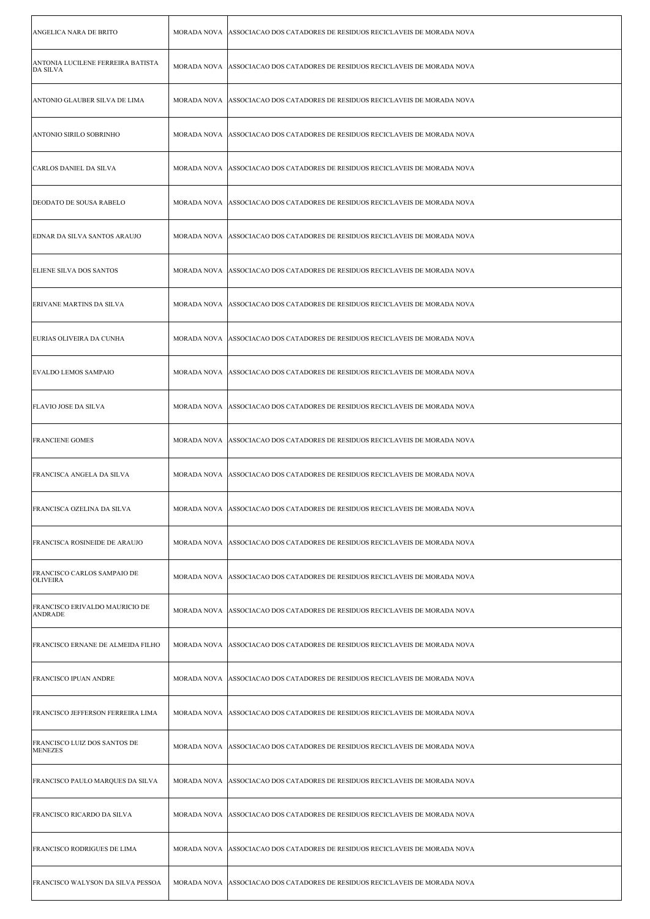| | | |
|---|---|---|
| ANGELICA NARA DE BRITO | MORADA NOVA | ASSOCIACAO DOS CATADORES DE RESIDUOS RECICLAVEIS DE MORADA NOVA |
| ANTONIA LUCILENE FERREIRA BATISTA DA SILVA | MORADA NOVA | ASSOCIACAO DOS CATADORES DE RESIDUOS RECICLAVEIS DE MORADA NOVA |
| ANTONIO GLAUBER SILVA DE LIMA | MORADA NOVA | ASSOCIACAO DOS CATADORES DE RESIDUOS RECICLAVEIS DE MORADA NOVA |
| ANTONIO SIRILO SOBRINHO | MORADA NOVA | ASSOCIACAO DOS CATADORES DE RESIDUOS RECICLAVEIS DE MORADA NOVA |
| CARLOS DANIEL DA SILVA | MORADA NOVA | ASSOCIACAO DOS CATADORES DE RESIDUOS RECICLAVEIS DE MORADA NOVA |
| DEODATO DE SOUSA RABELO | MORADA NOVA | ASSOCIACAO DOS CATADORES DE RESIDUOS RECICLAVEIS DE MORADA NOVA |
| EDNAR DA SILVA SANTOS ARAUJO | MORADA NOVA | ASSOCIACAO DOS CATADORES DE RESIDUOS RECICLAVEIS DE MORADA NOVA |
| ELIENE SILVA DOS SANTOS | MORADA NOVA | ASSOCIACAO DOS CATADORES DE RESIDUOS RECICLAVEIS DE MORADA NOVA |
| ERIVANE MARTINS DA SILVA | MORADA NOVA | ASSOCIACAO DOS CATADORES DE RESIDUOS RECICLAVEIS DE MORADA NOVA |
| EURIAS OLIVEIRA DA CUNHA | MORADA NOVA | ASSOCIACAO DOS CATADORES DE RESIDUOS RECICLAVEIS DE MORADA NOVA |
| EVALDO LEMOS SAMPAIO | MORADA NOVA | ASSOCIACAO DOS CATADORES DE RESIDUOS RECICLAVEIS DE MORADA NOVA |
| FLAVIO JOSE DA SILVA | MORADA NOVA | ASSOCIACAO DOS CATADORES DE RESIDUOS RECICLAVEIS DE MORADA NOVA |
| FRANCIENE GOMES | MORADA NOVA | ASSOCIACAO DOS CATADORES DE RESIDUOS RECICLAVEIS DE MORADA NOVA |
| FRANCISCA ANGELA DA SILVA | MORADA NOVA | ASSOCIACAO DOS CATADORES DE RESIDUOS RECICLAVEIS DE MORADA NOVA |
| FRANCISCA OZELINA DA SILVA | MORADA NOVA | ASSOCIACAO DOS CATADORES DE RESIDUOS RECICLAVEIS DE MORADA NOVA |
| FRANCISCA ROSINEIDE DE ARAUJO | MORADA NOVA | ASSOCIACAO DOS CATADORES DE RESIDUOS RECICLAVEIS DE MORADA NOVA |
| FRANCISCO CARLOS SAMPAIO DE OLIVEIRA | MORADA NOVA | ASSOCIACAO DOS CATADORES DE RESIDUOS RECICLAVEIS DE MORADA NOVA |
| FRANCISCO ERIVALDO MAURICIO DE ANDRADE | MORADA NOVA | ASSOCIACAO DOS CATADORES DE RESIDUOS RECICLAVEIS DE MORADA NOVA |
| FRANCISCO ERNANE DE ALMEIDA FILHO | MORADA NOVA | ASSOCIACAO DOS CATADORES DE RESIDUOS RECICLAVEIS DE MORADA NOVA |
| FRANCISCO IPUAN ANDRE | MORADA NOVA | ASSOCIACAO DOS CATADORES DE RESIDUOS RECICLAVEIS DE MORADA NOVA |
| FRANCISCO JEFFERSON FERREIRA LIMA | MORADA NOVA | ASSOCIACAO DOS CATADORES DE RESIDUOS RECICLAVEIS DE MORADA NOVA |
| FRANCISCO LUIZ DOS SANTOS DE MENEZES | MORADA NOVA | ASSOCIACAO DOS CATADORES DE RESIDUOS RECICLAVEIS DE MORADA NOVA |
| FRANCISCO PAULO MARQUES DA SILVA | MORADA NOVA | ASSOCIACAO DOS CATADORES DE RESIDUOS RECICLAVEIS DE MORADA NOVA |
| FRANCISCO RICARDO DA SILVA | MORADA NOVA | ASSOCIACAO DOS CATADORES DE RESIDUOS RECICLAVEIS DE MORADA NOVA |
| FRANCISCO RODRIGUES DE LIMA | MORADA NOVA | ASSOCIACAO DOS CATADORES DE RESIDUOS RECICLAVEIS DE MORADA NOVA |
| FRANCISCO WALYSON DA SILVA PESSOA | MORADA NOVA | ASSOCIACAO DOS CATADORES DE RESIDUOS RECICLAVEIS DE MORADA NOVA |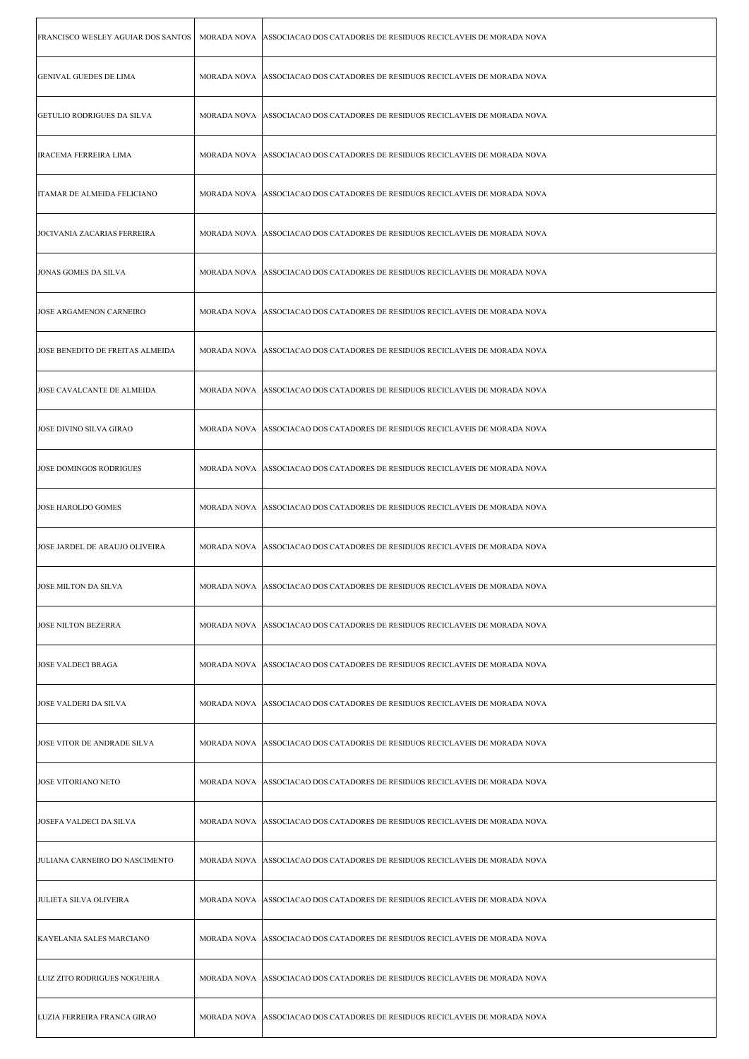| | | |
|---|---|---|
| FRANCISCO WESLEY AGUIAR DOS SANTOS | MORADA NOVA | ASSOCIACAO DOS CATADORES DE RESIDUOS RECICLAVEIS DE MORADA NOVA |
| GENIVAL GUEDES DE LIMA | MORADA NOVA | ASSOCIACAO DOS CATADORES DE RESIDUOS RECICLAVEIS DE MORADA NOVA |
| GETULIO RODRIGUES DA SILVA | MORADA NOVA | ASSOCIACAO DOS CATADORES DE RESIDUOS RECICLAVEIS DE MORADA NOVA |
| IRACEMA FERREIRA LIMA | MORADA NOVA | ASSOCIACAO DOS CATADORES DE RESIDUOS RECICLAVEIS DE MORADA NOVA |
| ITAMAR DE ALMEIDA FELICIANO | MORADA NOVA | ASSOCIACAO DOS CATADORES DE RESIDUOS RECICLAVEIS DE MORADA NOVA |
| JOCIVANIA ZACARIAS FERREIRA | MORADA NOVA | ASSOCIACAO DOS CATADORES DE RESIDUOS RECICLAVEIS DE MORADA NOVA |
| JONAS GOMES DA SILVA | MORADA NOVA | ASSOCIACAO DOS CATADORES DE RESIDUOS RECICLAVEIS DE MORADA NOVA |
| JOSE ARGAMENON CARNEIRO | MORADA NOVA | ASSOCIACAO DOS CATADORES DE RESIDUOS RECICLAVEIS DE MORADA NOVA |
| JOSE BENEDITO DE FREITAS ALMEIDA | MORADA NOVA | ASSOCIACAO DOS CATADORES DE RESIDUOS RECICLAVEIS DE MORADA NOVA |
| JOSE CAVALCANTE DE ALMEIDA | MORADA NOVA | ASSOCIACAO DOS CATADORES DE RESIDUOS RECICLAVEIS DE MORADA NOVA |
| JOSE DIVINO SILVA GIRAO | MORADA NOVA | ASSOCIACAO DOS CATADORES DE RESIDUOS RECICLAVEIS DE MORADA NOVA |
| JOSE DOMINGOS RODRIGUES | MORADA NOVA | ASSOCIACAO DOS CATADORES DE RESIDUOS RECICLAVEIS DE MORADA NOVA |
| JOSE HAROLDO GOMES | MORADA NOVA | ASSOCIACAO DOS CATADORES DE RESIDUOS RECICLAVEIS DE MORADA NOVA |
| JOSE JARDEL DE ARAUJO OLIVEIRA | MORADA NOVA | ASSOCIACAO DOS CATADORES DE RESIDUOS RECICLAVEIS DE MORADA NOVA |
| JOSE MILTON DA SILVA | MORADA NOVA | ASSOCIACAO DOS CATADORES DE RESIDUOS RECICLAVEIS DE MORADA NOVA |
| JOSE NILTON BEZERRA | MORADA NOVA | ASSOCIACAO DOS CATADORES DE RESIDUOS RECICLAVEIS DE MORADA NOVA |
| JOSE VALDECI BRAGA | MORADA NOVA | ASSOCIACAO DOS CATADORES DE RESIDUOS RECICLAVEIS DE MORADA NOVA |
| JOSE VALDERI DA SILVA | MORADA NOVA | ASSOCIACAO DOS CATADORES DE RESIDUOS RECICLAVEIS DE MORADA NOVA |
| JOSE VITOR DE ANDRADE SILVA | MORADA NOVA | ASSOCIACAO DOS CATADORES DE RESIDUOS RECICLAVEIS DE MORADA NOVA |
| JOSE VITORIANO NETO | MORADA NOVA | ASSOCIACAO DOS CATADORES DE RESIDUOS RECICLAVEIS DE MORADA NOVA |
| JOSEFA VALDECI DA SILVA | MORADA NOVA | ASSOCIACAO DOS CATADORES DE RESIDUOS RECICLAVEIS DE MORADA NOVA |
| JULIANA CARNEIRO DO NASCIMENTO | MORADA NOVA | ASSOCIACAO DOS CATADORES DE RESIDUOS RECICLAVEIS DE MORADA NOVA |
| JULIETA SILVA OLIVEIRA | MORADA NOVA | ASSOCIACAO DOS CATADORES DE RESIDUOS RECICLAVEIS DE MORADA NOVA |
| KAYELANIA SALES MARCIANO | MORADA NOVA | ASSOCIACAO DOS CATADORES DE RESIDUOS RECICLAVEIS DE MORADA NOVA |
| LUIZ ZITO RODRIGUES NOGUEIRA | MORADA NOVA | ASSOCIACAO DOS CATADORES DE RESIDUOS RECICLAVEIS DE MORADA NOVA |
| LUZIA FERREIRA FRANCA GIRAO | MORADA NOVA | ASSOCIACAO DOS CATADORES DE RESIDUOS RECICLAVEIS DE MORADA NOVA |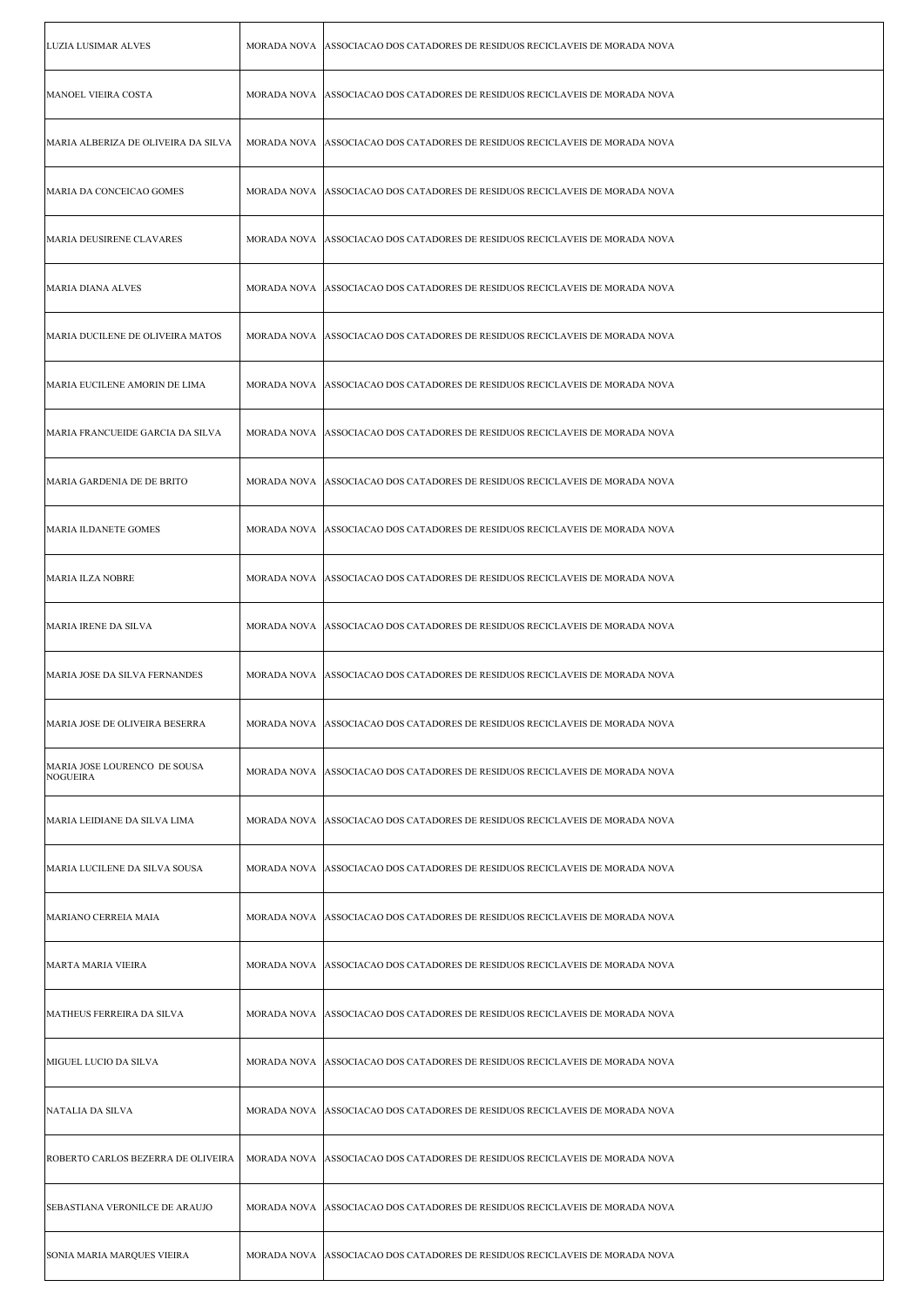| | | |
|---|---|---|
| LUZIA LUSIMAR ALVES | MORADA NOVA | ASSOCIACAO DOS CATADORES DE RESIDUOS RECICLAVEIS DE MORADA NOVA |
| MANOEL VIEIRA COSTA | MORADA NOVA | ASSOCIACAO DOS CATADORES DE RESIDUOS RECICLAVEIS DE MORADA NOVA |
| MARIA ALBERIZA DE OLIVEIRA DA SILVA | MORADA NOVA | ASSOCIACAO DOS CATADORES DE RESIDUOS RECICLAVEIS DE MORADA NOVA |
| MARIA DA CONCEICAO GOMES | MORADA NOVA | ASSOCIACAO DOS CATADORES DE RESIDUOS RECICLAVEIS DE MORADA NOVA |
| MARIA DEUSIRENE CLAVARES | MORADA NOVA | ASSOCIACAO DOS CATADORES DE RESIDUOS RECICLAVEIS DE MORADA NOVA |
| MARIA DIANA ALVES | MORADA NOVA | ASSOCIACAO DOS CATADORES DE RESIDUOS RECICLAVEIS DE MORADA NOVA |
| MARIA DUCILENE DE OLIVEIRA MATOS | MORADA NOVA | ASSOCIACAO DOS CATADORES DE RESIDUOS RECICLAVEIS DE MORADA NOVA |
| MARIA EUCILENE AMORIN DE LIMA | MORADA NOVA | ASSOCIACAO DOS CATADORES DE RESIDUOS RECICLAVEIS DE MORADA NOVA |
| MARIA FRANCUEIDE GARCIA DA SILVA | MORADA NOVA | ASSOCIACAO DOS CATADORES DE RESIDUOS RECICLAVEIS DE MORADA NOVA |
| MARIA GARDENIA DE DE BRITO | MORADA NOVA | ASSOCIACAO DOS CATADORES DE RESIDUOS RECICLAVEIS DE MORADA NOVA |
| MARIA ILDANETE GOMES | MORADA NOVA | ASSOCIACAO DOS CATADORES DE RESIDUOS RECICLAVEIS DE MORADA NOVA |
| MARIA ILZA NOBRE | MORADA NOVA | ASSOCIACAO DOS CATADORES DE RESIDUOS RECICLAVEIS DE MORADA NOVA |
| MARIA IRENE DA SILVA | MORADA NOVA | ASSOCIACAO DOS CATADORES DE RESIDUOS RECICLAVEIS DE MORADA NOVA |
| MARIA JOSE DA SILVA FERNANDES | MORADA NOVA | ASSOCIACAO DOS CATADORES DE RESIDUOS RECICLAVEIS DE MORADA NOVA |
| MARIA JOSE DE OLIVEIRA BESERRA | MORADA NOVA | ASSOCIACAO DOS CATADORES DE RESIDUOS RECICLAVEIS DE MORADA NOVA |
| MARIA JOSE LOURENCO DE SOUSA NOGUEIRA | MORADA NOVA | ASSOCIACAO DOS CATADORES DE RESIDUOS RECICLAVEIS DE MORADA NOVA |
| MARIA LEIDIANE DA SILVA LIMA | MORADA NOVA | ASSOCIACAO DOS CATADORES DE RESIDUOS RECICLAVEIS DE MORADA NOVA |
| MARIA LUCILENE DA SILVA SOUSA | MORADA NOVA | ASSOCIACAO DOS CATADORES DE RESIDUOS RECICLAVEIS DE MORADA NOVA |
| MARIANO CERREIA MAIA | MORADA NOVA | ASSOCIACAO DOS CATADORES DE RESIDUOS RECICLAVEIS DE MORADA NOVA |
| MARTA MARIA VIEIRA | MORADA NOVA | ASSOCIACAO DOS CATADORES DE RESIDUOS RECICLAVEIS DE MORADA NOVA |
| MATHEUS FERREIRA DA SILVA | MORADA NOVA | ASSOCIACAO DOS CATADORES DE RESIDUOS RECICLAVEIS DE MORADA NOVA |
| MIGUEL LUCIO DA SILVA | MORADA NOVA | ASSOCIACAO DOS CATADORES DE RESIDUOS RECICLAVEIS DE MORADA NOVA |
| NATALIA DA SILVA | MORADA NOVA | ASSOCIACAO DOS CATADORES DE RESIDUOS RECICLAVEIS DE MORADA NOVA |
| ROBERTO CARLOS BEZERRA DE OLIVEIRA | MORADA NOVA | ASSOCIACAO DOS CATADORES DE RESIDUOS RECICLAVEIS DE MORADA NOVA |
| SEBASTIANA VERONILCE DE ARAUJO | MORADA NOVA | ASSOCIACAO DOS CATADORES DE RESIDUOS RECICLAVEIS DE MORADA NOVA |
| SONIA MARIA MARQUES VIEIRA | MORADA NOVA | ASSOCIACAO DOS CATADORES DE RESIDUOS RECICLAVEIS DE MORADA NOVA |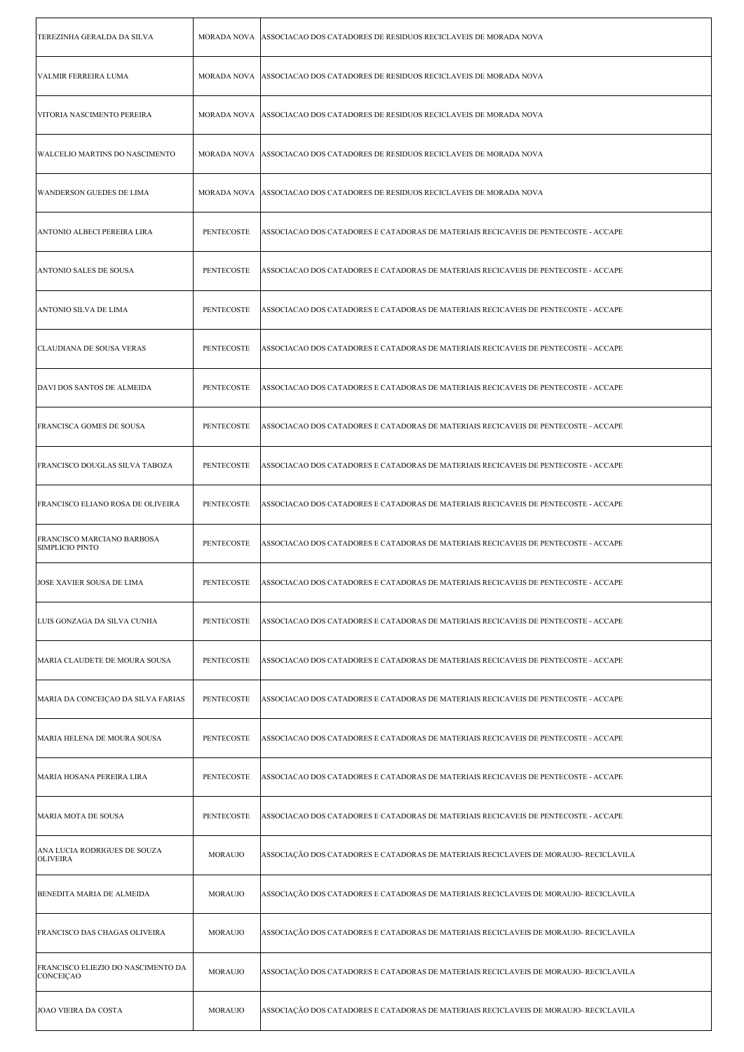| | | |
|---|---|---|
| TEREZINHA GERALDA DA SILVA | MORADA NOVA | ASSOCIACAO DOS CATADORES DE RESIDUOS RECICLAVEIS DE MORADA NOVA |
| VALMIR FERREIRA LUMA | MORADA NOVA | ASSOCIACAO DOS CATADORES DE RESIDUOS RECICLAVEIS DE MORADA NOVA |
| VITORIA NASCIMENTO PEREIRA | MORADA NOVA | ASSOCIACAO DOS CATADORES DE RESIDUOS RECICLAVEIS DE MORADA NOVA |
| WALCELIO MARTINS DO NASCIMENTO | MORADA NOVA | ASSOCIACAO DOS CATADORES DE RESIDUOS RECICLAVEIS DE MORADA NOVA |
| WANDERSON GUEDES DE LIMA | MORADA NOVA | ASSOCIACAO DOS CATADORES DE RESIDUOS RECICLAVEIS DE MORADA NOVA |
| ANTONIO ALBECI PEREIRA LIRA | PENTECOSTE | ASSOCIACAO DOS CATADORES E CATADORAS DE MATERIAIS RECICAVEIS DE PENTECOSTE - ACCAPE |
| ANTONIO SALES DE SOUSA | PENTECOSTE | ASSOCIACAO DOS CATADORES E CATADORAS DE MATERIAIS RECICAVEIS DE PENTECOSTE - ACCAPE |
| ANTONIO SILVA DE LIMA | PENTECOSTE | ASSOCIACAO DOS CATADORES E CATADORAS DE MATERIAIS RECICAVEIS DE PENTECOSTE - ACCAPE |
| CLAUDIANA DE SOUSA VERAS | PENTECOSTE | ASSOCIACAO DOS CATADORES E CATADORAS DE MATERIAIS RECICAVEIS DE PENTECOSTE - ACCAPE |
| DAVI DOS SANTOS DE ALMEIDA | PENTECOSTE | ASSOCIACAO DOS CATADORES E CATADORAS DE MATERIAIS RECICAVEIS DE PENTECOSTE - ACCAPE |
| FRANCISCA GOMES DE SOUSA | PENTECOSTE | ASSOCIACAO DOS CATADORES E CATADORAS DE MATERIAIS RECICAVEIS DE PENTECOSTE - ACCAPE |
| FRANCISCO DOUGLAS SILVA TABOZA | PENTECOSTE | ASSOCIACAO DOS CATADORES E CATADORAS DE MATERIAIS RECICAVEIS DE PENTECOSTE - ACCAPE |
| FRANCISCO ELIANO ROSA DE OLIVEIRA | PENTECOSTE | ASSOCIACAO DOS CATADORES E CATADORAS DE MATERIAIS RECICAVEIS DE PENTECOSTE - ACCAPE |
| FRANCISCO MARCIANO BARBOSA SIMPLICIO PINTO | PENTECOSTE | ASSOCIACAO DOS CATADORES E CATADORAS DE MATERIAIS RECICAVEIS DE PENTECOSTE - ACCAPE |
| JOSE XAVIER SOUSA DE LIMA | PENTECOSTE | ASSOCIACAO DOS CATADORES E CATADORAS DE MATERIAIS RECICAVEIS DE PENTECOSTE - ACCAPE |
| LUIS GONZAGA DA SILVA CUNHA | PENTECOSTE | ASSOCIACAO DOS CATADORES E CATADORAS DE MATERIAIS RECICAVEIS DE PENTECOSTE - ACCAPE |
| MARIA CLAUDETE DE MOURA SOUSA | PENTECOSTE | ASSOCIACAO DOS CATADORES E CATADORAS DE MATERIAIS RECICAVEIS DE PENTECOSTE - ACCAPE |
| MARIA DA CONCEIÇAO DA SILVA FARIAS | PENTECOSTE | ASSOCIACAO DOS CATADORES E CATADORAS DE MATERIAIS RECICAVEIS DE PENTECOSTE - ACCAPE |
| MARIA HELENA DE MOURA SOUSA | PENTECOSTE | ASSOCIACAO DOS CATADORES E CATADORAS DE MATERIAIS RECICAVEIS DE PENTECOSTE - ACCAPE |
| MARIA HOSANA PEREIRA LIRA | PENTECOSTE | ASSOCIACAO DOS CATADORES E CATADORAS DE MATERIAIS RECICAVEIS DE PENTECOSTE - ACCAPE |
| MARIA MOTA DE SOUSA | PENTECOSTE | ASSOCIACAO DOS CATADORES E CATADORAS DE MATERIAIS RECICAVEIS DE PENTECOSTE - ACCAPE |
| ANA LUCIA RODRIGUES DE SOUZA OLIVEIRA | MORAUJO | ASSOCIAÇÃO DOS CATADORES E CATADORAS DE MATERIAIS RECICLAVEIS DE MORAUJO- RECICLAVILA |
| BENEDITA MARIA DE ALMEIDA | MORAUJO | ASSOCIAÇÃO DOS CATADORES E CATADORAS DE MATERIAIS RECICLAVEIS DE MORAUJO- RECICLAVILA |
| FRANCISCO DAS CHAGAS OLIVEIRA | MORAUJO | ASSOCIAÇÃO DOS CATADORES E CATADORAS DE MATERIAIS RECICLAVEIS DE MORAUJO- RECICLAVILA |
| FRANCISCO ELIEZIO DO NASCIMENTO DA CONCEIÇAO | MORAUJO | ASSOCIAÇÃO DOS CATADORES E CATADORAS DE MATERIAIS RECICLAVEIS DE MORAUJO- RECICLAVILA |
| JOAO VIEIRA DA COSTA | MORAUJO | ASSOCIAÇÃO DOS CATADORES E CATADORAS DE MATERIAIS RECICLAVEIS DE MORAUJO- RECICLAVILA |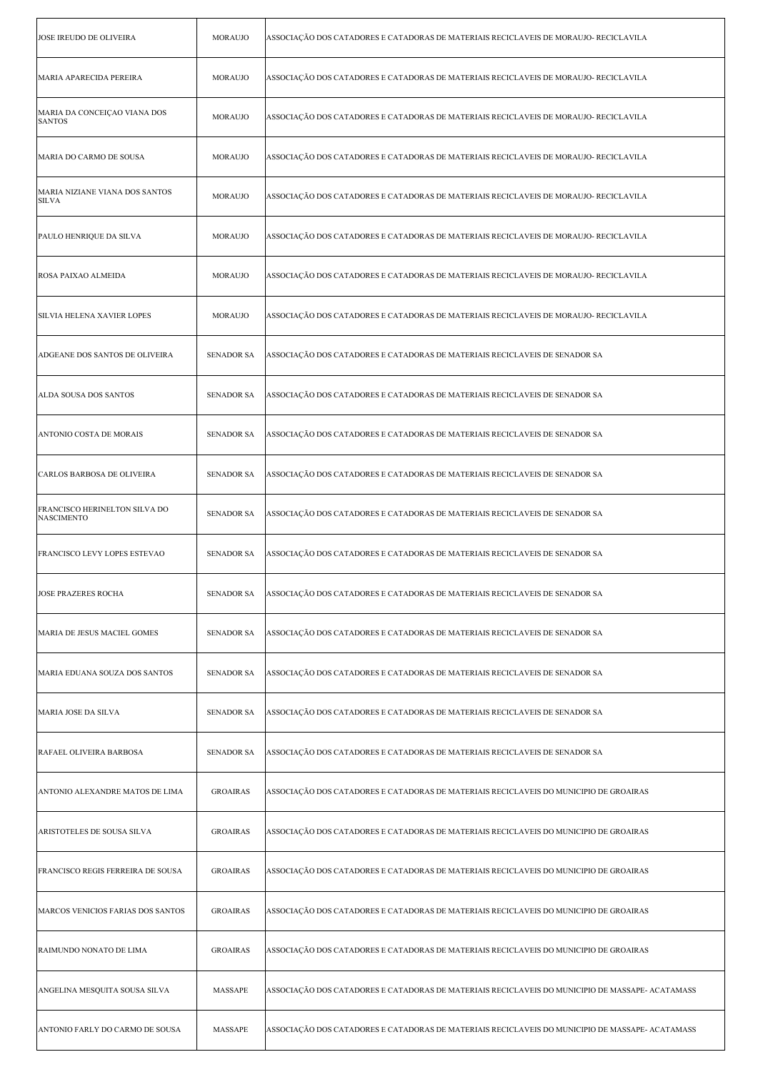| | | |
|---|---|---|
| JOSE IREUDO DE OLIVEIRA | MORAUJO | ASSOCIAÇÃO DOS CATADORES E CATADORAS DE MATERIAIS RECICLAVEIS DE MORAUJO- RECICLAVILA |
| MARIA APARECIDA PEREIRA | MORAUJO | ASSOCIAÇÃO DOS CATADORES E CATADORAS DE MATERIAIS RECICLAVEIS DE MORAUJO- RECICLAVILA |
| MARIA DA CONCEIÇAO VIANA DOS SANTOS | MORAUJO | ASSOCIAÇÃO DOS CATADORES E CATADORAS DE MATERIAIS RECICLAVEIS DE MORAUJO- RECICLAVILA |
| MARIA DO CARMO DE SOUSA | MORAUJO | ASSOCIAÇÃO DOS CATADORES E CATADORAS DE MATERIAIS RECICLAVEIS DE MORAUJO- RECICLAVILA |
| MARIA NIZIANE VIANA DOS SANTOS SILVA | MORAUJO | ASSOCIAÇÃO DOS CATADORES E CATADORAS DE MATERIAIS RECICLAVEIS DE MORAUJO- RECICLAVILA |
| PAULO HENRIQUE DA SILVA | MORAUJO | ASSOCIAÇÃO DOS CATADORES E CATADORAS DE MATERIAIS RECICLAVEIS DE MORAUJO- RECICLAVILA |
| ROSA PAIXAO ALMEIDA | MORAUJO | ASSOCIAÇÃO DOS CATADORES E CATADORAS DE MATERIAIS RECICLAVEIS DE MORAUJO- RECICLAVILA |
| SILVIA HELENA XAVIER LOPES | MORAUJO | ASSOCIAÇÃO DOS CATADORES E CATADORAS DE MATERIAIS RECICLAVEIS DE MORAUJO- RECICLAVILA |
| ADGEANE DOS SANTOS DE OLIVEIRA | SENADOR SA | ASSOCIAÇÃO DOS CATADORES E CATADORAS DE MATERIAIS RECICLAVEIS DE SENADOR SA |
| ALDA SOUSA DOS SANTOS | SENADOR SA | ASSOCIAÇÃO DOS CATADORES E CATADORAS DE MATERIAIS RECICLAVEIS DE SENADOR SA |
| ANTONIO COSTA DE MORAIS | SENADOR SA | ASSOCIAÇÃO DOS CATADORES E CATADORAS DE MATERIAIS RECICLAVEIS DE SENADOR SA |
| CARLOS BARBOSA DE OLIVEIRA | SENADOR SA | ASSOCIAÇÃO DOS CATADORES E CATADORAS DE MATERIAIS RECICLAVEIS DE SENADOR SA |
| FRANCISCO HERINELTON SILVA DO NASCIMENTO | SENADOR SA | ASSOCIAÇÃO DOS CATADORES E CATADORAS DE MATERIAIS RECICLAVEIS DE SENADOR SA |
| FRANCISCO LEVY LOPES ESTEVAO | SENADOR SA | ASSOCIAÇÃO DOS CATADORES E CATADORAS DE MATERIAIS RECICLAVEIS DE SENADOR SA |
| JOSE PRAZERES ROCHA | SENADOR SA | ASSOCIAÇÃO DOS CATADORES E CATADORAS DE MATERIAIS RECICLAVEIS DE SENADOR SA |
| MARIA DE JESUS MACIEL GOMES | SENADOR SA | ASSOCIAÇÃO DOS CATADORES E CATADORAS DE MATERIAIS RECICLAVEIS DE SENADOR SA |
| MARIA EDUANA SOUZA DOS SANTOS | SENADOR SA | ASSOCIAÇÃO DOS CATADORES E CATADORAS DE MATERIAIS RECICLAVEIS DE SENADOR SA |
| MARIA JOSE DA SILVA | SENADOR SA | ASSOCIAÇÃO DOS CATADORES E CATADORAS DE MATERIAIS RECICLAVEIS DE SENADOR SA |
| RAFAEL OLIVEIRA BARBOSA | SENADOR SA | ASSOCIAÇÃO DOS CATADORES E CATADORAS DE MATERIAIS RECICLAVEIS DE SENADOR SA |
| ANTONIO ALEXANDRE MATOS DE LIMA | GROAIRAS | ASSOCIAÇÃO DOS CATADORES E CATADORAS DE MATERIAIS RECICLAVEIS DO MUNICIPIO DE GROAIRAS |
| ARISTOTELES DE SOUSA SILVA | GROAIRAS | ASSOCIAÇÃO DOS CATADORES E CATADORAS DE MATERIAIS RECICLAVEIS DO MUNICIPIO DE GROAIRAS |
| FRANCISCO REGIS FERREIRA DE SOUSA | GROAIRAS | ASSOCIAÇÃO DOS CATADORES E CATADORAS DE MATERIAIS RECICLAVEIS DO MUNICIPIO DE GROAIRAS |
| MARCOS VENICIOS FARIAS DOS SANTOS | GROAIRAS | ASSOCIAÇÃO DOS CATADORES E CATADORAS DE MATERIAIS RECICLAVEIS DO MUNICIPIO DE GROAIRAS |
| RAIMUNDO NONATO DE LIMA | GROAIRAS | ASSOCIAÇÃO DOS CATADORES E CATADORAS DE MATERIAIS RECICLAVEIS DO MUNICIPIO DE GROAIRAS |
| ANGELINA MESQUITA SOUSA SILVA | MASSAPE | ASSOCIAÇÃO DOS CATADORES E CATADORAS DE MATERIAIS RECICLAVEIS DO MUNICIPIO DE MASSAPE- ACATAMASS |
| ANTONIO FARLY DO CARMO DE SOUSA | MASSAPE | ASSOCIAÇÃO DOS CATADORES E CATADORAS DE MATERIAIS RECICLAVEIS DO MUNICIPIO DE MASSAPE- ACATAMASS |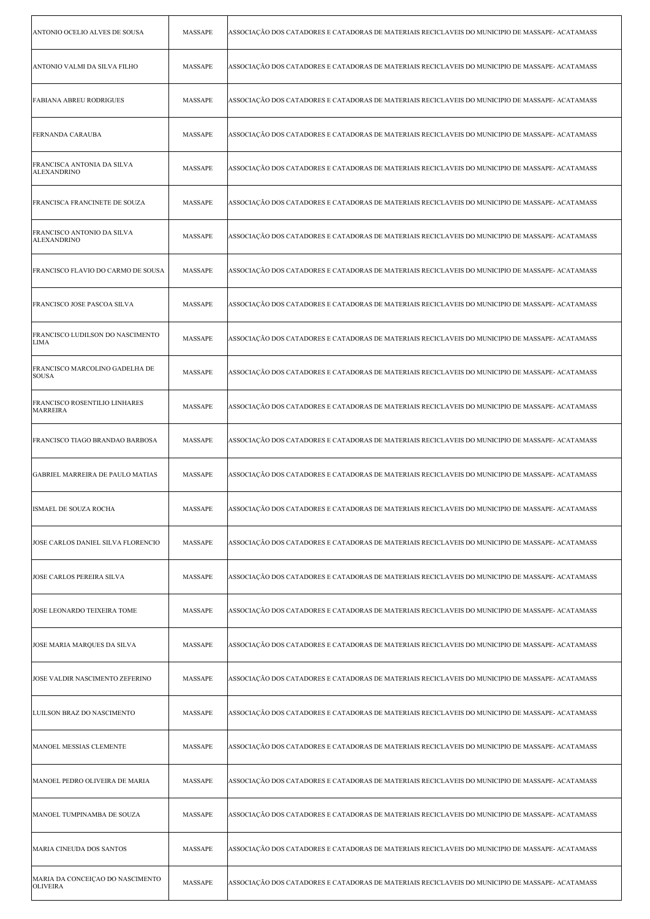| | | |
|---|---|---|
| ANTONIO OCELIO ALVES DE SOUSA | MASSAPE | ASSOCIAÇÃO DOS CATADORES E CATADORAS DE MATERIAIS RECICLAVEIS DO MUNICIPIO DE MASSAPE- ACATAMASS |
| ANTONIO VALMI DA SILVA FILHO | MASSAPE | ASSOCIAÇÃO DOS CATADORES E CATADORAS DE MATERIAIS RECICLAVEIS DO MUNICIPIO DE MASSAPE- ACATAMASS |
| FABIANA ABREU RODRIGUES | MASSAPE | ASSOCIAÇÃO DOS CATADORES E CATADORAS DE MATERIAIS RECICLAVEIS DO MUNICIPIO DE MASSAPE- ACATAMASS |
| FERNANDA CARAUBA | MASSAPE | ASSOCIAÇÃO DOS CATADORES E CATADORAS DE MATERIAIS RECICLAVEIS DO MUNICIPIO DE MASSAPE- ACATAMASS |
| FRANCISCA ANTONIA DA SILVA ALEXANDRINO | MASSAPE | ASSOCIAÇÃO DOS CATADORES E CATADORAS DE MATERIAIS RECICLAVEIS DO MUNICIPIO DE MASSAPE- ACATAMASS |
| FRANCISCA FRANCINETE DE SOUZA | MASSAPE | ASSOCIAÇÃO DOS CATADORES E CATADORAS DE MATERIAIS RECICLAVEIS DO MUNICIPIO DE MASSAPE- ACATAMASS |
| FRANCISCO ANTONIO DA SILVA ALEXANDRINO | MASSAPE | ASSOCIAÇÃO DOS CATADORES E CATADORAS DE MATERIAIS RECICLAVEIS DO MUNICIPIO DE MASSAPE- ACATAMASS |
| FRANCISCO FLAVIO DO CARMO DE SOUSA | MASSAPE | ASSOCIAÇÃO DOS CATADORES E CATADORAS DE MATERIAIS RECICLAVEIS DO MUNICIPIO DE MASSAPE- ACATAMASS |
| FRANCISCO JOSE PASCOA SILVA | MASSAPE | ASSOCIAÇÃO DOS CATADORES E CATADORAS DE MATERIAIS RECICLAVEIS DO MUNICIPIO DE MASSAPE- ACATAMASS |
| FRANCISCO LUDILSON DO NASCIMENTO LIMA | MASSAPE | ASSOCIAÇÃO DOS CATADORES E CATADORAS DE MATERIAIS RECICLAVEIS DO MUNICIPIO DE MASSAPE- ACATAMASS |
| FRANCISCO MARCOLINO GADELHA DE SOUSA | MASSAPE | ASSOCIAÇÃO DOS CATADORES E CATADORAS DE MATERIAIS RECICLAVEIS DO MUNICIPIO DE MASSAPE- ACATAMASS |
| FRANCISCO ROSENTILIO LINHARES MARREIRA | MASSAPE | ASSOCIAÇÃO DOS CATADORES E CATADORAS DE MATERIAIS RECICLAVEIS DO MUNICIPIO DE MASSAPE- ACATAMASS |
| FRANCISCO TIAGO BRANDAO BARBOSA | MASSAPE | ASSOCIAÇÃO DOS CATADORES E CATADORAS DE MATERIAIS RECICLAVEIS DO MUNICIPIO DE MASSAPE- ACATAMASS |
| GABRIEL MARREIRA DE PAULO MATIAS | MASSAPE | ASSOCIAÇÃO DOS CATADORES E CATADORAS DE MATERIAIS RECICLAVEIS DO MUNICIPIO DE MASSAPE- ACATAMASS |
| ISMAEL DE SOUZA ROCHA | MASSAPE | ASSOCIAÇÃO DOS CATADORES E CATADORAS DE MATERIAIS RECICLAVEIS DO MUNICIPIO DE MASSAPE- ACATAMASS |
| JOSE CARLOS DANIEL SILVA FLORENCIO | MASSAPE | ASSOCIAÇÃO DOS CATADORES E CATADORAS DE MATERIAIS RECICLAVEIS DO MUNICIPIO DE MASSAPE- ACATAMASS |
| JOSE CARLOS PEREIRA SILVA | MASSAPE | ASSOCIAÇÃO DOS CATADORES E CATADORAS DE MATERIAIS RECICLAVEIS DO MUNICIPIO DE MASSAPE- ACATAMASS |
| JOSE LEONARDO TEIXEIRA TOME | MASSAPE | ASSOCIAÇÃO DOS CATADORES E CATADORAS DE MATERIAIS RECICLAVEIS DO MUNICIPIO DE MASSAPE- ACATAMASS |
| JOSE MARIA MARQUES DA SILVA | MASSAPE | ASSOCIAÇÃO DOS CATADORES E CATADORAS DE MATERIAIS RECICLAVEIS DO MUNICIPIO DE MASSAPE- ACATAMASS |
| JOSE VALDIR NASCIMENTO ZEFERINO | MASSAPE | ASSOCIAÇÃO DOS CATADORES E CATADORAS DE MATERIAIS RECICLAVEIS DO MUNICIPIO DE MASSAPE- ACATAMASS |
| LUILSON BRAZ DO NASCIMENTO | MASSAPE | ASSOCIAÇÃO DOS CATADORES E CATADORAS DE MATERIAIS RECICLAVEIS DO MUNICIPIO DE MASSAPE- ACATAMASS |
| MANOEL MESSIAS CLEMENTE | MASSAPE | ASSOCIAÇÃO DOS CATADORES E CATADORAS DE MATERIAIS RECICLAVEIS DO MUNICIPIO DE MASSAPE- ACATAMASS |
| MANOEL PEDRO OLIVEIRA DE MARIA | MASSAPE | ASSOCIAÇÃO DOS CATADORES E CATADORAS DE MATERIAIS RECICLAVEIS DO MUNICIPIO DE MASSAPE- ACATAMASS |
| MANOEL TUMPINAMBA DE SOUZA | MASSAPE | ASSOCIAÇÃO DOS CATADORES E CATADORAS DE MATERIAIS RECICLAVEIS DO MUNICIPIO DE MASSAPE- ACATAMASS |
| MARIA CINEUDA DOS SANTOS | MASSAPE | ASSOCIAÇÃO DOS CATADORES E CATADORAS DE MATERIAIS RECICLAVEIS DO MUNICIPIO DE MASSAPE- ACATAMASS |
| MARIA DA CONCEIÇAO DO NASCIMENTO OLIVEIRA | MASSAPE | ASSOCIAÇÃO DOS CATADORES E CATADORAS DE MATERIAIS RECICLAVEIS DO MUNICIPIO DE MASSAPE- ACATAMASS |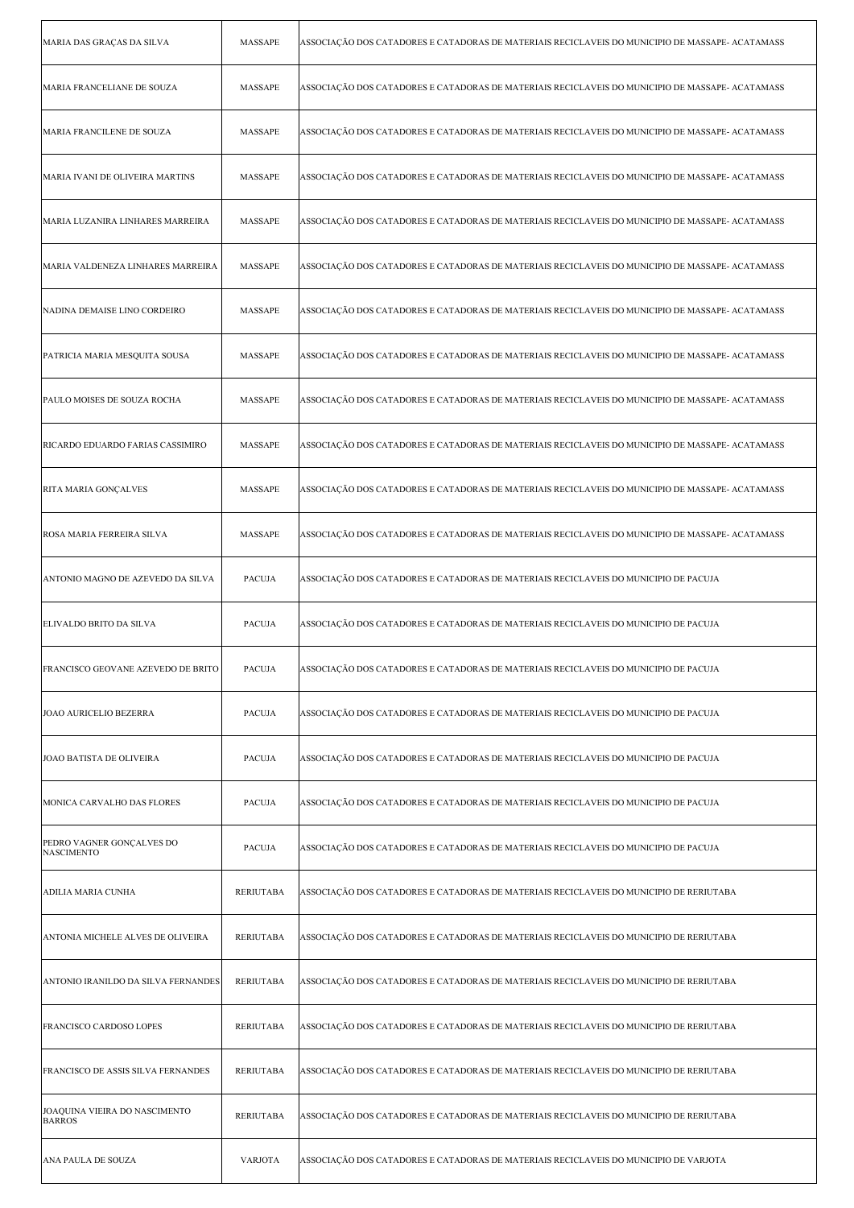| | | |
|---|---|---|
| MARIA DAS GRAÇAS DA SILVA | MASSAPE | ASSOCIAÇÃO DOS CATADORES E CATADORAS DE MATERIAIS RECICLAVEIS DO MUNICIPIO DE MASSAPE- ACATAMASS |
| MARIA FRANCELIANE DE SOUZA | MASSAPE | ASSOCIAÇÃO DOS CATADORES E CATADORAS DE MATERIAIS RECICLAVEIS DO MUNICIPIO DE MASSAPE- ACATAMASS |
| MARIA FRANCILENE DE SOUZA | MASSAPE | ASSOCIAÇÃO DOS CATADORES E CATADORAS DE MATERIAIS RECICLAVEIS DO MUNICIPIO DE MASSAPE- ACATAMASS |
| MARIA IVANI DE OLIVEIRA MARTINS | MASSAPE | ASSOCIAÇÃO DOS CATADORES E CATADORAS DE MATERIAIS RECICLAVEIS DO MUNICIPIO DE MASSAPE- ACATAMASS |
| MARIA LUZANIRA LINHARES MARREIRA | MASSAPE | ASSOCIAÇÃO DOS CATADORES E CATADORAS DE MATERIAIS RECICLAVEIS DO MUNICIPIO DE MASSAPE- ACATAMASS |
| MARIA VALDENEZA LINHARES MARREIRA | MASSAPE | ASSOCIAÇÃO DOS CATADORES E CATADORAS DE MATERIAIS RECICLAVEIS DO MUNICIPIO DE MASSAPE- ACATAMASS |
| NADINA DEMAISE LINO CORDEIRO | MASSAPE | ASSOCIAÇÃO DOS CATADORES E CATADORAS DE MATERIAIS RECICLAVEIS DO MUNICIPIO DE MASSAPE- ACATAMASS |
| PATRICIA MARIA MESQUITA SOUSA | MASSAPE | ASSOCIAÇÃO DOS CATADORES E CATADORAS DE MATERIAIS RECICLAVEIS DO MUNICIPIO DE MASSAPE- ACATAMASS |
| PAULO MOISES DE SOUZA ROCHA | MASSAPE | ASSOCIAÇÃO DOS CATADORES E CATADORAS DE MATERIAIS RECICLAVEIS DO MUNICIPIO DE MASSAPE- ACATAMASS |
| RICARDO EDUARDO FARIAS CASSIMIRO | MASSAPE | ASSOCIAÇÃO DOS CATADORES E CATADORAS DE MATERIAIS RECICLAVEIS DO MUNICIPIO DE MASSAPE- ACATAMASS |
| RITA MARIA GONÇALVES | MASSAPE | ASSOCIAÇÃO DOS CATADORES E CATADORAS DE MATERIAIS RECICLAVEIS DO MUNICIPIO DE MASSAPE- ACATAMASS |
| ROSA MARIA FERREIRA SILVA | MASSAPE | ASSOCIAÇÃO DOS CATADORES E CATADORAS DE MATERIAIS RECICLAVEIS DO MUNICIPIO DE MASSAPE- ACATAMASS |
| ANTONIO MAGNO DE AZEVEDO DA SILVA | PACUJA | ASSOCIAÇÃO DOS CATADORES E CATADORAS DE MATERIAIS RECICLAVEIS DO MUNICIPIO DE PACUJA |
| ELIVALDO BRITO DA SILVA | PACUJA | ASSOCIAÇÃO DOS CATADORES E CATADORAS DE MATERIAIS RECICLAVEIS DO MUNICIPIO DE PACUJA |
| FRANCISCO GEOVANE AZEVEDO DE BRITO | PACUJA | ASSOCIAÇÃO DOS CATADORES E CATADORAS DE MATERIAIS RECICLAVEIS DO MUNICIPIO DE PACUJA |
| JOAO AURICELIO BEZERRA | PACUJA | ASSOCIAÇÃO DOS CATADORES E CATADORAS DE MATERIAIS RECICLAVEIS DO MUNICIPIO DE PACUJA |
| JOAO BATISTA DE OLIVEIRA | PACUJA | ASSOCIAÇÃO DOS CATADORES E CATADORAS DE MATERIAIS RECICLAVEIS DO MUNICIPIO DE PACUJA |
| MONICA CARVALHO DAS FLORES | PACUJA | ASSOCIAÇÃO DOS CATADORES E CATADORAS DE MATERIAIS RECICLAVEIS DO MUNICIPIO DE PACUJA |
| PEDRO VAGNER GONÇALVES DO NASCIMENTO | PACUJA | ASSOCIAÇÃO DOS CATADORES E CATADORAS DE MATERIAIS RECICLAVEIS DO MUNICIPIO DE PACUJA |
| ADILIA MARIA CUNHA | RERIUTABA | ASSOCIAÇÃO DOS CATADORES E CATADORAS DE MATERIAIS RECICLAVEIS DO MUNICIPIO DE RERIUTABA |
| ANTONIA MICHELE ALVES DE OLIVEIRA | RERIUTABA | ASSOCIAÇÃO DOS CATADORES E CATADORAS DE MATERIAIS RECICLAVEIS DO MUNICIPIO DE RERIUTABA |
| ANTONIO IRANILDO DA SILVA FERNANDES | RERIUTABA | ASSOCIAÇÃO DOS CATADORES E CATADORAS DE MATERIAIS RECICLAVEIS DO MUNICIPIO DE RERIUTABA |
| FRANCISCO CARDOSO LOPES | RERIUTABA | ASSOCIAÇÃO DOS CATADORES E CATADORAS DE MATERIAIS RECICLAVEIS DO MUNICIPIO DE RERIUTABA |
| FRANCISCO DE ASSIS SILVA FERNANDES | RERIUTABA | ASSOCIAÇÃO DOS CATADORES E CATADORAS DE MATERIAIS RECICLAVEIS DO MUNICIPIO DE RERIUTABA |
| JOAQUINA VIEIRA DO NASCIMENTO BARROS | RERIUTABA | ASSOCIAÇÃO DOS CATADORES E CATADORAS DE MATERIAIS RECICLAVEIS DO MUNICIPIO DE RERIUTABA |
| ANA PAULA DE SOUZA | VARJOTA | ASSOCIAÇÃO DOS CATADORES E CATADORAS DE MATERIAIS RECICLAVEIS DO MUNICIPIO DE VARJOTA |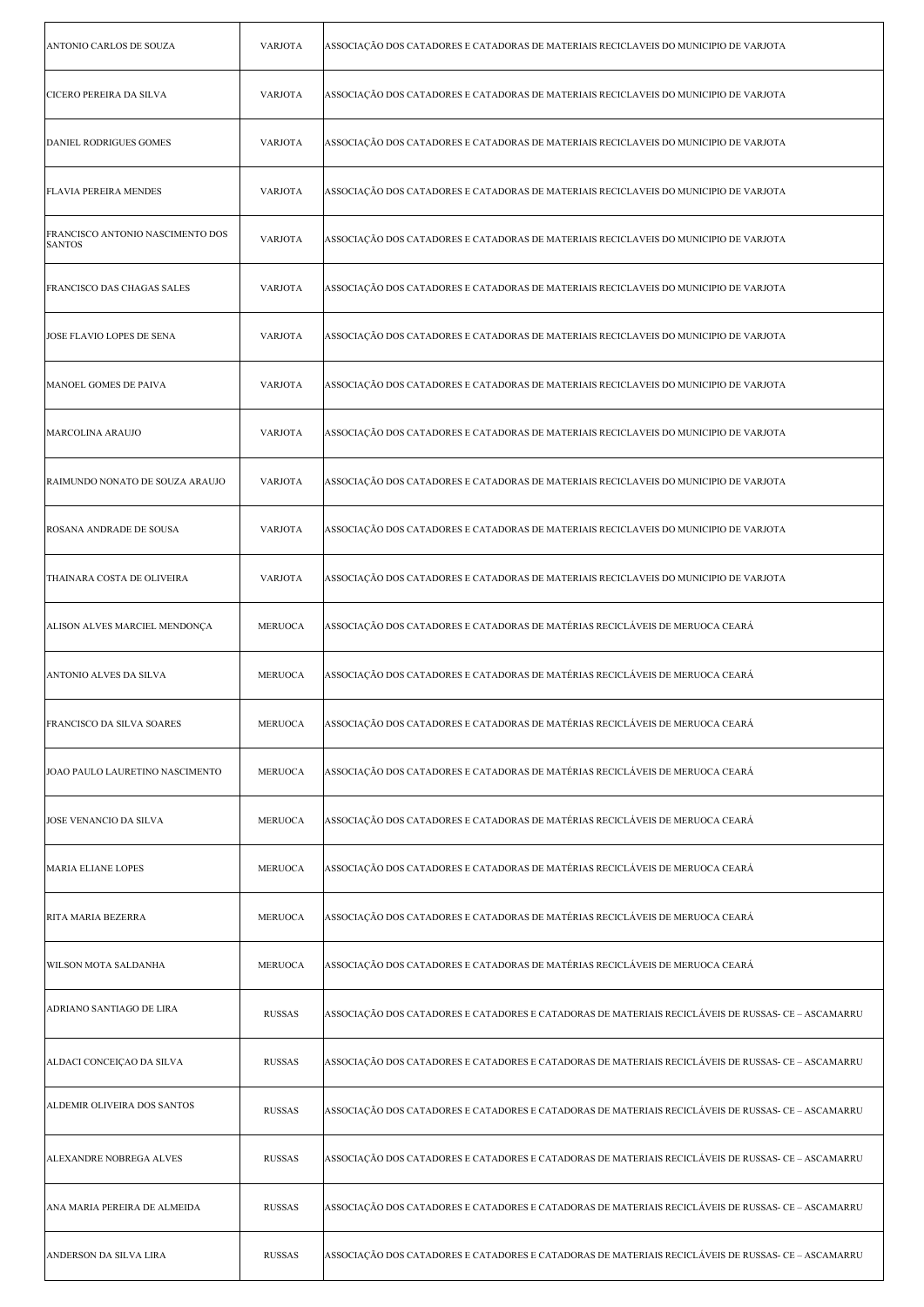| | | |
|---|---|---|
| ANTONIO CARLOS DE SOUZA | VARJOTA | ASSOCIAÇÃO DOS CATADORES E CATADORAS DE MATERIAIS RECICLAVEIS DO MUNICIPIO DE VARJOTA |
| CICERO PEREIRA DA SILVA | VARJOTA | ASSOCIAÇÃO DOS CATADORES E CATADORAS DE MATERIAIS RECICLAVEIS DO MUNICIPIO DE VARJOTA |
| DANIEL RODRIGUES GOMES | VARJOTA | ASSOCIAÇÃO DOS CATADORES E CATADORAS DE MATERIAIS RECICLAVEIS DO MUNICIPIO DE VARJOTA |
| FLAVIA PEREIRA MENDES | VARJOTA | ASSOCIAÇÃO DOS CATADORES E CATADORAS DE MATERIAIS RECICLAVEIS DO MUNICIPIO DE VARJOTA |
| FRANCISCO ANTONIO NASCIMENTO DOS SANTOS | VARJOTA | ASSOCIAÇÃO DOS CATADORES E CATADORAS DE MATERIAIS RECICLAVEIS DO MUNICIPIO DE VARJOTA |
| FRANCISCO DAS CHAGAS SALES | VARJOTA | ASSOCIAÇÃO DOS CATADORES E CATADORAS DE MATERIAIS RECICLAVEIS DO MUNICIPIO DE VARJOTA |
| JOSE FLAVIO LOPES DE SENA | VARJOTA | ASSOCIAÇÃO DOS CATADORES E CATADORAS DE MATERIAIS RECICLAVEIS DO MUNICIPIO DE VARJOTA |
| MANOEL GOMES DE PAIVA | VARJOTA | ASSOCIAÇÃO DOS CATADORES E CATADORAS DE MATERIAIS RECICLAVEIS DO MUNICIPIO DE VARJOTA |
| MARCOLINA ARAUJO | VARJOTA | ASSOCIAÇÃO DOS CATADORES E CATADORAS DE MATERIAIS RECICLAVEIS DO MUNICIPIO DE VARJOTA |
| RAIMUNDO NONATO DE SOUZA ARAUJO | VARJOTA | ASSOCIAÇÃO DOS CATADORES E CATADORAS DE MATERIAIS RECICLAVEIS DO MUNICIPIO DE VARJOTA |
| ROSANA ANDRADE DE SOUSA | VARJOTA | ASSOCIAÇÃO DOS CATADORES E CATADORAS DE MATERIAIS RECICLAVEIS DO MUNICIPIO DE VARJOTA |
| THAINARA COSTA DE OLIVEIRA | VARJOTA | ASSOCIAÇÃO DOS CATADORES E CATADORAS DE MATERIAIS RECICLAVEIS DO MUNICIPIO DE VARJOTA |
| ALISON ALVES MARCIEL MENDONÇA | MERUOCA | ASSOCIAÇÃO DOS CATADORES E CATADORAS DE MATÉRIAS RECICLÁVEIS DE MERUOCA CEARÁ |
| ANTONIO ALVES DA SILVA | MERUOCA | ASSOCIAÇÃO DOS CATADORES E CATADORAS DE MATÉRIAS RECICLÁVEIS DE MERUOCA CEARÁ |
| FRANCISCO DA SILVA SOARES | MERUOCA | ASSOCIAÇÃO DOS CATADORES E CATADORAS DE MATÉRIAS RECICLÁVEIS DE MERUOCA CEARÁ |
| JOAO PAULO LAURETINO NASCIMENTO | MERUOCA | ASSOCIAÇÃO DOS CATADORES E CATADORAS DE MATÉRIAS RECICLÁVEIS DE MERUOCA CEARÁ |
| JOSE VENANCIO DA SILVA | MERUOCA | ASSOCIAÇÃO DOS CATADORES E CATADORAS DE MATÉRIAS RECICLÁVEIS DE MERUOCA CEARÁ |
| MARIA ELIANE LOPES | MERUOCA | ASSOCIAÇÃO DOS CATADORES E CATADORAS DE MATÉRIAS RECICLÁVEIS DE MERUOCA CEARÁ |
| RITA MARIA BEZERRA | MERUOCA | ASSOCIAÇÃO DOS CATADORES E CATADORAS DE MATÉRIAS RECICLÁVEIS DE MERUOCA CEARÁ |
| WILSON MOTA SALDANHA | MERUOCA | ASSOCIAÇÃO DOS CATADORES E CATADORAS DE MATÉRIAS RECICLÁVEIS DE MERUOCA CEARÁ |
| ADRIANO SANTIAGO DE LIRA | RUSSAS | ASSOCIAÇÃO DOS CATADORES E CATADORES E CATADORAS DE MATERIAIS RECICLÁVEIS DE RUSSAS- CE – ASCAMARRU |
| ALDACI CONCEIÇAO DA SILVA | RUSSAS | ASSOCIAÇÃO DOS CATADORES E CATADORES E CATADORAS DE MATERIAIS RECICLÁVEIS DE RUSSAS- CE – ASCAMARRU |
| ALDEMIR OLIVEIRA DOS SANTOS | RUSSAS | ASSOCIAÇÃO DOS CATADORES E CATADORES E CATADORAS DE MATERIAIS RECICLÁVEIS DE RUSSAS- CE – ASCAMARRU |
| ALEXANDRE NOBREGA ALVES | RUSSAS | ASSOCIAÇÃO DOS CATADORES E CATADORES E CATADORAS DE MATERIAIS RECICLÁVEIS DE RUSSAS- CE – ASCAMARRU |
| ANA MARIA PEREIRA DE ALMEIDA | RUSSAS | ASSOCIAÇÃO DOS CATADORES E CATADORES E CATADORAS DE MATERIAIS RECICLÁVEIS DE RUSSAS- CE – ASCAMARRU |
| ANDERSON DA SILVA LIRA | RUSSAS | ASSOCIAÇÃO DOS CATADORES E CATADORES E CATADORAS DE MATERIAIS RECICLÁVEIS DE RUSSAS- CE – ASCAMARRU |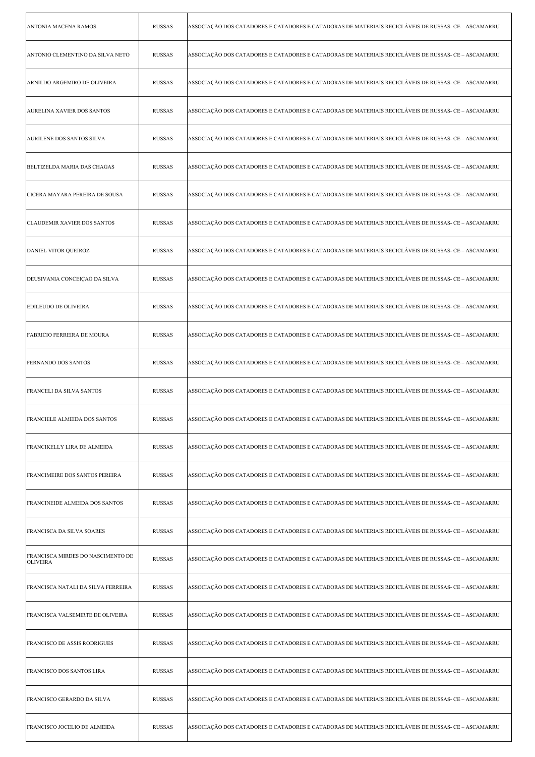| | | |
|---|---|---|
| ANTONIA MACENA RAMOS | RUSSAS | ASSOCIAÇÃO DOS CATADORES E CATADORES E CATADORAS DE MATERIAIS RECICLÁVEIS DE RUSSAS- CE – ASCAMARRU |
| ANTONIO CLEMENTINO DA SILVA NETO | RUSSAS | ASSOCIAÇÃO DOS CATADORES E CATADORES E CATADORAS DE MATERIAIS RECICLÁVEIS DE RUSSAS- CE – ASCAMARRU |
| ARNILDO ARGEMIRO DE OLIVEIRA | RUSSAS | ASSOCIAÇÃO DOS CATADORES E CATADORES E CATADORAS DE MATERIAIS RECICLÁVEIS DE RUSSAS- CE – ASCAMARRU |
| AURELINA XAVIER DOS SANTOS | RUSSAS | ASSOCIAÇÃO DOS CATADORES E CATADORES E CATADORAS DE MATERIAIS RECICLÁVEIS DE RUSSAS- CE – ASCAMARRU |
| AURILENE DOS SANTOS SILVA | RUSSAS | ASSOCIAÇÃO DOS CATADORES E CATADORES E CATADORAS DE MATERIAIS RECICLÁVEIS DE RUSSAS- CE – ASCAMARRU |
| BELTIZELDA MARIA DAS CHAGAS | RUSSAS | ASSOCIAÇÃO DOS CATADORES E CATADORES E CATADORAS DE MATERIAIS RECICLÁVEIS DE RUSSAS- CE – ASCAMARRU |
| CICERA MAYARA PEREIRA DE SOUSA | RUSSAS | ASSOCIAÇÃO DOS CATADORES E CATADORES E CATADORAS DE MATERIAIS RECICLÁVEIS DE RUSSAS- CE – ASCAMARRU |
| CLAUDEMIR XAVIER DOS SANTOS | RUSSAS | ASSOCIAÇÃO DOS CATADORES E CATADORES E CATADORAS DE MATERIAIS RECICLÁVEIS DE RUSSAS- CE – ASCAMARRU |
| DANIEL VITOR QUEIROZ | RUSSAS | ASSOCIAÇÃO DOS CATADORES E CATADORES E CATADORAS DE MATERIAIS RECICLÁVEIS DE RUSSAS- CE – ASCAMARRU |
| DEUSIVANIA CONCEIÇAO DA SILVA | RUSSAS | ASSOCIAÇÃO DOS CATADORES E CATADORES E CATADORAS DE MATERIAIS RECICLÁVEIS DE RUSSAS- CE – ASCAMARRU |
| EDILEUDO DE OLIVEIRA | RUSSAS | ASSOCIAÇÃO DOS CATADORES E CATADORES E CATADORAS DE MATERIAIS RECICLÁVEIS DE RUSSAS- CE – ASCAMARRU |
| FABRICIO FERREIRA DE MOURA | RUSSAS | ASSOCIAÇÃO DOS CATADORES E CATADORES E CATADORAS DE MATERIAIS RECICLÁVEIS DE RUSSAS- CE – ASCAMARRU |
| FERNANDO DOS SANTOS | RUSSAS | ASSOCIAÇÃO DOS CATADORES E CATADORES E CATADORAS DE MATERIAIS RECICLÁVEIS DE RUSSAS- CE – ASCAMARRU |
| FRANCELI DA SILVA SANTOS | RUSSAS | ASSOCIAÇÃO DOS CATADORES E CATADORES E CATADORAS DE MATERIAIS RECICLÁVEIS DE RUSSAS- CE – ASCAMARRU |
| FRANCIELE ALMEIDA DOS SANTOS | RUSSAS | ASSOCIAÇÃO DOS CATADORES E CATADORES E CATADORAS DE MATERIAIS RECICLÁVEIS DE RUSSAS- CE – ASCAMARRU |
| FRANCIKELLY LIRA DE ALMEIDA | RUSSAS | ASSOCIAÇÃO DOS CATADORES E CATADORES E CATADORAS DE MATERIAIS RECICLÁVEIS DE RUSSAS- CE – ASCAMARRU |
| FRANCIMEIRE DOS SANTOS PEREIRA | RUSSAS | ASSOCIAÇÃO DOS CATADORES E CATADORES E CATADORAS DE MATERIAIS RECICLÁVEIS DE RUSSAS- CE – ASCAMARRU |
| FRANCINEIDE ALMEIDA DOS SANTOS | RUSSAS | ASSOCIAÇÃO DOS CATADORES E CATADORES E CATADORAS DE MATERIAIS RECICLÁVEIS DE RUSSAS- CE – ASCAMARRU |
| FRANCISCA DA SILVA SOARES | RUSSAS | ASSOCIAÇÃO DOS CATADORES E CATADORES E CATADORAS DE MATERIAIS RECICLÁVEIS DE RUSSAS- CE – ASCAMARRU |
| FRANCISCA MIRDES DO NASCIMENTO DE OLIVEIRA | RUSSAS | ASSOCIAÇÃO DOS CATADORES E CATADORES E CATADORAS DE MATERIAIS RECICLÁVEIS DE RUSSAS- CE – ASCAMARRU |
| FRANCISCA NATALI DA SILVA FERREIRA | RUSSAS | ASSOCIAÇÃO DOS CATADORES E CATADORES E CATADORAS DE MATERIAIS RECICLÁVEIS DE RUSSAS- CE – ASCAMARRU |
| FRANCISCA VALSEMIRTE DE OLIVEIRA | RUSSAS | ASSOCIAÇÃO DOS CATADORES E CATADORES E CATADORAS DE MATERIAIS RECICLÁVEIS DE RUSSAS- CE – ASCAMARRU |
| FRANCISCO DE ASSIS RODRIGUES | RUSSAS | ASSOCIAÇÃO DOS CATADORES E CATADORES E CATADORAS DE MATERIAIS RECICLÁVEIS DE RUSSAS- CE – ASCAMARRU |
| FRANCISCO DOS SANTOS LIRA | RUSSAS | ASSOCIAÇÃO DOS CATADORES E CATADORES E CATADORAS DE MATERIAIS RECICLÁVEIS DE RUSSAS- CE – ASCAMARRU |
| FRANCISCO GERARDO DA SILVA | RUSSAS | ASSOCIAÇÃO DOS CATADORES E CATADORES E CATADORAS DE MATERIAIS RECICLÁVEIS DE RUSSAS- CE – ASCAMARRU |
| FRANCISCO JOCELIO DE ALMEIDA | RUSSAS | ASSOCIAÇÃO DOS CATADORES E CATADORES E CATADORAS DE MATERIAIS RECICLÁVEIS DE RUSSAS- CE – ASCAMARRU |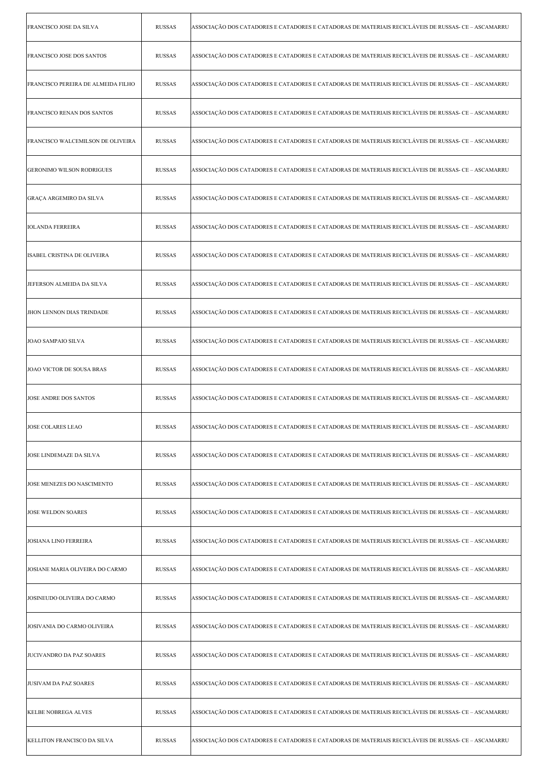| | | |
|---|---|---|
| FRANCISCO JOSE DA SILVA | RUSSAS | ASSOCIAÇÃO DOS CATADORES E CATADORES E CATADORAS DE MATERIAIS RECICLÁVEIS DE RUSSAS- CE – ASCAMARRU |
| FRANCISCO JOSE DOS SANTOS | RUSSAS | ASSOCIAÇÃO DOS CATADORES E CATADORES E CATADORAS DE MATERIAIS RECICLÁVEIS DE RUSSAS- CE – ASCAMARRU |
| FRANCISCO PEREIRA DE ALMEIDA FILHO | RUSSAS | ASSOCIAÇÃO DOS CATADORES E CATADORES E CATADORAS DE MATERIAIS RECICLÁVEIS DE RUSSAS- CE – ASCAMARRU |
| FRANCISCO RENAN DOS SANTOS | RUSSAS | ASSOCIAÇÃO DOS CATADORES E CATADORES E CATADORAS DE MATERIAIS RECICLÁVEIS DE RUSSAS- CE – ASCAMARRU |
| FRANCISCO WALCEMILSON DE OLIVEIRA | RUSSAS | ASSOCIAÇÃO DOS CATADORES E CATADORES E CATADORAS DE MATERIAIS RECICLÁVEIS DE RUSSAS- CE – ASCAMARRU |
| GERONIMO WILSON RODRIGUES | RUSSAS | ASSOCIAÇÃO DOS CATADORES E CATADORES E CATADORAS DE MATERIAIS RECICLÁVEIS DE RUSSAS- CE – ASCAMARRU |
| GRAÇA ARGEMIRO DA SILVA | RUSSAS | ASSOCIAÇÃO DOS CATADORES E CATADORES E CATADORAS DE MATERIAIS RECICLÁVEIS DE RUSSAS- CE – ASCAMARRU |
| IOLANDA FERREIRA | RUSSAS | ASSOCIAÇÃO DOS CATADORES E CATADORES E CATADORAS DE MATERIAIS RECICLÁVEIS DE RUSSAS- CE – ASCAMARRU |
| ISABEL CRISTINA DE OLIVEIRA | RUSSAS | ASSOCIAÇÃO DOS CATADORES E CATADORES E CATADORAS DE MATERIAIS RECICLÁVEIS DE RUSSAS- CE – ASCAMARRU |
| JEFERSON ALMEIDA DA SILVA | RUSSAS | ASSOCIAÇÃO DOS CATADORES E CATADORES E CATADORAS DE MATERIAIS RECICLÁVEIS DE RUSSAS- CE – ASCAMARRU |
| JHON LENNON DIAS TRINDADE | RUSSAS | ASSOCIAÇÃO DOS CATADORES E CATADORES E CATADORAS DE MATERIAIS RECICLÁVEIS DE RUSSAS- CE – ASCAMARRU |
| JOAO SAMPAIO SILVA | RUSSAS | ASSOCIAÇÃO DOS CATADORES E CATADORES E CATADORAS DE MATERIAIS RECICLÁVEIS DE RUSSAS- CE – ASCAMARRU |
| JOAO VICTOR DE SOUSA BRAS | RUSSAS | ASSOCIAÇÃO DOS CATADORES E CATADORES E CATADORAS DE MATERIAIS RECICLÁVEIS DE RUSSAS- CE – ASCAMARRU |
| JOSE ANDRE DOS SANTOS | RUSSAS | ASSOCIAÇÃO DOS CATADORES E CATADORES E CATADORAS DE MATERIAIS RECICLÁVEIS DE RUSSAS- CE – ASCAMARRU |
| JOSE COLARES LEAO | RUSSAS | ASSOCIAÇÃO DOS CATADORES E CATADORES E CATADORAS DE MATERIAIS RECICLÁVEIS DE RUSSAS- CE – ASCAMARRU |
| JOSE LINDEMAZE DA SILVA | RUSSAS | ASSOCIAÇÃO DOS CATADORES E CATADORES E CATADORAS DE MATERIAIS RECICLÁVEIS DE RUSSAS- CE – ASCAMARRU |
| JOSE MENEZES DO NASCIMENTO | RUSSAS | ASSOCIAÇÃO DOS CATADORES E CATADORES E CATADORAS DE MATERIAIS RECICLÁVEIS DE RUSSAS- CE – ASCAMARRU |
| JOSE WELDON SOARES | RUSSAS | ASSOCIAÇÃO DOS CATADORES E CATADORES E CATADORAS DE MATERIAIS RECICLÁVEIS DE RUSSAS- CE – ASCAMARRU |
| JOSIANA LINO FERREIRA | RUSSAS | ASSOCIAÇÃO DOS CATADORES E CATADORES E CATADORAS DE MATERIAIS RECICLÁVEIS DE RUSSAS- CE – ASCAMARRU |
| JOSIANE MARIA OLIVEIRA DO CARMO | RUSSAS | ASSOCIAÇÃO DOS CATADORES E CATADORES E CATADORAS DE MATERIAIS RECICLÁVEIS DE RUSSAS- CE – ASCAMARRU |
| JOSINEUDO OLIVEIRA DO CARMO | RUSSAS | ASSOCIAÇÃO DOS CATADORES E CATADORES E CATADORAS DE MATERIAIS RECICLÁVEIS DE RUSSAS- CE – ASCAMARRU |
| JOSIVANIA DO CARMO OLIVEIRA | RUSSAS | ASSOCIAÇÃO DOS CATADORES E CATADORES E CATADORAS DE MATERIAIS RECICLÁVEIS DE RUSSAS- CE – ASCAMARRU |
| JUCIVANDRO DA PAZ SOARES | RUSSAS | ASSOCIAÇÃO DOS CATADORES E CATADORES E CATADORAS DE MATERIAIS RECICLÁVEIS DE RUSSAS- CE – ASCAMARRU |
| JUSIVAM DA PAZ SOARES | RUSSAS | ASSOCIAÇÃO DOS CATADORES E CATADORES E CATADORAS DE MATERIAIS RECICLÁVEIS DE RUSSAS- CE – ASCAMARRU |
| KELBE NOBREGA ALVES | RUSSAS | ASSOCIAÇÃO DOS CATADORES E CATADORES E CATADORAS DE MATERIAIS RECICLÁVEIS DE RUSSAS- CE – ASCAMARRU |
| KELLITON FRANCISCO DA SILVA | RUSSAS | ASSOCIAÇÃO DOS CATADORES E CATADORES E CATADORAS DE MATERIAIS RECICLÁVEIS DE RUSSAS- CE – ASCAMARRU |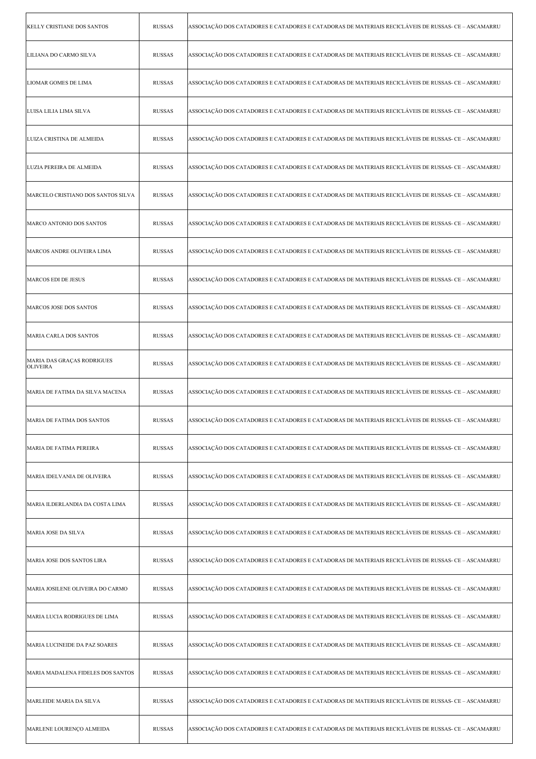| | | |
|---|---|---|
| KELLY CRISTIANE DOS SANTOS | RUSSAS | ASSOCIAÇÃO DOS CATADORES E CATADORES E CATADORAS DE MATERIAIS RECICLÁVEIS DE RUSSAS- CE – ASCAMARRU |
| LILIANA DO CARMO SILVA | RUSSAS | ASSOCIAÇÃO DOS CATADORES E CATADORES E CATADORAS DE MATERIAIS RECICLÁVEIS DE RUSSAS- CE – ASCAMARRU |
| LIOMAR GOMES DE LIMA | RUSSAS | ASSOCIAÇÃO DOS CATADORES E CATADORES E CATADORAS DE MATERIAIS RECICLÁVEIS DE RUSSAS- CE – ASCAMARRU |
| LUISA LILIA LIMA SILVA | RUSSAS | ASSOCIAÇÃO DOS CATADORES E CATADORES E CATADORAS DE MATERIAIS RECICLÁVEIS DE RUSSAS- CE – ASCAMARRU |
| LUIZA CRISTINA DE ALMEIDA | RUSSAS | ASSOCIAÇÃO DOS CATADORES E CATADORES E CATADORAS DE MATERIAIS RECICLÁVEIS DE RUSSAS- CE – ASCAMARRU |
| LUZIA PEREIRA DE ALMEIDA | RUSSAS | ASSOCIAÇÃO DOS CATADORES E CATADORES E CATADORAS DE MATERIAIS RECICLÁVEIS DE RUSSAS- CE – ASCAMARRU |
| MARCELO CRISTIANO DOS SANTOS SILVA | RUSSAS | ASSOCIAÇÃO DOS CATADORES E CATADORES E CATADORAS DE MATERIAIS RECICLÁVEIS DE RUSSAS- CE – ASCAMARRU |
| MARCO ANTONIO DOS SANTOS | RUSSAS | ASSOCIAÇÃO DOS CATADORES E CATADORES E CATADORAS DE MATERIAIS RECICLÁVEIS DE RUSSAS- CE – ASCAMARRU |
| MARCOS ANDRE OLIVEIRA LIMA | RUSSAS | ASSOCIAÇÃO DOS CATADORES E CATADORES E CATADORAS DE MATERIAIS RECICLÁVEIS DE RUSSAS- CE – ASCAMARRU |
| MARCOS EDI DE JESUS | RUSSAS | ASSOCIAÇÃO DOS CATADORES E CATADORES E CATADORAS DE MATERIAIS RECICLÁVEIS DE RUSSAS- CE – ASCAMARRU |
| MARCOS JOSE DOS SANTOS | RUSSAS | ASSOCIAÇÃO DOS CATADORES E CATADORES E CATADORAS DE MATERIAIS RECICLÁVEIS DE RUSSAS- CE – ASCAMARRU |
| MARIA CARLA DOS SANTOS | RUSSAS | ASSOCIAÇÃO DOS CATADORES E CATADORES E CATADORAS DE MATERIAIS RECICLÁVEIS DE RUSSAS- CE – ASCAMARRU |
| MARIA DAS GRAÇAS RODRIGUES OLIVEIRA | RUSSAS | ASSOCIAÇÃO DOS CATADORES E CATADORES E CATADORAS DE MATERIAIS RECICLÁVEIS DE RUSSAS- CE – ASCAMARRU |
| MARIA DE FATIMA DA SILVA MACENA | RUSSAS | ASSOCIAÇÃO DOS CATADORES E CATADORES E CATADORAS DE MATERIAIS RECICLÁVEIS DE RUSSAS- CE – ASCAMARRU |
| MARIA DE FATIMA DOS SANTOS | RUSSAS | ASSOCIAÇÃO DOS CATADORES E CATADORES E CATADORAS DE MATERIAIS RECICLÁVEIS DE RUSSAS- CE – ASCAMARRU |
| MARIA DE FATIMA PEREIRA | RUSSAS | ASSOCIAÇÃO DOS CATADORES E CATADORES E CATADORAS DE MATERIAIS RECICLÁVEIS DE RUSSAS- CE – ASCAMARRU |
| MARIA IDELVANIA DE OLIVEIRA | RUSSAS | ASSOCIAÇÃO DOS CATADORES E CATADORES E CATADORAS DE MATERIAIS RECICLÁVEIS DE RUSSAS- CE – ASCAMARRU |
| MARIA ILDERLANDIA DA COSTA LIMA | RUSSAS | ASSOCIAÇÃO DOS CATADORES E CATADORES E CATADORAS DE MATERIAIS RECICLÁVEIS DE RUSSAS- CE – ASCAMARRU |
| MARIA JOSE DA SILVA | RUSSAS | ASSOCIAÇÃO DOS CATADORES E CATADORES E CATADORAS DE MATERIAIS RECICLÁVEIS DE RUSSAS- CE – ASCAMARRU |
| MARIA JOSE DOS SANTOS LIRA | RUSSAS | ASSOCIAÇÃO DOS CATADORES E CATADORES E CATADORAS DE MATERIAIS RECICLÁVEIS DE RUSSAS- CE – ASCAMARRU |
| MARIA JOSILENE OLIVEIRA DO CARMO | RUSSAS | ASSOCIAÇÃO DOS CATADORES E CATADORES E CATADORAS DE MATERIAIS RECICLÁVEIS DE RUSSAS- CE – ASCAMARRU |
| MARIA LUCIA RODRIGUES DE LIMA | RUSSAS | ASSOCIAÇÃO DOS CATADORES E CATADORES E CATADORAS DE MATERIAIS RECICLÁVEIS DE RUSSAS- CE – ASCAMARRU |
| MARIA LUCINEIDE DA PAZ SOARES | RUSSAS | ASSOCIAÇÃO DOS CATADORES E CATADORES E CATADORAS DE MATERIAIS RECICLÁVEIS DE RUSSAS- CE – ASCAMARRU |
| MARIA MADALENA FIDELES DOS SANTOS | RUSSAS | ASSOCIAÇÃO DOS CATADORES E CATADORES E CATADORAS DE MATERIAIS RECICLÁVEIS DE RUSSAS- CE – ASCAMARRU |
| MARLEIDE MARIA DA SILVA | RUSSAS | ASSOCIAÇÃO DOS CATADORES E CATADORES E CATADORAS DE MATERIAIS RECICLÁVEIS DE RUSSAS- CE – ASCAMARRU |
| MARLENE LOURENÇO ALMEIDA | RUSSAS | ASSOCIAÇÃO DOS CATADORES E CATADORES E CATADORAS DE MATERIAIS RECICLÁVEIS DE RUSSAS- CE – ASCAMARRU |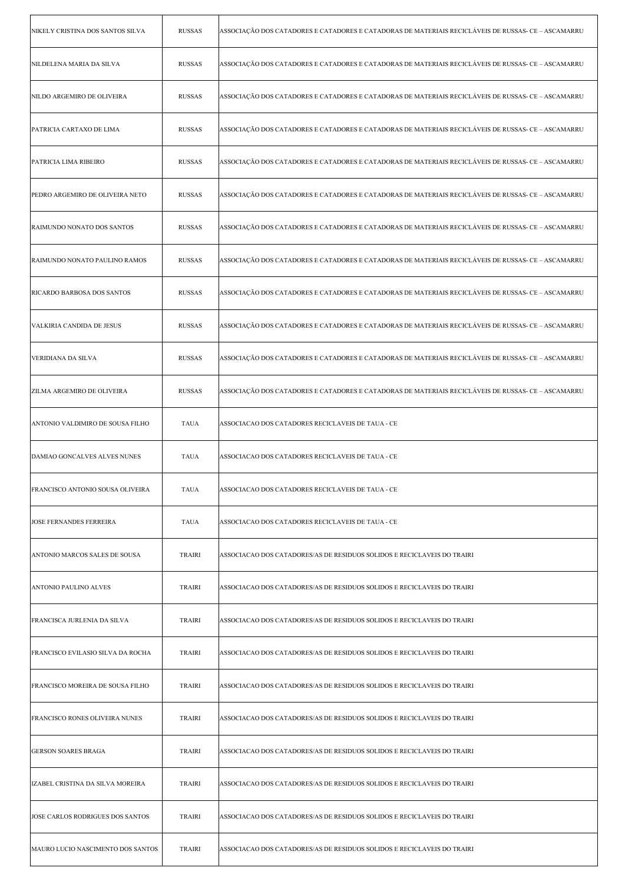| | | |
|---|---|---|
| NIKELY CRISTINA DOS SANTOS SILVA | RUSSAS | ASSOCIAÇÃO DOS CATADORES E CATADORES E CATADORAS DE MATERIAIS RECICLÁVEIS DE RUSSAS- CE – ASCAMARRU |
| NILDELENA MARIA DA SILVA | RUSSAS | ASSOCIAÇÃO DOS CATADORES E CATADORES E CATADORAS DE MATERIAIS RECICLÁVEIS DE RUSSAS- CE – ASCAMARRU |
| NILDO ARGEMIRO DE OLIVEIRA | RUSSAS | ASSOCIAÇÃO DOS CATADORES E CATADORES E CATADORAS DE MATERIAIS RECICLÁVEIS DE RUSSAS- CE – ASCAMARRU |
| PATRICIA CARTAXO DE LIMA | RUSSAS | ASSOCIAÇÃO DOS CATADORES E CATADORES E CATADORAS DE MATERIAIS RECICLÁVEIS DE RUSSAS- CE – ASCAMARRU |
| PATRICIA LIMA RIBEIRO | RUSSAS | ASSOCIAÇÃO DOS CATADORES E CATADORES E CATADORAS DE MATERIAIS RECICLÁVEIS DE RUSSAS- CE – ASCAMARRU |
| PEDRO ARGEMIRO DE OLIVEIRA NETO | RUSSAS | ASSOCIAÇÃO DOS CATADORES E CATADORES E CATADORAS DE MATERIAIS RECICLÁVEIS DE RUSSAS- CE – ASCAMARRU |
| RAIMUNDO NONATO DOS SANTOS | RUSSAS | ASSOCIAÇÃO DOS CATADORES E CATADORES E CATADORAS DE MATERIAIS RECICLÁVEIS DE RUSSAS- CE – ASCAMARRU |
| RAIMUNDO NONATO PAULINO RAMOS | RUSSAS | ASSOCIAÇÃO DOS CATADORES E CATADORES E CATADORAS DE MATERIAIS RECICLÁVEIS DE RUSSAS- CE – ASCAMARRU |
| RICARDO BARBOSA DOS SANTOS | RUSSAS | ASSOCIAÇÃO DOS CATADORES E CATADORES E CATADORAS DE MATERIAIS RECICLÁVEIS DE RUSSAS- CE – ASCAMARRU |
| VALKIRIA CANDIDA DE JESUS | RUSSAS | ASSOCIAÇÃO DOS CATADORES E CATADORES E CATADORAS DE MATERIAIS RECICLÁVEIS DE RUSSAS- CE – ASCAMARRU |
| VERIDIANA DA SILVA | RUSSAS | ASSOCIAÇÃO DOS CATADORES E CATADORES E CATADORAS DE MATERIAIS RECICLÁVEIS DE RUSSAS- CE – ASCAMARRU |
| ZILMA ARGEMIRO DE OLIVEIRA | RUSSAS | ASSOCIAÇÃO DOS CATADORES E CATADORES E CATADORAS DE MATERIAIS RECICLÁVEIS DE RUSSAS- CE – ASCAMARRU |
| ANTONIO VALDIMIRO DE SOUSA FILHO | TAUA | ASSOCIACAO DOS CATADORES RECICLAVEIS DE TAUA - CE |
| DAMIAO GONCALVES ALVES NUNES | TAUA | ASSOCIACAO DOS CATADORES RECICLAVEIS DE TAUA - CE |
| FRANCISCO ANTONIO SOUSA OLIVEIRA | TAUA | ASSOCIACAO DOS CATADORES RECICLAVEIS DE TAUA - CE |
| JOSE FERNANDES FERREIRA | TAUA | ASSOCIACAO DOS CATADORES RECICLAVEIS DE TAUA - CE |
| ANTONIO MARCOS SALES DE SOUSA | TRAIRI | ASSOCIACAO DOS CATADORES/AS DE RESIDUOS SOLIDOS E RECICLAVEIS DO TRAIRI |
| ANTONIO PAULINO ALVES | TRAIRI | ASSOCIACAO DOS CATADORES/AS DE RESIDUOS SOLIDOS E RECICLAVEIS DO TRAIRI |
| FRANCISCA JURLENIA DA SILVA | TRAIRI | ASSOCIACAO DOS CATADORES/AS DE RESIDUOS SOLIDOS E RECICLAVEIS DO TRAIRI |
| FRANCISCO EVILASIO SILVA DA ROCHA | TRAIRI | ASSOCIACAO DOS CATADORES/AS DE RESIDUOS SOLIDOS E RECICLAVEIS DO TRAIRI |
| FRANCISCO MOREIRA DE SOUSA FILHO | TRAIRI | ASSOCIACAO DOS CATADORES/AS DE RESIDUOS SOLIDOS E RECICLAVEIS DO TRAIRI |
| FRANCISCO RONES OLIVEIRA NUNES | TRAIRI | ASSOCIACAO DOS CATADORES/AS DE RESIDUOS SOLIDOS E RECICLAVEIS DO TRAIRI |
| GERSON SOARES BRAGA | TRAIRI | ASSOCIACAO DOS CATADORES/AS DE RESIDUOS SOLIDOS E RECICLAVEIS DO TRAIRI |
| IZABEL CRISTINA DA SILVA MOREIRA | TRAIRI | ASSOCIACAO DOS CATADORES/AS DE RESIDUOS SOLIDOS E RECICLAVEIS DO TRAIRI |
| JOSE CARLOS RODRIGUES DOS SANTOS | TRAIRI | ASSOCIACAO DOS CATADORES/AS DE RESIDUOS SOLIDOS E RECICLAVEIS DO TRAIRI |
| MAURO LUCIO NASCIMENTO DOS SANTOS | TRAIRI | ASSOCIACAO DOS CATADORES/AS DE RESIDUOS SOLIDOS E RECICLAVEIS DO TRAIRI |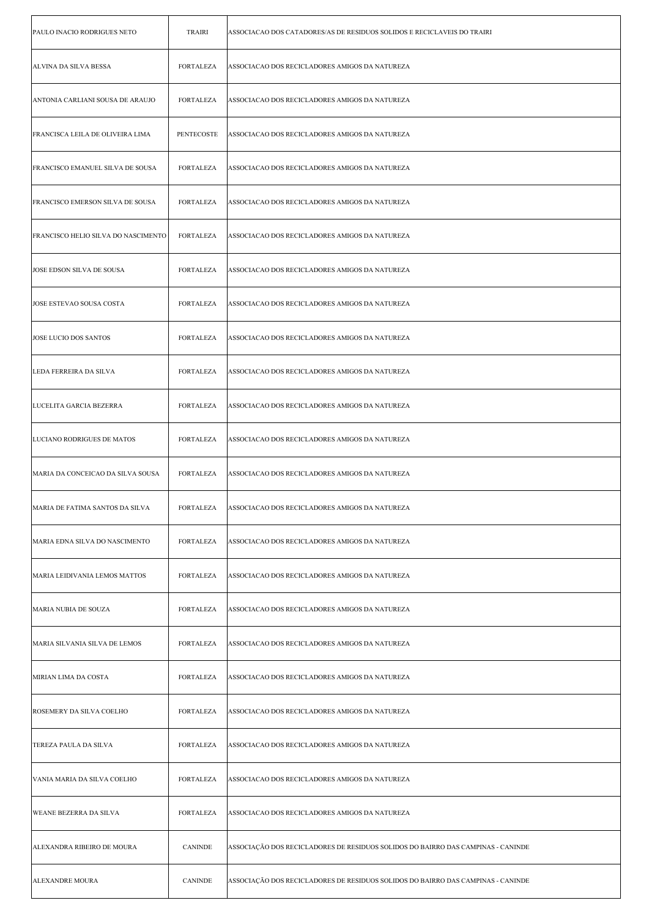| | | |
|---|---|---|
| PAULO INACIO RODRIGUES NETO | TRAIRI | ASSOCIACAO DOS CATADORES/AS DE RESIDUOS SOLIDOS E RECICLAVEIS DO TRAIRI |
| ALVINA DA SILVA BESSA | FORTALEZA | ASSOCIACAO DOS RECICLADORES AMIGOS DA NATUREZA |
| ANTONIA CARLIANI SOUSA DE ARAUJO | FORTALEZA | ASSOCIACAO DOS RECICLADORES AMIGOS DA NATUREZA |
| FRANCISCA LEILA DE OLIVEIRA LIMA | PENTECOSTE | ASSOCIACAO DOS RECICLADORES AMIGOS DA NATUREZA |
| FRANCISCO EMANUEL SILVA DE SOUSA | FORTALEZA | ASSOCIACAO DOS RECICLADORES AMIGOS DA NATUREZA |
| FRANCISCO EMERSON SILVA DE SOUSA | FORTALEZA | ASSOCIACAO DOS RECICLADORES AMIGOS DA NATUREZA |
| FRANCISCO HELIO SILVA DO NASCIMENTO | FORTALEZA | ASSOCIACAO DOS RECICLADORES AMIGOS DA NATUREZA |
| JOSE EDSON SILVA DE SOUSA | FORTALEZA | ASSOCIACAO DOS RECICLADORES AMIGOS DA NATUREZA |
| JOSE ESTEVAO SOUSA COSTA | FORTALEZA | ASSOCIACAO DOS RECICLADORES AMIGOS DA NATUREZA |
| JOSE LUCIO DOS SANTOS | FORTALEZA | ASSOCIACAO DOS RECICLADORES AMIGOS DA NATUREZA |
| LEDA FERREIRA DA SILVA | FORTALEZA | ASSOCIACAO DOS RECICLADORES AMIGOS DA NATUREZA |
| LUCELITA GARCIA BEZERRA | FORTALEZA | ASSOCIACAO DOS RECICLADORES AMIGOS DA NATUREZA |
| LUCIANO RODRIGUES DE MATOS | FORTALEZA | ASSOCIACAO DOS RECICLADORES AMIGOS DA NATUREZA |
| MARIA DA CONCEICAO DA SILVA SOUSA | FORTALEZA | ASSOCIACAO DOS RECICLADORES AMIGOS DA NATUREZA |
| MARIA DE FATIMA SANTOS DA SILVA | FORTALEZA | ASSOCIACAO DOS RECICLADORES AMIGOS DA NATUREZA |
| MARIA EDNA SILVA DO NASCIMENTO | FORTALEZA | ASSOCIACAO DOS RECICLADORES AMIGOS DA NATUREZA |
| MARIA LEIDIVANIA LEMOS MATTOS | FORTALEZA | ASSOCIACAO DOS RECICLADORES AMIGOS DA NATUREZA |
| MARIA NUBIA DE SOUZA | FORTALEZA | ASSOCIACAO DOS RECICLADORES AMIGOS DA NATUREZA |
| MARIA SILVANIA SILVA DE LEMOS | FORTALEZA | ASSOCIACAO DOS RECICLADORES AMIGOS DA NATUREZA |
| MIRIAN LIMA DA COSTA | FORTALEZA | ASSOCIACAO DOS RECICLADORES AMIGOS DA NATUREZA |
| ROSEMERY DA SILVA COELHO | FORTALEZA | ASSOCIACAO DOS RECICLADORES AMIGOS DA NATUREZA |
| TEREZA PAULA DA SILVA | FORTALEZA | ASSOCIACAO DOS RECICLADORES AMIGOS DA NATUREZA |
| VANIA MARIA DA SILVA COELHO | FORTALEZA | ASSOCIACAO DOS RECICLADORES AMIGOS DA NATUREZA |
| WEANE BEZERRA DA SILVA | FORTALEZA | ASSOCIACAO DOS RECICLADORES AMIGOS DA NATUREZA |
| ALEXANDRA RIBEIRO DE MOURA | CANINDE | ASSOCIAÇÃO DOS RECICLADORES DE RESIDUOS SOLIDOS DO BAIRRO DAS CAMPINAS - CANINDE |
| ALEXANDRE MOURA | CANINDE | ASSOCIAÇÃO DOS RECICLADORES DE RESIDUOS SOLIDOS DO BAIRRO DAS CAMPINAS - CANINDE |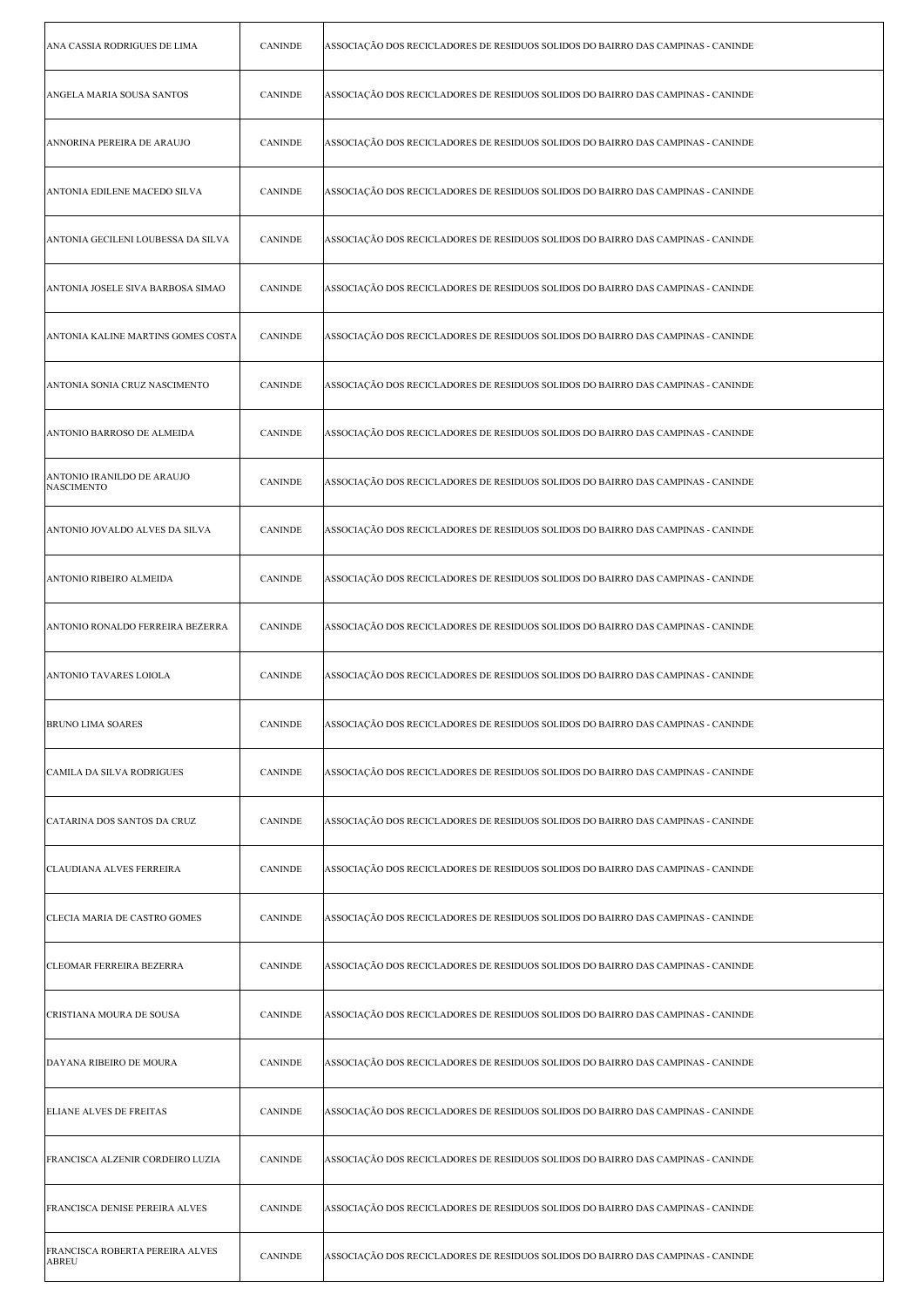| | | |
|---|---|---|
| ANA CASSIA RODRIGUES DE LIMA | CANINDE | ASSOCIAÇÃO DOS RECICLADORES DE RESIDUOS SOLIDOS DO BAIRRO DAS CAMPINAS - CANINDE |
| ANGELA MARIA SOUSA SANTOS | CANINDE | ASSOCIAÇÃO DOS RECICLADORES DE RESIDUOS SOLIDOS DO BAIRRO DAS CAMPINAS - CANINDE |
| ANNORINA PEREIRA DE ARAUJO | CANINDE | ASSOCIAÇÃO DOS RECICLADORES DE RESIDUOS SOLIDOS DO BAIRRO DAS CAMPINAS - CANINDE |
| ANTONIA EDILENE MACEDO SILVA | CANINDE | ASSOCIAÇÃO DOS RECICLADORES DE RESIDUOS SOLIDOS DO BAIRRO DAS CAMPINAS - CANINDE |
| ANTONIA GECILENI LOUBESSA DA SILVA | CANINDE | ASSOCIAÇÃO DOS RECICLADORES DE RESIDUOS SOLIDOS DO BAIRRO DAS CAMPINAS - CANINDE |
| ANTONIA JOSELE SIVA BARBOSA SIMAO | CANINDE | ASSOCIAÇÃO DOS RECICLADORES DE RESIDUOS SOLIDOS DO BAIRRO DAS CAMPINAS - CANINDE |
| ANTONIA KALINE MARTINS GOMES COSTA | CANINDE | ASSOCIAÇÃO DOS RECICLADORES DE RESIDUOS SOLIDOS DO BAIRRO DAS CAMPINAS - CANINDE |
| ANTONIA SONIA CRUZ NASCIMENTO | CANINDE | ASSOCIAÇÃO DOS RECICLADORES DE RESIDUOS SOLIDOS DO BAIRRO DAS CAMPINAS - CANINDE |
| ANTONIO BARROSO DE ALMEIDA | CANINDE | ASSOCIAÇÃO DOS RECICLADORES DE RESIDUOS SOLIDOS DO BAIRRO DAS CAMPINAS - CANINDE |
| ANTONIO IRANILDO DE ARAUJO NASCIMENTO | CANINDE | ASSOCIAÇÃO DOS RECICLADORES DE RESIDUOS SOLIDOS DO BAIRRO DAS CAMPINAS - CANINDE |
| ANTONIO JOVALDO ALVES DA SILVA | CANINDE | ASSOCIAÇÃO DOS RECICLADORES DE RESIDUOS SOLIDOS DO BAIRRO DAS CAMPINAS - CANINDE |
| ANTONIO RIBEIRO ALMEIDA | CANINDE | ASSOCIAÇÃO DOS RECICLADORES DE RESIDUOS SOLIDOS DO BAIRRO DAS CAMPINAS - CANINDE |
| ANTONIO RONALDO FERREIRA BEZERRA | CANINDE | ASSOCIAÇÃO DOS RECICLADORES DE RESIDUOS SOLIDOS DO BAIRRO DAS CAMPINAS - CANINDE |
| ANTONIO TAVARES LOIOLA | CANINDE | ASSOCIAÇÃO DOS RECICLADORES DE RESIDUOS SOLIDOS DO BAIRRO DAS CAMPINAS - CANINDE |
| BRUNO LIMA SOARES | CANINDE | ASSOCIAÇÃO DOS RECICLADORES DE RESIDUOS SOLIDOS DO BAIRRO DAS CAMPINAS - CANINDE |
| CAMILA DA SILVA RODRIGUES | CANINDE | ASSOCIAÇÃO DOS RECICLADORES DE RESIDUOS SOLIDOS DO BAIRRO DAS CAMPINAS - CANINDE |
| CATARINA DOS SANTOS DA CRUZ | CANINDE | ASSOCIAÇÃO DOS RECICLADORES DE RESIDUOS SOLIDOS DO BAIRRO DAS CAMPINAS - CANINDE |
| CLAUDIANA ALVES FERREIRA | CANINDE | ASSOCIAÇÃO DOS RECICLADORES DE RESIDUOS SOLIDOS DO BAIRRO DAS CAMPINAS - CANINDE |
| CLECIA MARIA DE CASTRO GOMES | CANINDE | ASSOCIAÇÃO DOS RECICLADORES DE RESIDUOS SOLIDOS DO BAIRRO DAS CAMPINAS - CANINDE |
| CLEOMAR FERREIRA BEZERRA | CANINDE | ASSOCIAÇÃO DOS RECICLADORES DE RESIDUOS SOLIDOS DO BAIRRO DAS CAMPINAS - CANINDE |
| CRISTIANA MOURA DE SOUSA | CANINDE | ASSOCIAÇÃO DOS RECICLADORES DE RESIDUOS SOLIDOS DO BAIRRO DAS CAMPINAS - CANINDE |
| DAYANA RIBEIRO DE MOURA | CANINDE | ASSOCIAÇÃO DOS RECICLADORES DE RESIDUOS SOLIDOS DO BAIRRO DAS CAMPINAS - CANINDE |
| ELIANE ALVES DE FREITAS | CANINDE | ASSOCIAÇÃO DOS RECICLADORES DE RESIDUOS SOLIDOS DO BAIRRO DAS CAMPINAS - CANINDE |
| FRANCISCA ALZENIR CORDEIRO LUZIA | CANINDE | ASSOCIAÇÃO DOS RECICLADORES DE RESIDUOS SOLIDOS DO BAIRRO DAS CAMPINAS - CANINDE |
| FRANCISCA DENISE PEREIRA ALVES | CANINDE | ASSOCIAÇÃO DOS RECICLADORES DE RESIDUOS SOLIDOS DO BAIRRO DAS CAMPINAS - CANINDE |
| FRANCISCA ROBERTA PEREIRA ALVES ABREU | CANINDE | ASSOCIAÇÃO DOS RECICLADORES DE RESIDUOS SOLIDOS DO BAIRRO DAS CAMPINAS - CANINDE |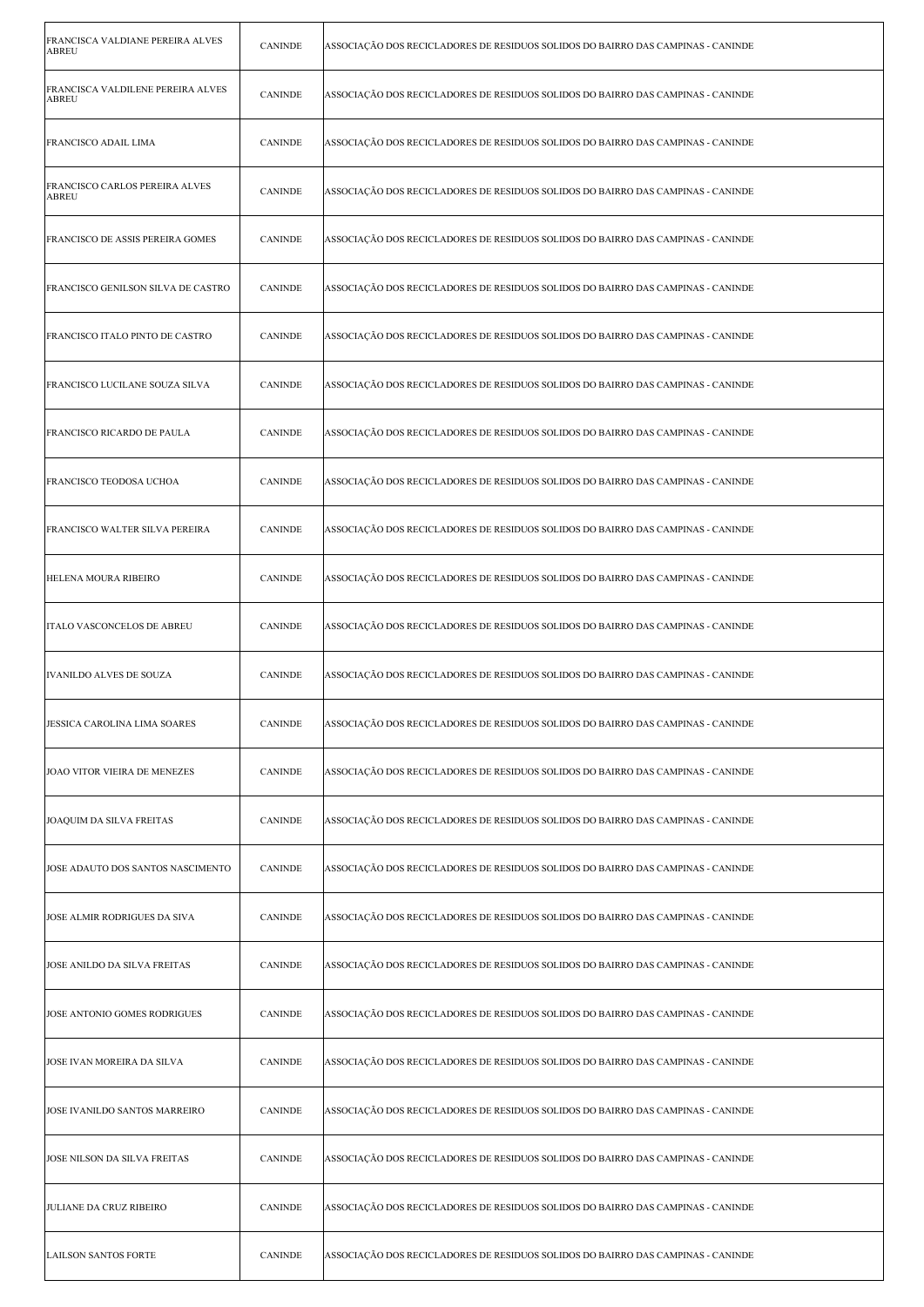| | | |
|---|---|---|
| FRANCISCA VALDIANE PEREIRA ALVES ABREU | CANINDE | ASSOCIAÇÃO DOS RECICLADORES DE RESIDUOS SOLIDOS DO BAIRRO DAS CAMPINAS - CANINDE |
| FRANCISCA VALDILENE PEREIRA ALVES ABREU | CANINDE | ASSOCIAÇÃO DOS RECICLADORES DE RESIDUOS SOLIDOS DO BAIRRO DAS CAMPINAS - CANINDE |
| FRANCISCO ADAIL LIMA | CANINDE | ASSOCIAÇÃO DOS RECICLADORES DE RESIDUOS SOLIDOS DO BAIRRO DAS CAMPINAS - CANINDE |
| FRANCISCO CARLOS PEREIRA ALVES ABREU | CANINDE | ASSOCIAÇÃO DOS RECICLADORES DE RESIDUOS SOLIDOS DO BAIRRO DAS CAMPINAS - CANINDE |
| FRANCISCO DE ASSIS PEREIRA GOMES | CANINDE | ASSOCIAÇÃO DOS RECICLADORES DE RESIDUOS SOLIDOS DO BAIRRO DAS CAMPINAS - CANINDE |
| FRANCISCO GENILSON SILVA DE CASTRO | CANINDE | ASSOCIAÇÃO DOS RECICLADORES DE RESIDUOS SOLIDOS DO BAIRRO DAS CAMPINAS - CANINDE |
| FRANCISCO ITALO PINTO DE CASTRO | CANINDE | ASSOCIAÇÃO DOS RECICLADORES DE RESIDUOS SOLIDOS DO BAIRRO DAS CAMPINAS - CANINDE |
| FRANCISCO LUCILANE SOUZA SILVA | CANINDE | ASSOCIAÇÃO DOS RECICLADORES DE RESIDUOS SOLIDOS DO BAIRRO DAS CAMPINAS - CANINDE |
| FRANCISCO RICARDO DE PAULA | CANINDE | ASSOCIAÇÃO DOS RECICLADORES DE RESIDUOS SOLIDOS DO BAIRRO DAS CAMPINAS - CANINDE |
| FRANCISCO TEODOSA UCHOA | CANINDE | ASSOCIAÇÃO DOS RECICLADORES DE RESIDUOS SOLIDOS DO BAIRRO DAS CAMPINAS - CANINDE |
| FRANCISCO WALTER SILVA PEREIRA | CANINDE | ASSOCIAÇÃO DOS RECICLADORES DE RESIDUOS SOLIDOS DO BAIRRO DAS CAMPINAS - CANINDE |
| HELENA MOURA RIBEIRO | CANINDE | ASSOCIAÇÃO DOS RECICLADORES DE RESIDUOS SOLIDOS DO BAIRRO DAS CAMPINAS - CANINDE |
| ITALO VASCONCELOS DE ABREU | CANINDE | ASSOCIAÇÃO DOS RECICLADORES DE RESIDUOS SOLIDOS DO BAIRRO DAS CAMPINAS - CANINDE |
| IVANILDO ALVES DE SOUZA | CANINDE | ASSOCIAÇÃO DOS RECICLADORES DE RESIDUOS SOLIDOS DO BAIRRO DAS CAMPINAS - CANINDE |
| JESSICA CAROLINA LIMA SOARES | CANINDE | ASSOCIAÇÃO DOS RECICLADORES DE RESIDUOS SOLIDOS DO BAIRRO DAS CAMPINAS - CANINDE |
| JOAO VITOR VIEIRA DE MENEZES | CANINDE | ASSOCIAÇÃO DOS RECICLADORES DE RESIDUOS SOLIDOS DO BAIRRO DAS CAMPINAS - CANINDE |
| JOAQUIM DA SILVA FREITAS | CANINDE | ASSOCIAÇÃO DOS RECICLADORES DE RESIDUOS SOLIDOS DO BAIRRO DAS CAMPINAS - CANINDE |
| JOSE ADAUTO DOS SANTOS NASCIMENTO | CANINDE | ASSOCIAÇÃO DOS RECICLADORES DE RESIDUOS SOLIDOS DO BAIRRO DAS CAMPINAS - CANINDE |
| JOSE ALMIR RODRIGUES DA SIVA | CANINDE | ASSOCIAÇÃO DOS RECICLADORES DE RESIDUOS SOLIDOS DO BAIRRO DAS CAMPINAS - CANINDE |
| JOSE ANILDO DA SILVA FREITAS | CANINDE | ASSOCIAÇÃO DOS RECICLADORES DE RESIDUOS SOLIDOS DO BAIRRO DAS CAMPINAS - CANINDE |
| JOSE ANTONIO GOMES RODRIGUES | CANINDE | ASSOCIAÇÃO DOS RECICLADORES DE RESIDUOS SOLIDOS DO BAIRRO DAS CAMPINAS - CANINDE |
| JOSE IVAN MOREIRA DA SILVA | CANINDE | ASSOCIAÇÃO DOS RECICLADORES DE RESIDUOS SOLIDOS DO BAIRRO DAS CAMPINAS - CANINDE |
| JOSE IVANILDO SANTOS MARREIRO | CANINDE | ASSOCIAÇÃO DOS RECICLADORES DE RESIDUOS SOLIDOS DO BAIRRO DAS CAMPINAS - CANINDE |
| JOSE NILSON DA SILVA FREITAS | CANINDE | ASSOCIAÇÃO DOS RECICLADORES DE RESIDUOS SOLIDOS DO BAIRRO DAS CAMPINAS - CANINDE |
| JULIANE DA CRUZ RIBEIRO | CANINDE | ASSOCIAÇÃO DOS RECICLADORES DE RESIDUOS SOLIDOS DO BAIRRO DAS CAMPINAS - CANINDE |
| LAILSON SANTOS FORTE | CANINDE | ASSOCIAÇÃO DOS RECICLADORES DE RESIDUOS SOLIDOS DO BAIRRO DAS CAMPINAS - CANINDE |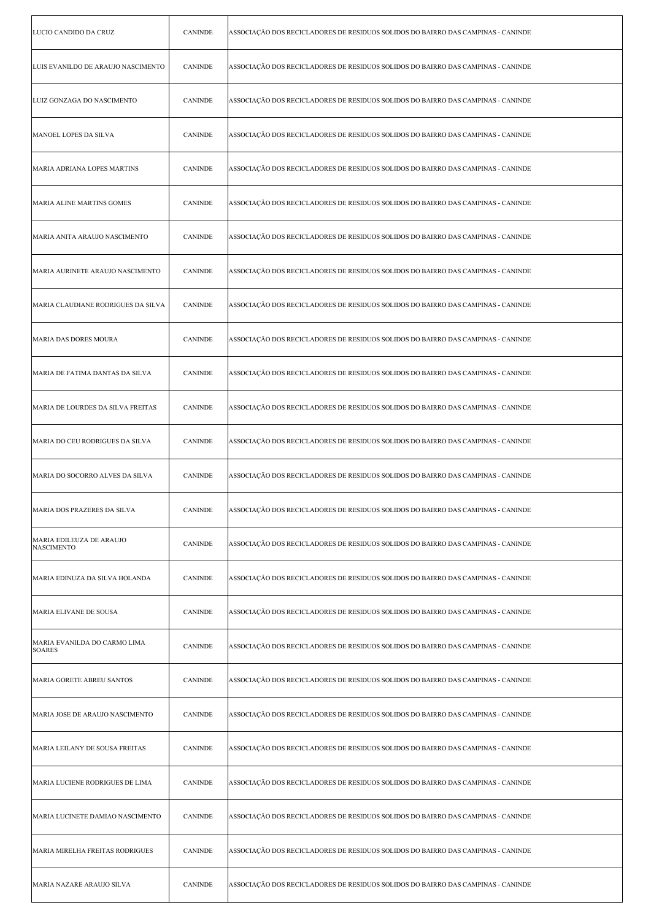| | | |
|---|---|---|
| LUCIO CANDIDO DA CRUZ | CANINDE | ASSOCIAÇÃO DOS RECICLADORES DE RESIDUOS SOLIDOS DO BAIRRO DAS CAMPINAS - CANINDE |
| LUIS EVANILDO DE ARAUJO NASCIMENTO | CANINDE | ASSOCIAÇÃO DOS RECICLADORES DE RESIDUOS SOLIDOS DO BAIRRO DAS CAMPINAS - CANINDE |
| LUIZ GONZAGA DO NASCIMENTO | CANINDE | ASSOCIAÇÃO DOS RECICLADORES DE RESIDUOS SOLIDOS DO BAIRRO DAS CAMPINAS - CANINDE |
| MANOEL LOPES DA SILVA | CANINDE | ASSOCIAÇÃO DOS RECICLADORES DE RESIDUOS SOLIDOS DO BAIRRO DAS CAMPINAS - CANINDE |
| MARIA ADRIANA LOPES MARTINS | CANINDE | ASSOCIAÇÃO DOS RECICLADORES DE RESIDUOS SOLIDOS DO BAIRRO DAS CAMPINAS - CANINDE |
| MARIA ALINE MARTINS GOMES | CANINDE | ASSOCIAÇÃO DOS RECICLADORES DE RESIDUOS SOLIDOS DO BAIRRO DAS CAMPINAS - CANINDE |
| MARIA ANITA ARAUJO NASCIMENTO | CANINDE | ASSOCIAÇÃO DOS RECICLADORES DE RESIDUOS SOLIDOS DO BAIRRO DAS CAMPINAS - CANINDE |
| MARIA AURINETE ARAUJO NASCIMENTO | CANINDE | ASSOCIAÇÃO DOS RECICLADORES DE RESIDUOS SOLIDOS DO BAIRRO DAS CAMPINAS - CANINDE |
| MARIA CLAUDIANE RODRIGUES DA SILVA | CANINDE | ASSOCIAÇÃO DOS RECICLADORES DE RESIDUOS SOLIDOS DO BAIRRO DAS CAMPINAS - CANINDE |
| MARIA DAS DORES MOURA | CANINDE | ASSOCIAÇÃO DOS RECICLADORES DE RESIDUOS SOLIDOS DO BAIRRO DAS CAMPINAS - CANINDE |
| MARIA DE FATIMA DANTAS DA SILVA | CANINDE | ASSOCIAÇÃO DOS RECICLADORES DE RESIDUOS SOLIDOS DO BAIRRO DAS CAMPINAS - CANINDE |
| MARIA DE LOURDES DA SILVA FREITAS | CANINDE | ASSOCIAÇÃO DOS RECICLADORES DE RESIDUOS SOLIDOS DO BAIRRO DAS CAMPINAS - CANINDE |
| MARIA DO CEU RODRIGUES DA SILVA | CANINDE | ASSOCIAÇÃO DOS RECICLADORES DE RESIDUOS SOLIDOS DO BAIRRO DAS CAMPINAS - CANINDE |
| MARIA DO SOCORRO ALVES DA SILVA | CANINDE | ASSOCIAÇÃO DOS RECICLADORES DE RESIDUOS SOLIDOS DO BAIRRO DAS CAMPINAS - CANINDE |
| MARIA DOS PRAZERES DA SILVA | CANINDE | ASSOCIAÇÃO DOS RECICLADORES DE RESIDUOS SOLIDOS DO BAIRRO DAS CAMPINAS - CANINDE |
| MARIA EDILEUZA DE ARAUJO NASCIMENTO | CANINDE | ASSOCIAÇÃO DOS RECICLADORES DE RESIDUOS SOLIDOS DO BAIRRO DAS CAMPINAS - CANINDE |
| MARIA EDINUZA DA SILVA HOLANDA | CANINDE | ASSOCIAÇÃO DOS RECICLADORES DE RESIDUOS SOLIDOS DO BAIRRO DAS CAMPINAS - CANINDE |
| MARIA ELIVANE DE SOUSA | CANINDE | ASSOCIAÇÃO DOS RECICLADORES DE RESIDUOS SOLIDOS DO BAIRRO DAS CAMPINAS - CANINDE |
| MARIA EVANILDA DO CARMO LIMA SOARES | CANINDE | ASSOCIAÇÃO DOS RECICLADORES DE RESIDUOS SOLIDOS DO BAIRRO DAS CAMPINAS - CANINDE |
| MARIA GORETE ABREU SANTOS | CANINDE | ASSOCIAÇÃO DOS RECICLADORES DE RESIDUOS SOLIDOS DO BAIRRO DAS CAMPINAS - CANINDE |
| MARIA JOSE DE ARAUJO NASCIMENTO | CANINDE | ASSOCIAÇÃO DOS RECICLADORES DE RESIDUOS SOLIDOS DO BAIRRO DAS CAMPINAS - CANINDE |
| MARIA LEILANY DE SOUSA FREITAS | CANINDE | ASSOCIAÇÃO DOS RECICLADORES DE RESIDUOS SOLIDOS DO BAIRRO DAS CAMPINAS - CANINDE |
| MARIA LUCIENE RODRIGUES DE LIMA | CANINDE | ASSOCIAÇÃO DOS RECICLADORES DE RESIDUOS SOLIDOS DO BAIRRO DAS CAMPINAS - CANINDE |
| MARIA LUCINETE DAMIAO NASCIMENTO | CANINDE | ASSOCIAÇÃO DOS RECICLADORES DE RESIDUOS SOLIDOS DO BAIRRO DAS CAMPINAS - CANINDE |
| MARIA MIRELHA FREITAS RODRIGUES | CANINDE | ASSOCIAÇÃO DOS RECICLADORES DE RESIDUOS SOLIDOS DO BAIRRO DAS CAMPINAS - CANINDE |
| MARIA NAZARE ARAUJO SILVA | CANINDE | ASSOCIAÇÃO DOS RECICLADORES DE RESIDUOS SOLIDOS DO BAIRRO DAS CAMPINAS - CANINDE |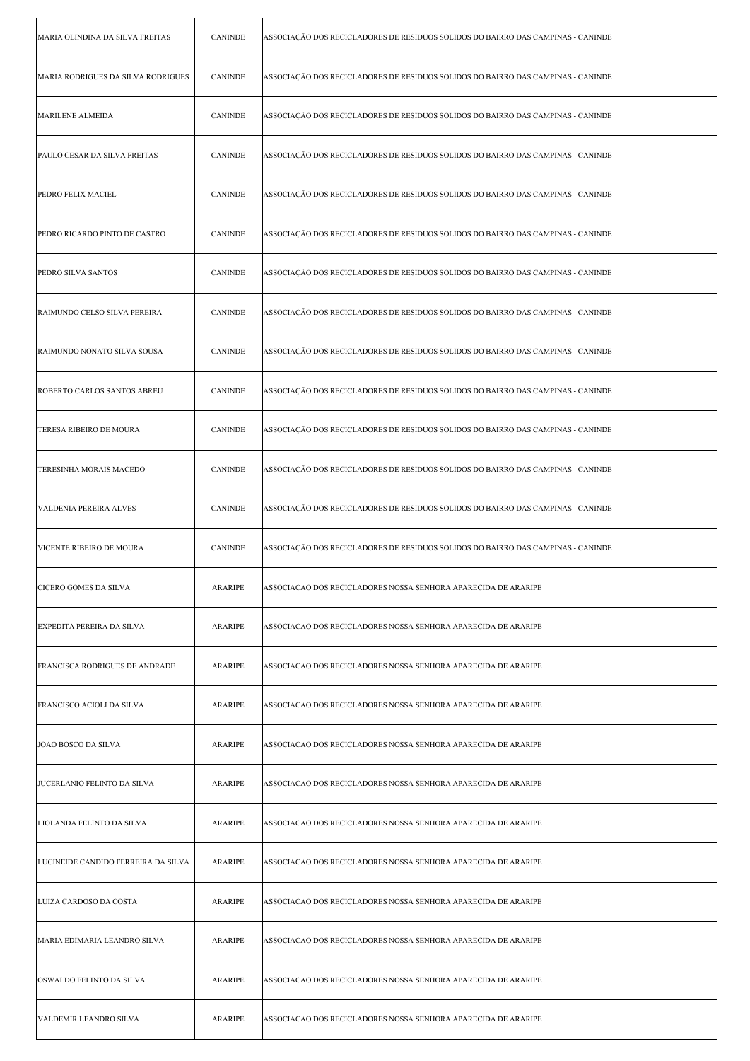| | | |
|---|---|---|
| MARIA OLINDINA DA SILVA FREITAS | CANINDE | ASSOCIAÇÃO DOS RECICLADORES DE RESIDUOS SOLIDOS DO BAIRRO DAS CAMPINAS - CANINDE |
| MARIA RODRIGUES DA SILVA RODRIGUES | CANINDE | ASSOCIAÇÃO DOS RECICLADORES DE RESIDUOS SOLIDOS DO BAIRRO DAS CAMPINAS - CANINDE |
| MARILENE ALMEIDA | CANINDE | ASSOCIAÇÃO DOS RECICLADORES DE RESIDUOS SOLIDOS DO BAIRRO DAS CAMPINAS - CANINDE |
| PAULO CESAR DA SILVA FREITAS | CANINDE | ASSOCIAÇÃO DOS RECICLADORES DE RESIDUOS SOLIDOS DO BAIRRO DAS CAMPINAS - CANINDE |
| PEDRO FELIX MACIEL | CANINDE | ASSOCIAÇÃO DOS RECICLADORES DE RESIDUOS SOLIDOS DO BAIRRO DAS CAMPINAS - CANINDE |
| PEDRO RICARDO PINTO DE CASTRO | CANINDE | ASSOCIAÇÃO DOS RECICLADORES DE RESIDUOS SOLIDOS DO BAIRRO DAS CAMPINAS - CANINDE |
| PEDRO SILVA SANTOS | CANINDE | ASSOCIAÇÃO DOS RECICLADORES DE RESIDUOS SOLIDOS DO BAIRRO DAS CAMPINAS - CANINDE |
| RAIMUNDO CELSO SILVA PEREIRA | CANINDE | ASSOCIAÇÃO DOS RECICLADORES DE RESIDUOS SOLIDOS DO BAIRRO DAS CAMPINAS - CANINDE |
| RAIMUNDO NONATO SILVA SOUSA | CANINDE | ASSOCIAÇÃO DOS RECICLADORES DE RESIDUOS SOLIDOS DO BAIRRO DAS CAMPINAS - CANINDE |
| ROBERTO CARLOS SANTOS ABREU | CANINDE | ASSOCIAÇÃO DOS RECICLADORES DE RESIDUOS SOLIDOS DO BAIRRO DAS CAMPINAS - CANINDE |
| TERESA RIBEIRO DE MOURA | CANINDE | ASSOCIAÇÃO DOS RECICLADORES DE RESIDUOS SOLIDOS DO BAIRRO DAS CAMPINAS - CANINDE |
| TERESINHA MORAIS MACEDO | CANINDE | ASSOCIAÇÃO DOS RECICLADORES DE RESIDUOS SOLIDOS DO BAIRRO DAS CAMPINAS - CANINDE |
| VALDENIA PEREIRA ALVES | CANINDE | ASSOCIAÇÃO DOS RECICLADORES DE RESIDUOS SOLIDOS DO BAIRRO DAS CAMPINAS - CANINDE |
| VICENTE RIBEIRO DE MOURA | CANINDE | ASSOCIAÇÃO DOS RECICLADORES DE RESIDUOS SOLIDOS DO BAIRRO DAS CAMPINAS - CANINDE |
| CICERO GOMES DA SILVA | ARARIPE | ASSOCIACAO DOS RECICLADORES NOSSA SENHORA APARECIDA DE ARARIPE |
| EXPEDITA PEREIRA DA SILVA | ARARIPE | ASSOCIACAO DOS RECICLADORES NOSSA SENHORA APARECIDA DE ARARIPE |
| FRANCISCA RODRIGUES DE ANDRADE | ARARIPE | ASSOCIACAO DOS RECICLADORES NOSSA SENHORA APARECIDA DE ARARIPE |
| FRANCISCO ACIOLI DA SILVA | ARARIPE | ASSOCIACAO DOS RECICLADORES NOSSA SENHORA APARECIDA DE ARARIPE |
| JOAO BOSCO DA SILVA | ARARIPE | ASSOCIACAO DOS RECICLADORES NOSSA SENHORA APARECIDA DE ARARIPE |
| JUCERLANIO FELINTO DA SILVA | ARARIPE | ASSOCIACAO DOS RECICLADORES NOSSA SENHORA APARECIDA DE ARARIPE |
| LIOLANDA FELINTO DA SILVA | ARARIPE | ASSOCIACAO DOS RECICLADORES NOSSA SENHORA APARECIDA DE ARARIPE |
| LUCINEIDE CANDIDO FERREIRA DA SILVA | ARARIPE | ASSOCIACAO DOS RECICLADORES NOSSA SENHORA APARECIDA DE ARARIPE |
| LUIZA CARDOSO DA COSTA | ARARIPE | ASSOCIACAO DOS RECICLADORES NOSSA SENHORA APARECIDA DE ARARIPE |
| MARIA EDIMARIA LEANDRO SILVA | ARARIPE | ASSOCIACAO DOS RECICLADORES NOSSA SENHORA APARECIDA DE ARARIPE |
| OSWALDO FELINTO DA SILVA | ARARIPE | ASSOCIACAO DOS RECICLADORES NOSSA SENHORA APARECIDA DE ARARIPE |
| VALDEMIR LEANDRO SILVA | ARARIPE | ASSOCIACAO DOS RECICLADORES NOSSA SENHORA APARECIDA DE ARARIPE |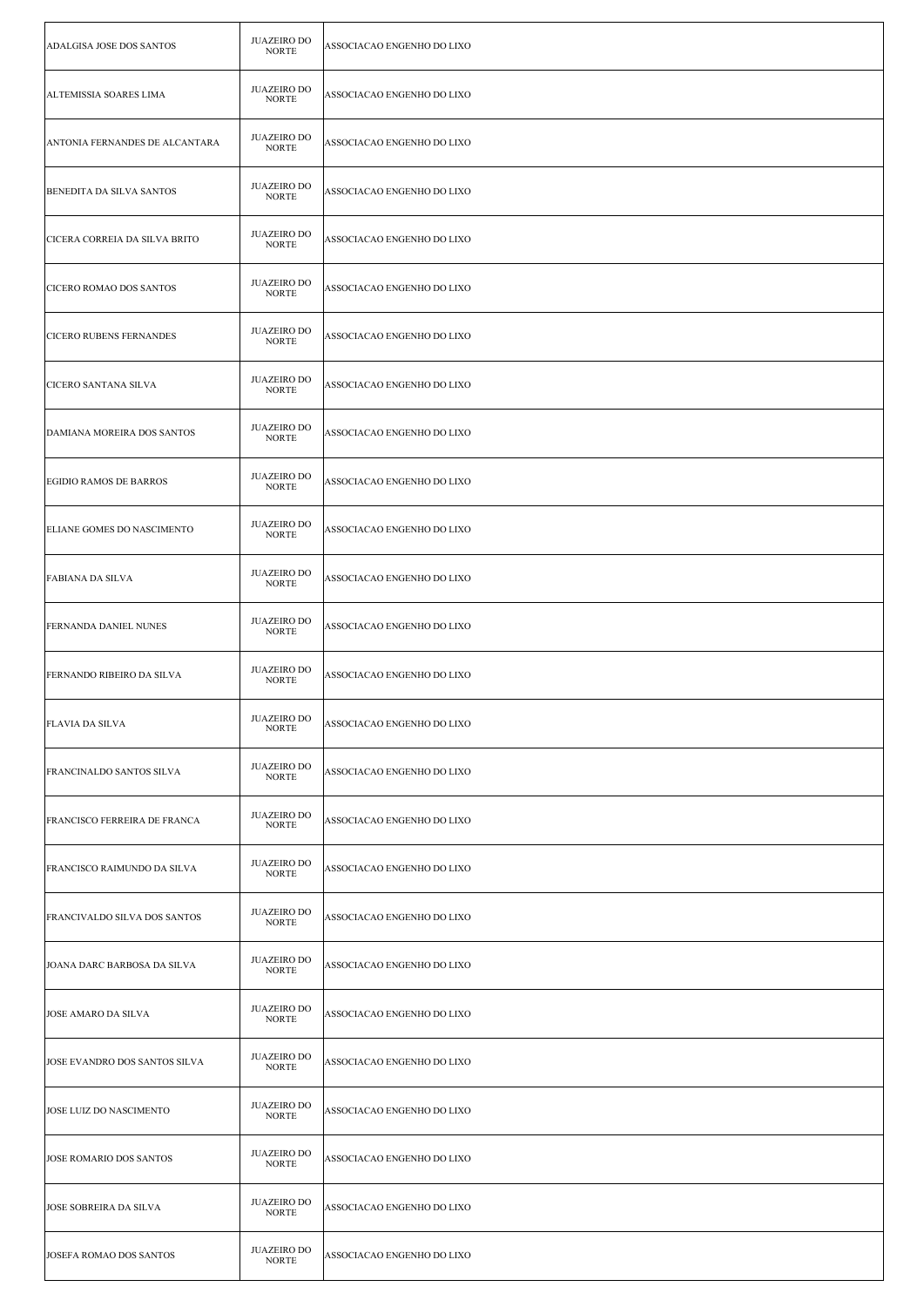| | | |
|---|---|---|
| ADALGISA JOSE DOS SANTOS | JUAZEIRO DO NORTE | ASSOCIACAO ENGENHO DO LIXO |
| ALTEMISSIA SOARES LIMA | JUAZEIRO DO NORTE | ASSOCIACAO ENGENHO DO LIXO |
| ANTONIA FERNANDES DE ALCANTARA | JUAZEIRO DO NORTE | ASSOCIACAO ENGENHO DO LIXO |
| BENEDITA DA SILVA SANTOS | JUAZEIRO DO NORTE | ASSOCIACAO ENGENHO DO LIXO |
| CICERA CORREIA DA SILVA BRITO | JUAZEIRO DO NORTE | ASSOCIACAO ENGENHO DO LIXO |
| CICERO ROMAO DOS SANTOS | JUAZEIRO DO NORTE | ASSOCIACAO ENGENHO DO LIXO |
| CICERO RUBENS FERNANDES | JUAZEIRO DO NORTE | ASSOCIACAO ENGENHO DO LIXO |
| CICERO SANTANA SILVA | JUAZEIRO DO NORTE | ASSOCIACAO ENGENHO DO LIXO |
| DAMIANA MOREIRA DOS SANTOS | JUAZEIRO DO NORTE | ASSOCIACAO ENGENHO DO LIXO |
| EGIDIO RAMOS DE BARROS | JUAZEIRO DO NORTE | ASSOCIACAO ENGENHO DO LIXO |
| ELIANE GOMES DO NASCIMENTO | JUAZEIRO DO NORTE | ASSOCIACAO ENGENHO DO LIXO |
| FABIANA DA SILVA | JUAZEIRO DO NORTE | ASSOCIACAO ENGENHO DO LIXO |
| FERNANDA DANIEL NUNES | JUAZEIRO DO NORTE | ASSOCIACAO ENGENHO DO LIXO |
| FERNANDO RIBEIRO DA SILVA | JUAZEIRO DO NORTE | ASSOCIACAO ENGENHO DO LIXO |
| FLAVIA DA SILVA | JUAZEIRO DO NORTE | ASSOCIACAO ENGENHO DO LIXO |
| FRANCINALDO SANTOS SILVA | JUAZEIRO DO NORTE | ASSOCIACAO ENGENHO DO LIXO |
| FRANCISCO FERREIRA DE FRANCA | JUAZEIRO DO NORTE | ASSOCIACAO ENGENHO DO LIXO |
| FRANCISCO RAIMUNDO DA SILVA | JUAZEIRO DO NORTE | ASSOCIACAO ENGENHO DO LIXO |
| FRANCIVALDO SILVA DOS SANTOS | JUAZEIRO DO NORTE | ASSOCIACAO ENGENHO DO LIXO |
| JOANA DARC BARBOSA DA SILVA | JUAZEIRO DO NORTE | ASSOCIACAO ENGENHO DO LIXO |
| JOSE AMARO DA SILVA | JUAZEIRO DO NORTE | ASSOCIACAO ENGENHO DO LIXO |
| JOSE EVANDRO DOS SANTOS SILVA | JUAZEIRO DO NORTE | ASSOCIACAO ENGENHO DO LIXO |
| JOSE LUIZ DO NASCIMENTO | JUAZEIRO DO NORTE | ASSOCIACAO ENGENHO DO LIXO |
| JOSE ROMARIO DOS SANTOS | JUAZEIRO DO NORTE | ASSOCIACAO ENGENHO DO LIXO |
| JOSE SOBREIRA DA SILVA | JUAZEIRO DO NORTE | ASSOCIACAO ENGENHO DO LIXO |
| JOSEFA ROMAO DOS SANTOS | JUAZEIRO DO NORTE | ASSOCIACAO ENGENHO DO LIXO |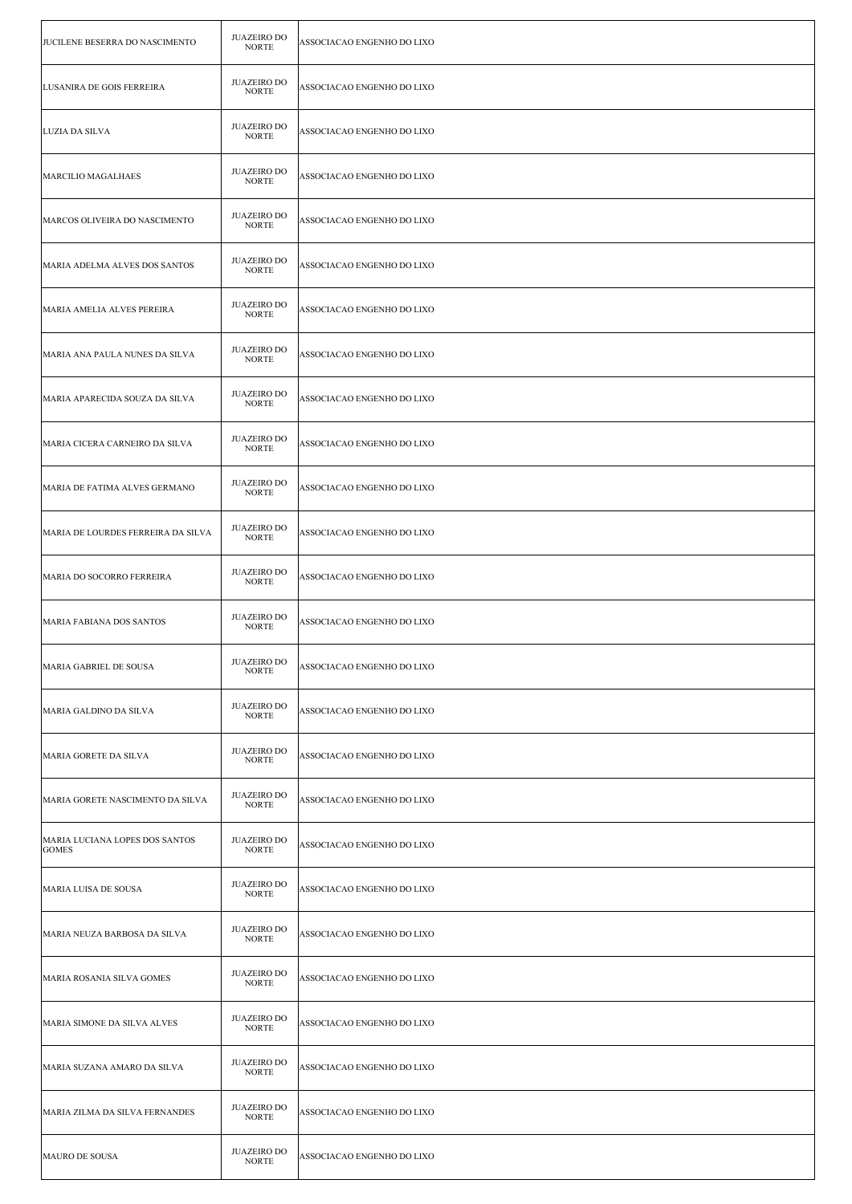| | | |
|---|---|---|
| JUCILENE BESERRA DO NASCIMENTO | JUAZEIRO DO NORTE | ASSOCIACAO ENGENHO DO LIXO |
| LUSANIRA DE GOIS FERREIRA | JUAZEIRO DO NORTE | ASSOCIACAO ENGENHO DO LIXO |
| LUZIA DA SILVA | JUAZEIRO DO NORTE | ASSOCIACAO ENGENHO DO LIXO |
| MARCILIO MAGALHAES | JUAZEIRO DO NORTE | ASSOCIACAO ENGENHO DO LIXO |
| MARCOS OLIVEIRA DO NASCIMENTO | JUAZEIRO DO NORTE | ASSOCIACAO ENGENHO DO LIXO |
| MARIA ADELMA ALVES DOS SANTOS | JUAZEIRO DO NORTE | ASSOCIACAO ENGENHO DO LIXO |
| MARIA AMELIA ALVES PEREIRA | JUAZEIRO DO NORTE | ASSOCIACAO ENGENHO DO LIXO |
| MARIA ANA PAULA NUNES DA SILVA | JUAZEIRO DO NORTE | ASSOCIACAO ENGENHO DO LIXO |
| MARIA APARECIDA SOUZA DA SILVA | JUAZEIRO DO NORTE | ASSOCIACAO ENGENHO DO LIXO |
| MARIA CICERA CARNEIRO DA SILVA | JUAZEIRO DO NORTE | ASSOCIACAO ENGENHO DO LIXO |
| MARIA DE FATIMA ALVES GERMANO | JUAZEIRO DO NORTE | ASSOCIACAO ENGENHO DO LIXO |
| MARIA DE LOURDES FERREIRA DA SILVA | JUAZEIRO DO NORTE | ASSOCIACAO ENGENHO DO LIXO |
| MARIA DO SOCORRO FERREIRA | JUAZEIRO DO NORTE | ASSOCIACAO ENGENHO DO LIXO |
| MARIA FABIANA DOS SANTOS | JUAZEIRO DO NORTE | ASSOCIACAO ENGENHO DO LIXO |
| MARIA GABRIEL DE SOUSA | JUAZEIRO DO NORTE | ASSOCIACAO ENGENHO DO LIXO |
| MARIA GALDINO DA SILVA | JUAZEIRO DO NORTE | ASSOCIACAO ENGENHO DO LIXO |
| MARIA GORETE DA SILVA | JUAZEIRO DO NORTE | ASSOCIACAO ENGENHO DO LIXO |
| MARIA GORETE NASCIMENTO DA SILVA | JUAZEIRO DO NORTE | ASSOCIACAO ENGENHO DO LIXO |
| MARIA LUCIANA LOPES DOS SANTOS GOMES | JUAZEIRO DO NORTE | ASSOCIACAO ENGENHO DO LIXO |
| MARIA LUISA DE SOUSA | JUAZEIRO DO NORTE | ASSOCIACAO ENGENHO DO LIXO |
| MARIA NEUZA BARBOSA DA SILVA | JUAZEIRO DO NORTE | ASSOCIACAO ENGENHO DO LIXO |
| MARIA ROSANIA SILVA GOMES | JUAZEIRO DO NORTE | ASSOCIACAO ENGENHO DO LIXO |
| MARIA SIMONE DA SILVA ALVES | JUAZEIRO DO NORTE | ASSOCIACAO ENGENHO DO LIXO |
| MARIA SUZANA AMARO DA SILVA | JUAZEIRO DO NORTE | ASSOCIACAO ENGENHO DO LIXO |
| MARIA ZILMA DA SILVA FERNANDES | JUAZEIRO DO NORTE | ASSOCIACAO ENGENHO DO LIXO |
| MAURO DE SOUSA | JUAZEIRO DO NORTE | ASSOCIACAO ENGENHO DO LIXO |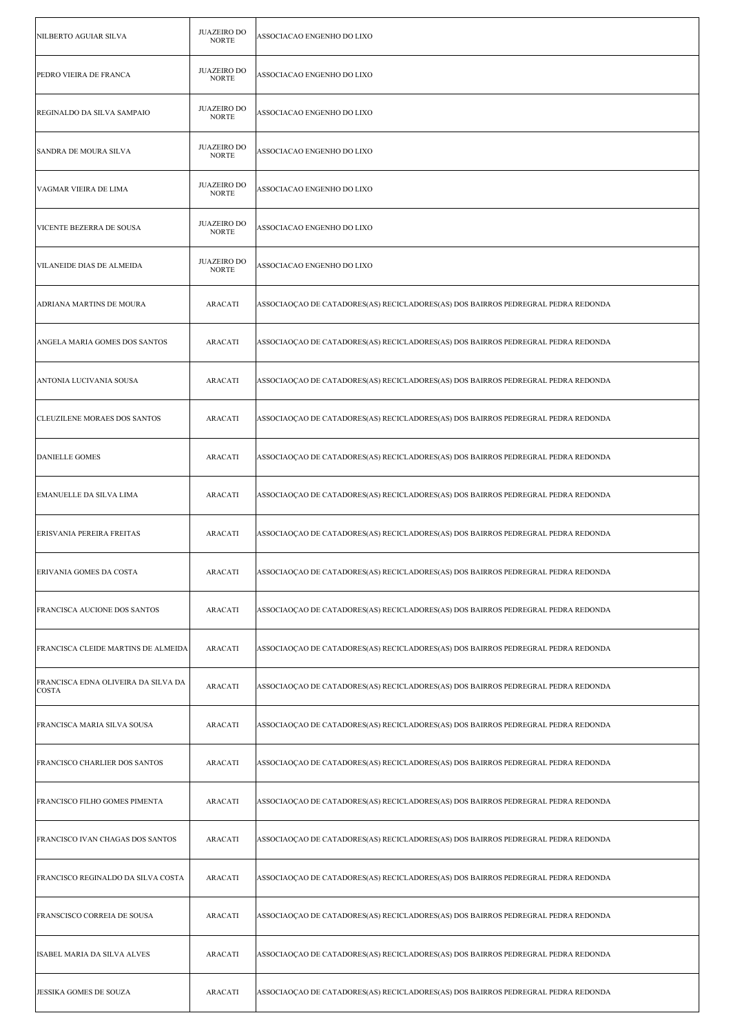| | | |
|---|---|---|
| NILBERTO AGUIAR SILVA | JUAZEIRO DO NORTE | ASSOCIACAO ENGENHO DO LIXO |
| PEDRO VIEIRA DE FRANCA | JUAZEIRO DO NORTE | ASSOCIACAO ENGENHO DO LIXO |
| REGINALDO DA SILVA SAMPAIO | JUAZEIRO DO NORTE | ASSOCIACAO ENGENHO DO LIXO |
| SANDRA DE MOURA SILVA | JUAZEIRO DO NORTE | ASSOCIACAO ENGENHO DO LIXO |
| VAGMAR VIEIRA DE LIMA | JUAZEIRO DO NORTE | ASSOCIACAO ENGENHO DO LIXO |
| VICENTE BEZERRA DE SOUSA | JUAZEIRO DO NORTE | ASSOCIACAO ENGENHO DO LIXO |
| VILANEIDE DIAS DE ALMEIDA | JUAZEIRO DO NORTE | ASSOCIACAO ENGENHO DO LIXO |
| ADRIANA MARTINS DE MOURA | ARACATI | ASSOCIAOÇAO DE CATADORES(AS) RECICLADORES(AS) DOS BAIRROS PEDREGRAL PEDRA REDONDA |
| ANGELA MARIA GOMES DOS SANTOS | ARACATI | ASSOCIAOÇAO DE CATADORES(AS) RECICLADORES(AS) DOS BAIRROS PEDREGRAL PEDRA REDONDA |
| ANTONIA LUCIVANIA SOUSA | ARACATI | ASSOCIAOÇAO DE CATADORES(AS) RECICLADORES(AS) DOS BAIRROS PEDREGRAL PEDRA REDONDA |
| CLEUZILENE MORAES DOS SANTOS | ARACATI | ASSOCIAOÇAO DE CATADORES(AS) RECICLADORES(AS) DOS BAIRROS PEDREGRAL PEDRA REDONDA |
| DANIELLE GOMES | ARACATI | ASSOCIAOÇAO DE CATADORES(AS) RECICLADORES(AS) DOS BAIRROS PEDREGRAL PEDRA REDONDA |
| EMANUELLE DA SILVA LIMA | ARACATI | ASSOCIAOÇAO DE CATADORES(AS) RECICLADORES(AS) DOS BAIRROS PEDREGRAL PEDRA REDONDA |
| ERISVANIA PEREIRA FREITAS | ARACATI | ASSOCIAOÇAO DE CATADORES(AS) RECICLADORES(AS) DOS BAIRROS PEDREGRAL PEDRA REDONDA |
| ERIVANIA GOMES DA COSTA | ARACATI | ASSOCIAOÇAO DE CATADORES(AS) RECICLADORES(AS) DOS BAIRROS PEDREGRAL PEDRA REDONDA |
| FRANCISCA AUCIONE DOS SANTOS | ARACATI | ASSOCIAOÇAO DE CATADORES(AS) RECICLADORES(AS) DOS BAIRROS PEDREGRAL PEDRA REDONDA |
| FRANCISCA CLEIDE MARTINS DE ALMEIDA | ARACATI | ASSOCIAOÇAO DE CATADORES(AS) RECICLADORES(AS) DOS BAIRROS PEDREGRAL PEDRA REDONDA |
| FRANCISCA EDNA OLIVEIRA DA SILVA DA COSTA | ARACATI | ASSOCIAOÇAO DE CATADORES(AS) RECICLADORES(AS) DOS BAIRROS PEDREGRAL PEDRA REDONDA |
| FRANCISCA MARIA SILVA SOUSA | ARACATI | ASSOCIAOÇAO DE CATADORES(AS) RECICLADORES(AS) DOS BAIRROS PEDREGRAL PEDRA REDONDA |
| FRANCISCO CHARLIER DOS SANTOS | ARACATI | ASSOCIAOÇAO DE CATADORES(AS) RECICLADORES(AS) DOS BAIRROS PEDREGRAL PEDRA REDONDA |
| FRANCISCO FILHO GOMES PIMENTA | ARACATI | ASSOCIAOÇAO DE CATADORES(AS) RECICLADORES(AS) DOS BAIRROS PEDREGRAL PEDRA REDONDA |
| FRANCISCO IVAN CHAGAS DOS SANTOS | ARACATI | ASSOCIAOÇAO DE CATADORES(AS) RECICLADORES(AS) DOS BAIRROS PEDREGRAL PEDRA REDONDA |
| FRANCISCO REGINALDO DA SILVA COSTA | ARACATI | ASSOCIAOÇAO DE CATADORES(AS) RECICLADORES(AS) DOS BAIRROS PEDREGRAL PEDRA REDONDA |
| FRANSCISCO CORREIA DE SOUSA | ARACATI | ASSOCIAOÇAO DE CATADORES(AS) RECICLADORES(AS) DOS BAIRROS PEDREGRAL PEDRA REDONDA |
| ISABEL MARIA DA SILVA ALVES | ARACATI | ASSOCIAOÇAO DE CATADORES(AS) RECICLADORES(AS) DOS BAIRROS PEDREGRAL PEDRA REDONDA |
| JESSIKA GOMES DE SOUZA | ARACATI | ASSOCIAOÇAO DE CATADORES(AS) RECICLADORES(AS) DOS BAIRROS PEDREGRAL PEDRA REDONDA |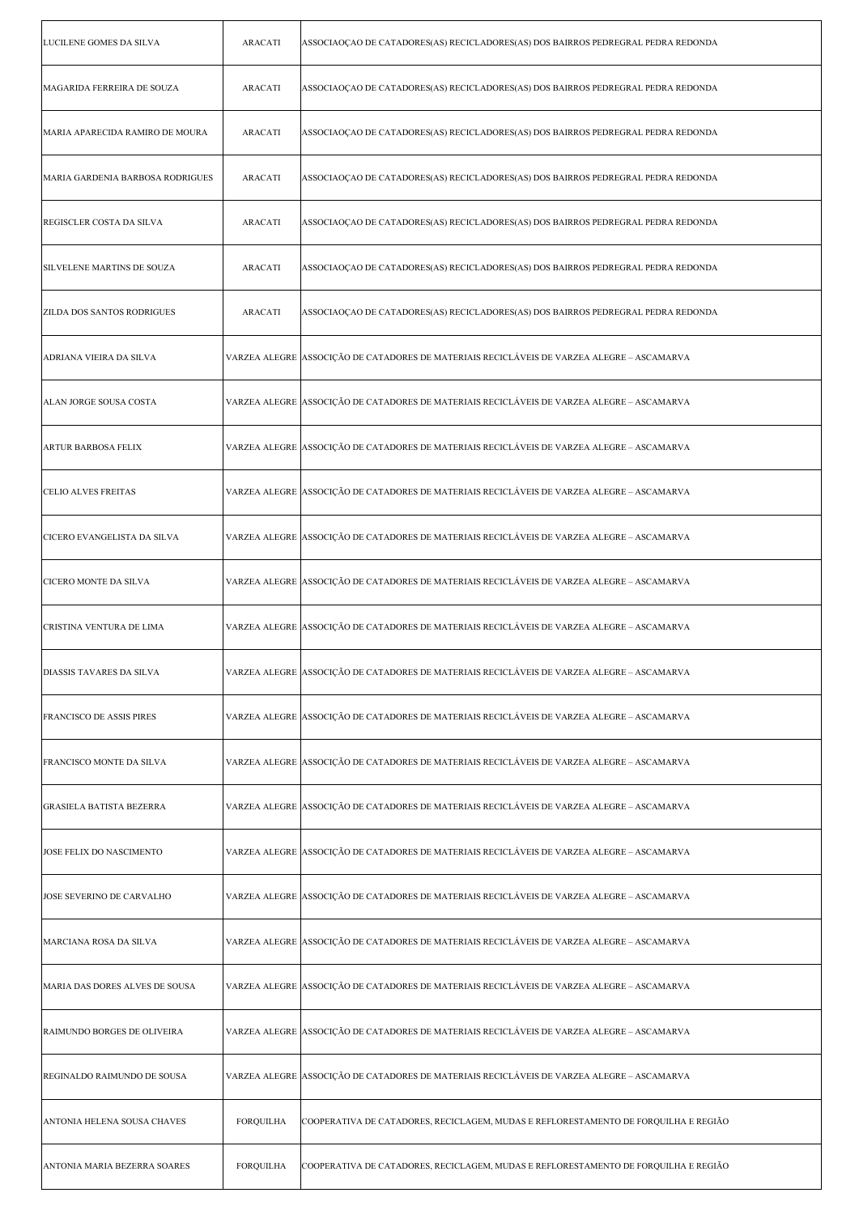| LUCILENE GOMES DA SILVA | ARACATI | ASSOCIAOÇAO DE CATADORES(AS) RECICLADORES(AS) DOS BAIRROS PEDREGRAL PEDRA REDONDA |
|---|---|---|
| MAGARIDA FERREIRA DE SOUZA | ARACATI | ASSOCIAOÇAO DE CATADORES(AS) RECICLADORES(AS) DOS BAIRROS PEDREGRAL PEDRA REDONDA |
| MARIA APARECIDA RAMIRO DE MOURA | ARACATI | ASSOCIAOÇAO DE CATADORES(AS) RECICLADORES(AS) DOS BAIRROS PEDREGRAL PEDRA REDONDA |
| MARIA GARDENIA BARBOSA RODRIGUES | ARACATI | ASSOCIAOÇAO DE CATADORES(AS) RECICLADORES(AS) DOS BAIRROS PEDREGRAL PEDRA REDONDA |
| REGISCLER COSTA DA SILVA | ARACATI | ASSOCIAOÇAO DE CATADORES(AS) RECICLADORES(AS) DOS BAIRROS PEDREGRAL PEDRA REDONDA |
| SILVELENE MARTINS DE SOUZA | ARACATI | ASSOCIAOÇAO DE CATADORES(AS) RECICLADORES(AS) DOS BAIRROS PEDREGRAL PEDRA REDONDA |
| ZILDA DOS SANTOS RODRIGUES | ARACATI | ASSOCIAOÇAO DE CATADORES(AS) RECICLADORES(AS) DOS BAIRROS PEDREGRAL PEDRA REDONDA |
| ADRIANA VIEIRA DA SILVA | VARZEA ALEGRE | ASSOCIÇÃO DE CATADORES DE MATERIAIS RECICLÁVEIS DE VARZEA ALEGRE – ASCAMARVA |
| ALAN JORGE SOUSA COSTA | VARZEA ALEGRE | ASSOCIÇÃO DE CATADORES DE MATERIAIS RECICLÁVEIS DE VARZEA ALEGRE – ASCAMARVA |
| ARTUR BARBOSA FELIX | VARZEA ALEGRE | ASSOCIÇÃO DE CATADORES DE MATERIAIS RECICLÁVEIS DE VARZEA ALEGRE – ASCAMARVA |
| CELIO ALVES FREITAS | VARZEA ALEGRE | ASSOCIÇÃO DE CATADORES DE MATERIAIS RECICLÁVEIS DE VARZEA ALEGRE – ASCAMARVA |
| CICERO EVANGELISTA DA SILVA | VARZEA ALEGRE | ASSOCIÇÃO DE CATADORES DE MATERIAIS RECICLÁVEIS DE VARZEA ALEGRE – ASCAMARVA |
| CICERO MONTE DA SILVA | VARZEA ALEGRE | ASSOCIÇÃO DE CATADORES DE MATERIAIS RECICLÁVEIS DE VARZEA ALEGRE – ASCAMARVA |
| CRISTINA VENTURA DE LIMA | VARZEA ALEGRE | ASSOCIÇÃO DE CATADORES DE MATERIAIS RECICLÁVEIS DE VARZEA ALEGRE – ASCAMARVA |
| DIASSIS TAVARES DA SILVA | VARZEA ALEGRE | ASSOCIÇÃO DE CATADORES DE MATERIAIS RECICLÁVEIS DE VARZEA ALEGRE – ASCAMARVA |
| FRANCISCO DE ASSIS PIRES | VARZEA ALEGRE | ASSOCIÇÃO DE CATADORES DE MATERIAIS RECICLÁVEIS DE VARZEA ALEGRE – ASCAMARVA |
| FRANCISCO MONTE DA SILVA | VARZEA ALEGRE | ASSOCIÇÃO DE CATADORES DE MATERIAIS RECICLÁVEIS DE VARZEA ALEGRE – ASCAMARVA |
| GRASIELA BATISTA BEZERRA | VARZEA ALEGRE | ASSOCIÇÃO DE CATADORES DE MATERIAIS RECICLÁVEIS DE VARZEA ALEGRE – ASCAMARVA |
| JOSE FELIX DO NASCIMENTO | VARZEA ALEGRE | ASSOCIÇÃO DE CATADORES DE MATERIAIS RECICLÁVEIS DE VARZEA ALEGRE – ASCAMARVA |
| JOSE SEVERINO DE CARVALHO | VARZEA ALEGRE | ASSOCIÇÃO DE CATADORES DE MATERIAIS RECICLÁVEIS DE VARZEA ALEGRE – ASCAMARVA |
| MARCIANA ROSA DA SILVA | VARZEA ALEGRE | ASSOCIÇÃO DE CATADORES DE MATERIAIS RECICLÁVEIS DE VARZEA ALEGRE – ASCAMARVA |
| MARIA DAS DORES ALVES DE SOUSA | VARZEA ALEGRE | ASSOCIÇÃO DE CATADORES DE MATERIAIS RECICLÁVEIS DE VARZEA ALEGRE – ASCAMARVA |
| RAIMUNDO BORGES DE OLIVEIRA | VARZEA ALEGRE | ASSOCIÇÃO DE CATADORES DE MATERIAIS RECICLÁVEIS DE VARZEA ALEGRE – ASCAMARVA |
| REGINALDO RAIMUNDO DE SOUSA | VARZEA ALEGRE | ASSOCIÇÃO DE CATADORES DE MATERIAIS RECICLÁVEIS DE VARZEA ALEGRE – ASCAMARVA |
| ANTONIA HELENA SOUSA CHAVES | FORQUILHA | COOPERATIVA DE CATADORES, RECICLAGEM, MUDAS E REFLORESTAMENTO DE FORQUILHA E REGIÃO |
| ANTONIA MARIA BEZERRA SOARES | FORQUILHA | COOPERATIVA DE CATADORES, RECICLAGEM, MUDAS E REFLORESTAMENTO DE FORQUILHA E REGIÃO |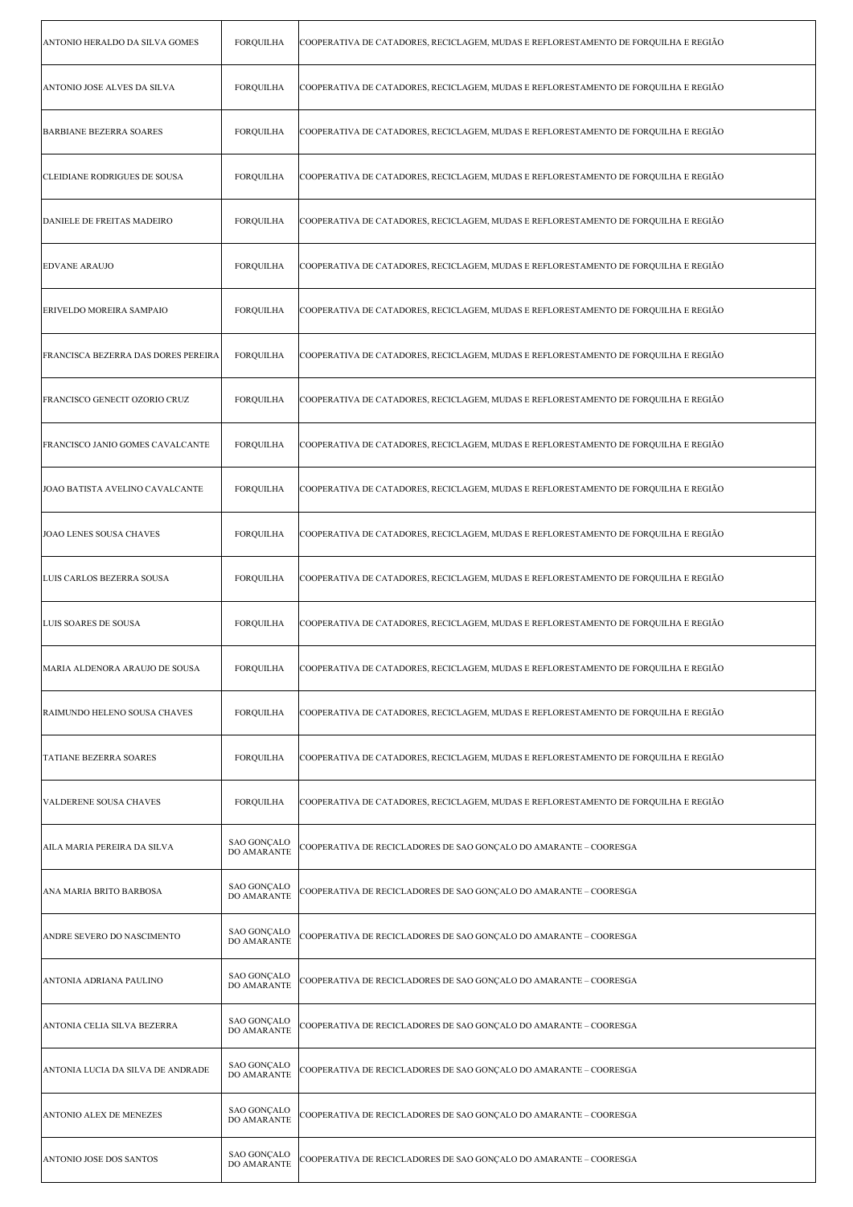| ANTONIO HERALDO DA SILVA GOMES | FORQUILHA | COOPERATIVA DE CATADORES, RECICLAGEM, MUDAS E REFLORESTAMENTO DE FORQUILHA E REGIÃO |
|---|---|---|
| ANTONIO JOSE ALVES DA SILVA | FORQUILHA | COOPERATIVA DE CATADORES, RECICLAGEM, MUDAS E REFLORESTAMENTO DE FORQUILHA E REGIÃO |
| BARBIANE BEZERRA SOARES | FORQUILHA | COOPERATIVA DE CATADORES, RECICLAGEM, MUDAS E REFLORESTAMENTO DE FORQUILHA E REGIÃO |
| CLEIDIANE RODRIGUES DE SOUSA | FORQUILHA | COOPERATIVA DE CATADORES, RECICLAGEM, MUDAS E REFLORESTAMENTO DE FORQUILHA E REGIÃO |
| DANIELE DE FREITAS MADEIRO | FORQUILHA | COOPERATIVA DE CATADORES, RECICLAGEM, MUDAS E REFLORESTAMENTO DE FORQUILHA E REGIÃO |
| EDVANE ARAUJO | FORQUILHA | COOPERATIVA DE CATADORES, RECICLAGEM, MUDAS E REFLORESTAMENTO DE FORQUILHA E REGIÃO |
| ERIVELDO MOREIRA SAMPAIO | FORQUILHA | COOPERATIVA DE CATADORES, RECICLAGEM, MUDAS E REFLORESTAMENTO DE FORQUILHA E REGIÃO |
| FRANCISCA BEZERRA DAS DORES PEREIRA | FORQUILHA | COOPERATIVA DE CATADORES, RECICLAGEM, MUDAS E REFLORESTAMENTO DE FORQUILHA E REGIÃO |
| FRANCISCO GENECIT OZORIO CRUZ | FORQUILHA | COOPERATIVA DE CATADORES, RECICLAGEM, MUDAS E REFLORESTAMENTO DE FORQUILHA E REGIÃO |
| FRANCISCO JANIO GOMES CAVALCANTE | FORQUILHA | COOPERATIVA DE CATADORES, RECICLAGEM, MUDAS E REFLORESTAMENTO DE FORQUILHA E REGIÃO |
| JOAO BATISTA AVELINO CAVALCANTE | FORQUILHA | COOPERATIVA DE CATADORES, RECICLAGEM, MUDAS E REFLORESTAMENTO DE FORQUILHA E REGIÃO |
| JOAO LENES SOUSA CHAVES | FORQUILHA | COOPERATIVA DE CATADORES, RECICLAGEM, MUDAS E REFLORESTAMENTO DE FORQUILHA E REGIÃO |
| LUIS CARLOS BEZERRA SOUSA | FORQUILHA | COOPERATIVA DE CATADORES, RECICLAGEM, MUDAS E REFLORESTAMENTO DE FORQUILHA E REGIÃO |
| LUIS SOARES DE SOUSA | FORQUILHA | COOPERATIVA DE CATADORES, RECICLAGEM, MUDAS E REFLORESTAMENTO DE FORQUILHA E REGIÃO |
| MARIA ALDENORA ARAUJO DE SOUSA | FORQUILHA | COOPERATIVA DE CATADORES, RECICLAGEM, MUDAS E REFLORESTAMENTO DE FORQUILHA E REGIÃO |
| RAIMUNDO HELENO SOUSA CHAVES | FORQUILHA | COOPERATIVA DE CATADORES, RECICLAGEM, MUDAS E REFLORESTAMENTO DE FORQUILHA E REGIÃO |
| TATIANE BEZERRA SOARES | FORQUILHA | COOPERATIVA DE CATADORES, RECICLAGEM, MUDAS E REFLORESTAMENTO DE FORQUILHA E REGIÃO |
| VALDERENE SOUSA CHAVES | FORQUILHA | COOPERATIVA DE CATADORES, RECICLAGEM, MUDAS E REFLORESTAMENTO DE FORQUILHA E REGIÃO |
| AILA MARIA PEREIRA DA SILVA | SAO GONÇALO DO AMARANTE | COOPERATIVA DE RECICLADORES DE SAO GONÇALO DO AMARANTE – COORESGA |
| ANA MARIA BRITO BARBOSA | SAO GONÇALO DO AMARANTE | COOPERATIVA DE RECICLADORES DE SAO GONÇALO DO AMARANTE – COORESGA |
| ANDRE SEVERO DO NASCIMENTO | SAO GONÇALO DO AMARANTE | COOPERATIVA DE RECICLADORES DE SAO GONÇALO DO AMARANTE – COORESGA |
| ANTONIA ADRIANA PAULINO | SAO GONÇALO DO AMARANTE | COOPERATIVA DE RECICLADORES DE SAO GONÇALO DO AMARANTE – COORESGA |
| ANTONIA CELIA SILVA BEZERRA | SAO GONÇALO DO AMARANTE | COOPERATIVA DE RECICLADORES DE SAO GONÇALO DO AMARANTE – COORESGA |
| ANTONIA LUCIA DA SILVA DE ANDRADE | SAO GONÇALO DO AMARANTE | COOPERATIVA DE RECICLADORES DE SAO GONÇALO DO AMARANTE – COORESGA |
| ANTONIO ALEX DE MENEZES | SAO GONÇALO DO AMARANTE | COOPERATIVA DE RECICLADORES DE SAO GONÇALO DO AMARANTE – COORESGA |
| ANTONIO JOSE DOS SANTOS | SAO GONÇALO DO AMARANTE | COOPERATIVA DE RECICLADORES DE SAO GONÇALO DO AMARANTE – COORESGA |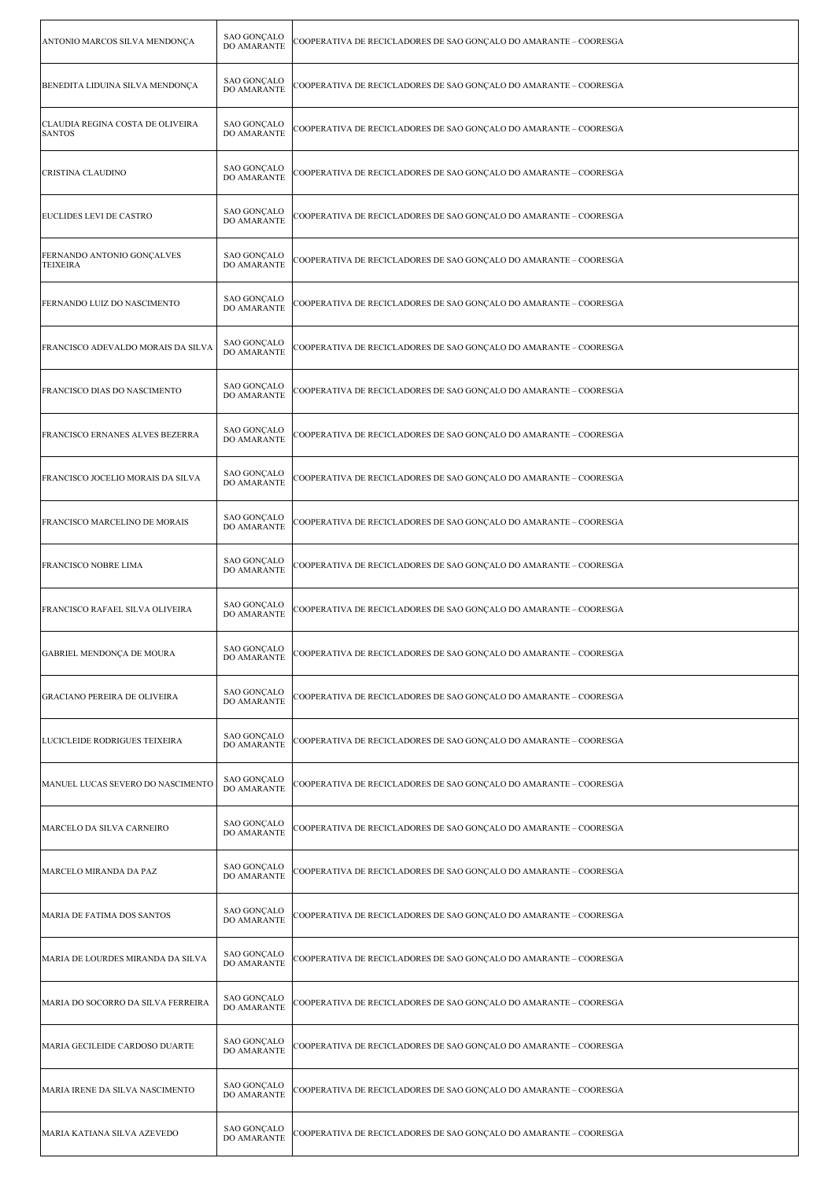| | | |
|---|---|---|
| ANTONIO MARCOS SILVA MENDONÇA | SAO GONÇALO DO AMARANTE | COOPERATIVA DE RECICLADORES DE SAO GONÇALO DO AMARANTE – COORESGA |
| BENEDITA LIDUINA SILVA MENDONÇA | SAO GONÇALO DO AMARANTE | COOPERATIVA DE RECICLADORES DE SAO GONÇALO DO AMARANTE – COORESGA |
| CLAUDIA REGINA COSTA DE OLIVEIRA SANTOS | SAO GONÇALO DO AMARANTE | COOPERATIVA DE RECICLADORES DE SAO GONÇALO DO AMARANTE – COORESGA |
| CRISTINA CLAUDINO | SAO GONÇALO DO AMARANTE | COOPERATIVA DE RECICLADORES DE SAO GONÇALO DO AMARANTE – COORESGA |
| EUCLIDES LEVI DE CASTRO | SAO GONÇALO DO AMARANTE | COOPERATIVA DE RECICLADORES DE SAO GONÇALO DO AMARANTE – COORESGA |
| FERNANDO ANTONIO GONÇALVES TEIXEIRA | SAO GONÇALO DO AMARANTE | COOPERATIVA DE RECICLADORES DE SAO GONÇALO DO AMARANTE – COORESGA |
| FERNANDO LUIZ DO NASCIMENTO | SAO GONÇALO DO AMARANTE | COOPERATIVA DE RECICLADORES DE SAO GONÇALO DO AMARANTE – COORESGA |
| FRANCISCO ADEVALDO MORAIS DA SILVA | SAO GONÇALO DO AMARANTE | COOPERATIVA DE RECICLADORES DE SAO GONÇALO DO AMARANTE – COORESGA |
| FRANCISCO DIAS DO NASCIMENTO | SAO GONÇALO DO AMARANTE | COOPERATIVA DE RECICLADORES DE SAO GONÇALO DO AMARANTE – COORESGA |
| FRANCISCO ERNANES ALVES BEZERRA | SAO GONÇALO DO AMARANTE | COOPERATIVA DE RECICLADORES DE SAO GONÇALO DO AMARANTE – COORESGA |
| FRANCISCO JOCELIO MORAIS DA SILVA | SAO GONÇALO DO AMARANTE | COOPERATIVA DE RECICLADORES DE SAO GONÇALO DO AMARANTE – COORESGA |
| FRANCISCO MARCELINO DE MORAIS | SAO GONÇALO DO AMARANTE | COOPERATIVA DE RECICLADORES DE SAO GONÇALO DO AMARANTE – COORESGA |
| FRANCISCO NOBRE LIMA | SAO GONÇALO DO AMARANTE | COOPERATIVA DE RECICLADORES DE SAO GONÇALO DO AMARANTE – COORESGA |
| FRANCISCO RAFAEL SILVA OLIVEIRA | SAO GONÇALO DO AMARANTE | COOPERATIVA DE RECICLADORES DE SAO GONÇALO DO AMARANTE – COORESGA |
| GABRIEL MENDONÇA DE MOURA | SAO GONÇALO DO AMARANTE | COOPERATIVA DE RECICLADORES DE SAO GONÇALO DO AMARANTE – COORESGA |
| GRACIANO PEREIRA DE OLIVEIRA | SAO GONÇALO DO AMARANTE | COOPERATIVA DE RECICLADORES DE SAO GONÇALO DO AMARANTE – COORESGA |
| LUCICLEIDE RODRIGUES TEIXEIRA | SAO GONÇALO DO AMARANTE | COOPERATIVA DE RECICLADORES DE SAO GONÇALO DO AMARANTE – COORESGA |
| MANUEL LUCAS SEVERO DO NASCIMENTO | SAO GONÇALO DO AMARANTE | COOPERATIVA DE RECICLADORES DE SAO GONÇALO DO AMARANTE – COORESGA |
| MARCELO DA SILVA CARNEIRO | SAO GONÇALO DO AMARANTE | COOPERATIVA DE RECICLADORES DE SAO GONÇALO DO AMARANTE – COORESGA |
| MARCELO MIRANDA DA PAZ | SAO GONÇALO DO AMARANTE | COOPERATIVA DE RECICLADORES DE SAO GONÇALO DO AMARANTE – COORESGA |
| MARIA DE FATIMA DOS SANTOS | SAO GONÇALO DO AMARANTE | COOPERATIVA DE RECICLADORES DE SAO GONÇALO DO AMARANTE – COORESGA |
| MARIA DE LOURDES MIRANDA DA SILVA | SAO GONÇALO DO AMARANTE | COOPERATIVA DE RECICLADORES DE SAO GONÇALO DO AMARANTE – COORESGA |
| MARIA DO SOCORRO DA SILVA FERREIRA | SAO GONÇALO DO AMARANTE | COOPERATIVA DE RECICLADORES DE SAO GONÇALO DO AMARANTE – COORESGA |
| MARIA GECILEIDE CARDOSO DUARTE | SAO GONÇALO DO AMARANTE | COOPERATIVA DE RECICLADORES DE SAO GONÇALO DO AMARANTE – COORESGA |
| MARIA IRENE DA SILVA NASCIMENTO | SAO GONÇALO DO AMARANTE | COOPERATIVA DE RECICLADORES DE SAO GONÇALO DO AMARANTE – COORESGA |
| MARIA KATIANA SILVA AZEVEDO | SAO GONÇALO DO AMARANTE | COOPERATIVA DE RECICLADORES DE SAO GONÇALO DO AMARANTE – COORESGA |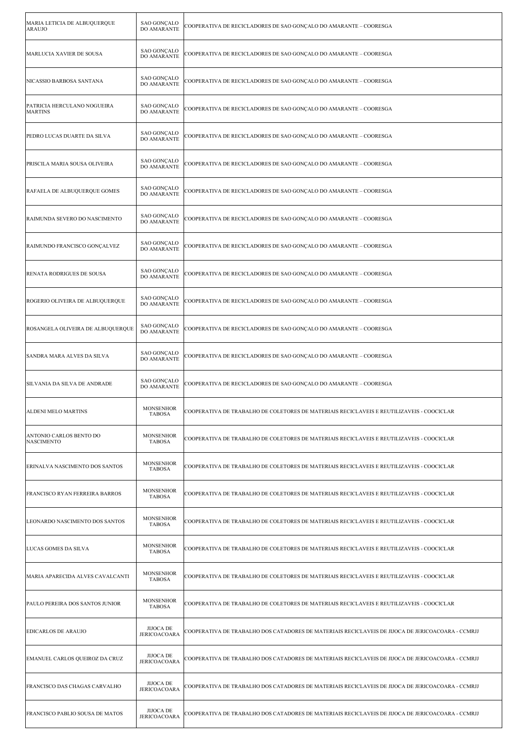| | | |
|---|---|---|
| MARIA LETICIA DE ALBUQUERQUE ARAUJO | SAO GONÇALO DO AMARANTE | COOPERATIVA DE RECICLADORES DE SAO GONÇALO DO AMARANTE – COORESGA |
| MARLUCIA XAVIER DE SOUSA | SAO GONÇALO DO AMARANTE | COOPERATIVA DE RECICLADORES DE SAO GONÇALO DO AMARANTE – COORESGA |
| NICASSIO BARBOSA SANTANA | SAO GONÇALO DO AMARANTE | COOPERATIVA DE RECICLADORES DE SAO GONÇALO DO AMARANTE – COORESGA |
| PATRICIA HERCULANO NOGUEIRA MARTINS | SAO GONÇALO DO AMARANTE | COOPERATIVA DE RECICLADORES DE SAO GONÇALO DO AMARANTE – COORESGA |
| PEDRO LUCAS DUARTE DA SILVA | SAO GONÇALO DO AMARANTE | COOPERATIVA DE RECICLADORES DE SAO GONÇALO DO AMARANTE – COORESGA |
| PRISCILA MARIA SOUSA OLIVEIRA | SAO GONÇALO DO AMARANTE | COOPERATIVA DE RECICLADORES DE SAO GONÇALO DO AMARANTE – COORESGA |
| RAFAELA DE ALBUQUERQUE GOMES | SAO GONÇALO DO AMARANTE | COOPERATIVA DE RECICLADORES DE SAO GONÇALO DO AMARANTE – COORESGA |
| RAIMUNDA SEVERO DO NASCIMENTO | SAO GONÇALO DO AMARANTE | COOPERATIVA DE RECICLADORES DE SAO GONÇALO DO AMARANTE – COORESGA |
| RAIMUNDO FRANCISCO GONÇALVEZ | SAO GONÇALO DO AMARANTE | COOPERATIVA DE RECICLADORES DE SAO GONÇALO DO AMARANTE – COORESGA |
| RENATA RODRIGUES DE SOUSA | SAO GONÇALO DO AMARANTE | COOPERATIVA DE RECICLADORES DE SAO GONÇALO DO AMARANTE – COORESGA |
| ROGERIO OLIVEIRA DE ALBUQUERQUE | SAO GONÇALO DO AMARANTE | COOPERATIVA DE RECICLADORES DE SAO GONÇALO DO AMARANTE – COORESGA |
| ROSANGELA OLIVEIRA DE ALBUQUERQUE | SAO GONÇALO DO AMARANTE | COOPERATIVA DE RECICLADORES DE SAO GONÇALO DO AMARANTE – COORESGA |
| SANDRA MARA ALVES DA SILVA | SAO GONÇALO DO AMARANTE | COOPERATIVA DE RECICLADORES DE SAO GONÇALO DO AMARANTE – COORESGA |
| SILVANIA DA SILVA DE ANDRADE | SAO GONÇALO DO AMARANTE | COOPERATIVA DE RECICLADORES DE SAO GONÇALO DO AMARANTE – COORESGA |
| ALDENI MELO MARTINS | MONSENHOR TABOSA | COOPERATIVA DE TRABALHO DE COLETORES DE MATERIAIS RECICLAVEIS E REUTILIZAVEIS - COOCICLAR |
| ANTONIO CARLOS BENTO DO NASCIMENTO | MONSENHOR TABOSA | COOPERATIVA DE TRABALHO DE COLETORES DE MATERIAIS RECICLAVEIS E REUTILIZAVEIS - COOCICLAR |
| ERINALVA NASCIMENTO DOS SANTOS | MONSENHOR TABOSA | COOPERATIVA DE TRABALHO DE COLETORES DE MATERIAIS RECICLAVEIS E REUTILIZAVEIS - COOCICLAR |
| FRANCISCO RYAN FERREIRA BARROS | MONSENHOR TABOSA | COOPERATIVA DE TRABALHO DE COLETORES DE MATERIAIS RECICLAVEIS E REUTILIZAVEIS - COOCICLAR |
| LEONARDO NASCIMENTO DOS SANTOS | MONSENHOR TABOSA | COOPERATIVA DE TRABALHO DE COLETORES DE MATERIAIS RECICLAVEIS E REUTILIZAVEIS - COOCICLAR |
| LUCAS GOMES DA SILVA | MONSENHOR TABOSA | COOPERATIVA DE TRABALHO DE COLETORES DE MATERIAIS RECICLAVEIS E REUTILIZAVEIS - COOCICLAR |
| MARIA APARECIDA ALVES CAVALCANTI | MONSENHOR TABOSA | COOPERATIVA DE TRABALHO DE COLETORES DE MATERIAIS RECICLAVEIS E REUTILIZAVEIS - COOCICLAR |
| PAULO PEREIRA DOS SANTOS JUNIOR | MONSENHOR TABOSA | COOPERATIVA DE TRABALHO DE COLETORES DE MATERIAIS RECICLAVEIS E REUTILIZAVEIS - COOCICLAR |
| EDICARLOS DE ARAUJO | JIJOCA DE JERICOACOARA | COOPERATIVA DE TRABALHO DOS CATADORES DE MATERIAIS RECICLAVEIS DE JIJOCA DE JERICOACOARA - CCMRJJ |
| EMANUEL CARLOS QUEIROZ DA CRUZ | JIJOCA DE JERICOACOARA | COOPERATIVA DE TRABALHO DOS CATADORES DE MATERIAIS RECICLAVEIS DE JIJOCA DE JERICOACOARA - CCMRJJ |
| FRANCISCO DAS CHAGAS CARVALHO | JIJOCA DE JERICOACOARA | COOPERATIVA DE TRABALHO DOS CATADORES DE MATERIAIS RECICLAVEIS DE JIJOCA DE JERICOACOARA - CCMRJJ |
| FRANCISCO PABLIO SOUSA DE MATOS | JIJOCA DE JERICOACOARA | COOPERATIVA DE TRABALHO DOS CATADORES DE MATERIAIS RECICLAVEIS DE JIJOCA DE JERICOACOARA - CCMRJJ |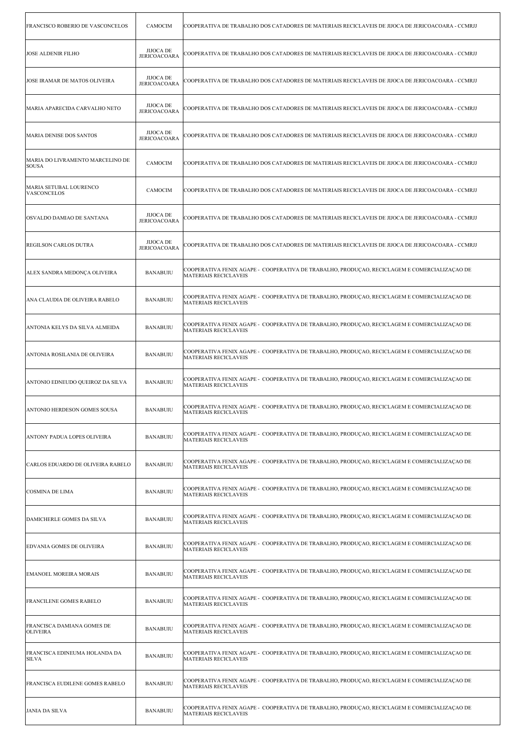| | | |
|---|---|---|
| FRANCISCO ROBERIO DE VASCONCELOS | CAMOCIM | COOPERATIVA DE TRABALHO DOS CATADORES DE MATERIAIS RECICLAVEIS DE JIJOCA DE JERICOACOARA - CCMRJJ |
| JOSE ALDENIR FILHO | JIJOCA DE JERICOACOARA | COOPERATIVA DE TRABALHO DOS CATADORES DE MATERIAIS RECICLAVEIS DE JIJOCA DE JERICOACOARA - CCMRJJ |
| JOSE IRAMAR DE MATOS OLIVEIRA | JIJOCA DE JERICOACOARA | COOPERATIVA DE TRABALHO DOS CATADORES DE MATERIAIS RECICLAVEIS DE JIJOCA DE JERICOACOARA - CCMRJJ |
| MARIA APARECIDA CARVALHO NETO | JIJOCA DE JERICOACOARA | COOPERATIVA DE TRABALHO DOS CATADORES DE MATERIAIS RECICLAVEIS DE JIJOCA DE JERICOACOARA - CCMRJJ |
| MARIA DENISE DOS SANTOS | JIJOCA DE JERICOACOARA | COOPERATIVA DE TRABALHO DOS CATADORES DE MATERIAIS RECICLAVEIS DE JIJOCA DE JERICOACOARA - CCMRJJ |
| MARIA DO LIVRAMENTO MARCELINO DE SOUSA | CAMOCIM | COOPERATIVA DE TRABALHO DOS CATADORES DE MATERIAIS RECICLAVEIS DE JIJOCA DE JERICOACOARA - CCMRJJ |
| MARIA SETUBAL LOURENCO VASCONCELOS | CAMOCIM | COOPERATIVA DE TRABALHO DOS CATADORES DE MATERIAIS RECICLAVEIS DE JIJOCA DE JERICOACOARA - CCMRJJ |
| OSVALDO DAMIAO DE SANTANA | JIJOCA DE JERICOACOARA | COOPERATIVA DE TRABALHO DOS CATADORES DE MATERIAIS RECICLAVEIS DE JIJOCA DE JERICOACOARA - CCMRJJ |
| REGILSON CARLOS DUTRA | JIJOCA DE JERICOACOARA | COOPERATIVA DE TRABALHO DOS CATADORES DE MATERIAIS RECICLAVEIS DE JIJOCA DE JERICOACOARA - CCMRJJ |
| ALEX SANDRA MEDONÇA OLIVEIRA | BANABUIU | COOPERATIVA FENIX AGAPE - COOPERATIVA DE TRABALHO, PRODUÇAO, RECICLAGEM E COMERCIALIZAÇAO DE MATERIAIS RECICLAVEIS |
| ANA CLAUDIA DE OLIVEIRA RABELO | BANABUIU | COOPERATIVA FENIX AGAPE - COOPERATIVA DE TRABALHO, PRODUÇAO, RECICLAGEM E COMERCIALIZAÇAO DE MATERIAIS RECICLAVEIS |
| ANTONIA KELYS DA SILVA ALMEIDA | BANABUIU | COOPERATIVA FENIX AGAPE - COOPERATIVA DE TRABALHO, PRODUÇAO, RECICLAGEM E COMERCIALIZAÇAO DE MATERIAIS RECICLAVEIS |
| ANTONIA ROSILANIA DE OLIVEIRA | BANABUIU | COOPERATIVA FENIX AGAPE - COOPERATIVA DE TRABALHO, PRODUÇAO, RECICLAGEM E COMERCIALIZAÇAO DE MATERIAIS RECICLAVEIS |
| ANTONIO EDNEUDO QUEIROZ DA SILVA | BANABUIU | COOPERATIVA FENIX AGAPE - COOPERATIVA DE TRABALHO, PRODUÇAO, RECICLAGEM E COMERCIALIZAÇAO DE MATERIAIS RECICLAVEIS |
| ANTONIO HERDESON GOMES SOUSA | BANABUIU | COOPERATIVA FENIX AGAPE - COOPERATIVA DE TRABALHO, PRODUÇAO, RECICLAGEM E COMERCIALIZAÇAO DE MATERIAIS RECICLAVEIS |
| ANTONY PADUA LOPES OLIVEIRA | BANABUIU | COOPERATIVA FENIX AGAPE - COOPERATIVA DE TRABALHO, PRODUÇAO, RECICLAGEM E COMERCIALIZAÇAO DE MATERIAIS RECICLAVEIS |
| CARLOS EDUARDO DE OLIVEIRA RABELO | BANABUIU | COOPERATIVA FENIX AGAPE - COOPERATIVA DE TRABALHO, PRODUÇAO, RECICLAGEM E COMERCIALIZAÇAO DE MATERIAIS RECICLAVEIS |
| COSMINA DE LIMA | BANABUIU | COOPERATIVA FENIX AGAPE - COOPERATIVA DE TRABALHO, PRODUÇAO, RECICLAGEM E COMERCIALIZAÇAO DE MATERIAIS RECICLAVEIS |
| DAMICHERLE GOMES DA SILVA | BANABUIU | COOPERATIVA FENIX AGAPE - COOPERATIVA DE TRABALHO, PRODUÇAO, RECICLAGEM E COMERCIALIZAÇAO DE MATERIAIS RECICLAVEIS |
| EDVANIA GOMES DE OLIVEIRA | BANABUIU | COOPERATIVA FENIX AGAPE - COOPERATIVA DE TRABALHO, PRODUÇAO, RECICLAGEM E COMERCIALIZAÇAO DE MATERIAIS RECICLAVEIS |
| EMANOEL MOREIRA MORAIS | BANABUIU | COOPERATIVA FENIX AGAPE - COOPERATIVA DE TRABALHO, PRODUÇAO, RECICLAGEM E COMERCIALIZAÇAO DE MATERIAIS RECICLAVEIS |
| FRANCILENE GOMES RABELO | BANABUIU | COOPERATIVA FENIX AGAPE - COOPERATIVA DE TRABALHO, PRODUÇAO, RECICLAGEM E COMERCIALIZAÇAO DE MATERIAIS RECICLAVEIS |
| FRANCISCA DAMIANA GOMES DE OLIVEIRA | BANABUIU | COOPERATIVA FENIX AGAPE - COOPERATIVA DE TRABALHO, PRODUÇAO, RECICLAGEM E COMERCIALIZAÇAO DE MATERIAIS RECICLAVEIS |
| FRANCISCA EDINEUMA HOLANDA DA SILVA | BANABUIU | COOPERATIVA FENIX AGAPE - COOPERATIVA DE TRABALHO, PRODUÇAO, RECICLAGEM E COMERCIALIZAÇAO DE MATERIAIS RECICLAVEIS |
| FRANCISCA EUDILENE GOMES RABELO | BANABUIU | COOPERATIVA FENIX AGAPE - COOPERATIVA DE TRABALHO, PRODUÇAO, RECICLAGEM E COMERCIALIZAÇAO DE MATERIAIS RECICLAVEIS |
| JANIA DA SILVA | BANABUIU | COOPERATIVA FENIX AGAPE - COOPERATIVA DE TRABALHO, PRODUÇAO, RECICLAGEM E COMERCIALIZAÇAO DE MATERIAIS RECICLAVEIS |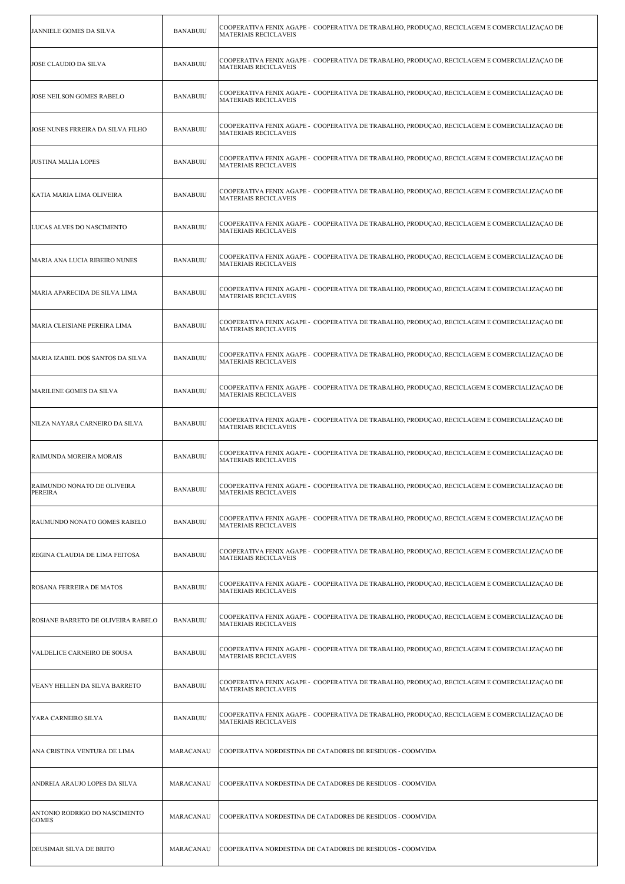| | | |
|---|---|---|
| JANNIELE GOMES DA SILVA | BANABUIU | COOPERATIVA FENIX AGAPE - COOPERATIVA DE TRABALHO, PRODUÇAO, RECICLAGEM E COMERCIALIZAÇAO DE MATERIAIS RECICLAVEIS |
| JOSE CLAUDIO DA SILVA | BANABUIU | COOPERATIVA FENIX AGAPE - COOPERATIVA DE TRABALHO, PRODUÇAO, RECICLAGEM E COMERCIALIZAÇAO DE MATERIAIS RECICLAVEIS |
| JOSE NEILSON GOMES RABELO | BANABUIU | COOPERATIVA FENIX AGAPE - COOPERATIVA DE TRABALHO, PRODUÇAO, RECICLAGEM E COMERCIALIZAÇAO DE MATERIAIS RECICLAVEIS |
| JOSE NUNES FRREIRA DA SILVA FILHO | BANABUIU | COOPERATIVA FENIX AGAPE - COOPERATIVA DE TRABALHO, PRODUÇAO, RECICLAGEM E COMERCIALIZAÇAO DE MATERIAIS RECICLAVEIS |
| JUSTINA MALIA LOPES | BANABUIU | COOPERATIVA FENIX AGAPE - COOPERATIVA DE TRABALHO, PRODUÇAO, RECICLAGEM E COMERCIALIZAÇAO DE MATERIAIS RECICLAVEIS |
| KATIA MARIA LIMA OLIVEIRA | BANABUIU | COOPERATIVA FENIX AGAPE - COOPERATIVA DE TRABALHO, PRODUÇAO, RECICLAGEM E COMERCIALIZAÇAO DE MATERIAIS RECICLAVEIS |
| LUCAS ALVES DO NASCIMENTO | BANABUIU | COOPERATIVA FENIX AGAPE - COOPERATIVA DE TRABALHO, PRODUÇAO, RECICLAGEM E COMERCIALIZAÇAO DE MATERIAIS RECICLAVEIS |
| MARIA ANA LUCIA RIBEIRO NUNES | BANABUIU | COOPERATIVA FENIX AGAPE - COOPERATIVA DE TRABALHO, PRODUÇAO, RECICLAGEM E COMERCIALIZAÇAO DE MATERIAIS RECICLAVEIS |
| MARIA APARECIDA DE SILVA LIMA | BANABUIU | COOPERATIVA FENIX AGAPE - COOPERATIVA DE TRABALHO, PRODUÇAO, RECICLAGEM E COMERCIALIZAÇAO DE MATERIAIS RECICLAVEIS |
| MARIA CLEISIANE PEREIRA LIMA | BANABUIU | COOPERATIVA FENIX AGAPE - COOPERATIVA DE TRABALHO, PRODUÇAO, RECICLAGEM E COMERCIALIZAÇAO DE MATERIAIS RECICLAVEIS |
| MARIA IZABEL DOS SANTOS DA SILVA | BANABUIU | COOPERATIVA FENIX AGAPE - COOPERATIVA DE TRABALHO, PRODUÇAO, RECICLAGEM E COMERCIALIZAÇAO DE MATERIAIS RECICLAVEIS |
| MARILENE GOMES DA SILVA | BANABUIU | COOPERATIVA FENIX AGAPE - COOPERATIVA DE TRABALHO, PRODUÇAO, RECICLAGEM E COMERCIALIZAÇAO DE MATERIAIS RECICLAVEIS |
| NILZA NAYARA CARNEIRO DA SILVA | BANABUIU | COOPERATIVA FENIX AGAPE - COOPERATIVA DE TRABALHO, PRODUÇAO, RECICLAGEM E COMERCIALIZAÇAO DE MATERIAIS RECICLAVEIS |
| RAIMUNDA MOREIRA MORAIS | BANABUIU | COOPERATIVA FENIX AGAPE - COOPERATIVA DE TRABALHO, PRODUÇAO, RECICLAGEM E COMERCIALIZAÇAO DE MATERIAIS RECICLAVEIS |
| RAIMUNDO NONATO DE OLIVEIRA PEREIRA | BANABUIU | COOPERATIVA FENIX AGAPE - COOPERATIVA DE TRABALHO, PRODUÇAO, RECICLAGEM E COMERCIALIZAÇAO DE MATERIAIS RECICLAVEIS |
| RAUMUNDO NONATO GOMES RABELO | BANABUIU | COOPERATIVA FENIX AGAPE - COOPERATIVA DE TRABALHO, PRODUÇAO, RECICLAGEM E COMERCIALIZAÇAO DE MATERIAIS RECICLAVEIS |
| REGINA CLAUDIA DE LIMA FEITOSA | BANABUIU | COOPERATIVA FENIX AGAPE - COOPERATIVA DE TRABALHO, PRODUÇAO, RECICLAGEM E COMERCIALIZAÇAO DE MATERIAIS RECICLAVEIS |
| ROSANA FERREIRA DE MATOS | BANABUIU | COOPERATIVA FENIX AGAPE - COOPERATIVA DE TRABALHO, PRODUÇAO, RECICLAGEM E COMERCIALIZAÇAO DE MATERIAIS RECICLAVEIS |
| ROSIANE BARRETO DE OLIVEIRA RABELO | BANABUIU | COOPERATIVA FENIX AGAPE - COOPERATIVA DE TRABALHO, PRODUÇAO, RECICLAGEM E COMERCIALIZAÇAO DE MATERIAIS RECICLAVEIS |
| VALDELICE CARNEIRO DE SOUSA | BANABUIU | COOPERATIVA FENIX AGAPE - COOPERATIVA DE TRABALHO, PRODUÇAO, RECICLAGEM E COMERCIALIZAÇAO DE MATERIAIS RECICLAVEIS |
| VEANY HELLEN DA SILVA BARRETO | BANABUIU | COOPERATIVA FENIX AGAPE - COOPERATIVA DE TRABALHO, PRODUÇAO, RECICLAGEM E COMERCIALIZAÇAO DE MATERIAIS RECICLAVEIS |
| YARA CARNEIRO SILVA | BANABUIU | COOPERATIVA FENIX AGAPE - COOPERATIVA DE TRABALHO, PRODUÇAO, RECICLAGEM E COMERCIALIZAÇAO DE MATERIAIS RECICLAVEIS |
| ANA CRISTINA VENTURA DE LIMA | MARACANAU | COOPERATIVA NORDESTINA DE CATADORES DE RESIDUOS - COOMVIDA |
| ANDREIA ARAUJO LOPES DA SILVA | MARACANAU | COOPERATIVA NORDESTINA DE CATADORES DE RESIDUOS - COOMVIDA |
| ANTONIO RODRIGO DO NASCIMENTO GOMES | MARACANAU | COOPERATIVA NORDESTINA DE CATADORES DE RESIDUOS - COOMVIDA |
| DEUSIMAR SILVA DE BRITO | MARACANAU | COOPERATIVA NORDESTINA DE CATADORES DE RESIDUOS - COOMVIDA |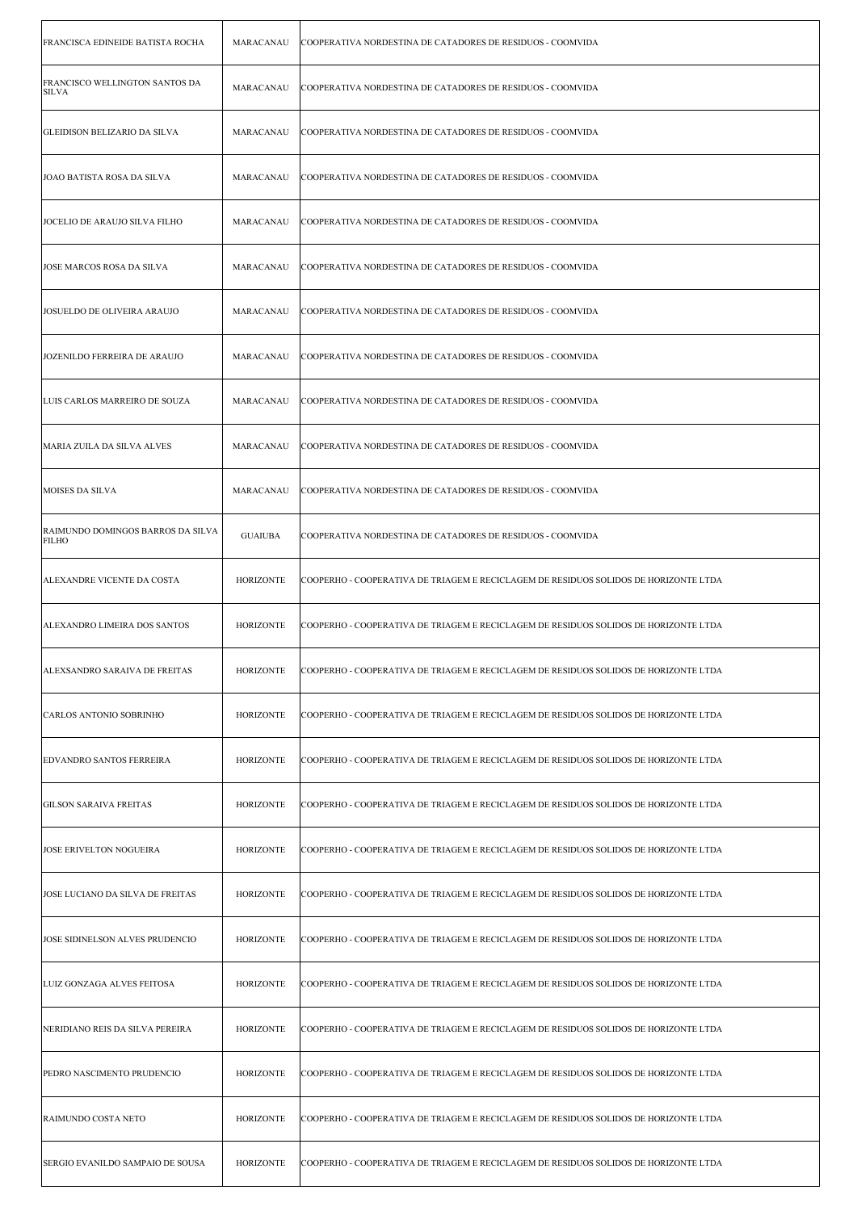| | | |
|---|---|---|
| FRANCISCA EDINEIDE BATISTA ROCHA | MARACANAU | COOPERATIVA NORDESTINA DE CATADORES DE RESIDUOS - COOMVIDA |
| FRANCISCO WELLINGTON SANTOS DA SILVA | MARACANAU | COOPERATIVA NORDESTINA DE CATADORES DE RESIDUOS - COOMVIDA |
| GLEIDISON BELIZARIO DA SILVA | MARACANAU | COOPERATIVA NORDESTINA DE CATADORES DE RESIDUOS - COOMVIDA |
| JOAO BATISTA ROSA DA SILVA | MARACANAU | COOPERATIVA NORDESTINA DE CATADORES DE RESIDUOS - COOMVIDA |
| JOCELIO DE ARAUJO SILVA FILHO | MARACANAU | COOPERATIVA NORDESTINA DE CATADORES DE RESIDUOS - COOMVIDA |
| JOSE MARCOS ROSA DA SILVA | MARACANAU | COOPERATIVA NORDESTINA DE CATADORES DE RESIDUOS - COOMVIDA |
| JOSUELDO DE OLIVEIRA ARAUJO | MARACANAU | COOPERATIVA NORDESTINA DE CATADORES DE RESIDUOS - COOMVIDA |
| JOZENILDO FERREIRA DE ARAUJO | MARACANAU | COOPERATIVA NORDESTINA DE CATADORES DE RESIDUOS - COOMVIDA |
| LUIS CARLOS MARREIRO DE SOUZA | MARACANAU | COOPERATIVA NORDESTINA DE CATADORES DE RESIDUOS - COOMVIDA |
| MARIA ZUILA DA SILVA ALVES | MARACANAU | COOPERATIVA NORDESTINA DE CATADORES DE RESIDUOS - COOMVIDA |
| MOISES DA SILVA | MARACANAU | COOPERATIVA NORDESTINA DE CATADORES DE RESIDUOS - COOMVIDA |
| RAIMUNDO DOMINGOS BARROS DA SILVA FILHO | GUAIUBA | COOPERATIVA NORDESTINA DE CATADORES DE RESIDUOS - COOMVIDA |
| ALEXANDRE VICENTE DA COSTA | HORIZONTE | COOPERHO - COOPERATIVA DE TRIAGEM E RECICLAGEM DE RESIDUOS SOLIDOS DE HORIZONTE LTDA |
| ALEXANDRO LIMEIRA DOS SANTOS | HORIZONTE | COOPERHO - COOPERATIVA DE TRIAGEM E RECICLAGEM DE RESIDUOS SOLIDOS DE HORIZONTE LTDA |
| ALEXSANDRO SARAIVA DE FREITAS | HORIZONTE | COOPERHO - COOPERATIVA DE TRIAGEM E RECICLAGEM DE RESIDUOS SOLIDOS DE HORIZONTE LTDA |
| CARLOS ANTONIO SOBRINHO | HORIZONTE | COOPERHO - COOPERATIVA DE TRIAGEM E RECICLAGEM DE RESIDUOS SOLIDOS DE HORIZONTE LTDA |
| EDVANDRO SANTOS FERREIRA | HORIZONTE | COOPERHO - COOPERATIVA DE TRIAGEM E RECICLAGEM DE RESIDUOS SOLIDOS DE HORIZONTE LTDA |
| GILSON SARAIVA FREITAS | HORIZONTE | COOPERHO - COOPERATIVA DE TRIAGEM E RECICLAGEM DE RESIDUOS SOLIDOS DE HORIZONTE LTDA |
| JOSE ERIVELTON NOGUEIRA | HORIZONTE | COOPERHO - COOPERATIVA DE TRIAGEM E RECICLAGEM DE RESIDUOS SOLIDOS DE HORIZONTE LTDA |
| JOSE LUCIANO DA SILVA DE FREITAS | HORIZONTE | COOPERHO - COOPERATIVA DE TRIAGEM E RECICLAGEM DE RESIDUOS SOLIDOS DE HORIZONTE LTDA |
| JOSE SIDINELSON ALVES PRUDENCIO | HORIZONTE | COOPERHO - COOPERATIVA DE TRIAGEM E RECICLAGEM DE RESIDUOS SOLIDOS DE HORIZONTE LTDA |
| LUIZ GONZAGA ALVES FEITOSA | HORIZONTE | COOPERHO - COOPERATIVA DE TRIAGEM E RECICLAGEM DE RESIDUOS SOLIDOS DE HORIZONTE LTDA |
| NERIDIANO REIS DA SILVA PEREIRA | HORIZONTE | COOPERHO - COOPERATIVA DE TRIAGEM E RECICLAGEM DE RESIDUOS SOLIDOS DE HORIZONTE LTDA |
| PEDRO NASCIMENTO PRUDENCIO | HORIZONTE | COOPERHO - COOPERATIVA DE TRIAGEM E RECICLAGEM DE RESIDUOS SOLIDOS DE HORIZONTE LTDA |
| RAIMUNDO COSTA NETO | HORIZONTE | COOPERHO - COOPERATIVA DE TRIAGEM E RECICLAGEM DE RESIDUOS SOLIDOS DE HORIZONTE LTDA |
| SERGIO EVANILDO SAMPAIO DE SOUSA | HORIZONTE | COOPERHO - COOPERATIVA DE TRIAGEM E RECICLAGEM DE RESIDUOS SOLIDOS DE HORIZONTE LTDA |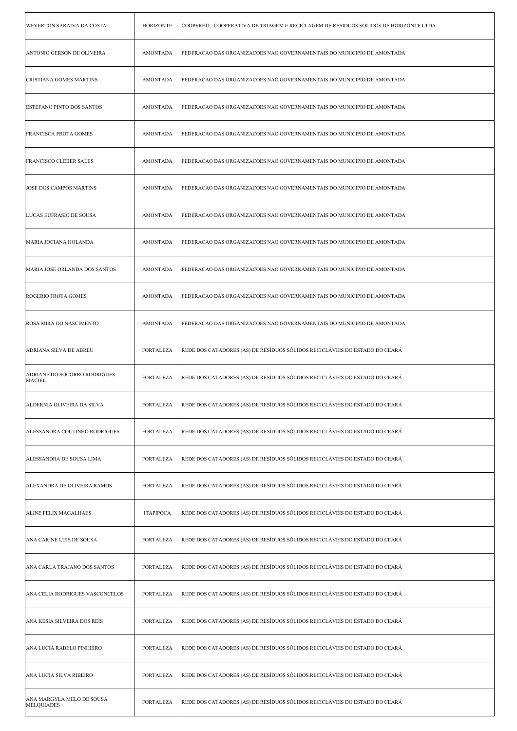| | | |
|---|---|---|
| WEVERTON SARAIVA DA COSTA | HORIZONTE | COOPERHO - COOPERATIVA DE TRIAGEM E RECICLAGEM DE RESIDUOS SOLIDOS DE HORIZONTE LTDA |
| ANTONIO GERSON DE OLIVEIRA | AMONTADA | FEDERACAO DAS ORGANIZACOES NAO GOVERNAMENTAIS DO MUNICIPIO DE AMONTADA |
| CRISTIANA GOMES MARTINS | AMONTADA | FEDERACAO DAS ORGANIZACOES NAO GOVERNAMENTAIS DO MUNICIPIO DE AMONTADA |
| ESTEFANO PINTO DOS SANTOS | AMONTADA | FEDERACAO DAS ORGANIZACOES NAO GOVERNAMENTAIS DO MUNICIPIO DE AMONTADA |
| FRANCISCA FROTA GOMES | AMONTADA | FEDERACAO DAS ORGANIZACOES NAO GOVERNAMENTAIS DO MUNICIPIO DE AMONTADA |
| FRANCISCO CLEBER SALES | AMONTADA | FEDERACAO DAS ORGANIZACOES NAO GOVERNAMENTAIS DO MUNICIPIO DE AMONTADA |
| JOSE DOS CAMPOS MARTINS | AMONTADA | FEDERACAO DAS ORGANIZACOES NAO GOVERNAMENTAIS DO MUNICIPIO DE AMONTADA |
| LUCAS EUFRASIO DE SOUSA | AMONTADA | FEDERACAO DAS ORGANIZACOES NAO GOVERNAMENTAIS DO MUNICIPIO DE AMONTADA |
| MARIA JOCIANA HOLANDA | AMONTADA | FEDERACAO DAS ORGANIZACOES NAO GOVERNAMENTAIS DO MUNICIPIO DE AMONTADA |
| MARIA JOSE ORLANDA DOS SANTOS | AMONTADA | FEDERACAO DAS ORGANIZACOES NAO GOVERNAMENTAIS DO MUNICIPIO DE AMONTADA |
| ROGERIO FROTA GOMES | AMONTADA | FEDERACAO DAS ORGANIZACOES NAO GOVERNAMENTAIS DO MUNICIPIO DE AMONTADA |
| ROSA MIRA DO NASCIMENTO | AMONTADA | FEDERACAO DAS ORGANIZACOES NAO GOVERNAMENTAIS DO MUNICIPIO DE AMONTADA |
| ADRIANA SILVA DE ABREU | FORTALEZA | REDE DOS CATADORES (AS) DE RESÍDUOS SÓLIDOS RECICLÁVEIS DO ESTADO DO CEARÁ |
| ADRIANE DO SOCORRO RODRIGUES MACIEL | FORTALEZA | REDE DOS CATADORES (AS) DE RESÍDUOS SÓLIDOS RECICLÁVEIS DO ESTADO DO CEARÁ |
| ALDERNIA OLIVEIRA DA SILVA | FORTALEZA | REDE DOS CATADORES (AS) DE RESÍDUOS SÓLIDOS RECICLÁVEIS DO ESTADO DO CEARÁ |
| ALESSANDRA COUTINHO RODRIGUES | FORTALEZA | REDE DOS CATADORES (AS) DE RESÍDUOS SÓLIDOS RECICLÁVEIS DO ESTADO DO CEARÁ |
| ALESSANDRA DE SOUSA LIMA | FORTALEZA | REDE DOS CATADORES (AS) DE RESÍDUOS SÓLIDOS RECICLÁVEIS DO ESTADO DO CEARÁ |
| ALEXANDRA DE OLIVEIRA RAMOS | FORTALEZA | REDE DOS CATADORES (AS) DE RESÍDUOS SÓLIDOS RECICLÁVEIS DO ESTADO DO CEARÁ |
| ALINE FELIX MAGALHAES | ITAPIPOCA | REDE DOS CATADORES (AS) DE RESÍDUOS SÓLIDOS RECICLÁVEIS DO ESTADO DO CEARÁ |
| ANA CARINE LUIS DE SOUSA | FORTALEZA | REDE DOS CATADORES (AS) DE RESÍDUOS SÓLIDOS RECICLÁVEIS DO ESTADO DO CEARÁ |
| ANA CARLA TRAJANO DOS SANTOS | FORTALEZA | REDE DOS CATADORES (AS) DE RESÍDUOS SÓLIDOS RECICLÁVEIS DO ESTADO DO CEARÁ |
| ANA CELIA RODRIGUES VASCONCELOS | FORTALEZA | REDE DOS CATADORES (AS) DE RESÍDUOS SÓLIDOS RECICLÁVEIS DO ESTADO DO CEARÁ |
| ANA KESIA SILVEIRA DOS REIS | FORTALEZA | REDE DOS CATADORES (AS) DE RESÍDUOS SÓLIDOS RECICLÁVEIS DO ESTADO DO CEARÁ |
| ANA LUCIA RABELO PINHEIRO | FORTALEZA | REDE DOS CATADORES (AS) DE RESÍDUOS SÓLIDOS RECICLÁVEIS DO ESTADO DO CEARÁ |
| ANA LUCIA SILVA RIBEIRO | FORTALEZA | REDE DOS CATADORES (AS) DE RESÍDUOS SÓLIDOS RECICLÁVEIS DO ESTADO DO CEARÁ |
| ANA MARGYLA MELO DE SOUSA MELQUIADES | FORTALEZA | REDE DOS CATADORES (AS) DE RESÍDUOS SÓLIDOS RECICLÁVEIS DO ESTADO DO CEARÁ |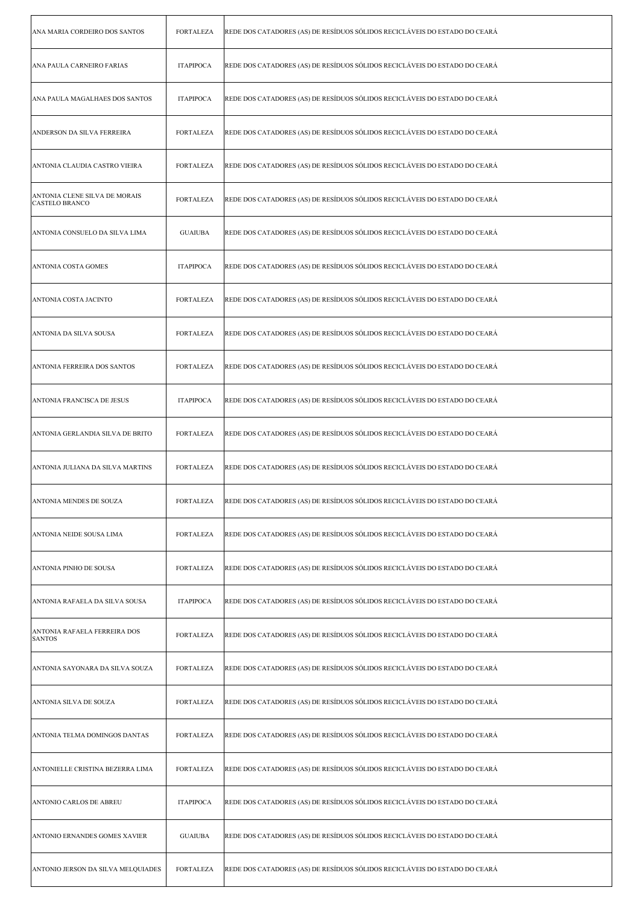| | | |
|---|---|---|
| ANA MARIA CORDEIRO DOS SANTOS | FORTALEZA | REDE DOS CATADORES (AS) DE RESÍDUOS SÓLIDOS RECICLÁVEIS DO ESTADO DO CEARÁ |
| ANA PAULA CARNEIRO FARIAS | ITAPIPOCA | REDE DOS CATADORES (AS) DE RESÍDUOS SÓLIDOS RECICLÁVEIS DO ESTADO DO CEARÁ |
| ANA PAULA MAGALHAES DOS SANTOS | ITAPIPOCA | REDE DOS CATADORES (AS) DE RESÍDUOS SÓLIDOS RECICLÁVEIS DO ESTADO DO CEARÁ |
| ANDERSON DA SILVA FERREIRA | FORTALEZA | REDE DOS CATADORES (AS) DE RESÍDUOS SÓLIDOS RECICLÁVEIS DO ESTADO DO CEARÁ |
| ANTONIA CLAUDIA CASTRO VIEIRA | FORTALEZA | REDE DOS CATADORES (AS) DE RESÍDUOS SÓLIDOS RECICLÁVEIS DO ESTADO DO CEARÁ |
| ANTONIA CLENE SILVA DE MORAIS CASTELO BRANCO | FORTALEZA | REDE DOS CATADORES (AS) DE RESÍDUOS SÓLIDOS RECICLÁVEIS DO ESTADO DO CEARÁ |
| ANTONIA CONSUELO DA SILVA LIMA | GUAIUBA | REDE DOS CATADORES (AS) DE RESÍDUOS SÓLIDOS RECICLÁVEIS DO ESTADO DO CEARÁ |
| ANTONIA COSTA GOMES | ITAPIPOCA | REDE DOS CATADORES (AS) DE RESÍDUOS SÓLIDOS RECICLÁVEIS DO ESTADO DO CEARÁ |
| ANTONIA COSTA JACINTO | FORTALEZA | REDE DOS CATADORES (AS) DE RESÍDUOS SÓLIDOS RECICLÁVEIS DO ESTADO DO CEARÁ |
| ANTONIA DA SILVA SOUSA | FORTALEZA | REDE DOS CATADORES (AS) DE RESÍDUOS SÓLIDOS RECICLÁVEIS DO ESTADO DO CEARÁ |
| ANTONIA FERREIRA DOS SANTOS | FORTALEZA | REDE DOS CATADORES (AS) DE RESÍDUOS SÓLIDOS RECICLÁVEIS DO ESTADO DO CEARÁ |
| ANTONIA FRANCISCA DE JESUS | ITAPIPOCA | REDE DOS CATADORES (AS) DE RESÍDUOS SÓLIDOS RECICLÁVEIS DO ESTADO DO CEARÁ |
| ANTONIA GERLANDIA SILVA DE BRITO | FORTALEZA | REDE DOS CATADORES (AS) DE RESÍDUOS SÓLIDOS RECICLÁVEIS DO ESTADO DO CEARÁ |
| ANTONIA JULIANA DA SILVA MARTINS | FORTALEZA | REDE DOS CATADORES (AS) DE RESÍDUOS SÓLIDOS RECICLÁVEIS DO ESTADO DO CEARÁ |
| ANTONIA MENDES DE SOUZA | FORTALEZA | REDE DOS CATADORES (AS) DE RESÍDUOS SÓLIDOS RECICLÁVEIS DO ESTADO DO CEARÁ |
| ANTONIA NEIDE SOUSA LIMA | FORTALEZA | REDE DOS CATADORES (AS) DE RESÍDUOS SÓLIDOS RECICLÁVEIS DO ESTADO DO CEARÁ |
| ANTONIA PINHO DE SOUSA | FORTALEZA | REDE DOS CATADORES (AS) DE RESÍDUOS SÓLIDOS RECICLÁVEIS DO ESTADO DO CEARÁ |
| ANTONIA RAFAELA DA SILVA SOUSA | ITAPIPOCA | REDE DOS CATADORES (AS) DE RESÍDUOS SÓLIDOS RECICLÁVEIS DO ESTADO DO CEARÁ |
| ANTONIA RAFAELA FERREIRA DOS SANTOS | FORTALEZA | REDE DOS CATADORES (AS) DE RESÍDUOS SÓLIDOS RECICLÁVEIS DO ESTADO DO CEARÁ |
| ANTONIA SAYONARA DA SILVA SOUZA | FORTALEZA | REDE DOS CATADORES (AS) DE RESÍDUOS SÓLIDOS RECICLÁVEIS DO ESTADO DO CEARÁ |
| ANTONIA SILVA DE SOUZA | FORTALEZA | REDE DOS CATADORES (AS) DE RESÍDUOS SÓLIDOS RECICLÁVEIS DO ESTADO DO CEARÁ |
| ANTONIA TELMA DOMINGOS DANTAS | FORTALEZA | REDE DOS CATADORES (AS) DE RESÍDUOS SÓLIDOS RECICLÁVEIS DO ESTADO DO CEARÁ |
| ANTONIELLE CRISTINA BEZERRA LIMA | FORTALEZA | REDE DOS CATADORES (AS) DE RESÍDUOS SÓLIDOS RECICLÁVEIS DO ESTADO DO CEARÁ |
| ANTONIO CARLOS DE ABREU | ITAPIPOCA | REDE DOS CATADORES (AS) DE RESÍDUOS SÓLIDOS RECICLÁVEIS DO ESTADO DO CEARÁ |
| ANTONIO ERNANDES GOMES XAVIER | GUAIUBA | REDE DOS CATADORES (AS) DE RESÍDUOS SÓLIDOS RECICLÁVEIS DO ESTADO DO CEARÁ |
| ANTONIO JERSON DA SILVA MELQUIADES | FORTALEZA | REDE DOS CATADORES (AS) DE RESÍDUOS SÓLIDOS RECICLÁVEIS DO ESTADO DO CEARÁ |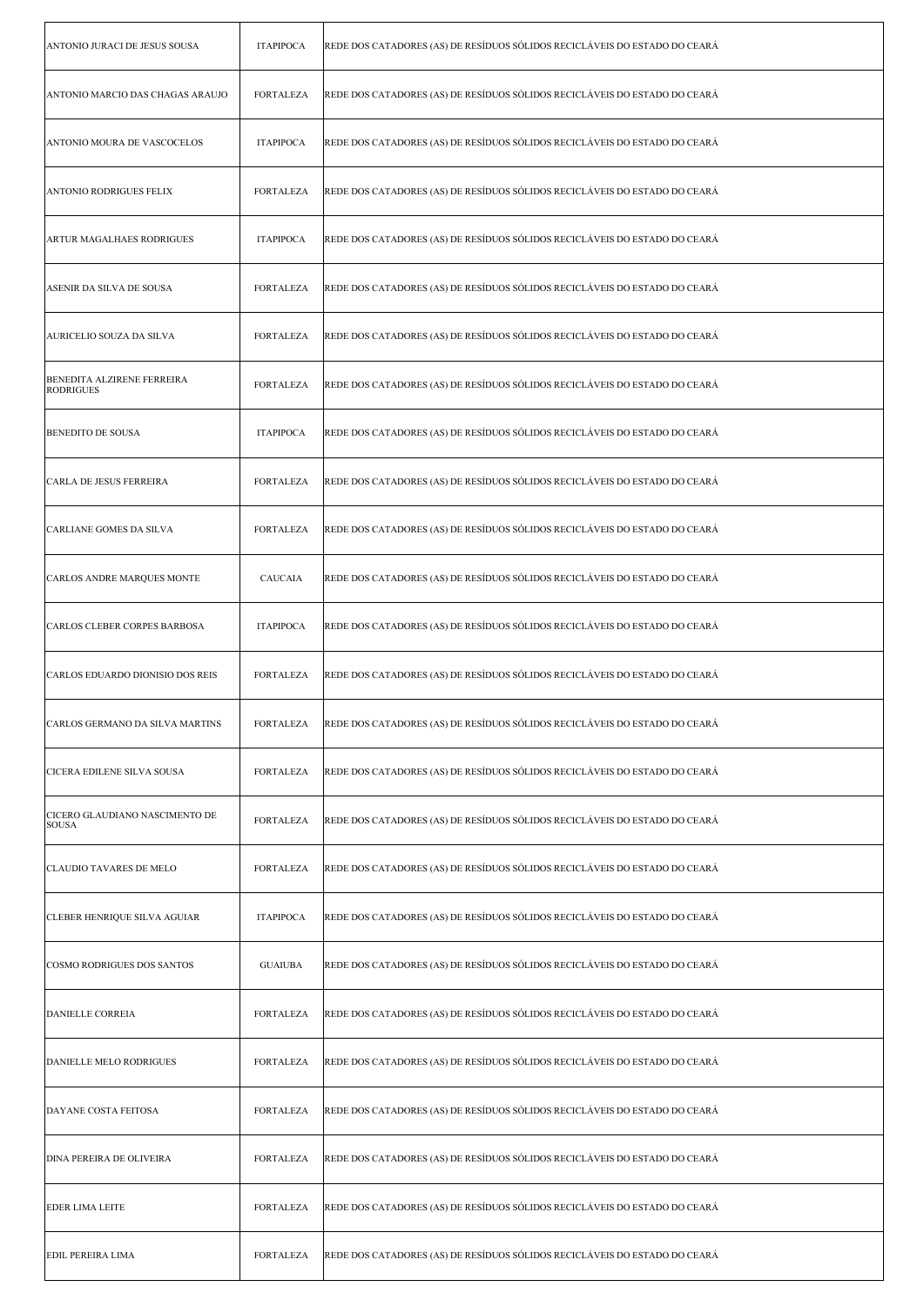| | | |
|---|---|---|
| ANTONIO JURACI DE JESUS SOUSA | ITAPIPOCA | REDE DOS CATADORES (AS) DE RESÍDUOS SÓLIDOS RECICLÁVEIS DO ESTADO DO CEARÁ |
| ANTONIO MARCIO DAS CHAGAS ARAUJO | FORTALEZA | REDE DOS CATADORES (AS) DE RESÍDUOS SÓLIDOS RECICLÁVEIS DO ESTADO DO CEARÁ |
| ANTONIO MOURA DE VASCOCELOS | ITAPIPOCA | REDE DOS CATADORES (AS) DE RESÍDUOS SÓLIDOS RECICLÁVEIS DO ESTADO DO CEARÁ |
| ANTONIO RODRIGUES FELIX | FORTALEZA | REDE DOS CATADORES (AS) DE RESÍDUOS SÓLIDOS RECICLÁVEIS DO ESTADO DO CEARÁ |
| ARTUR MAGALHAES RODRIGUES | ITAPIPOCA | REDE DOS CATADORES (AS) DE RESÍDUOS SÓLIDOS RECICLÁVEIS DO ESTADO DO CEARÁ |
| ASENIR DA SILVA DE SOUSA | FORTALEZA | REDE DOS CATADORES (AS) DE RESÍDUOS SÓLIDOS RECICLÁVEIS DO ESTADO DO CEARÁ |
| AURICELIO SOUZA DA SILVA | FORTALEZA | REDE DOS CATADORES (AS) DE RESÍDUOS SÓLIDOS RECICLÁVEIS DO ESTADO DO CEARÁ |
| BENEDITA ALZIRENE FERREIRA RODRIGUES | FORTALEZA | REDE DOS CATADORES (AS) DE RESÍDUOS SÓLIDOS RECICLÁVEIS DO ESTADO DO CEARÁ |
| BENEDITO DE SOUSA | ITAPIPOCA | REDE DOS CATADORES (AS) DE RESÍDUOS SÓLIDOS RECICLÁVEIS DO ESTADO DO CEARÁ |
| CARLA DE JESUS FERREIRA | FORTALEZA | REDE DOS CATADORES (AS) DE RESÍDUOS SÓLIDOS RECICLÁVEIS DO ESTADO DO CEARÁ |
| CARLIANE GOMES DA SILVA | FORTALEZA | REDE DOS CATADORES (AS) DE RESÍDUOS SÓLIDOS RECICLÁVEIS DO ESTADO DO CEARÁ |
| CARLOS ANDRE MARQUES MONTE | CAUCAIA | REDE DOS CATADORES (AS) DE RESÍDUOS SÓLIDOS RECICLÁVEIS DO ESTADO DO CEARÁ |
| CARLOS CLEBER CORPES BARBOSA | ITAPIPOCA | REDE DOS CATADORES (AS) DE RESÍDUOS SÓLIDOS RECICLÁVEIS DO ESTADO DO CEARÁ |
| CARLOS EDUARDO DIONISIO DOS REIS | FORTALEZA | REDE DOS CATADORES (AS) DE RESÍDUOS SÓLIDOS RECICLÁVEIS DO ESTADO DO CEARÁ |
| CARLOS GERMANO DA SILVA MARTINS | FORTALEZA | REDE DOS CATADORES (AS) DE RESÍDUOS SÓLIDOS RECICLÁVEIS DO ESTADO DO CEARÁ |
| CICERA EDILENE SILVA SOUSA | FORTALEZA | REDE DOS CATADORES (AS) DE RESÍDUOS SÓLIDOS RECICLÁVEIS DO ESTADO DO CEARÁ |
| CICERO GLAUDIANO NASCIMENTO DE SOUSA | FORTALEZA | REDE DOS CATADORES (AS) DE RESÍDUOS SÓLIDOS RECICLÁVEIS DO ESTADO DO CEARÁ |
| CLAUDIO TAVARES DE MELO | FORTALEZA | REDE DOS CATADORES (AS) DE RESÍDUOS SÓLIDOS RECICLÁVEIS DO ESTADO DO CEARÁ |
| CLEBER HENRIQUE SILVA AGUIAR | ITAPIPOCA | REDE DOS CATADORES (AS) DE RESÍDUOS SÓLIDOS RECICLÁVEIS DO ESTADO DO CEARÁ |
| COSMO RODRIGUES DOS SANTOS | GUAIUBA | REDE DOS CATADORES (AS) DE RESÍDUOS SÓLIDOS RECICLÁVEIS DO ESTADO DO CEARÁ |
| DANIELLE CORREIA | FORTALEZA | REDE DOS CATADORES (AS) DE RESÍDUOS SÓLIDOS RECICLÁVEIS DO ESTADO DO CEARÁ |
| DANIELLE MELO RODRIGUES | FORTALEZA | REDE DOS CATADORES (AS) DE RESÍDUOS SÓLIDOS RECICLÁVEIS DO ESTADO DO CEARÁ |
| DAYANE COSTA FEITOSA | FORTALEZA | REDE DOS CATADORES (AS) DE RESÍDUOS SÓLIDOS RECICLÁVEIS DO ESTADO DO CEARÁ |
| DINA PEREIRA DE OLIVEIRA | FORTALEZA | REDE DOS CATADORES (AS) DE RESÍDUOS SÓLIDOS RECICLÁVEIS DO ESTADO DO CEARÁ |
| EDER LIMA LEITE | FORTALEZA | REDE DOS CATADORES (AS) DE RESÍDUOS SÓLIDOS RECICLÁVEIS DO ESTADO DO CEARÁ |
| EDIL PEREIRA LIMA | FORTALEZA | REDE DOS CATADORES (AS) DE RESÍDUOS SÓLIDOS RECICLÁVEIS DO ESTADO DO CEARÁ |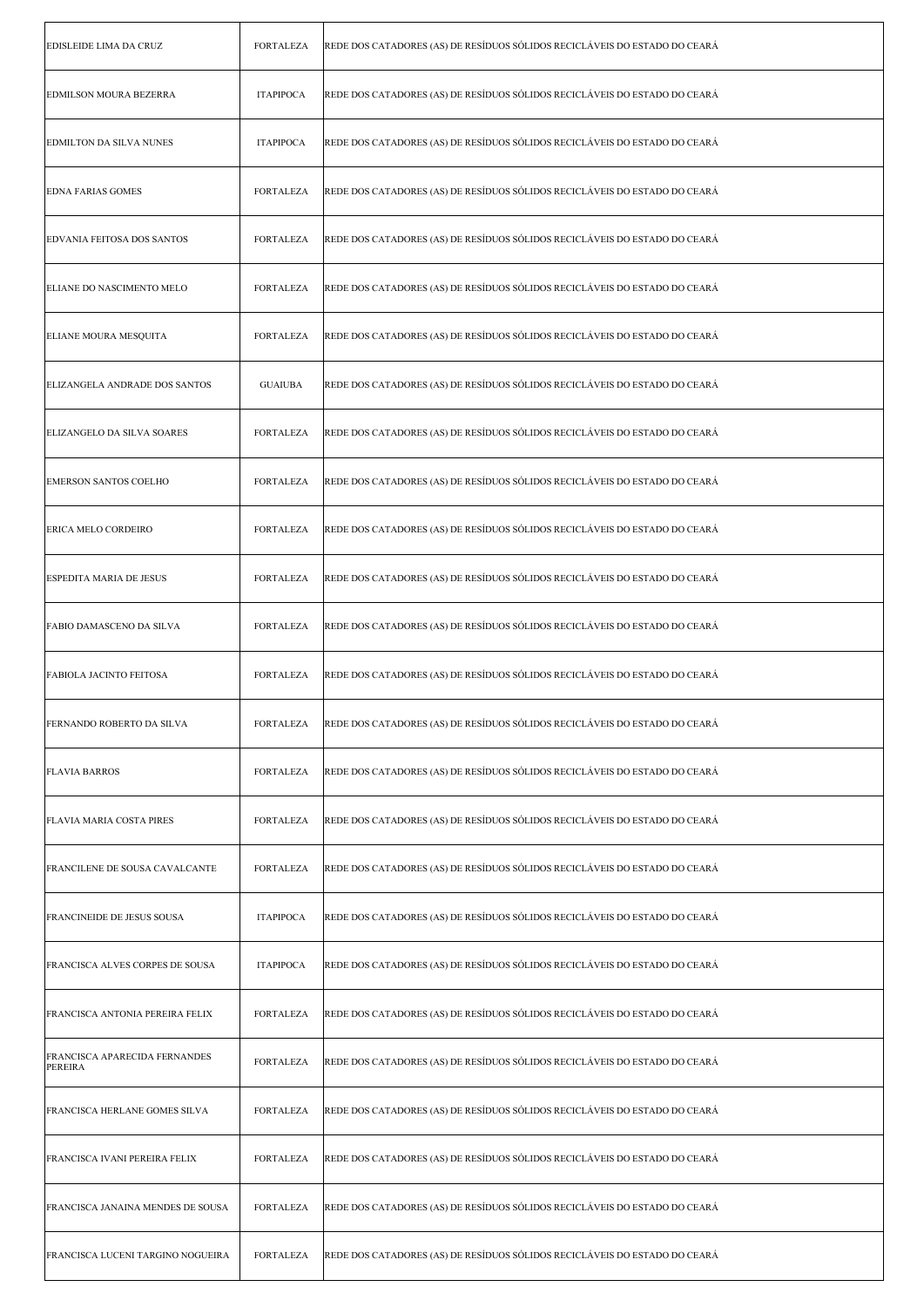| | | |
|---|---|---|
| EDISLEIDE LIMA DA CRUZ | FORTALEZA | REDE DOS CATADORES (AS) DE RESÍDUOS SÓLIDOS RECICLÁVEIS DO ESTADO DO CEARÁ |
| EDMILSON MOURA BEZERRA | ITAPIPOCA | REDE DOS CATADORES (AS) DE RESÍDUOS SÓLIDOS RECICLÁVEIS DO ESTADO DO CEARÁ |
| EDMILTON DA SILVA NUNES | ITAPIPOCA | REDE DOS CATADORES (AS) DE RESÍDUOS SÓLIDOS RECICLÁVEIS DO ESTADO DO CEARÁ |
| EDNA FARIAS GOMES | FORTALEZA | REDE DOS CATADORES (AS) DE RESÍDUOS SÓLIDOS RECICLÁVEIS DO ESTADO DO CEARÁ |
| EDVANIA FEITOSA DOS SANTOS | FORTALEZA | REDE DOS CATADORES (AS) DE RESÍDUOS SÓLIDOS RECICLÁVEIS DO ESTADO DO CEARÁ |
| ELIANE DO NASCIMENTO MELO | FORTALEZA | REDE DOS CATADORES (AS) DE RESÍDUOS SÓLIDOS RECICLÁVEIS DO ESTADO DO CEARÁ |
| ELIANE MOURA MESQUITA | FORTALEZA | REDE DOS CATADORES (AS) DE RESÍDUOS SÓLIDOS RECICLÁVEIS DO ESTADO DO CEARÁ |
| ELIZANGELA ANDRADE DOS SANTOS | GUAIUBA | REDE DOS CATADORES (AS) DE RESÍDUOS SÓLIDOS RECICLÁVEIS DO ESTADO DO CEARÁ |
| ELIZANGELO DA SILVA SOARES | FORTALEZA | REDE DOS CATADORES (AS) DE RESÍDUOS SÓLIDOS RECICLÁVEIS DO ESTADO DO CEARÁ |
| EMERSON SANTOS COELHO | FORTALEZA | REDE DOS CATADORES (AS) DE RESÍDUOS SÓLIDOS RECICLÁVEIS DO ESTADO DO CEARÁ |
| ERICA MELO CORDEIRO | FORTALEZA | REDE DOS CATADORES (AS) DE RESÍDUOS SÓLIDOS RECICLÁVEIS DO ESTADO DO CEARÁ |
| ESPEDITA MARIA DE JESUS | FORTALEZA | REDE DOS CATADORES (AS) DE RESÍDUOS SÓLIDOS RECICLÁVEIS DO ESTADO DO CEARÁ |
| FABIO DAMASCENO DA SILVA | FORTALEZA | REDE DOS CATADORES (AS) DE RESÍDUOS SÓLIDOS RECICLÁVEIS DO ESTADO DO CEARÁ |
| FABIOLA JACINTO FEITOSA | FORTALEZA | REDE DOS CATADORES (AS) DE RESÍDUOS SÓLIDOS RECICLÁVEIS DO ESTADO DO CEARÁ |
| FERNANDO ROBERTO DA SILVA | FORTALEZA | REDE DOS CATADORES (AS) DE RESÍDUOS SÓLIDOS RECICLÁVEIS DO ESTADO DO CEARÁ |
| FLAVIA BARROS | FORTALEZA | REDE DOS CATADORES (AS) DE RESÍDUOS SÓLIDOS RECICLÁVEIS DO ESTADO DO CEARÁ |
| FLAVIA MARIA COSTA PIRES | FORTALEZA | REDE DOS CATADORES (AS) DE RESÍDUOS SÓLIDOS RECICLÁVEIS DO ESTADO DO CEARÁ |
| FRANCILENE DE SOUSA CAVALCANTE | FORTALEZA | REDE DOS CATADORES (AS) DE RESÍDUOS SÓLIDOS RECICLÁVEIS DO ESTADO DO CEARÁ |
| FRANCINEIDE DE JESUS SOUSA | ITAPIPOCA | REDE DOS CATADORES (AS) DE RESÍDUOS SÓLIDOS RECICLÁVEIS DO ESTADO DO CEARÁ |
| FRANCISCA ALVES CORPES DE SOUSA | ITAPIPOCA | REDE DOS CATADORES (AS) DE RESÍDUOS SÓLIDOS RECICLÁVEIS DO ESTADO DO CEARÁ |
| FRANCISCA ANTONIA PEREIRA FELIX | FORTALEZA | REDE DOS CATADORES (AS) DE RESÍDUOS SÓLIDOS RECICLÁVEIS DO ESTADO DO CEARÁ |
| FRANCISCA APARECIDA FERNANDES PEREIRA | FORTALEZA | REDE DOS CATADORES (AS) DE RESÍDUOS SÓLIDOS RECICLÁVEIS DO ESTADO DO CEARÁ |
| FRANCISCA HERLANE GOMES SILVA | FORTALEZA | REDE DOS CATADORES (AS) DE RESÍDUOS SÓLIDOS RECICLÁVEIS DO ESTADO DO CEARÁ |
| FRANCISCA IVANI PEREIRA FELIX | FORTALEZA | REDE DOS CATADORES (AS) DE RESÍDUOS SÓLIDOS RECICLÁVEIS DO ESTADO DO CEARÁ |
| FRANCISCA JANAINA MENDES DE SOUSA | FORTALEZA | REDE DOS CATADORES (AS) DE RESÍDUOS SÓLIDOS RECICLÁVEIS DO ESTADO DO CEARÁ |
| FRANCISCA LUCENI TARGINO NOGUEIRA | FORTALEZA | REDE DOS CATADORES (AS) DE RESÍDUOS SÓLIDOS RECICLÁVEIS DO ESTADO DO CEARÁ |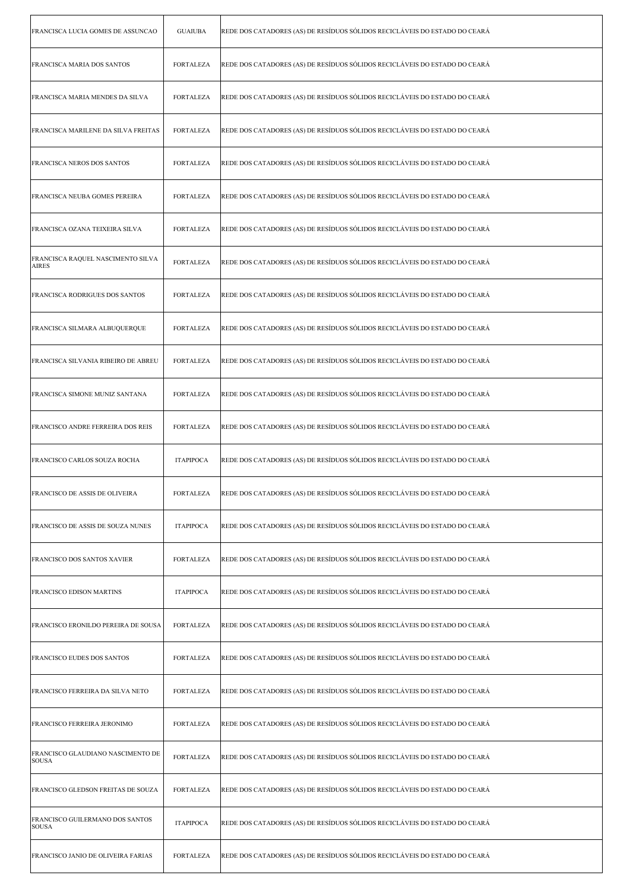| | | |
|---|---|---|
| FRANCISCA LUCIA GOMES DE ASSUNCAO | GUAIUBA | REDE DOS CATADORES (AS) DE RESÍDUOS SÓLIDOS RECICLÁVEIS DO ESTADO DO CEARÁ |
| FRANCISCA MARIA DOS SANTOS | FORTALEZA | REDE DOS CATADORES (AS) DE RESÍDUOS SÓLIDOS RECICLÁVEIS DO ESTADO DO CEARÁ |
| FRANCISCA MARIA MENDES DA SILVA | FORTALEZA | REDE DOS CATADORES (AS) DE RESÍDUOS SÓLIDOS RECICLÁVEIS DO ESTADO DO CEARÁ |
| FRANCISCA MARILENE DA SILVA FREITAS | FORTALEZA | REDE DOS CATADORES (AS) DE RESÍDUOS SÓLIDOS RECICLÁVEIS DO ESTADO DO CEARÁ |
| FRANCISCA NEROS DOS SANTOS | FORTALEZA | REDE DOS CATADORES (AS) DE RESÍDUOS SÓLIDOS RECICLÁVEIS DO ESTADO DO CEARÁ |
| FRANCISCA NEUBA GOMES PEREIRA | FORTALEZA | REDE DOS CATADORES (AS) DE RESÍDUOS SÓLIDOS RECICLÁVEIS DO ESTADO DO CEARÁ |
| FRANCISCA OZANA TEIXEIRA SILVA | FORTALEZA | REDE DOS CATADORES (AS) DE RESÍDUOS SÓLIDOS RECICLÁVEIS DO ESTADO DO CEARÁ |
| FRANCISCA RAQUEL NASCIMENTO SILVA AIRES | FORTALEZA | REDE DOS CATADORES (AS) DE RESÍDUOS SÓLIDOS RECICLÁVEIS DO ESTADO DO CEARÁ |
| FRANCISCA RODRIGUES DOS SANTOS | FORTALEZA | REDE DOS CATADORES (AS) DE RESÍDUOS SÓLIDOS RECICLÁVEIS DO ESTADO DO CEARÁ |
| FRANCISCA SILMARA ALBUQUERQUE | FORTALEZA | REDE DOS CATADORES (AS) DE RESÍDUOS SÓLIDOS RECICLÁVEIS DO ESTADO DO CEARÁ |
| FRANCISCA SILVANIA RIBEIRO DE ABREU | FORTALEZA | REDE DOS CATADORES (AS) DE RESÍDUOS SÓLIDOS RECICLÁVEIS DO ESTADO DO CEARÁ |
| FRANCISCA SIMONE MUNIZ SANTANA | FORTALEZA | REDE DOS CATADORES (AS) DE RESÍDUOS SÓLIDOS RECICLÁVEIS DO ESTADO DO CEARÁ |
| FRANCISCO ANDRE FERREIRA DOS REIS | FORTALEZA | REDE DOS CATADORES (AS) DE RESÍDUOS SÓLIDOS RECICLÁVEIS DO ESTADO DO CEARÁ |
| FRANCISCO CARLOS SOUZA ROCHA | ITAPIPOCA | REDE DOS CATADORES (AS) DE RESÍDUOS SÓLIDOS RECICLÁVEIS DO ESTADO DO CEARÁ |
| FRANCISCO DE ASSIS DE OLIVEIRA | FORTALEZA | REDE DOS CATADORES (AS) DE RESÍDUOS SÓLIDOS RECICLÁVEIS DO ESTADO DO CEARÁ |
| FRANCISCO DE ASSIS DE SOUZA NUNES | ITAPIPOCA | REDE DOS CATADORES (AS) DE RESÍDUOS SÓLIDOS RECICLÁVEIS DO ESTADO DO CEARÁ |
| FRANCISCO DOS SANTOS XAVIER | FORTALEZA | REDE DOS CATADORES (AS) DE RESÍDUOS SÓLIDOS RECICLÁVEIS DO ESTADO DO CEARÁ |
| FRANCISCO EDISON MARTINS | ITAPIPOCA | REDE DOS CATADORES (AS) DE RESÍDUOS SÓLIDOS RECICLÁVEIS DO ESTADO DO CEARÁ |
| FRANCISCO ERONILDO PEREIRA DE SOUSA | FORTALEZA | REDE DOS CATADORES (AS) DE RESÍDUOS SÓLIDOS RECICLÁVEIS DO ESTADO DO CEARÁ |
| FRANCISCO EUDES DOS SANTOS | FORTALEZA | REDE DOS CATADORES (AS) DE RESÍDUOS SÓLIDOS RECICLÁVEIS DO ESTADO DO CEARÁ |
| FRANCISCO FERREIRA DA SILVA NETO | FORTALEZA | REDE DOS CATADORES (AS) DE RESÍDUOS SÓLIDOS RECICLÁVEIS DO ESTADO DO CEARÁ |
| FRANCISCO FERREIRA JERONIMO | FORTALEZA | REDE DOS CATADORES (AS) DE RESÍDUOS SÓLIDOS RECICLÁVEIS DO ESTADO DO CEARÁ |
| FRANCISCO GLAUDIANO NASCIMENTO DE SOUSA | FORTALEZA | REDE DOS CATADORES (AS) DE RESÍDUOS SÓLIDOS RECICLÁVEIS DO ESTADO DO CEARÁ |
| FRANCISCO GLEDSON FREITAS DE SOUZA | FORTALEZA | REDE DOS CATADORES (AS) DE RESÍDUOS SÓLIDOS RECICLÁVEIS DO ESTADO DO CEARÁ |
| FRANCISCO GUILERMANO DOS SANTOS SOUSA | ITAPIPOCA | REDE DOS CATADORES (AS) DE RESÍDUOS SÓLIDOS RECICLÁVEIS DO ESTADO DO CEARÁ |
| FRANCISCO JANIO DE OLIVEIRA FARIAS | FORTALEZA | REDE DOS CATADORES (AS) DE RESÍDUOS SÓLIDOS RECICLÁVEIS DO ESTADO DO CEARÁ |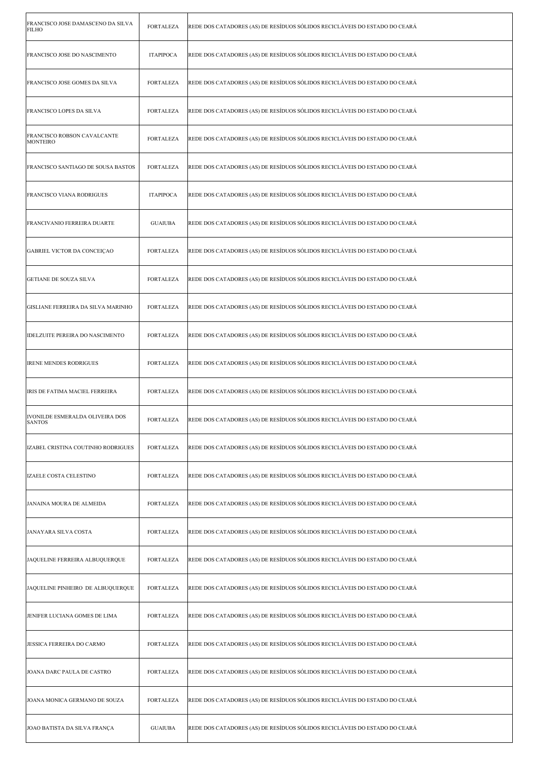| | | |
|---|---|---|
| FRANCISCO JOSE DAMASCENO DA SILVA FILHO | FORTALEZA | REDE DOS CATADORES (AS) DE RESÍDUOS SÓLIDOS RECICLÁVEIS DO ESTADO DO CEARÁ |
| FRANCISCO JOSE DO NASCIMENTO | ITAPIPOCA | REDE DOS CATADORES (AS) DE RESÍDUOS SÓLIDOS RECICLÁVEIS DO ESTADO DO CEARÁ |
| FRANCISCO JOSE GOMES DA SILVA | FORTALEZA | REDE DOS CATADORES (AS) DE RESÍDUOS SÓLIDOS RECICLÁVEIS DO ESTADO DO CEARÁ |
| FRANCISCO LOPES DA SILVA | FORTALEZA | REDE DOS CATADORES (AS) DE RESÍDUOS SÓLIDOS RECICLÁVEIS DO ESTADO DO CEARÁ |
| FRANCISCO ROBSON CAVALCANTE MONTEIRO | FORTALEZA | REDE DOS CATADORES (AS) DE RESÍDUOS SÓLIDOS RECICLÁVEIS DO ESTADO DO CEARÁ |
| FRANCISCO SANTIAGO DE SOUSA BASTOS | FORTALEZA | REDE DOS CATADORES (AS) DE RESÍDUOS SÓLIDOS RECICLÁVEIS DO ESTADO DO CEARÁ |
| FRANCISCO VIANA RODRIGUES | ITAPIPOCA | REDE DOS CATADORES (AS) DE RESÍDUOS SÓLIDOS RECICLÁVEIS DO ESTADO DO CEARÁ |
| FRANCIVANIO FERREIRA DUARTE | GUAIUBA | REDE DOS CATADORES (AS) DE RESÍDUOS SÓLIDOS RECICLÁVEIS DO ESTADO DO CEARÁ |
| GABRIEL VICTOR DA CONCEIÇAO | FORTALEZA | REDE DOS CATADORES (AS) DE RESÍDUOS SÓLIDOS RECICLÁVEIS DO ESTADO DO CEARÁ |
| GETIANE DE SOUZA SILVA | FORTALEZA | REDE DOS CATADORES (AS) DE RESÍDUOS SÓLIDOS RECICLÁVEIS DO ESTADO DO CEARÁ |
| GISLIANE FERREIRA DA SILVA MARINHO | FORTALEZA | REDE DOS CATADORES (AS) DE RESÍDUOS SÓLIDOS RECICLÁVEIS DO ESTADO DO CEARÁ |
| IDELZUITE PEREIRA DO NASCIMENTO | FORTALEZA | REDE DOS CATADORES (AS) DE RESÍDUOS SÓLIDOS RECICLÁVEIS DO ESTADO DO CEARÁ |
| IRENE MENDES RODRIGUES | FORTALEZA | REDE DOS CATADORES (AS) DE RESÍDUOS SÓLIDOS RECICLÁVEIS DO ESTADO DO CEARÁ |
| IRIS DE FATIMA MACIEL FERREIRA | FORTALEZA | REDE DOS CATADORES (AS) DE RESÍDUOS SÓLIDOS RECICLÁVEIS DO ESTADO DO CEARÁ |
| IVONILDE ESMERALDA OLIVEIRA DOS SANTOS | FORTALEZA | REDE DOS CATADORES (AS) DE RESÍDUOS SÓLIDOS RECICLÁVEIS DO ESTADO DO CEARÁ |
| IZABEL CRISTINA COUTINHO RODRIGUES | FORTALEZA | REDE DOS CATADORES (AS) DE RESÍDUOS SÓLIDOS RECICLÁVEIS DO ESTADO DO CEARÁ |
| IZAELE COSTA CELESTINO | FORTALEZA | REDE DOS CATADORES (AS) DE RESÍDUOS SÓLIDOS RECICLÁVEIS DO ESTADO DO CEARÁ |
| JANAINA MOURA DE ALMEIDA | FORTALEZA | REDE DOS CATADORES (AS) DE RESÍDUOS SÓLIDOS RECICLÁVEIS DO ESTADO DO CEARÁ |
| JANAYARA SILVA COSTA | FORTALEZA | REDE DOS CATADORES (AS) DE RESÍDUOS SÓLIDOS RECICLÁVEIS DO ESTADO DO CEARÁ |
| JAQUELINE FERREIRA ALBUQUERQUE | FORTALEZA | REDE DOS CATADORES (AS) DE RESÍDUOS SÓLIDOS RECICLÁVEIS DO ESTADO DO CEARÁ |
| JAQUELINE PINHEIRO DE ALBUQUERQUE | FORTALEZA | REDE DOS CATADORES (AS) DE RESÍDUOS SÓLIDOS RECICLÁVEIS DO ESTADO DO CEARÁ |
| JENIFER LUCIANA GOMES DE LIMA | FORTALEZA | REDE DOS CATADORES (AS) DE RESÍDUOS SÓLIDOS RECICLÁVEIS DO ESTADO DO CEARÁ |
| JESSICA FERREIRA DO CARMO | FORTALEZA | REDE DOS CATADORES (AS) DE RESÍDUOS SÓLIDOS RECICLÁVEIS DO ESTADO DO CEARÁ |
| JOANA DARC PAULA DE CASTRO | FORTALEZA | REDE DOS CATADORES (AS) DE RESÍDUOS SÓLIDOS RECICLÁVEIS DO ESTADO DO CEARÁ |
| JOANA MONICA GERMANO DE SOUZA | FORTALEZA | REDE DOS CATADORES (AS) DE RESÍDUOS SÓLIDOS RECICLÁVEIS DO ESTADO DO CEARÁ |
| JOAO BATISTA DA SILVA FRANÇA | GUAIUBA | REDE DOS CATADORES (AS) DE RESÍDUOS SÓLIDOS RECICLÁVEIS DO ESTADO DO CEARÁ |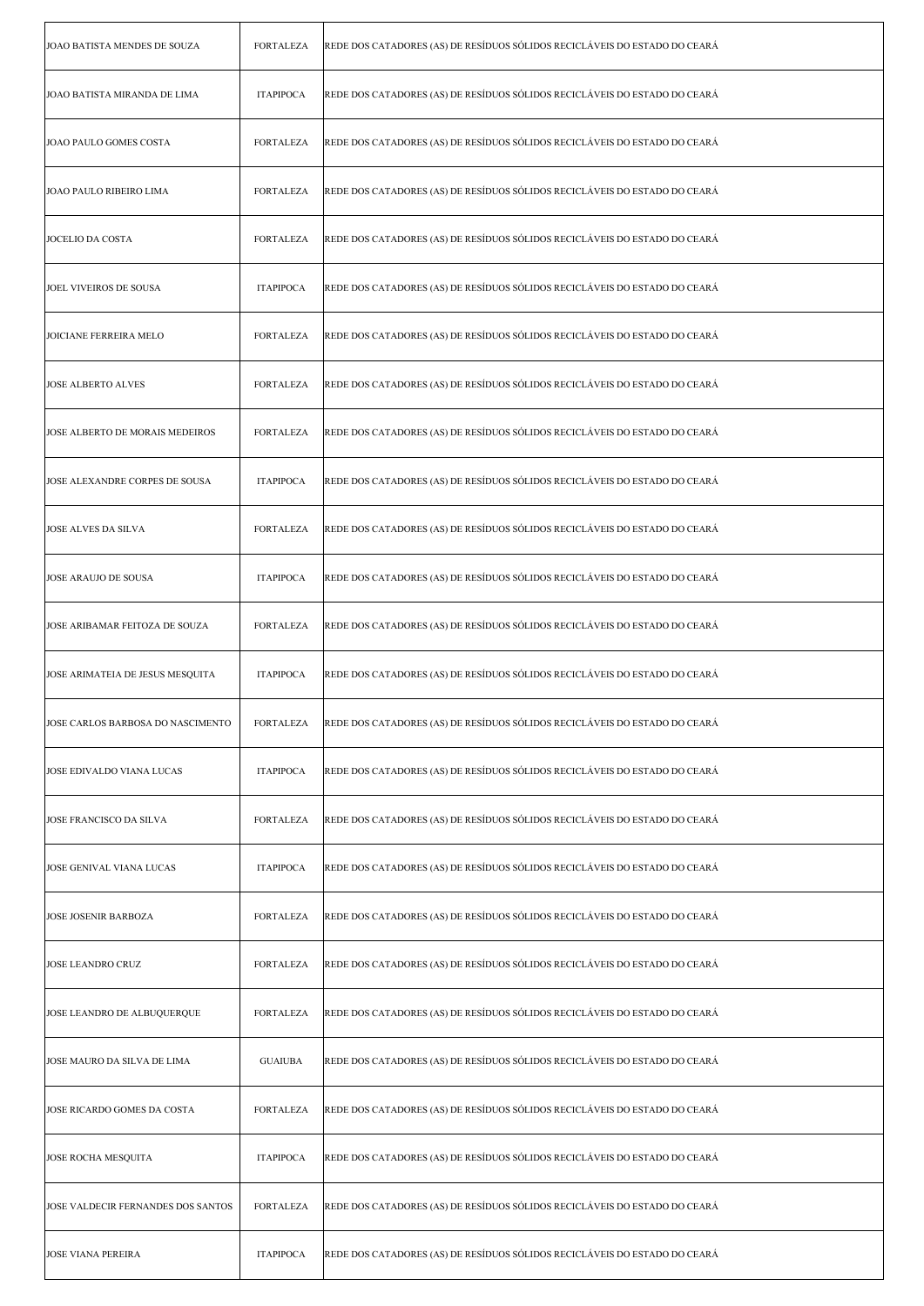| | | |
|---|---|---|
| JOAO BATISTA MENDES DE SOUZA | FORTALEZA | REDE DOS CATADORES (AS) DE RESÍDUOS SÓLIDOS RECICLÁVEIS DO ESTADO DO CEARÁ |
| JOAO BATISTA MIRANDA DE LIMA | ITAPIPOCA | REDE DOS CATADORES (AS) DE RESÍDUOS SÓLIDOS RECICLÁVEIS DO ESTADO DO CEARÁ |
| JOAO PAULO GOMES COSTA | FORTALEZA | REDE DOS CATADORES (AS) DE RESÍDUOS SÓLIDOS RECICLÁVEIS DO ESTADO DO CEARÁ |
| JOAO PAULO RIBEIRO LIMA | FORTALEZA | REDE DOS CATADORES (AS) DE RESÍDUOS SÓLIDOS RECICLÁVEIS DO ESTADO DO CEARÁ |
| JOCELIO DA COSTA | FORTALEZA | REDE DOS CATADORES (AS) DE RESÍDUOS SÓLIDOS RECICLÁVEIS DO ESTADO DO CEARÁ |
| JOEL VIVEIROS DE SOUSA | ITAPIPOCA | REDE DOS CATADORES (AS) DE RESÍDUOS SÓLIDOS RECICLÁVEIS DO ESTADO DO CEARÁ |
| JOICIANE FERREIRA MELO | FORTALEZA | REDE DOS CATADORES (AS) DE RESÍDUOS SÓLIDOS RECICLÁVEIS DO ESTADO DO CEARÁ |
| JOSE ALBERTO ALVES | FORTALEZA | REDE DOS CATADORES (AS) DE RESÍDUOS SÓLIDOS RECICLÁVEIS DO ESTADO DO CEARÁ |
| JOSE ALBERTO DE MORAIS MEDEIROS | FORTALEZA | REDE DOS CATADORES (AS) DE RESÍDUOS SÓLIDOS RECICLÁVEIS DO ESTADO DO CEARÁ |
| JOSE ALEXANDRE CORPES DE SOUSA | ITAPIPOCA | REDE DOS CATADORES (AS) DE RESÍDUOS SÓLIDOS RECICLÁVEIS DO ESTADO DO CEARÁ |
| JOSE ALVES DA SILVA | FORTALEZA | REDE DOS CATADORES (AS) DE RESÍDUOS SÓLIDOS RECICLÁVEIS DO ESTADO DO CEARÁ |
| JOSE ARAUJO DE SOUSA | ITAPIPOCA | REDE DOS CATADORES (AS) DE RESÍDUOS SÓLIDOS RECICLÁVEIS DO ESTADO DO CEARÁ |
| JOSE ARIBAMAR FEITOZA DE SOUZA | FORTALEZA | REDE DOS CATADORES (AS) DE RESÍDUOS SÓLIDOS RECICLÁVEIS DO ESTADO DO CEARÁ |
| JOSE ARIMATEIA DE JESUS MESQUITA | ITAPIPOCA | REDE DOS CATADORES (AS) DE RESÍDUOS SÓLIDOS RECICLÁVEIS DO ESTADO DO CEARÁ |
| JOSE CARLOS BARBOSA DO NASCIMENTO | FORTALEZA | REDE DOS CATADORES (AS) DE RESÍDUOS SÓLIDOS RECICLÁVEIS DO ESTADO DO CEARÁ |
| JOSE EDIVALDO VIANA LUCAS | ITAPIPOCA | REDE DOS CATADORES (AS) DE RESÍDUOS SÓLIDOS RECICLÁVEIS DO ESTADO DO CEARÁ |
| JOSE FRANCISCO DA SILVA | FORTALEZA | REDE DOS CATADORES (AS) DE RESÍDUOS SÓLIDOS RECICLÁVEIS DO ESTADO DO CEARÁ |
| JOSE GENIVAL VIANA LUCAS | ITAPIPOCA | REDE DOS CATADORES (AS) DE RESÍDUOS SÓLIDOS RECICLÁVEIS DO ESTADO DO CEARÁ |
| JOSE JOSENIR BARBOZA | FORTALEZA | REDE DOS CATADORES (AS) DE RESÍDUOS SÓLIDOS RECICLÁVEIS DO ESTADO DO CEARÁ |
| JOSE LEANDRO CRUZ | FORTALEZA | REDE DOS CATADORES (AS) DE RESÍDUOS SÓLIDOS RECICLÁVEIS DO ESTADO DO CEARÁ |
| JOSE LEANDRO DE ALBUQUERQUE | FORTALEZA | REDE DOS CATADORES (AS) DE RESÍDUOS SÓLIDOS RECICLÁVEIS DO ESTADO DO CEARÁ |
| JOSE MAURO DA SILVA DE LIMA | GUAIUBA | REDE DOS CATADORES (AS) DE RESÍDUOS SÓLIDOS RECICLÁVEIS DO ESTADO DO CEARÁ |
| JOSE RICARDO GOMES DA COSTA | FORTALEZA | REDE DOS CATADORES (AS) DE RESÍDUOS SÓLIDOS RECICLÁVEIS DO ESTADO DO CEARÁ |
| JOSE ROCHA MESQUITA | ITAPIPOCA | REDE DOS CATADORES (AS) DE RESÍDUOS SÓLIDOS RECICLÁVEIS DO ESTADO DO CEARÁ |
| JOSE VALDECIR FERNANDES DOS SANTOS | FORTALEZA | REDE DOS CATADORES (AS) DE RESÍDUOS SÓLIDOS RECICLÁVEIS DO ESTADO DO CEARÁ |
| JOSE VIANA PEREIRA | ITAPIPOCA | REDE DOS CATADORES (AS) DE RESÍDUOS SÓLIDOS RECICLÁVEIS DO ESTADO DO CEARÁ |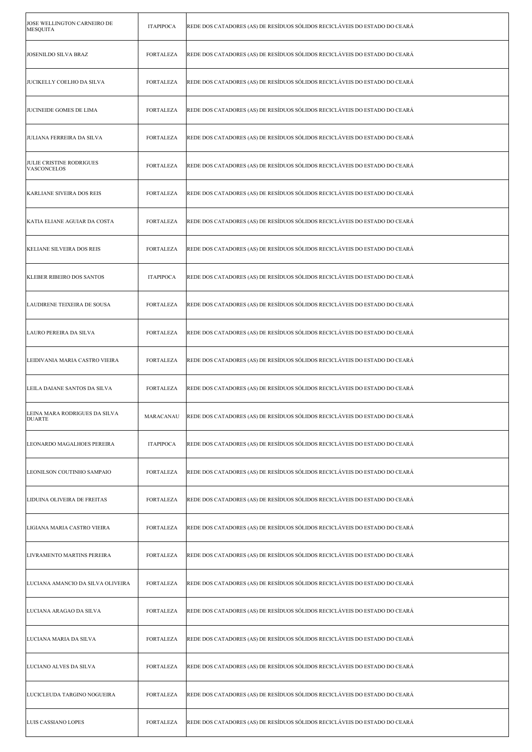| | | |
|---|---|---|
| JOSE WELLINGTON CARNEIRO DE MESQUITA | ITAPIPOCA | REDE DOS CATADORES (AS) DE RESÍDUOS SÓLIDOS RECICLÁVEIS DO ESTADO DO CEARÁ |
| JOSENILDO SILVA BRAZ | FORTALEZA | REDE DOS CATADORES (AS) DE RESÍDUOS SÓLIDOS RECICLÁVEIS DO ESTADO DO CEARÁ |
| JUCIKELLY COELHO DA SILVA | FORTALEZA | REDE DOS CATADORES (AS) DE RESÍDUOS SÓLIDOS RECICLÁVEIS DO ESTADO DO CEARÁ |
| JUCINEIDE GOMES DE LIMA | FORTALEZA | REDE DOS CATADORES (AS) DE RESÍDUOS SÓLIDOS RECICLÁVEIS DO ESTADO DO CEARÁ |
| JULIANA FERREIRA DA SILVA | FORTALEZA | REDE DOS CATADORES (AS) DE RESÍDUOS SÓLIDOS RECICLÁVEIS DO ESTADO DO CEARÁ |
| JULIE CRISTINE RODRIGUES VASCONCELOS | FORTALEZA | REDE DOS CATADORES (AS) DE RESÍDUOS SÓLIDOS RECICLÁVEIS DO ESTADO DO CEARÁ |
| KARLIANE SIVEIRA DOS REIS | FORTALEZA | REDE DOS CATADORES (AS) DE RESÍDUOS SÓLIDOS RECICLÁVEIS DO ESTADO DO CEARÁ |
| KATIA ELIANE AGUIAR DA COSTA | FORTALEZA | REDE DOS CATADORES (AS) DE RESÍDUOS SÓLIDOS RECICLÁVEIS DO ESTADO DO CEARÁ |
| KELIANE SILVEIRA DOS REIS | FORTALEZA | REDE DOS CATADORES (AS) DE RESÍDUOS SÓLIDOS RECICLÁVEIS DO ESTADO DO CEARÁ |
| KLEBER RIBEIRO DOS SANTOS | ITAPIPOCA | REDE DOS CATADORES (AS) DE RESÍDUOS SÓLIDOS RECICLÁVEIS DO ESTADO DO CEARÁ |
| LAUDIRENE TEIXEIRA DE SOUSA | FORTALEZA | REDE DOS CATADORES (AS) DE RESÍDUOS SÓLIDOS RECICLÁVEIS DO ESTADO DO CEARÁ |
| LAURO PEREIRA DA SILVA | FORTALEZA | REDE DOS CATADORES (AS) DE RESÍDUOS SÓLIDOS RECICLÁVEIS DO ESTADO DO CEARÁ |
| LEIDIVANIA MARIA CASTRO VIEIRA | FORTALEZA | REDE DOS CATADORES (AS) DE RESÍDUOS SÓLIDOS RECICLÁVEIS DO ESTADO DO CEARÁ |
| LEILA DAIANE SANTOS DA SILVA | FORTALEZA | REDE DOS CATADORES (AS) DE RESÍDUOS SÓLIDOS RECICLÁVEIS DO ESTADO DO CEARÁ |
| LEINA MARA RODRIGUES DA SILVA DUARTE | MARACANAU | REDE DOS CATADORES (AS) DE RESÍDUOS SÓLIDOS RECICLÁVEIS DO ESTADO DO CEARÁ |
| LEONARDO MAGALHOES PEREIRA | ITAPIPOCA | REDE DOS CATADORES (AS) DE RESÍDUOS SÓLIDOS RECICLÁVEIS DO ESTADO DO CEARÁ |
| LEONILSON COUTINHO SAMPAIO | FORTALEZA | REDE DOS CATADORES (AS) DE RESÍDUOS SÓLIDOS RECICLÁVEIS DO ESTADO DO CEARÁ |
| LIDUINA OLIVEIRA DE FREITAS | FORTALEZA | REDE DOS CATADORES (AS) DE RESÍDUOS SÓLIDOS RECICLÁVEIS DO ESTADO DO CEARÁ |
| LIGIANA MARIA CASTRO VIEIRA | FORTALEZA | REDE DOS CATADORES (AS) DE RESÍDUOS SÓLIDOS RECICLÁVEIS DO ESTADO DO CEARÁ |
| LIVRAMENTO MARTINS PEREIRA | FORTALEZA | REDE DOS CATADORES (AS) DE RESÍDUOS SÓLIDOS RECICLÁVEIS DO ESTADO DO CEARÁ |
| LUCIANA AMANCIO DA SILVA OLIVEIRA | FORTALEZA | REDE DOS CATADORES (AS) DE RESÍDUOS SÓLIDOS RECICLÁVEIS DO ESTADO DO CEARÁ |
| LUCIANA ARAGAO DA SILVA | FORTALEZA | REDE DOS CATADORES (AS) DE RESÍDUOS SÓLIDOS RECICLÁVEIS DO ESTADO DO CEARÁ |
| LUCIANA MARIA DA SILVA | FORTALEZA | REDE DOS CATADORES (AS) DE RESÍDUOS SÓLIDOS RECICLÁVEIS DO ESTADO DO CEARÁ |
| LUCIANO ALVES DA SILVA | FORTALEZA | REDE DOS CATADORES (AS) DE RESÍDUOS SÓLIDOS RECICLÁVEIS DO ESTADO DO CEARÁ |
| LUCICLEUDA TARGINO NOGUEIRA | FORTALEZA | REDE DOS CATADORES (AS) DE RESÍDUOS SÓLIDOS RECICLÁVEIS DO ESTADO DO CEARÁ |
| LUIS CASSIANO LOPES | FORTALEZA | REDE DOS CATADORES (AS) DE RESÍDUOS SÓLIDOS RECICLÁVEIS DO ESTADO DO CEARÁ |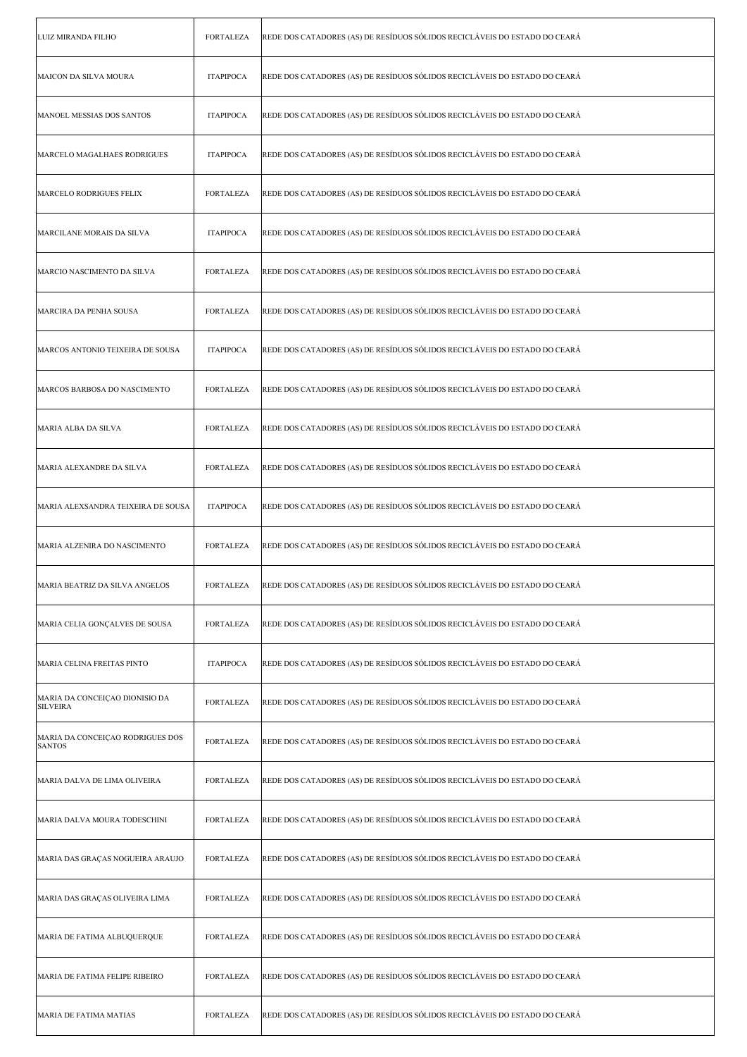| | | |
|---|---|---|
| LUIZ MIRANDA FILHO | FORTALEZA | REDE DOS CATADORES (AS) DE RESÍDUOS SÓLIDOS RECICLÁVEIS DO ESTADO DO CEARÁ |
| MAICON DA SILVA MOURA | ITAPIPOCA | REDE DOS CATADORES (AS) DE RESÍDUOS SÓLIDOS RECICLÁVEIS DO ESTADO DO CEARÁ |
| MANOEL MESSIAS DOS SANTOS | ITAPIPOCA | REDE DOS CATADORES (AS) DE RESÍDUOS SÓLIDOS RECICLÁVEIS DO ESTADO DO CEARÁ |
| MARCELO MAGALHAES RODRIGUES | ITAPIPOCA | REDE DOS CATADORES (AS) DE RESÍDUOS SÓLIDOS RECICLÁVEIS DO ESTADO DO CEARÁ |
| MARCELO RODRIGUES FELIX | FORTALEZA | REDE DOS CATADORES (AS) DE RESÍDUOS SÓLIDOS RECICLÁVEIS DO ESTADO DO CEARÁ |
| MARCILANE MORAIS DA SILVA | ITAPIPOCA | REDE DOS CATADORES (AS) DE RESÍDUOS SÓLIDOS RECICLÁVEIS DO ESTADO DO CEARÁ |
| MARCIO NASCIMENTO DA SILVA | FORTALEZA | REDE DOS CATADORES (AS) DE RESÍDUOS SÓLIDOS RECICLÁVEIS DO ESTADO DO CEARÁ |
| MARCIRA DA PENHA SOUSA | FORTALEZA | REDE DOS CATADORES (AS) DE RESÍDUOS SÓLIDOS RECICLÁVEIS DO ESTADO DO CEARÁ |
| MARCOS ANTONIO TEIXEIRA DE SOUSA | ITAPIPOCA | REDE DOS CATADORES (AS) DE RESÍDUOS SÓLIDOS RECICLÁVEIS DO ESTADO DO CEARÁ |
| MARCOS BARBOSA DO NASCIMENTO | FORTALEZA | REDE DOS CATADORES (AS) DE RESÍDUOS SÓLIDOS RECICLÁVEIS DO ESTADO DO CEARÁ |
| MARIA ALBA DA SILVA | FORTALEZA | REDE DOS CATADORES (AS) DE RESÍDUOS SÓLIDOS RECICLÁVEIS DO ESTADO DO CEARÁ |
| MARIA ALEXANDRE DA SILVA | FORTALEZA | REDE DOS CATADORES (AS) DE RESÍDUOS SÓLIDOS RECICLÁVEIS DO ESTADO DO CEARÁ |
| MARIA ALEXSANDRA TEIXEIRA DE SOUSA | ITAPIPOCA | REDE DOS CATADORES (AS) DE RESÍDUOS SÓLIDOS RECICLÁVEIS DO ESTADO DO CEARÁ |
| MARIA ALZENIRA DO NASCIMENTO | FORTALEZA | REDE DOS CATADORES (AS) DE RESÍDUOS SÓLIDOS RECICLÁVEIS DO ESTADO DO CEARÁ |
| MARIA BEATRIZ DA SILVA ANGELOS | FORTALEZA | REDE DOS CATADORES (AS) DE RESÍDUOS SÓLIDOS RECICLÁVEIS DO ESTADO DO CEARÁ |
| MARIA CELIA GONÇALVES DE SOUSA | FORTALEZA | REDE DOS CATADORES (AS) DE RESÍDUOS SÓLIDOS RECICLÁVEIS DO ESTADO DO CEARÁ |
| MARIA CELINA FREITAS PINTO | ITAPIPOCA | REDE DOS CATADORES (AS) DE RESÍDUOS SÓLIDOS RECICLÁVEIS DO ESTADO DO CEARÁ |
| MARIA DA CONCEIÇAO DIONISIO DA SILVEIRA | FORTALEZA | REDE DOS CATADORES (AS) DE RESÍDUOS SÓLIDOS RECICLÁVEIS DO ESTADO DO CEARÁ |
| MARIA DA CONCEIÇAO RODRIGUES DOS SANTOS | FORTALEZA | REDE DOS CATADORES (AS) DE RESÍDUOS SÓLIDOS RECICLÁVEIS DO ESTADO DO CEARÁ |
| MARIA DALVA DE LIMA OLIVEIRA | FORTALEZA | REDE DOS CATADORES (AS) DE RESÍDUOS SÓLIDOS RECICLÁVEIS DO ESTADO DO CEARÁ |
| MARIA DALVA MOURA TODESCHINI | FORTALEZA | REDE DOS CATADORES (AS) DE RESÍDUOS SÓLIDOS RECICLÁVEIS DO ESTADO DO CEARÁ |
| MARIA DAS GRAÇAS NOGUEIRA ARAUJO | FORTALEZA | REDE DOS CATADORES (AS) DE RESÍDUOS SÓLIDOS RECICLÁVEIS DO ESTADO DO CEARÁ |
| MARIA DAS GRAÇAS OLIVEIRA LIMA | FORTALEZA | REDE DOS CATADORES (AS) DE RESÍDUOS SÓLIDOS RECICLÁVEIS DO ESTADO DO CEARÁ |
| MARIA DE FATIMA ALBUQUERQUE | FORTALEZA | REDE DOS CATADORES (AS) DE RESÍDUOS SÓLIDOS RECICLÁVEIS DO ESTADO DO CEARÁ |
| MARIA DE FATIMA FELIPE RIBEIRO | FORTALEZA | REDE DOS CATADORES (AS) DE RESÍDUOS SÓLIDOS RECICLÁVEIS DO ESTADO DO CEARÁ |
| MARIA DE FATIMA MATIAS | FORTALEZA | REDE DOS CATADORES (AS) DE RESÍDUOS SÓLIDOS RECICLÁVEIS DO ESTADO DO CEARÁ |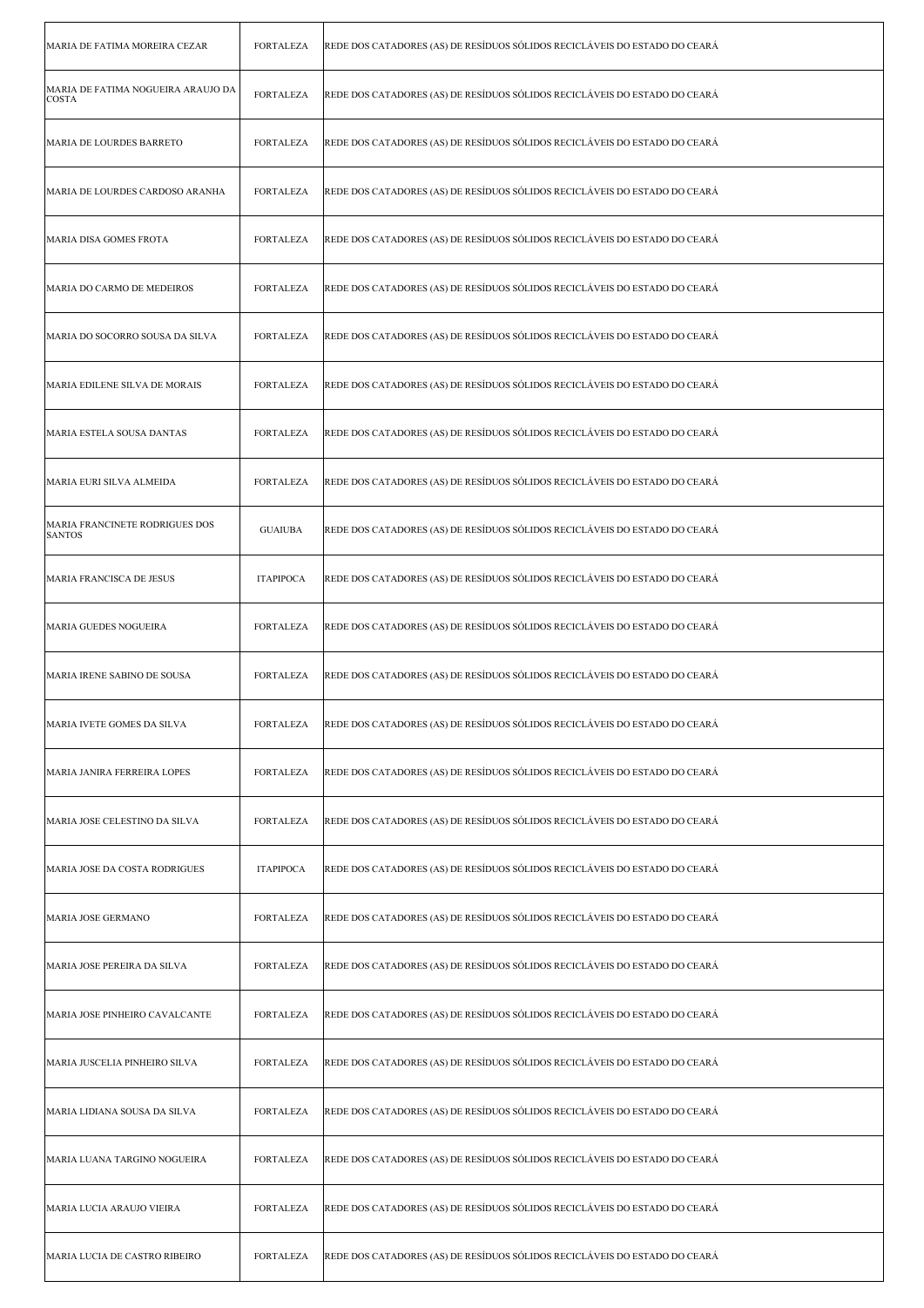| | | |
|---|---|---|
| MARIA DE FATIMA MOREIRA CEZAR | FORTALEZA | REDE DOS CATADORES (AS) DE RESÍDUOS SÓLIDOS RECICLÁVEIS DO ESTADO DO CEARÁ |
| MARIA DE FATIMA NOGUEIRA ARAUJO DA COSTA | FORTALEZA | REDE DOS CATADORES (AS) DE RESÍDUOS SÓLIDOS RECICLÁVEIS DO ESTADO DO CEARÁ |
| MARIA DE LOURDES BARRETO | FORTALEZA | REDE DOS CATADORES (AS) DE RESÍDUOS SÓLIDOS RECICLÁVEIS DO ESTADO DO CEARÁ |
| MARIA DE LOURDES CARDOSO ARANHA | FORTALEZA | REDE DOS CATADORES (AS) DE RESÍDUOS SÓLIDOS RECICLÁVEIS DO ESTADO DO CEARÁ |
| MARIA DISA GOMES FROTA | FORTALEZA | REDE DOS CATADORES (AS) DE RESÍDUOS SÓLIDOS RECICLÁVEIS DO ESTADO DO CEARÁ |
| MARIA DO CARMO DE MEDEIROS | FORTALEZA | REDE DOS CATADORES (AS) DE RESÍDUOS SÓLIDOS RECICLÁVEIS DO ESTADO DO CEARÁ |
| MARIA DO SOCORRO SOUSA DA SILVA | FORTALEZA | REDE DOS CATADORES (AS) DE RESÍDUOS SÓLIDOS RECICLÁVEIS DO ESTADO DO CEARÁ |
| MARIA EDILENE SILVA DE MORAIS | FORTALEZA | REDE DOS CATADORES (AS) DE RESÍDUOS SÓLIDOS RECICLÁVEIS DO ESTADO DO CEARÁ |
| MARIA ESTELA SOUSA DANTAS | FORTALEZA | REDE DOS CATADORES (AS) DE RESÍDUOS SÓLIDOS RECICLÁVEIS DO ESTADO DO CEARÁ |
| MARIA EURI SILVA ALMEIDA | FORTALEZA | REDE DOS CATADORES (AS) DE RESÍDUOS SÓLIDOS RECICLÁVEIS DO ESTADO DO CEARÁ |
| MARIA FRANCINETE RODRIGUES DOS SANTOS | GUAIUBA | REDE DOS CATADORES (AS) DE RESÍDUOS SÓLIDOS RECICLÁVEIS DO ESTADO DO CEARÁ |
| MARIA FRANCISCA DE JESUS | ITAPIPOCA | REDE DOS CATADORES (AS) DE RESÍDUOS SÓLIDOS RECICLÁVEIS DO ESTADO DO CEARÁ |
| MARIA GUEDES NOGUEIRA | FORTALEZA | REDE DOS CATADORES (AS) DE RESÍDUOS SÓLIDOS RECICLÁVEIS DO ESTADO DO CEARÁ |
| MARIA IRENE SABINO DE SOUSA | FORTALEZA | REDE DOS CATADORES (AS) DE RESÍDUOS SÓLIDOS RECICLÁVEIS DO ESTADO DO CEARÁ |
| MARIA IVETE GOMES DA SILVA | FORTALEZA | REDE DOS CATADORES (AS) DE RESÍDUOS SÓLIDOS RECICLÁVEIS DO ESTADO DO CEARÁ |
| MARIA JANIRA FERREIRA LOPES | FORTALEZA | REDE DOS CATADORES (AS) DE RESÍDUOS SÓLIDOS RECICLÁVEIS DO ESTADO DO CEARÁ |
| MARIA JOSE CELESTINO DA SILVA | FORTALEZA | REDE DOS CATADORES (AS) DE RESÍDUOS SÓLIDOS RECICLÁVEIS DO ESTADO DO CEARÁ |
| MARIA JOSE DA COSTA RODRIGUES | ITAPIPOCA | REDE DOS CATADORES (AS) DE RESÍDUOS SÓLIDOS RECICLÁVEIS DO ESTADO DO CEARÁ |
| MARIA JOSE GERMANO | FORTALEZA | REDE DOS CATADORES (AS) DE RESÍDUOS SÓLIDOS RECICLÁVEIS DO ESTADO DO CEARÁ |
| MARIA JOSE PEREIRA DA SILVA | FORTALEZA | REDE DOS CATADORES (AS) DE RESÍDUOS SÓLIDOS RECICLÁVEIS DO ESTADO DO CEARÁ |
| MARIA JOSE PINHEIRO CAVALCANTE | FORTALEZA | REDE DOS CATADORES (AS) DE RESÍDUOS SÓLIDOS RECICLÁVEIS DO ESTADO DO CEARÁ |
| MARIA JUSCELIA PINHEIRO SILVA | FORTALEZA | REDE DOS CATADORES (AS) DE RESÍDUOS SÓLIDOS RECICLÁVEIS DO ESTADO DO CEARÁ |
| MARIA LIDIANA SOUSA DA SILVA | FORTALEZA | REDE DOS CATADORES (AS) DE RESÍDUOS SÓLIDOS RECICLÁVEIS DO ESTADO DO CEARÁ |
| MARIA LUANA TARGINO NOGUEIRA | FORTALEZA | REDE DOS CATADORES (AS) DE RESÍDUOS SÓLIDOS RECICLÁVEIS DO ESTADO DO CEARÁ |
| MARIA LUCIA ARAUJO VIEIRA | FORTALEZA | REDE DOS CATADORES (AS) DE RESÍDUOS SÓLIDOS RECICLÁVEIS DO ESTADO DO CEARÁ |
| MARIA LUCIA DE CASTRO RIBEIRO | FORTALEZA | REDE DOS CATADORES (AS) DE RESÍDUOS SÓLIDOS RECICLÁVEIS DO ESTADO DO CEARÁ |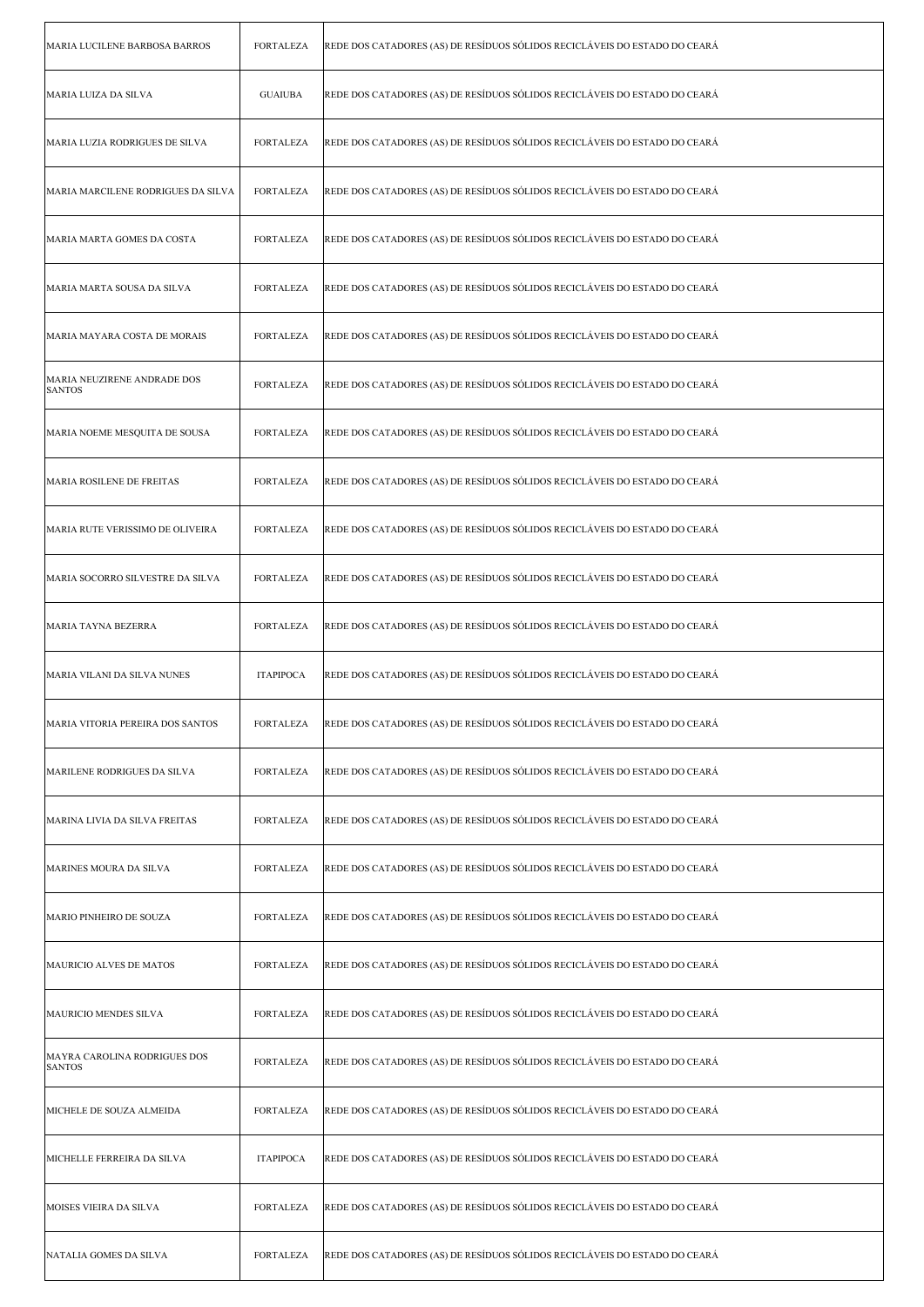| | | |
|---|---|---|
| MARIA LUCILENE BARBOSA BARROS | FORTALEZA | REDE DOS CATADORES (AS) DE RESÍDUOS SÓLIDOS RECICLÁVEIS DO ESTADO DO CEARÁ |
| MARIA LUIZA DA SILVA | GUAIUBA | REDE DOS CATADORES (AS) DE RESÍDUOS SÓLIDOS RECICLÁVEIS DO ESTADO DO CEARÁ |
| MARIA LUZIA RODRIGUES DE SILVA | FORTALEZA | REDE DOS CATADORES (AS) DE RESÍDUOS SÓLIDOS RECICLÁVEIS DO ESTADO DO CEARÁ |
| MARIA MARCILENE RODRIGUES DA SILVA | FORTALEZA | REDE DOS CATADORES (AS) DE RESÍDUOS SÓLIDOS RECICLÁVEIS DO ESTADO DO CEARÁ |
| MARIA MARTA GOMES DA COSTA | FORTALEZA | REDE DOS CATADORES (AS) DE RESÍDUOS SÓLIDOS RECICLÁVEIS DO ESTADO DO CEARÁ |
| MARIA MARTA SOUSA DA SILVA | FORTALEZA | REDE DOS CATADORES (AS) DE RESÍDUOS SÓLIDOS RECICLÁVEIS DO ESTADO DO CEARÁ |
| MARIA MAYARA COSTA DE MORAIS | FORTALEZA | REDE DOS CATADORES (AS) DE RESÍDUOS SÓLIDOS RECICLÁVEIS DO ESTADO DO CEARÁ |
| MARIA NEUZIRENE ANDRADE DOS SANTOS | FORTALEZA | REDE DOS CATADORES (AS) DE RESÍDUOS SÓLIDOS RECICLÁVEIS DO ESTADO DO CEARÁ |
| MARIA NOEME MESQUITA DE SOUSA | FORTALEZA | REDE DOS CATADORES (AS) DE RESÍDUOS SÓLIDOS RECICLÁVEIS DO ESTADO DO CEARÁ |
| MARIA ROSILENE DE FREITAS | FORTALEZA | REDE DOS CATADORES (AS) DE RESÍDUOS SÓLIDOS RECICLÁVEIS DO ESTADO DO CEARÁ |
| MARIA RUTE VERISSIMO DE OLIVEIRA | FORTALEZA | REDE DOS CATADORES (AS) DE RESÍDUOS SÓLIDOS RECICLÁVEIS DO ESTADO DO CEARÁ |
| MARIA SOCORRO SILVESTRE DA SILVA | FORTALEZA | REDE DOS CATADORES (AS) DE RESÍDUOS SÓLIDOS RECICLÁVEIS DO ESTADO DO CEARÁ |
| MARIA TAYNA BEZERRA | FORTALEZA | REDE DOS CATADORES (AS) DE RESÍDUOS SÓLIDOS RECICLÁVEIS DO ESTADO DO CEARÁ |
| MARIA VILANI DA SILVA NUNES | ITAPIPOCA | REDE DOS CATADORES (AS) DE RESÍDUOS SÓLIDOS RECICLÁVEIS DO ESTADO DO CEARÁ |
| MARIA VITORIA PEREIRA DOS SANTOS | FORTALEZA | REDE DOS CATADORES (AS) DE RESÍDUOS SÓLIDOS RECICLÁVEIS DO ESTADO DO CEARÁ |
| MARILENE RODRIGUES DA SILVA | FORTALEZA | REDE DOS CATADORES (AS) DE RESÍDUOS SÓLIDOS RECICLÁVEIS DO ESTADO DO CEARÁ |
| MARINA LIVIA DA SILVA FREITAS | FORTALEZA | REDE DOS CATADORES (AS) DE RESÍDUOS SÓLIDOS RECICLÁVEIS DO ESTADO DO CEARÁ |
| MARINES MOURA DA SILVA | FORTALEZA | REDE DOS CATADORES (AS) DE RESÍDUOS SÓLIDOS RECICLÁVEIS DO ESTADO DO CEARÁ |
| MARIO PINHEIRO DE SOUZA | FORTALEZA | REDE DOS CATADORES (AS) DE RESÍDUOS SÓLIDOS RECICLÁVEIS DO ESTADO DO CEARÁ |
| MAURICIO ALVES DE MATOS | FORTALEZA | REDE DOS CATADORES (AS) DE RESÍDUOS SÓLIDOS RECICLÁVEIS DO ESTADO DO CEARÁ |
| MAURICIO MENDES SILVA | FORTALEZA | REDE DOS CATADORES (AS) DE RESÍDUOS SÓLIDOS RECICLÁVEIS DO ESTADO DO CEARÁ |
| MAYRA CAROLINA RODRIGUES DOS SANTOS | FORTALEZA | REDE DOS CATADORES (AS) DE RESÍDUOS SÓLIDOS RECICLÁVEIS DO ESTADO DO CEARÁ |
| MICHELE DE SOUZA ALMEIDA | FORTALEZA | REDE DOS CATADORES (AS) DE RESÍDUOS SÓLIDOS RECICLÁVEIS DO ESTADO DO CEARÁ |
| MICHELLE FERREIRA DA SILVA | ITAPIPOCA | REDE DOS CATADORES (AS) DE RESÍDUOS SÓLIDOS RECICLÁVEIS DO ESTADO DO CEARÁ |
| MOISES VIEIRA DA SILVA | FORTALEZA | REDE DOS CATADORES (AS) DE RESÍDUOS SÓLIDOS RECICLÁVEIS DO ESTADO DO CEARÁ |
| NATALIA GOMES DA SILVA | FORTALEZA | REDE DOS CATADORES (AS) DE RESÍDUOS SÓLIDOS RECICLÁVEIS DO ESTADO DO CEARÁ |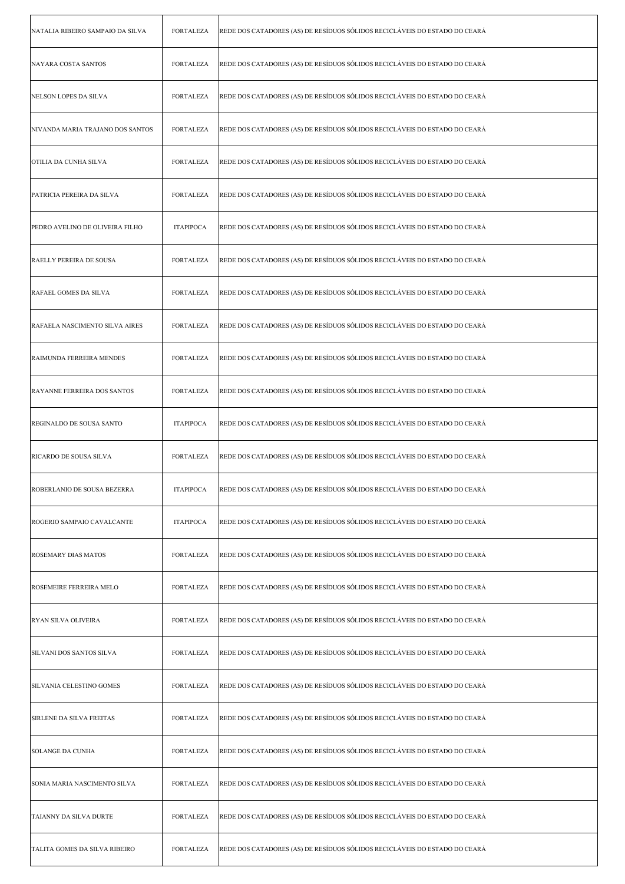| NATALIA RIBEIRO SAMPAIO DA SILVA | FORTALEZA | REDE DOS CATADORES (AS) DE RESÍDUOS SÓLIDOS RECICLÁVEIS DO ESTADO DO CEARÁ |
|---|---|---|
| NAYARA COSTA SANTOS | FORTALEZA | REDE DOS CATADORES (AS) DE RESÍDUOS SÓLIDOS RECICLÁVEIS DO ESTADO DO CEARÁ |
| NELSON LOPES DA SILVA | FORTALEZA | REDE DOS CATADORES (AS) DE RESÍDUOS SÓLIDOS RECICLÁVEIS DO ESTADO DO CEARÁ |
| NIVANDA MARIA TRAJANO DOS SANTOS | FORTALEZA | REDE DOS CATADORES (AS) DE RESÍDUOS SÓLIDOS RECICLÁVEIS DO ESTADO DO CEARÁ |
| OTILIA DA CUNHA SILVA | FORTALEZA | REDE DOS CATADORES (AS) DE RESÍDUOS SÓLIDOS RECICLÁVEIS DO ESTADO DO CEARÁ |
| PATRICIA PEREIRA DA SILVA | FORTALEZA | REDE DOS CATADORES (AS) DE RESÍDUOS SÓLIDOS RECICLÁVEIS DO ESTADO DO CEARÁ |
| PEDRO AVELINO DE OLIVEIRA FILHO | ITAPIPOCA | REDE DOS CATADORES (AS) DE RESÍDUOS SÓLIDOS RECICLÁVEIS DO ESTADO DO CEARÁ |
| RAELLY PEREIRA DE SOUSA | FORTALEZA | REDE DOS CATADORES (AS) DE RESÍDUOS SÓLIDOS RECICLÁVEIS DO ESTADO DO CEARÁ |
| RAFAEL GOMES DA SILVA | FORTALEZA | REDE DOS CATADORES (AS) DE RESÍDUOS SÓLIDOS RECICLÁVEIS DO ESTADO DO CEARÁ |
| RAFAELA NASCIMENTO SILVA AIRES | FORTALEZA | REDE DOS CATADORES (AS) DE RESÍDUOS SÓLIDOS RECICLÁVEIS DO ESTADO DO CEARÁ |
| RAIMUNDA FERREIRA MENDES | FORTALEZA | REDE DOS CATADORES (AS) DE RESÍDUOS SÓLIDOS RECICLÁVEIS DO ESTADO DO CEARÁ |
| RAYANNE FERREIRA DOS SANTOS | FORTALEZA | REDE DOS CATADORES (AS) DE RESÍDUOS SÓLIDOS RECICLÁVEIS DO ESTADO DO CEARÁ |
| REGINALDO DE SOUSA SANTO | ITAPIPOCA | REDE DOS CATADORES (AS) DE RESÍDUOS SÓLIDOS RECICLÁVEIS DO ESTADO DO CEARÁ |
| RICARDO DE SOUSA SILVA | FORTALEZA | REDE DOS CATADORES (AS) DE RESÍDUOS SÓLIDOS RECICLÁVEIS DO ESTADO DO CEARÁ |
| ROBERLANIO DE SOUSA BEZERRA | ITAPIPOCA | REDE DOS CATADORES (AS) DE RESÍDUOS SÓLIDOS RECICLÁVEIS DO ESTADO DO CEARÁ |
| ROGERIO SAMPAIO CAVALCANTE | ITAPIPOCA | REDE DOS CATADORES (AS) DE RESÍDUOS SÓLIDOS RECICLÁVEIS DO ESTADO DO CEARÁ |
| ROSEMARY DIAS MATOS | FORTALEZA | REDE DOS CATADORES (AS) DE RESÍDUOS SÓLIDOS RECICLÁVEIS DO ESTADO DO CEARÁ |
| ROSEMEIRE FERREIRA MELO | FORTALEZA | REDE DOS CATADORES (AS) DE RESÍDUOS SÓLIDOS RECICLÁVEIS DO ESTADO DO CEARÁ |
| RYAN SILVA OLIVEIRA | FORTALEZA | REDE DOS CATADORES (AS) DE RESÍDUOS SÓLIDOS RECICLÁVEIS DO ESTADO DO CEARÁ |
| SILVANI DOS SANTOS SILVA | FORTALEZA | REDE DOS CATADORES (AS) DE RESÍDUOS SÓLIDOS RECICLÁVEIS DO ESTADO DO CEARÁ |
| SILVANIA CELESTINO GOMES | FORTALEZA | REDE DOS CATADORES (AS) DE RESÍDUOS SÓLIDOS RECICLÁVEIS DO ESTADO DO CEARÁ |
| SIRLENE DA SILVA FREITAS | FORTALEZA | REDE DOS CATADORES (AS) DE RESÍDUOS SÓLIDOS RECICLÁVEIS DO ESTADO DO CEARÁ |
| SOLANGE DA CUNHA | FORTALEZA | REDE DOS CATADORES (AS) DE RESÍDUOS SÓLIDOS RECICLÁVEIS DO ESTADO DO CEARÁ |
| SONIA MARIA NASCIMENTO SILVA | FORTALEZA | REDE DOS CATADORES (AS) DE RESÍDUOS SÓLIDOS RECICLÁVEIS DO ESTADO DO CEARÁ |
| TAIANNY DA SILVA DURTE | FORTALEZA | REDE DOS CATADORES (AS) DE RESÍDUOS SÓLIDOS RECICLÁVEIS DO ESTADO DO CEARÁ |
| TALITA GOMES DA SILVA RIBEIRO | FORTALEZA | REDE DOS CATADORES (AS) DE RESÍDUOS SÓLIDOS RECICLÁVEIS DO ESTADO DO CEARÁ |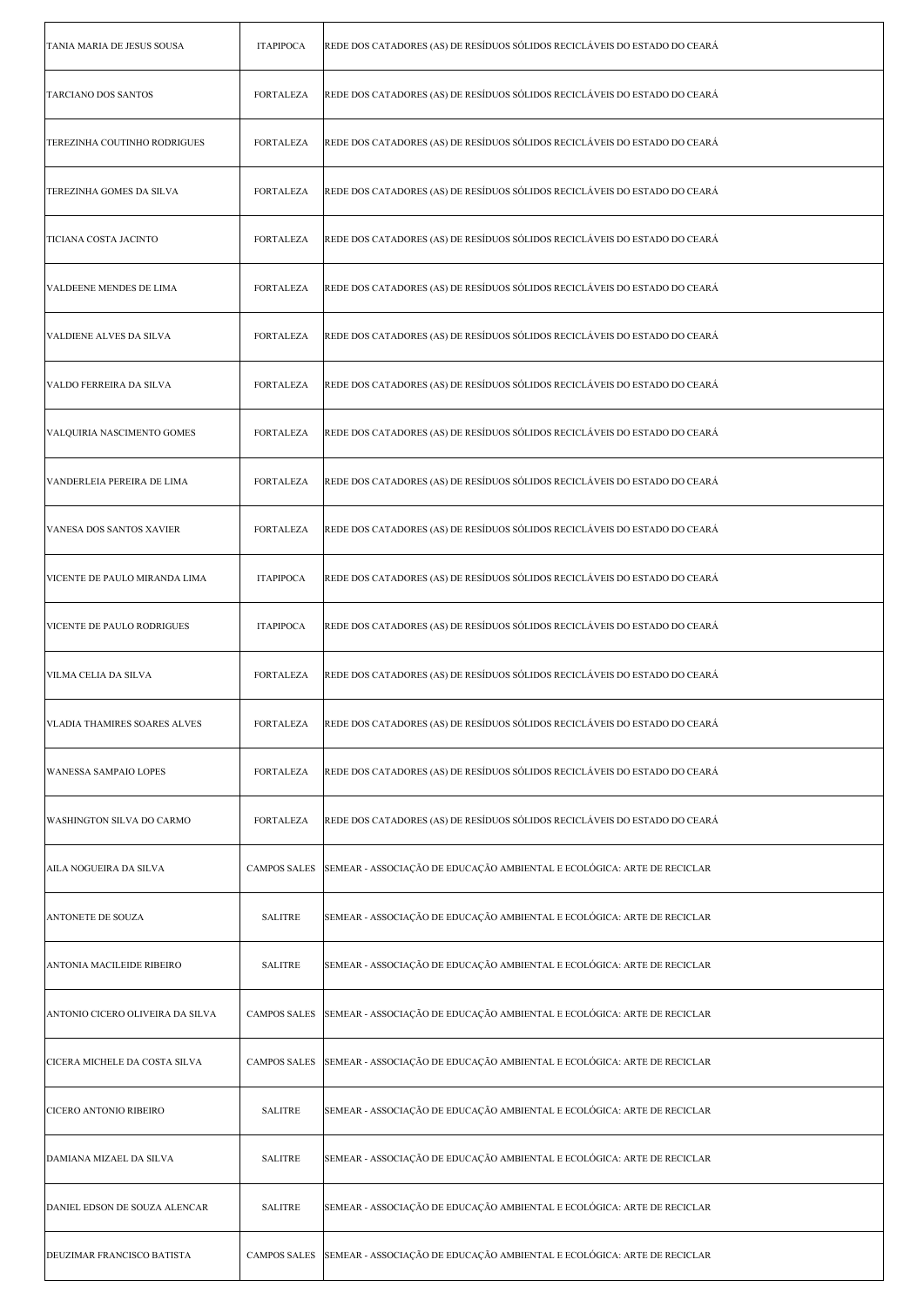| | | |
|---|---|---|
| TANIA MARIA DE JESUS SOUSA | ITAPIPOCA | REDE DOS CATADORES (AS) DE RESÍDUOS SÓLIDOS RECICLÁVEIS DO ESTADO DO CEARÁ |
| TARCIANO DOS SANTOS | FORTALEZA | REDE DOS CATADORES (AS) DE RESÍDUOS SÓLIDOS RECICLÁVEIS DO ESTADO DO CEARÁ |
| TEREZINHA COUTINHO RODRIGUES | FORTALEZA | REDE DOS CATADORES (AS) DE RESÍDUOS SÓLIDOS RECICLÁVEIS DO ESTADO DO CEARÁ |
| TEREZINHA GOMES DA SILVA | FORTALEZA | REDE DOS CATADORES (AS) DE RESÍDUOS SÓLIDOS RECICLÁVEIS DO ESTADO DO CEARÁ |
| TICIANA COSTA JACINTO | FORTALEZA | REDE DOS CATADORES (AS) DE RESÍDUOS SÓLIDOS RECICLÁVEIS DO ESTADO DO CEARÁ |
| VALDEENE MENDES DE LIMA | FORTALEZA | REDE DOS CATADORES (AS) DE RESÍDUOS SÓLIDOS RECICLÁVEIS DO ESTADO DO CEARÁ |
| VALDIENE ALVES DA SILVA | FORTALEZA | REDE DOS CATADORES (AS) DE RESÍDUOS SÓLIDOS RECICLÁVEIS DO ESTADO DO CEARÁ |
| VALDO FERREIRA DA SILVA | FORTALEZA | REDE DOS CATADORES (AS) DE RESÍDUOS SÓLIDOS RECICLÁVEIS DO ESTADO DO CEARÁ |
| VALQUIRIA NASCIMENTO GOMES | FORTALEZA | REDE DOS CATADORES (AS) DE RESÍDUOS SÓLIDOS RECICLÁVEIS DO ESTADO DO CEARÁ |
| VANDERLEIA PEREIRA DE LIMA | FORTALEZA | REDE DOS CATADORES (AS) DE RESÍDUOS SÓLIDOS RECICLÁVEIS DO ESTADO DO CEARÁ |
| VANESA DOS SANTOS XAVIER | FORTALEZA | REDE DOS CATADORES (AS) DE RESÍDUOS SÓLIDOS RECICLÁVEIS DO ESTADO DO CEARÁ |
| VICENTE DE PAULO MIRANDA LIMA | ITAPIPOCA | REDE DOS CATADORES (AS) DE RESÍDUOS SÓLIDOS RECICLÁVEIS DO ESTADO DO CEARÁ |
| VICENTE DE PAULO RODRIGUES | ITAPIPOCA | REDE DOS CATADORES (AS) DE RESÍDUOS SÓLIDOS RECICLÁVEIS DO ESTADO DO CEARÁ |
| VILMA CELIA DA SILVA | FORTALEZA | REDE DOS CATADORES (AS) DE RESÍDUOS SÓLIDOS RECICLÁVEIS DO ESTADO DO CEARÁ |
| VLADIA THAMIRES SOARES ALVES | FORTALEZA | REDE DOS CATADORES (AS) DE RESÍDUOS SÓLIDOS RECICLÁVEIS DO ESTADO DO CEARÁ |
| WANESSA SAMPAIO LOPES | FORTALEZA | REDE DOS CATADORES (AS) DE RESÍDUOS SÓLIDOS RECICLÁVEIS DO ESTADO DO CEARÁ |
| WASHINGTON SILVA DO CARMO | FORTALEZA | REDE DOS CATADORES (AS) DE RESÍDUOS SÓLIDOS RECICLÁVEIS DO ESTADO DO CEARÁ |
| AILA NOGUEIRA DA SILVA | CAMPOS SALES | SEMEAR - ASSOCIAÇÃO DE EDUCAÇÃO AMBIENTAL E ECOLÓGICA: ARTE DE RECICLAR |
| ANTONETE DE SOUZA | SALITRE | SEMEAR - ASSOCIAÇÃO DE EDUCAÇÃO AMBIENTAL E ECOLÓGICA: ARTE DE RECICLAR |
| ANTONIA MACILEIDE RIBEIRO | SALITRE | SEMEAR - ASSOCIAÇÃO DE EDUCAÇÃO AMBIENTAL E ECOLÓGICA: ARTE DE RECICLAR |
| ANTONIO CICERO OLIVEIRA DA SILVA | CAMPOS SALES | SEMEAR - ASSOCIAÇÃO DE EDUCAÇÃO AMBIENTAL E ECOLÓGICA: ARTE DE RECICLAR |
| CICERA MICHELE DA COSTA SILVA | CAMPOS SALES | SEMEAR - ASSOCIAÇÃO DE EDUCAÇÃO AMBIENTAL E ECOLÓGICA: ARTE DE RECICLAR |
| CICERO ANTONIO RIBEIRO | SALITRE | SEMEAR - ASSOCIAÇÃO DE EDUCAÇÃO AMBIENTAL E ECOLÓGICA: ARTE DE RECICLAR |
| DAMIANA MIZAEL DA SILVA | SALITRE | SEMEAR - ASSOCIAÇÃO DE EDUCAÇÃO AMBIENTAL E ECOLÓGICA: ARTE DE RECICLAR |
| DANIEL EDSON DE SOUZA ALENCAR | SALITRE | SEMEAR - ASSOCIAÇÃO DE EDUCAÇÃO AMBIENTAL E ECOLÓGICA: ARTE DE RECICLAR |
| DEUZIMAR FRANCISCO BATISTA | CAMPOS SALES | SEMEAR - ASSOCIAÇÃO DE EDUCAÇÃO AMBIENTAL E ECOLÓGICA: ARTE DE RECICLAR |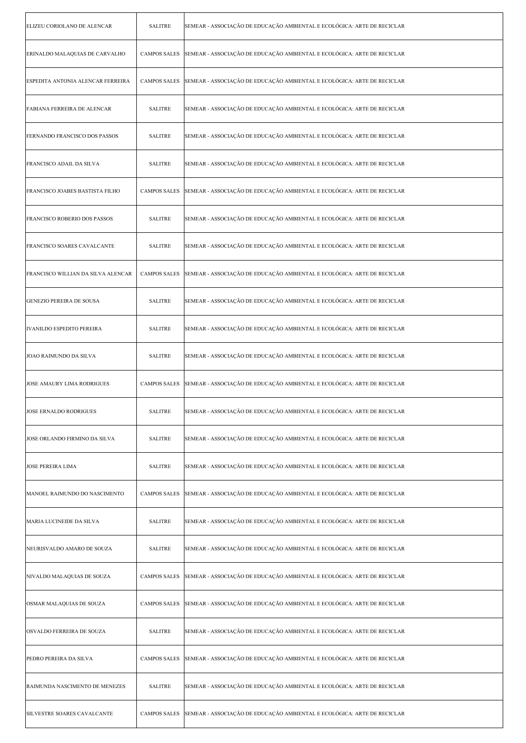| | | |
|---|---|---|
| ELIZEU CORIOLANO DE ALENCAR | SALITRE | SEMEAR - ASSOCIAÇÃO DE EDUCAÇÃO AMBIENTAL E ECOLÓGICA: ARTE DE RECICLAR |
| ERINALDO MALAQUIAS DE CARVALHO | CAMPOS SALES | SEMEAR - ASSOCIAÇÃO DE EDUCAÇÃO AMBIENTAL E ECOLÓGICA: ARTE DE RECICLAR |
| ESPEDITA ANTONIA ALENCAR FERREIRA | CAMPOS SALES | SEMEAR - ASSOCIAÇÃO DE EDUCAÇÃO AMBIENTAL E ECOLÓGICA: ARTE DE RECICLAR |
| FABIANA FERREIRA DE ALENCAR | SALITRE | SEMEAR - ASSOCIAÇÃO DE EDUCAÇÃO AMBIENTAL E ECOLÓGICA: ARTE DE RECICLAR |
| FERNANDO FRANCISCO DOS PASSOS | SALITRE | SEMEAR - ASSOCIAÇÃO DE EDUCAÇÃO AMBIENTAL E ECOLÓGICA: ARTE DE RECICLAR |
| FRANCISCO ADAIL DA SILVA | SALITRE | SEMEAR - ASSOCIAÇÃO DE EDUCAÇÃO AMBIENTAL E ECOLÓGICA: ARTE DE RECICLAR |
| FRANCISCO JOABES BASTISTA FILHO | CAMPOS SALES | SEMEAR - ASSOCIAÇÃO DE EDUCAÇÃO AMBIENTAL E ECOLÓGICA: ARTE DE RECICLAR |
| FRANCISCO ROBERIO DOS PASSOS | SALITRE | SEMEAR - ASSOCIAÇÃO DE EDUCAÇÃO AMBIENTAL E ECOLÓGICA: ARTE DE RECICLAR |
| FRANCISCO SOARES CAVALCANTE | SALITRE | SEMEAR - ASSOCIAÇÃO DE EDUCAÇÃO AMBIENTAL E ECOLÓGICA: ARTE DE RECICLAR |
| FRANCISCO WILLIAN DA SILVA ALENCAR | CAMPOS SALES | SEMEAR - ASSOCIAÇÃO DE EDUCAÇÃO AMBIENTAL E ECOLÓGICA: ARTE DE RECICLAR |
| GENEZIO PEREIRA DE SOUSA | SALITRE | SEMEAR - ASSOCIAÇÃO DE EDUCAÇÃO AMBIENTAL E ECOLÓGICA: ARTE DE RECICLAR |
| IVANILDO ESPEDITO PEREIRA | SALITRE | SEMEAR - ASSOCIAÇÃO DE EDUCAÇÃO AMBIENTAL E ECOLÓGICA: ARTE DE RECICLAR |
| JOAO RAIMUNDO DA SILVA | SALITRE | SEMEAR - ASSOCIAÇÃO DE EDUCAÇÃO AMBIENTAL E ECOLÓGICA: ARTE DE RECICLAR |
| JOSE AMAURY LIMA RODRIGUES | CAMPOS SALES | SEMEAR - ASSOCIAÇÃO DE EDUCAÇÃO AMBIENTAL E ECOLÓGICA: ARTE DE RECICLAR |
| JOSE ERNALDO RODRIGUES | SALITRE | SEMEAR - ASSOCIAÇÃO DE EDUCAÇÃO AMBIENTAL E ECOLÓGICA: ARTE DE RECICLAR |
| JOSE ORLANDO FIRMINO DA SILVA | SALITRE | SEMEAR - ASSOCIAÇÃO DE EDUCAÇÃO AMBIENTAL E ECOLÓGICA: ARTE DE RECICLAR |
| JOSE PEREIRA LIMA | SALITRE | SEMEAR - ASSOCIAÇÃO DE EDUCAÇÃO AMBIENTAL E ECOLÓGICA: ARTE DE RECICLAR |
| MANOEL RAIMUNDO DO NASCIMENTO | CAMPOS SALES | SEMEAR - ASSOCIAÇÃO DE EDUCAÇÃO AMBIENTAL E ECOLÓGICA: ARTE DE RECICLAR |
| MARIA LUCINEIDE DA SILVA | SALITRE | SEMEAR - ASSOCIAÇÃO DE EDUCAÇÃO AMBIENTAL E ECOLÓGICA: ARTE DE RECICLAR |
| NEURISVALDO AMARO DE SOUZA | SALITRE | SEMEAR - ASSOCIAÇÃO DE EDUCAÇÃO AMBIENTAL E ECOLÓGICA: ARTE DE RECICLAR |
| NIVALDO MALAQUIAS DE SOUZA | CAMPOS SALES | SEMEAR - ASSOCIAÇÃO DE EDUCAÇÃO AMBIENTAL E ECOLÓGICA: ARTE DE RECICLAR |
| OSMAR MALAQUIAS DE SOUZA | CAMPOS SALES | SEMEAR - ASSOCIAÇÃO DE EDUCAÇÃO AMBIENTAL E ECOLÓGICA: ARTE DE RECICLAR |
| OSVALDO FERREIRA DE SOUZA | SALITRE | SEMEAR - ASSOCIAÇÃO DE EDUCAÇÃO AMBIENTAL E ECOLÓGICA: ARTE DE RECICLAR |
| PEDRO PEREIRA DA SILVA | CAMPOS SALES | SEMEAR - ASSOCIAÇÃO DE EDUCAÇÃO AMBIENTAL E ECOLÓGICA: ARTE DE RECICLAR |
| RAIMUNDA NASCIMENTO DE MENEZES | SALITRE | SEMEAR - ASSOCIAÇÃO DE EDUCAÇÃO AMBIENTAL E ECOLÓGICA: ARTE DE RECICLAR |
| SILVESTRE SOARES CAVALCANTE | CAMPOS SALES | SEMEAR - ASSOCIAÇÃO DE EDUCAÇÃO AMBIENTAL E ECOLÓGICA: ARTE DE RECICLAR |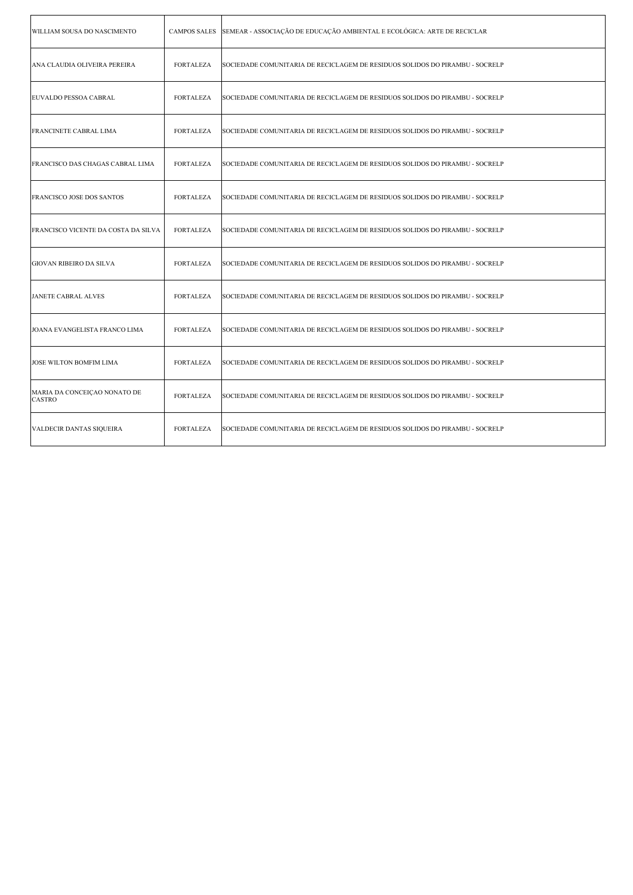| | | |
|---|---|---|
| WILLIAM SOUSA DO NASCIMENTO | CAMPOS SALES | SEMEAR - ASSOCIAÇÃO DE EDUCAÇÃO AMBIENTAL E ECOLÓGICA: ARTE DE RECICLAR |
| ANA CLAUDIA OLIVEIRA PEREIRA | FORTALEZA | SOCIEDADE COMUNITARIA DE RECICLAGEM DE RESIDUOS SOLIDOS DO PIRAMBU - SOCRELP |
| EUVALDO PESSOA CABRAL | FORTALEZA | SOCIEDADE COMUNITARIA DE RECICLAGEM DE RESIDUOS SOLIDOS DO PIRAMBU - SOCRELP |
| FRANCINETE CABRAL LIMA | FORTALEZA | SOCIEDADE COMUNITARIA DE RECICLAGEM DE RESIDUOS SOLIDOS DO PIRAMBU - SOCRELP |
| FRANCISCO DAS CHAGAS CABRAL LIMA | FORTALEZA | SOCIEDADE COMUNITARIA DE RECICLAGEM DE RESIDUOS SOLIDOS DO PIRAMBU - SOCRELP |
| FRANCISCO JOSE DOS SANTOS | FORTALEZA | SOCIEDADE COMUNITARIA DE RECICLAGEM DE RESIDUOS SOLIDOS DO PIRAMBU - SOCRELP |
| FRANCISCO VICENTE DA COSTA DA SILVA | FORTALEZA | SOCIEDADE COMUNITARIA DE RECICLAGEM DE RESIDUOS SOLIDOS DO PIRAMBU - SOCRELP |
| GIOVAN RIBEIRO DA SILVA | FORTALEZA | SOCIEDADE COMUNITARIA DE RECICLAGEM DE RESIDUOS SOLIDOS DO PIRAMBU - SOCRELP |
| JANETE CABRAL ALVES | FORTALEZA | SOCIEDADE COMUNITARIA DE RECICLAGEM DE RESIDUOS SOLIDOS DO PIRAMBU - SOCRELP |
| JOANA EVANGELISTA FRANCO LIMA | FORTALEZA | SOCIEDADE COMUNITARIA DE RECICLAGEM DE RESIDUOS SOLIDOS DO PIRAMBU - SOCRELP |
| JOSE WILTON BOMFIM LIMA | FORTALEZA | SOCIEDADE COMUNITARIA DE RECICLAGEM DE RESIDUOS SOLIDOS DO PIRAMBU - SOCRELP |
| MARIA DA CONCEIÇAO NONATO DE CASTRO | FORTALEZA | SOCIEDADE COMUNITARIA DE RECICLAGEM DE RESIDUOS SOLIDOS DO PIRAMBU - SOCRELP |
| VALDECIR DANTAS SIQUEIRA | FORTALEZA | SOCIEDADE COMUNITARIA DE RECICLAGEM DE RESIDUOS SOLIDOS DO PIRAMBU - SOCRELP |